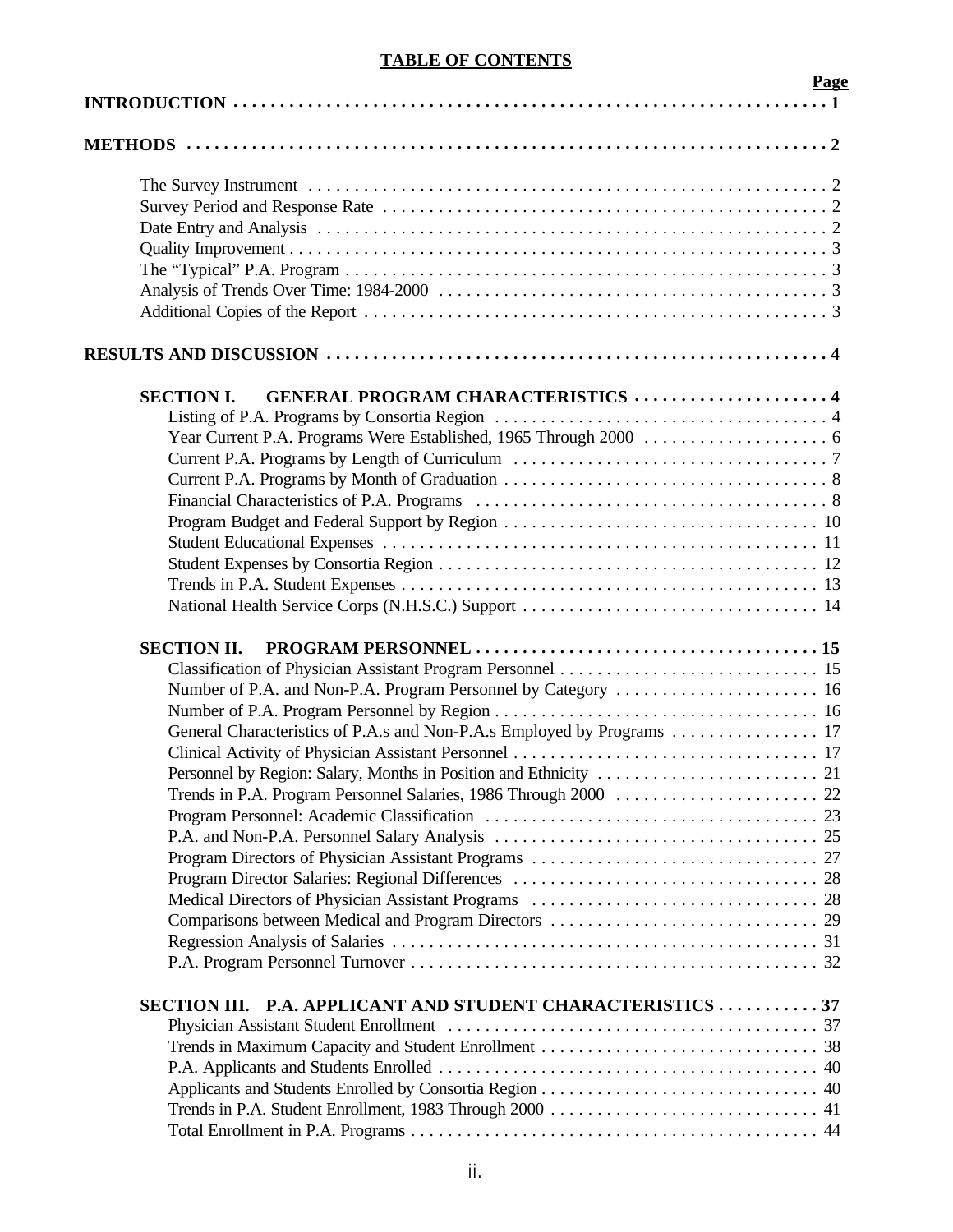# TABLE OF CONTENTS

| | Page |
|---|---|
| **INTRODUCTION** | **1** |
| **METHODS** | **2** |
| The Survey Instrument | 2 |
| Survey Period and Response Rate | 2 |
| Date Entry and Analysis | 2 |
| Quality Improvement | 3 |
| The "Typical" P.A. Program | 3 |
| Analysis of Trends Over Time: 1984-2000 | 3 |
| Additional Copies of the Report | 3 |
| **RESULTS AND DISCUSSION** | **4** |
| **SECTION I. GENERAL PROGRAM CHARACTERISTICS** | **4** |
| Listing of P.A. Programs by Consortia Region | 4 |
| Year Current P.A. Programs Were Established, 1965 Through 2000 | 6 |
| Current P.A. Programs by Length of Curriculum | 7 |
| Current P.A. Programs by Month of Graduation | 8 |
| Financial Characteristics of P.A. Programs | 8 |
| Program Budget and Federal Support by Region | 10 |
| Student Educational Expenses | 11 |
| Student Expenses by Consortia Region | 12 |
| Trends in P.A. Student Expenses | 13 |
| National Health Service Corps (N.H.S.C.) Support | 14 |
| **SECTION II. PROGRAM PERSONNEL** | **15** |
| Classification of Physician Assistant Program Personnel | 15 |
| Number of P.A. and Non-P.A. Program Personnel by Category | 16 |
| Number of P.A. Program Personnel by Region | 16 |
| General Characteristics of P.A.s and Non-P.A.s Employed by Programs | 17 |
| Clinical Activity of Physician Assistant Personnel | 17 |
| Personnel by Region: Salary, Months in Position and Ethnicity | 21 |
| Trends in P.A. Program Personnel Salaries, 1986 Through 2000 | 22 |
| Program Personnel: Academic Classification | 23 |
| P.A. and Non-P.A. Personnel Salary Analysis | 25 |
| Program Directors of Physician Assistant Programs | 27 |
| Program Director Salaries: Regional Differences | 28 |
| Medical Directors of Physician Assistant Programs | 28 |
| Comparisons between Medical and Program Directors | 29 |
| Regression Analysis of Salaries | 31 |
| P.A. Program Personnel Turnover | 32 |
| **SECTION III. P.A. APPLICANT AND STUDENT CHARACTERISTICS** | **37** |
| Physician Assistant Student Enrollment | 37 |
| Trends in Maximum Capacity and Student Enrollment | 38 |
| P.A. Applicants and Students Enrolled | 40 |
| Applicants and Students Enrolled by Consortia Region | 40 |
| Trends in P.A. Student Enrollment, 1983 Through 2000 | 41 |
| Total Enrollment in P.A. Programs | 44 |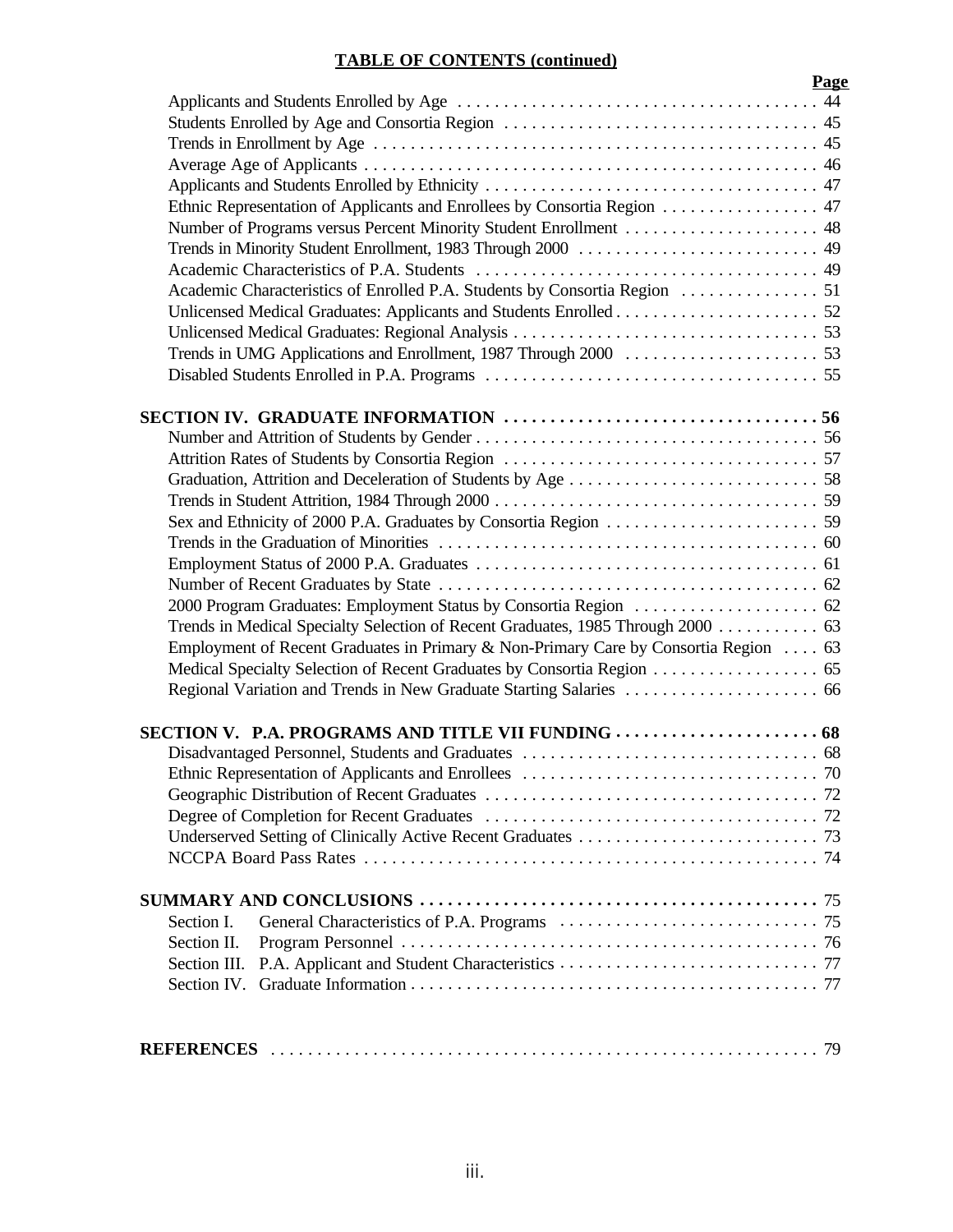**TABLE OF CONTENTS (continued)**

| | Page |
|---|---|
| Applicants and Students Enrolled by Age | 44 |
| Students Enrolled by Age and Consortia Region | 45 |
| Trends in Enrollment by Age | 45 |
| Average Age of Applicants | 46 |
| Applicants and Students Enrolled by Ethnicity | 47 |
| Ethnic Representation of Applicants and Enrollees by Consortia Region | 47 |
| Number of Programs versus Percent Minority Student Enrollment | 48 |
| Trends in Minority Student Enrollment, 1983 Through 2000 | 49 |
| Academic Characteristics of P.A. Students | 49 |
| Academic Characteristics of Enrolled P.A. Students by Consortia Region | 51 |
| Unlicensed Medical Graduates: Applicants and Students Enrolled | 52 |
| Unlicensed Medical Graduates: Regional Analysis | 53 |
| Trends in UMG Applications and Enrollment, 1987 Through 2000 | 53 |
| Disabled Students Enrolled in P.A. Programs | 55 |
| **SECTION IV. GRADUATE INFORMATION** | **56** |
| Number and Attrition of Students by Gender | 56 |
| Attrition Rates of Students by Consortia Region | 57 |
| Graduation, Attrition and Deceleration of Students by Age | 58 |
| Trends in Student Attrition, 1984 Through 2000 | 59 |
| Sex and Ethnicity of 2000 P.A. Graduates by Consortia Region | 59 |
| Trends in the Graduation of Minorities | 60 |
| Employment Status of 2000 P.A. Graduates | 61 |
| Number of Recent Graduates by State | 62 |
| 2000 Program Graduates: Employment Status by Consortia Region | 62 |
| Trends in Medical Specialty Selection of Recent Graduates, 1985 Through 2000 | 63 |
| Employment of Recent Graduates in Primary & Non-Primary Care by Consortia Region | 63 |
| Medical Specialty Selection of Recent Graduates by Consortia Region | 65 |
| Regional Variation and Trends in New Graduate Starting Salaries | 66 |
| **SECTION V. P.A. PROGRAMS AND TITLE VII FUNDING** | **68** |
| Disadvantaged Personnel, Students and Graduates | 68 |
| Ethnic Representation of Applicants and Enrollees | 70 |
| Geographic Distribution of Recent Graduates | 72 |
| Degree of Completion for Recent Graduates | 72 |
| Underserved Setting of Clinically Active Recent Graduates | 73 |
| NCCPA Board Pass Rates | 74 |
| **SUMMARY AND CONCLUSIONS** | 75 |
| Section I. General Characteristics of P.A. Programs | 75 |
| Section II. Program Personnel | 76 |
| Section III. P.A. Applicant and Student Characteristics | 77 |
| Section IV. Graduate Information | 77 |
| **REFERENCES** | 79 |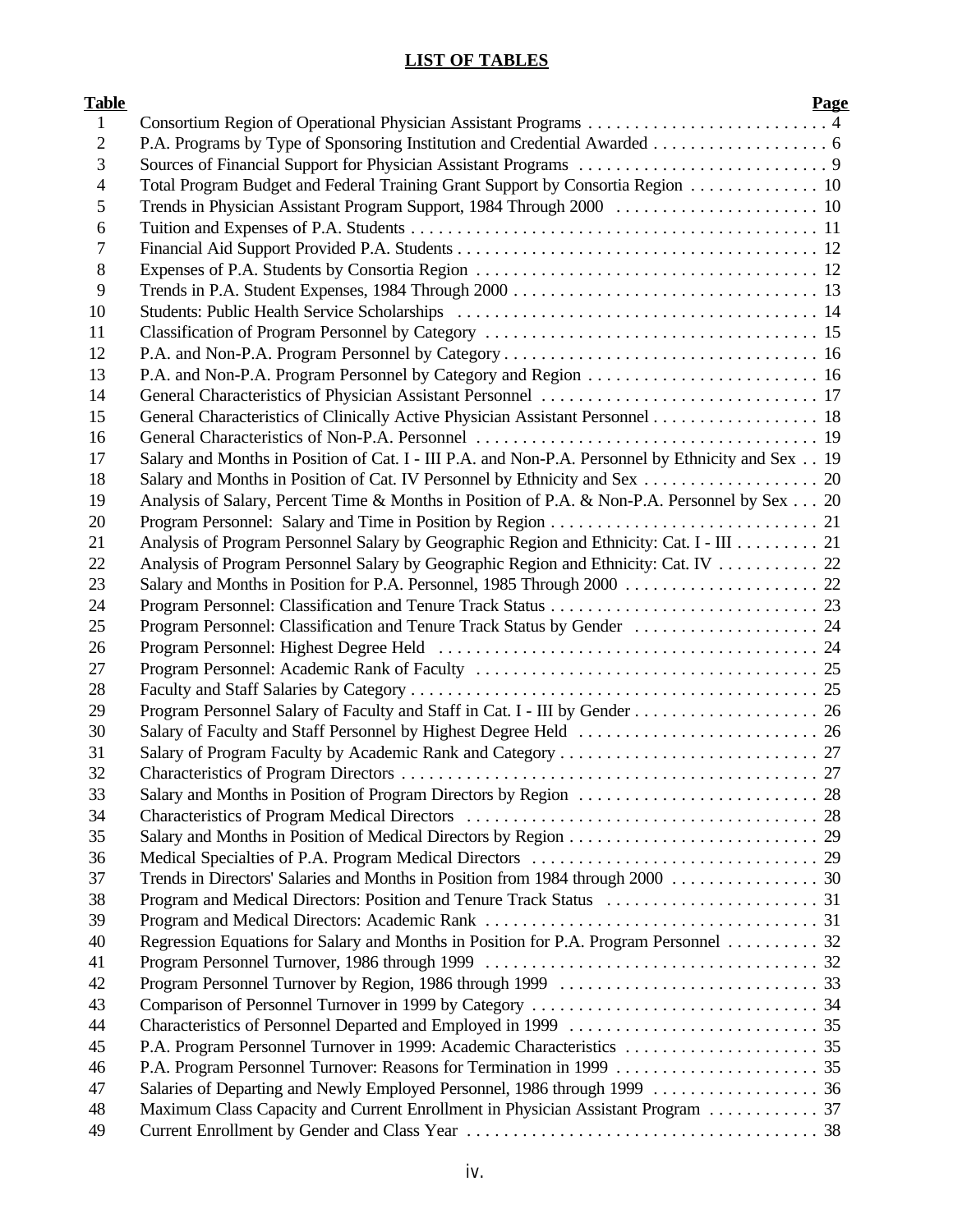# LIST OF TABLES

| Table | | Page |
|---|---|---|
| 1 | Consortium Region of Operational Physician Assistant Programs | 4 |
| 2 | P.A. Programs by Type of Sponsoring Institution and Credential Awarded | 6 |
| 3 | Sources of Financial Support for Physician Assistant Programs | 9 |
| 4 | Total Program Budget and Federal Training Grant Support by Consortia Region | 10 |
| 5 | Trends in Physician Assistant Program Support, 1984 Through 2000 | 10 |
| 6 | Tuition and Expenses of P.A. Students | 11 |
| 7 | Financial Aid Support Provided P.A. Students | 12 |
| 8 | Expenses of P.A. Students by Consortia Region | 12 |
| 9 | Trends in P.A. Student Expenses, 1984 Through 2000 | 13 |
| 10 | Students: Public Health Service Scholarships | 14 |
| 11 | Classification of Program Personnel by Category | 15 |
| 12 | P.A. and Non-P.A. Program Personnel by Category | 16 |
| 13 | P.A. and Non-P.A. Program Personnel by Category and Region | 16 |
| 14 | General Characteristics of Physician Assistant Personnel | 17 |
| 15 | General Characteristics of Clinically Active Physician Assistant Personnel | 18 |
| 16 | General Characteristics of Non-P.A. Personnel | 19 |
| 17 | Salary and Months in Position of Cat. I - III P.A. and Non-P.A. Personnel by Ethnicity and Sex | 19 |
| 18 | Salary and Months in Position of Cat. IV Personnel by Ethnicity and Sex | 20 |
| 19 | Analysis of Salary, Percent Time & Months in Position of P.A. & Non-P.A. Personnel by Sex | 20 |
| 20 | Program Personnel: Salary and Time in Position by Region | 21 |
| 21 | Analysis of Program Personnel Salary by Geographic Region and Ethnicity: Cat. I - III | 21 |
| 22 | Analysis of Program Personnel Salary by Geographic Region and Ethnicity: Cat. IV | 22 |
| 23 | Salary and Months in Position for P.A. Personnel, 1985 Through 2000 | 22 |
| 24 | Program Personnel: Classification and Tenure Track Status | 23 |
| 25 | Program Personnel: Classification and Tenure Track Status by Gender | 24 |
| 26 | Program Personnel: Highest Degree Held | 24 |
| 27 | Program Personnel: Academic Rank of Faculty | 25 |
| 28 | Faculty and Staff Salaries by Category | 25 |
| 29 | Program Personnel Salary of Faculty and Staff in Cat. I - III by Gender | 26 |
| 30 | Salary of Faculty and Staff Personnel by Highest Degree Held | 26 |
| 31 | Salary of Program Faculty by Academic Rank and Category | 27 |
| 32 | Characteristics of Program Directors | 27 |
| 33 | Salary and Months in Position of Program Directors by Region | 28 |
| 34 | Characteristics of Program Medical Directors | 28 |
| 35 | Salary and Months in Position of Medical Directors by Region | 29 |
| 36 | Medical Specialties of P.A. Program Medical Directors | 29 |
| 37 | Trends in Directors' Salaries and Months in Position from 1984 through 2000 | 30 |
| 38 | Program and Medical Directors: Position and Tenure Track Status | 31 |
| 39 | Program and Medical Directors: Academic Rank | 31 |
| 40 | Regression Equations for Salary and Months in Position for P.A. Program Personnel | 32 |
| 41 | Program Personnel Turnover, 1986 through 1999 | 32 |
| 42 | Program Personnel Turnover by Region, 1986 through 1999 | 33 |
| 43 | Comparison of Personnel Turnover in 1999 by Category | 34 |
| 44 | Characteristics of Personnel Departed and Employed in 1999 | 35 |
| 45 | P.A. Program Personnel Turnover in 1999: Academic Characteristics | 35 |
| 46 | P.A. Program Personnel Turnover: Reasons for Termination in 1999 | 35 |
| 47 | Salaries of Departing and Newly Employed Personnel, 1986 through 1999 | 36 |
| 48 | Maximum Class Capacity and Current Enrollment in Physician Assistant Program | 37 |
| 49 | Current Enrollment by Gender and Class Year | 38 |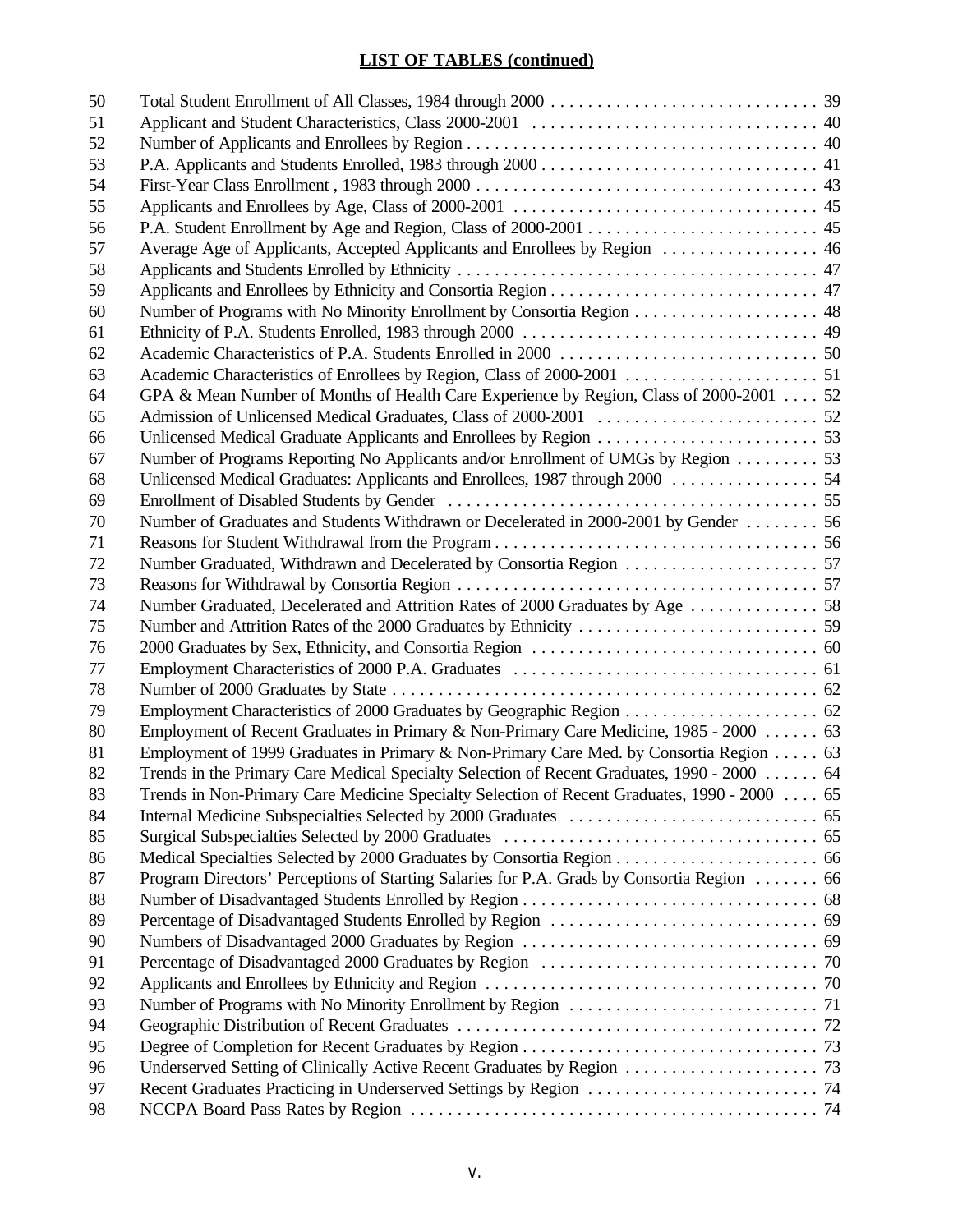## LIST OF TABLES (continued)

| | | |
|---|---|---|
| 50 | Total Student Enrollment of All Classes, 1984 through 2000 | 39 |
| 51 | Applicant and Student Characteristics, Class 2000-2001 | 40 |
| 52 | Number of Applicants and Enrollees by Region | 40 |
| 53 | P.A. Applicants and Students Enrolled, 1983 through 2000 | 41 |
| 54 | First-Year Class Enrollment , 1983 through 2000 | 43 |
| 55 | Applicants and Enrollees by Age, Class of 2000-2001 | 45 |
| 56 | P.A. Student Enrollment by Age and Region, Class of 2000-2001 | 45 |
| 57 | Average Age of Applicants, Accepted Applicants and Enrollees by Region | 46 |
| 58 | Applicants and Students Enrolled by Ethnicity | 47 |
| 59 | Applicants and Enrollees by Ethnicity and Consortia Region | 47 |
| 60 | Number of Programs with No Minority Enrollment by Consortia Region | 48 |
| 61 | Ethnicity of P.A. Students Enrolled, 1983 through 2000 | 49 |
| 62 | Academic Characteristics of P.A. Students Enrolled in 2000 | 50 |
| 63 | Academic Characteristics of Enrollees by Region, Class of 2000-2001 | 51 |
| 64 | GPA & Mean Number of Months of Health Care Experience by Region, Class of 2000-2001 | 52 |
| 65 | Admission of Unlicensed Medical Graduates, Class of 2000-2001 | 52 |
| 66 | Unlicensed Medical Graduate Applicants and Enrollees by Region | 53 |
| 67 | Number of Programs Reporting No Applicants and/or Enrollment of UMGs by Region | 53 |
| 68 | Unlicensed Medical Graduates: Applicants and Enrollees, 1987 through 2000 | 54 |
| 69 | Enrollment of Disabled Students by Gender | 55 |
| 70 | Number of Graduates and Students Withdrawn or Decelerated in 2000-2001 by Gender | 56 |
| 71 | Reasons for Student Withdrawal from the Program | 56 |
| 72 | Number Graduated, Withdrawn and Decelerated by Consortia Region | 57 |
| 73 | Reasons for Withdrawal by Consortia Region | 57 |
| 74 | Number Graduated, Decelerated and Attrition Rates of 2000 Graduates by Age | 58 |
| 75 | Number and Attrition Rates of the 2000 Graduates by Ethnicity | 59 |
| 76 | 2000 Graduates by Sex, Ethnicity, and Consortia Region | 60 |
| 77 | Employment Characteristics of 2000 P.A. Graduates | 61 |
| 78 | Number of 2000 Graduates by State | 62 |
| 79 | Employment Characteristics of 2000 Graduates by Geographic Region | 62 |
| 80 | Employment of Recent Graduates in Primary & Non-Primary Care Medicine, 1985 - 2000 | 63 |
| 81 | Employment of 1999 Graduates in Primary & Non-Primary Care Med. by Consortia Region | 63 |
| 82 | Trends in the Primary Care Medical Specialty Selection of Recent Graduates, 1990 - 2000 | 64 |
| 83 | Trends in Non-Primary Care Medicine Specialty Selection of Recent Graduates, 1990 - 2000 | 65 |
| 84 | Internal Medicine Subspecialties Selected by 2000 Graduates | 65 |
| 85 | Surgical Subspecialties Selected by 2000 Graduates | 65 |
| 86 | Medical Specialties Selected by 2000 Graduates by Consortia Region | 66 |
| 87 | Program Directors' Perceptions of Starting Salaries for P.A. Grads by Consortia Region | 66 |
| 88 | Number of Disadvantaged Students Enrolled by Region | 68 |
| 89 | Percentage of Disadvantaged Students Enrolled by Region | 69 |
| 90 | Numbers of Disadvantaged 2000 Graduates by Region | 69 |
| 91 | Percentage of Disadvantaged 2000 Graduates by Region | 70 |
| 92 | Applicants and Enrollees by Ethnicity and Region | 70 |
| 93 | Number of Programs with No Minority Enrollment by Region | 71 |
| 94 | Geographic Distribution of Recent Graduates | 72 |
| 95 | Degree of Completion for Recent Graduates by Region | 73 |
| 96 | Underserved Setting of Clinically Active Recent Graduates by Region | 73 |
| 97 | Recent Graduates Practicing in Underserved Settings by Region | 74 |
| 98 | NCCPA Board Pass Rates by Region | 74 |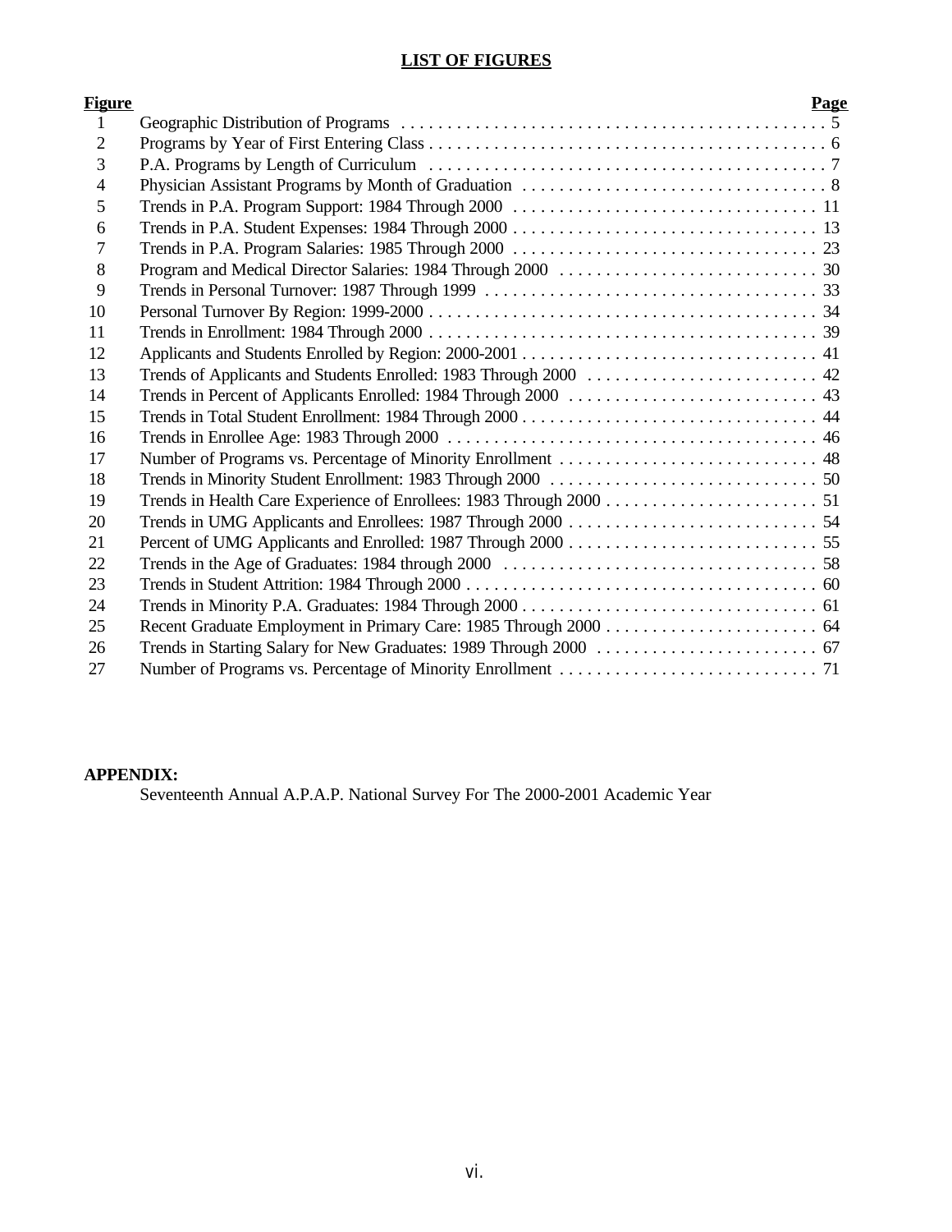## LIST OF FIGURES

| Figure | | Page |
|---|---|---|
| 1 | Geographic Distribution of Programs | 5 |
| 2 | Programs by Year of First Entering Class | 6 |
| 3 | P.A. Programs by Length of Curriculum | 7 |
| 4 | Physician Assistant Programs by Month of Graduation | 8 |
| 5 | Trends in P.A. Program Support: 1984 Through 2000 | 11 |
| 6 | Trends in P.A. Student Expenses: 1984 Through 2000 | 13 |
| 7 | Trends in P.A. Program Salaries: 1985 Through 2000 | 23 |
| 8 | Program and Medical Director Salaries: 1984 Through 2000 | 30 |
| 9 | Trends in Personal Turnover: 1987 Through 1999 | 33 |
| 10 | Personal Turnover By Region: 1999-2000 | 34 |
| 11 | Trends in Enrollment: 1984 Through 2000 | 39 |
| 12 | Applicants and Students Enrolled by Region: 2000-2001 | 41 |
| 13 | Trends of Applicants and Students Enrolled: 1983 Through 2000 | 42 |
| 14 | Trends in Percent of Applicants Enrolled: 1984 Through 2000 | 43 |
| 15 | Trends in Total Student Enrollment: 1984 Through 2000 | 44 |
| 16 | Trends in Enrollee Age: 1983 Through 2000 | 46 |
| 17 | Number of Programs vs. Percentage of Minority Enrollment | 48 |
| 18 | Trends in Minority Student Enrollment: 1983 Through 2000 | 50 |
| 19 | Trends in Health Care Experience of Enrollees: 1983 Through 2000 | 51 |
| 20 | Trends in UMG Applicants and Enrollees: 1987 Through 2000 | 54 |
| 21 | Percent of UMG Applicants and Enrolled: 1987 Through 2000 | 55 |
| 22 | Trends in the Age of Graduates: 1984 through 2000 | 58 |
| 23 | Trends in Student Attrition: 1984 Through 2000 | 60 |
| 24 | Trends in Minority P.A. Graduates: 1984 Through 2000 | 61 |
| 25 | Recent Graduate Employment in Primary Care: 1985 Through 2000 | 64 |
| 26 | Trends in Starting Salary for New Graduates: 1989 Through 2000 | 67 |
| 27 | Number of Programs vs. Percentage of Minority Enrollment | 71 |

**APPENDIX:**

Seventeenth Annual A.P.A.P. National Survey For The 2000-2001 Academic Year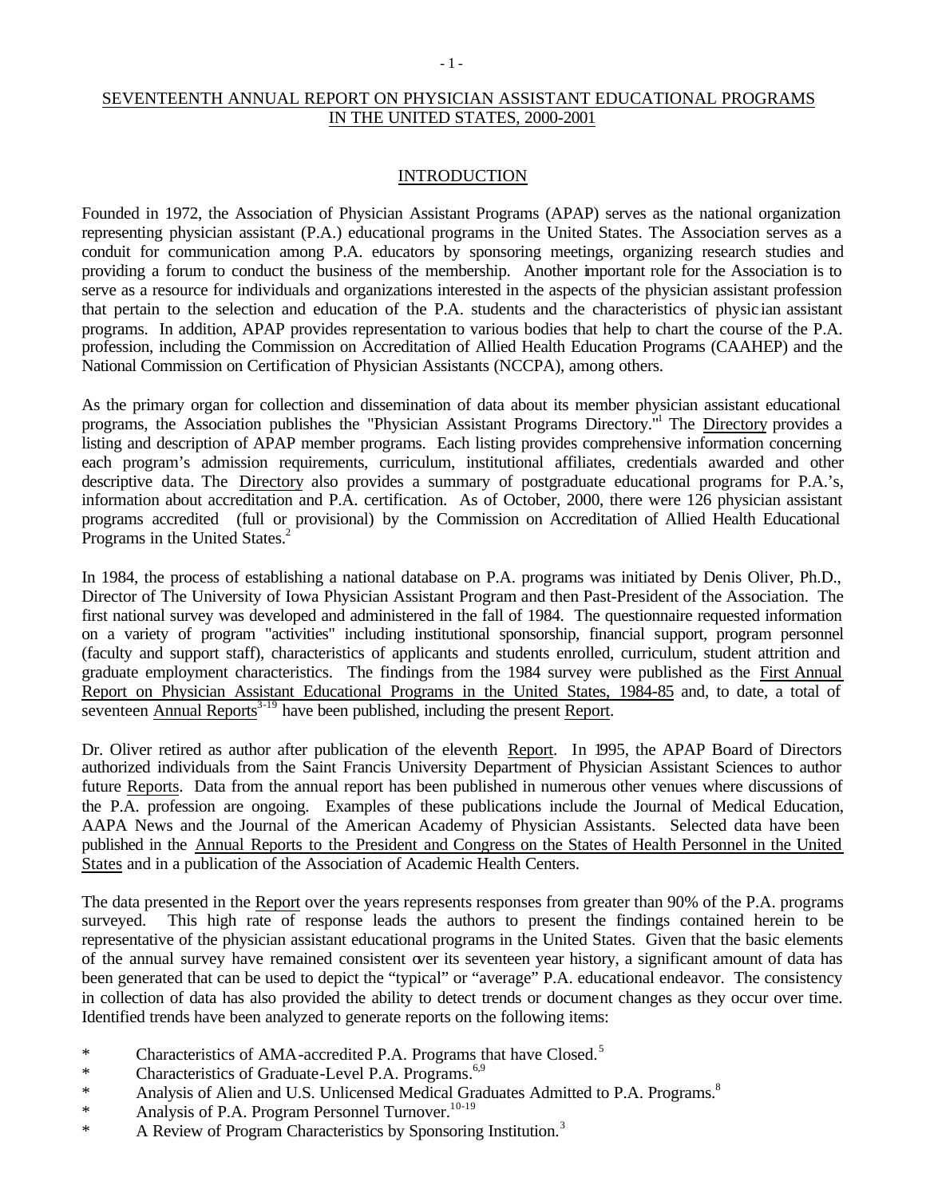# SEVENTEENTH ANNUAL REPORT ON PHYSICIAN ASSISTANT EDUCATIONAL PROGRAMS IN THE UNITED STATES, 2000-2001

## INTRODUCTION

Founded in 1972, the Association of Physician Assistant Programs (APAP) serves as the national organization representing physician assistant (P.A.) educational programs in the United States. The Association serves as a conduit for communication among P.A. educators by sponsoring meetings, organizing research studies and providing a forum to conduct the business of the membership. Another important role for the Association is to serve as a resource for individuals and organizations interested in the aspects of the physician assistant profession that pertain to the selection and education of the P.A. students and the characteristics of physician assistant programs. In addition, APAP provides representation to various bodies that help to chart the course of the P.A. profession, including the Commission on Accreditation of Allied Health Education Programs (CAAHEP) and the National Commission on Certification of Physician Assistants (NCCPA), among others.

As the primary organ for collection and dissemination of data about its member physician assistant educational programs, the Association publishes the "Physician Assistant Programs Directory."[1] The Directory provides a listing and description of APAP member programs. Each listing provides comprehensive information concerning each program's admission requirements, curriculum, institutional affiliates, credentials awarded and other descriptive data. The Directory also provides a summary of postgraduate educational programs for P.A.'s, information about accreditation and P.A. certification. As of October, 2000, there were 126 physician assistant programs accredited (full or provisional) by the Commission on Accreditation of Allied Health Educational Programs in the United States.[2]

In 1984, the process of establishing a national database on P.A. programs was initiated by Denis Oliver, Ph.D., Director of The University of Iowa Physician Assistant Program and then Past-President of the Association. The first national survey was developed and administered in the fall of 1984. The questionnaire requested information on a variety of program "activities" including institutional sponsorship, financial support, program personnel (faculty and support staff), characteristics of applicants and students enrolled, curriculum, student attrition and graduate employment characteristics. The findings from the 1984 survey were published as the First Annual Report on Physician Assistant Educational Programs in the United States, 1984-85 and, to date, a total of seventeen Annual Reports[3-19] have been published, including the present Report.

Dr. Oliver retired as author after publication of the eleventh Report. In 1995, the APAP Board of Directors authorized individuals from the Saint Francis University Department of Physician Assistant Sciences to author future Reports. Data from the annual report has been published in numerous other venues where discussions of the P.A. profession are ongoing. Examples of these publications include the Journal of Medical Education, AAPA News and the Journal of the American Academy of Physician Assistants. Selected data have been published in the Annual Reports to the President and Congress on the States of Health Personnel in the United States and in a publication of the Association of Academic Health Centers.

The data presented in the Report over the years represents responses from greater than 90% of the P.A. programs surveyed. This high rate of response leads the authors to present the findings contained herein to be representative of the physician assistant educational programs in the United States. Given that the basic elements of the annual survey have remained consistent over its seventeen year history, a significant amount of data has been generated that can be used to depict the "typical" or "average" P.A. educational endeavor. The consistency in collection of data has also provided the ability to detect trends or document changes as they occur over time. Identified trends have been analyzed to generate reports on the following items:

* Characteristics of AMA-accredited P.A. Programs that have Closed.[5]
* Characteristics of Graduate-Level P.A. Programs.[6,9]
* Analysis of Alien and U.S. Unlicensed Medical Graduates Admitted to P.A. Programs.[8]
* Analysis of P.A. Program Personnel Turnover.[10-19]
* A Review of Program Characteristics by Sponsoring Institution.[3]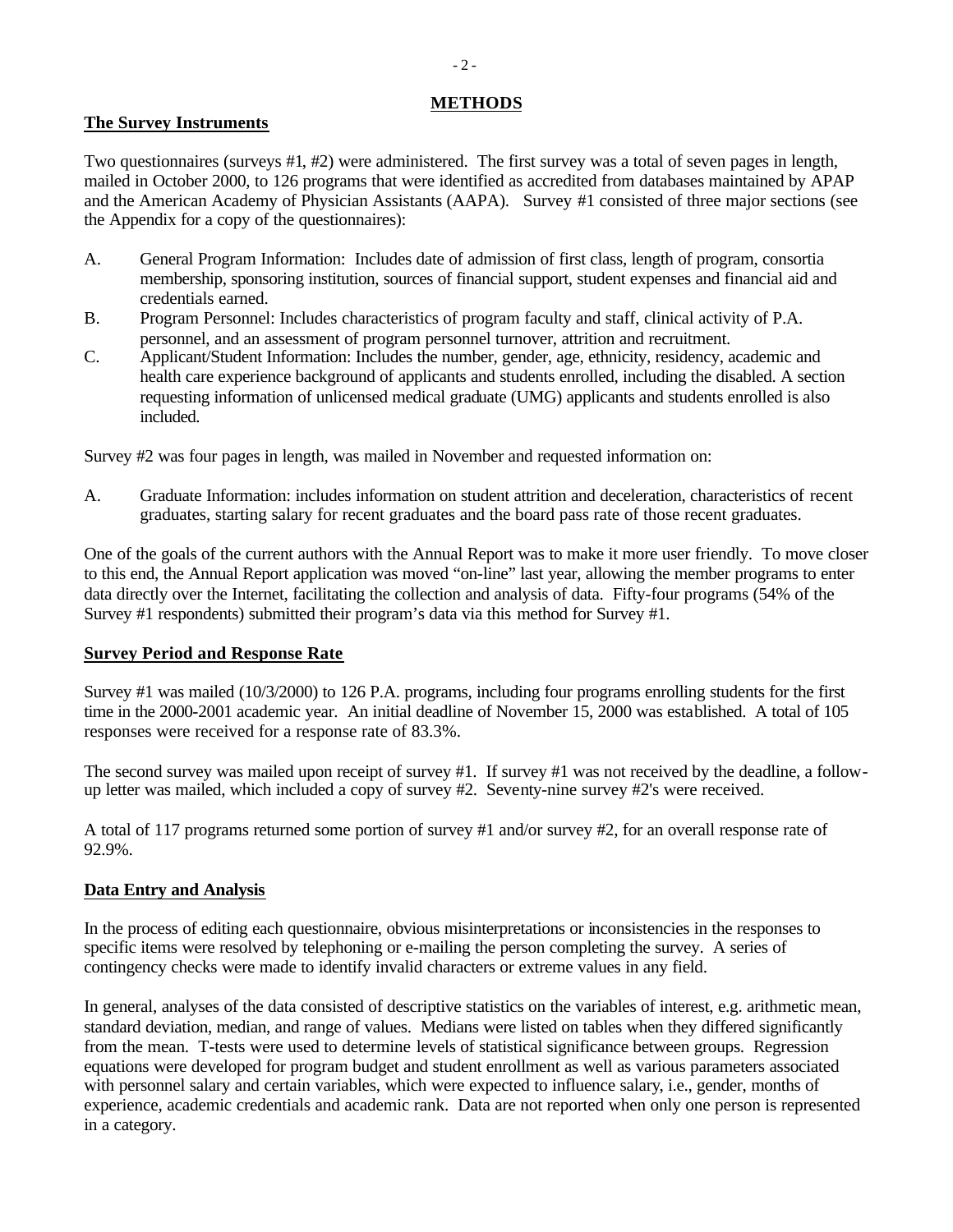## METHODS

### The Survey Instruments

Two questionnaires (surveys #1, #2) were administered. The first survey was a total of seven pages in length, mailed in October 2000, to 126 programs that were identified as accredited from databases maintained by APAP and the American Academy of Physician Assistants (AAPA). Survey #1 consisted of three major sections (see the Appendix for a copy of the questionnaires):

A. General Program Information: Includes date of admission of first class, length of program, consortia membership, sponsoring institution, sources of financial support, student expenses and financial aid and credentials earned.

B. Program Personnel: Includes characteristics of program faculty and staff, clinical activity of P.A. personnel, and an assessment of program personnel turnover, attrition and recruitment.

C. Applicant/Student Information: Includes the number, gender, age, ethnicity, residency, academic and health care experience background of applicants and students enrolled, including the disabled. A section requesting information of unlicensed medical graduate (UMG) applicants and students enrolled is also included.

Survey #2 was four pages in length, was mailed in November and requested information on:

A. Graduate Information: includes information on student attrition and deceleration, characteristics of recent graduates, starting salary for recent graduates and the board pass rate of those recent graduates.

One of the goals of the current authors with the Annual Report was to make it more user friendly. To move closer to this end, the Annual Report application was moved "on-line" last year, allowing the member programs to enter data directly over the Internet, facilitating the collection and analysis of data. Fifty-four programs (54% of the Survey #1 respondents) submitted their program's data via this method for Survey #1.

### Survey Period and Response Rate

Survey #1 was mailed (10/3/2000) to 126 P.A. programs, including four programs enrolling students for the first time in the 2000-2001 academic year. An initial deadline of November 15, 2000 was established. A total of 105 responses were received for a response rate of 83.3%.

The second survey was mailed upon receipt of survey #1. If survey #1 was not received by the deadline, a follow-up letter was mailed, which included a copy of survey #2. Seventy-nine survey #2's were received.

A total of 117 programs returned some portion of survey #1 and/or survey #2, for an overall response rate of 92.9%.

### Data Entry and Analysis

In the process of editing each questionnaire, obvious misinterpretations or inconsistencies in the responses to specific items were resolved by telephoning or e-mailing the person completing the survey. A series of contingency checks were made to identify invalid characters or extreme values in any field.

In general, analyses of the data consisted of descriptive statistics on the variables of interest, e.g. arithmetic mean, standard deviation, median, and range of values. Medians were listed on tables when they differed significantly from the mean. T-tests were used to determine levels of statistical significance between groups. Regression equations were developed for program budget and student enrollment as well as various parameters associated with personnel salary and certain variables, which were expected to influence salary, i.e., gender, months of experience, academic credentials and academic rank. Data are not reported when only one person is represented in a category.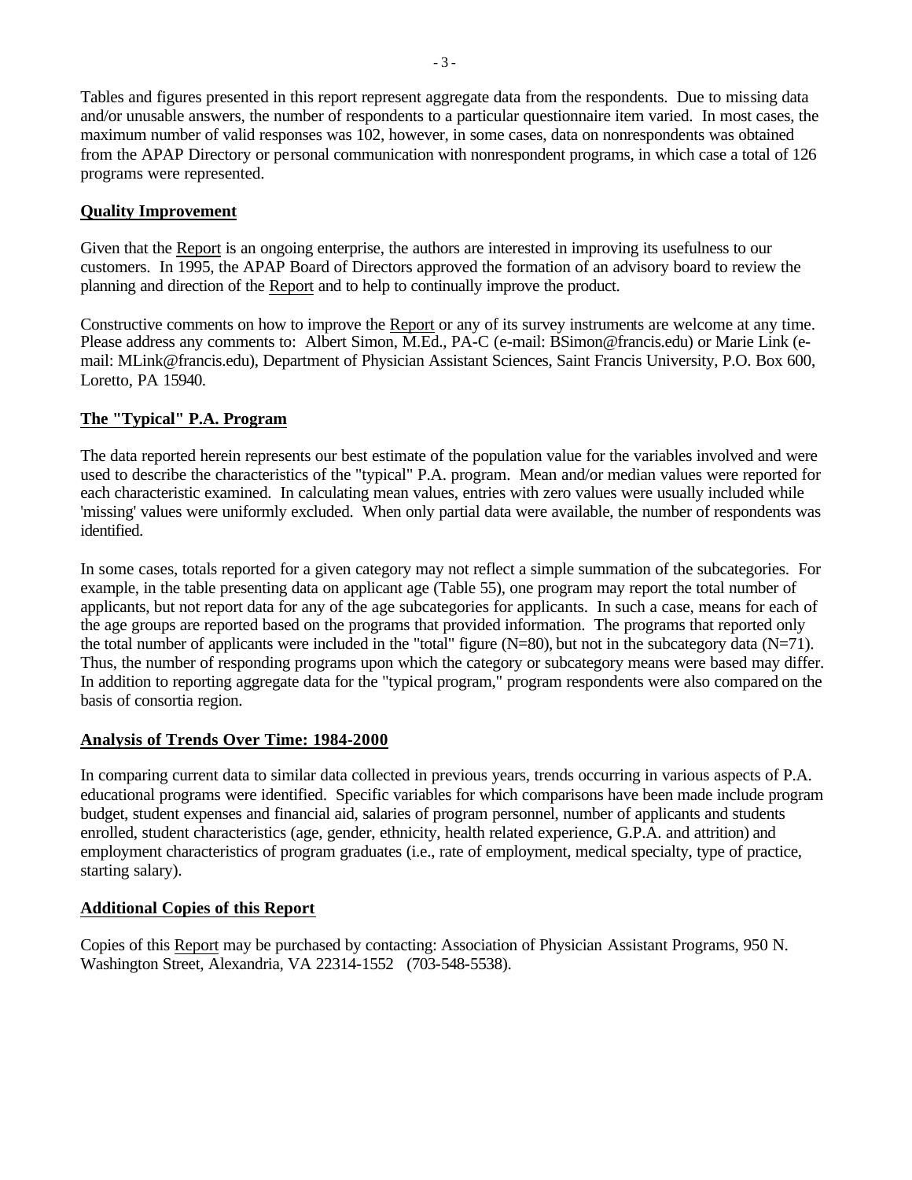Tables and figures presented in this report represent aggregate data from the respondents. Due to missing data and/or unusable answers, the number of respondents to a particular questionnaire item varied. In most cases, the maximum number of valid responses was 102, however, in some cases, data on nonrespondents was obtained from the APAP Directory or personal communication with nonrespondent programs, in which case a total of 126 programs were represented.

## Quality Improvement

Given that the Report is an ongoing enterprise, the authors are interested in improving its usefulness to our customers. In 1995, the APAP Board of Directors approved the formation of an advisory board to review the planning and direction of the Report and to help to continually improve the product.

Constructive comments on how to improve the Report or any of its survey instruments are welcome at any time. Please address any comments to: Albert Simon, M.Ed., PA-C (e-mail: BSimon@francis.edu) or Marie Link (e-mail: MLink@francis.edu), Department of Physician Assistant Sciences, Saint Francis University, P.O. Box 600, Loretto, PA 15940.

## The "Typical" P.A. Program

The data reported herein represents our best estimate of the population value for the variables involved and were used to describe the characteristics of the "typical" P.A. program. Mean and/or median values were reported for each characteristic examined. In calculating mean values, entries with zero values were usually included while 'missing' values were uniformly excluded. When only partial data were available, the number of respondents was identified.

In some cases, totals reported for a given category may not reflect a simple summation of the subcategories. For example, in the table presenting data on applicant age (Table 55), one program may report the total number of applicants, but not report data for any of the age subcategories for applicants. In such a case, means for each of the age groups are reported based on the programs that provided information. The programs that reported only the total number of applicants were included in the "total" figure (N=80), but not in the subcategory data (N=71). Thus, the number of responding programs upon which the category or subcategory means were based may differ. In addition to reporting aggregate data for the "typical program," program respondents were also compared on the basis of consortia region.

## Analysis of Trends Over Time: 1984-2000

In comparing current data to similar data collected in previous years, trends occurring in various aspects of P.A. educational programs were identified. Specific variables for which comparisons have been made include program budget, student expenses and financial aid, salaries of program personnel, number of applicants and students enrolled, student characteristics (age, gender, ethnicity, health related experience, G.P.A. and attrition) and employment characteristics of program graduates (i.e., rate of employment, medical specialty, type of practice, starting salary).

## Additional Copies of this Report

Copies of this Report may be purchased by contacting: Association of Physician Assistant Programs, 950 N. Washington Street, Alexandria, VA 22314-1552 (703-548-5538).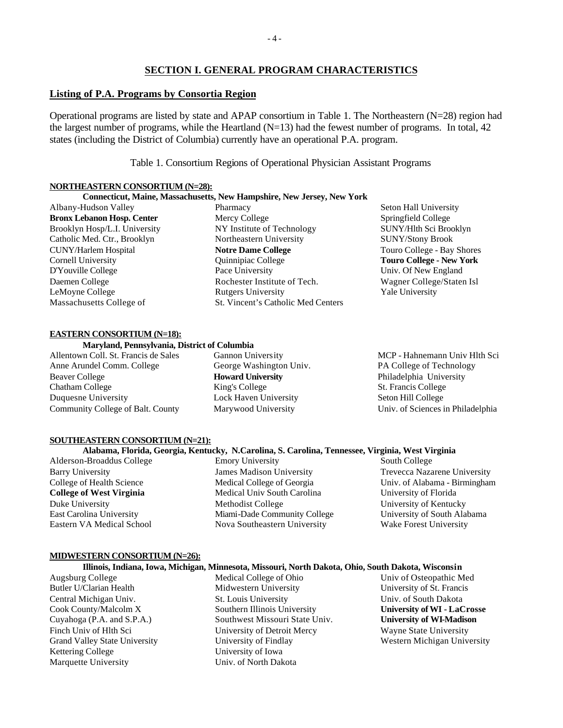## SECTION I. GENERAL PROGRAM CHARACTERISTICS

### Listing of P.A. Programs by Consortia Region

Operational programs are listed by state and APAP consortium in Table 1. The Northeastern (N=28) region had the largest number of programs, while the Heartland (N=13) had the fewest number of programs. In total, 42 states (including the District of Columbia) currently have an operational P.A. program.

Table 1. Consortium Regions of Operational Physician Assistant Programs

**NORTHEASTERN CONSORTIUM (N=28):**

**Connecticut, Maine, Massachusetts, New Hampshire, New Jersey, New York**

| | | |
|---|---|---|
| Albany-Hudson Valley | Pharmacy | Seton Hall University |
| **Bronx Lebanon Hosp. Center** | Mercy College | Springfield College |
| Brooklyn Hosp/L.I. University | NY Institute of Technology | SUNY/Hlth Sci Brooklyn |
| Catholic Med. Ctr., Brooklyn | Northeastern University | SUNY/Stony Brook |
| CUNY/Harlem Hospital | **Notre Dame College** | Touro College - Bay Shores |
| Cornell University | Quinnipiac College | **Touro College - New York** |
| D'Youville College | Pace University | Univ. Of New England |
| Daemen College | Rochester Institute of Tech. | Wagner College/Staten Isl |
| LeMoyne College | Rutgers University | Yale University |
| Massachusetts College of | St. Vincent's Catholic Med Centers | |

**EASTERN CONSORTIUM (N=18):**

**Maryland, Pennsylvania, District of Columbia**

| | | |
|---|---|---|
| Allentown Coll. St. Francis de Sales | Gannon University | MCP - Hahnemann Univ Hlth Sci |
| Anne Arundel Comm. College | George Washington Univ. | PA College of Technology |
| Beaver College | **Howard University** | Philadelphia University |
| Chatham College | King's College | St. Francis College |
| Duquesne University | Lock Haven University | Seton Hill College |
| Community College of Balt. County | Marywood University | Univ. of Sciences in Philadelphia |

**SOUTHEASTERN CONSORTIUM (N=21):**

**Alabama, Florida, Georgia, Kentucky, N.Carolina, S. Carolina, Tennessee, Virginia, West Virginia**

| | | |
|---|---|---|
| Alderson-Broaddus College | Emory University | South College |
| Barry University | James Madison University | Trevecca Nazarene University |
| College of Health Science | Medical College of Georgia | Univ. of Alabama - Birmingham |
| **College of West Virginia** | Medical Univ South Carolina | University of Florida |
| Duke University | Methodist College | University of Kentucky |
| East Carolina University | Miami-Dade Community College | University of South Alabama |
| Eastern VA Medical School | Nova Southeastern University | Wake Forest University |

**MIDWESTERN CONSORTIUM (N=26):**

**Illinois, Indiana, Iowa, Michigan, Minnesota, Missouri, North Dakota, Ohio, South Dakota, Wisconsin**

| | | |
|---|---|---|
| Augsburg College | Medical College of Ohio | Univ of Osteopathic Med |
| Butler U/Clarian Health | Midwestern University | University of St. Francis |
| Central Michigan Univ. | St. Louis University | Univ. of South Dakota |
| Cook County/Malcolm X | Southern Illinois University | **University of WI - LaCrosse** |
| Cuyahoga (P.A. and S.P.A.) | Southwest Missouri State Univ. | **University of WI-Madison** |
| Finch Univ of Hlth Sci | University of Detroit Mercy | Wayne State University |
| Grand Valley State University | University of Findlay | Western Michigan University |
| Kettering College | University of Iowa | |
| Marquette University | Univ. of North Dakota | |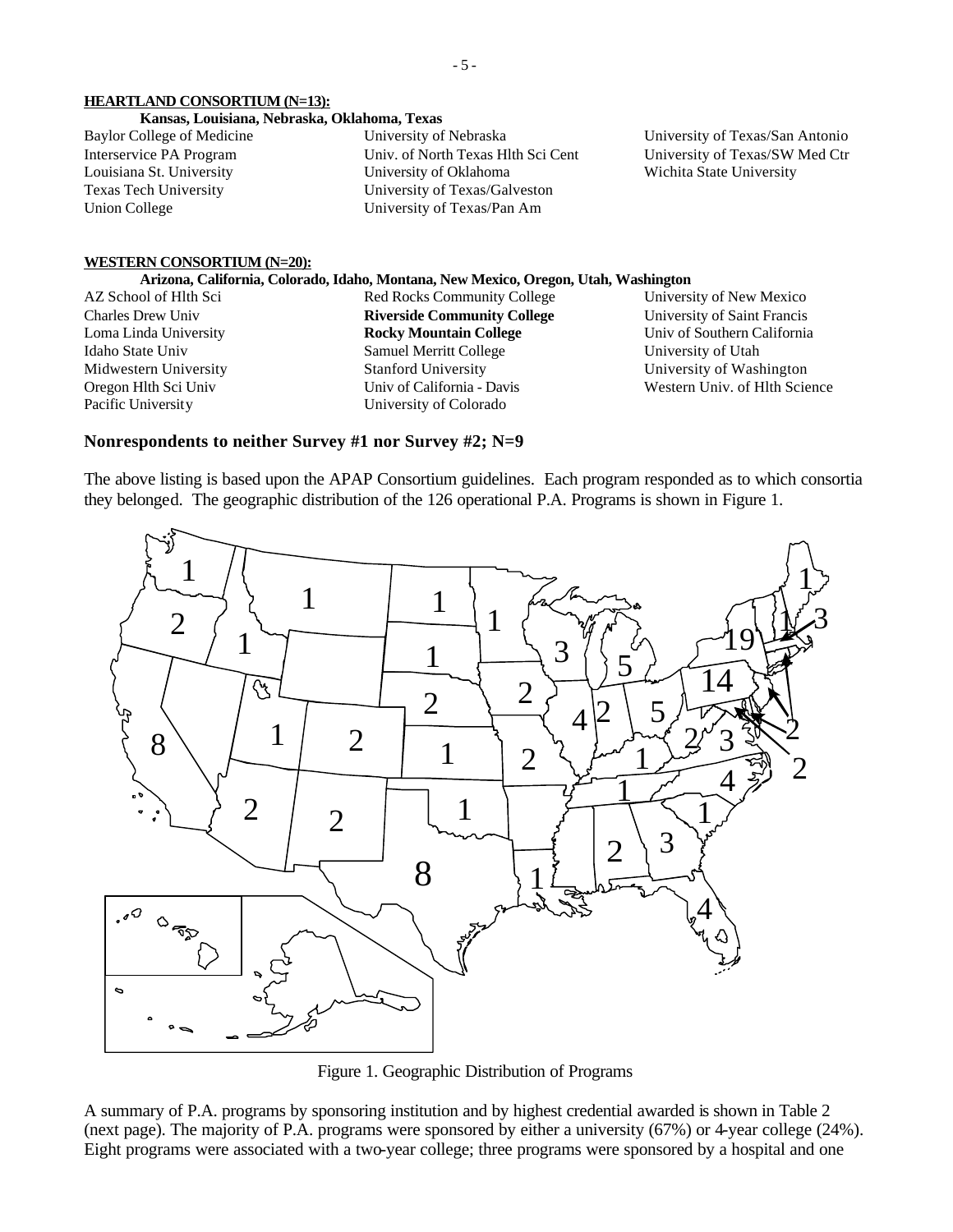**HEARTLAND CONSORTIUM (N=13):**

**Kansas, Louisiana, Nebraska, Oklahoma, Texas**

Baylor College of Medicine
Interservice PA Program
Louisiana St. University
Texas Tech University
Union College
University of Nebraska
Univ. of North Texas Hlth Sci Cent
University of Oklahoma
University of Texas/Galveston
University of Texas/Pan Am
University of Texas/San Antonio
University of Texas/SW Med Ctr
Wichita State University

**WESTERN CONSORTIUM (N=20):**

**Arizona, California, Colorado, Idaho, Montana, New Mexico, Oregon, Utah, Washington**

AZ School of Hlth Sci
Charles Drew Univ
Loma Linda University
Idaho State Univ
Midwestern University
Oregon Hlth Sci Univ
Pacific University
Red Rocks Community College
**Riverside Community College**
**Rocky Mountain College**
Samuel Merritt College
Stanford University
Univ of California - Davis
University of Colorado
University of New Mexico
University of Saint Francis
Univ of Southern California
University of Utah
University of Washington
Western Univ. of Hlth Science

### Nonrespondents to neither Survey #1 nor Survey #2; N=9

The above listing is based upon the APAP Consortium guidelines. Each program responded as to which consortia they belonged. The geographic distribution of the 126 operational P.A. Programs is shown in Figure 1.

Figure 1. Geographic Distribution of Programs

A summary of P.A. programs by sponsoring institution and by highest credential awarded is shown in Table 2 (next page). The majority of P.A. programs were sponsored by either a university (67%) or 4-year college (24%). Eight programs were associated with a two-year college; three programs were sponsored by a hospital and one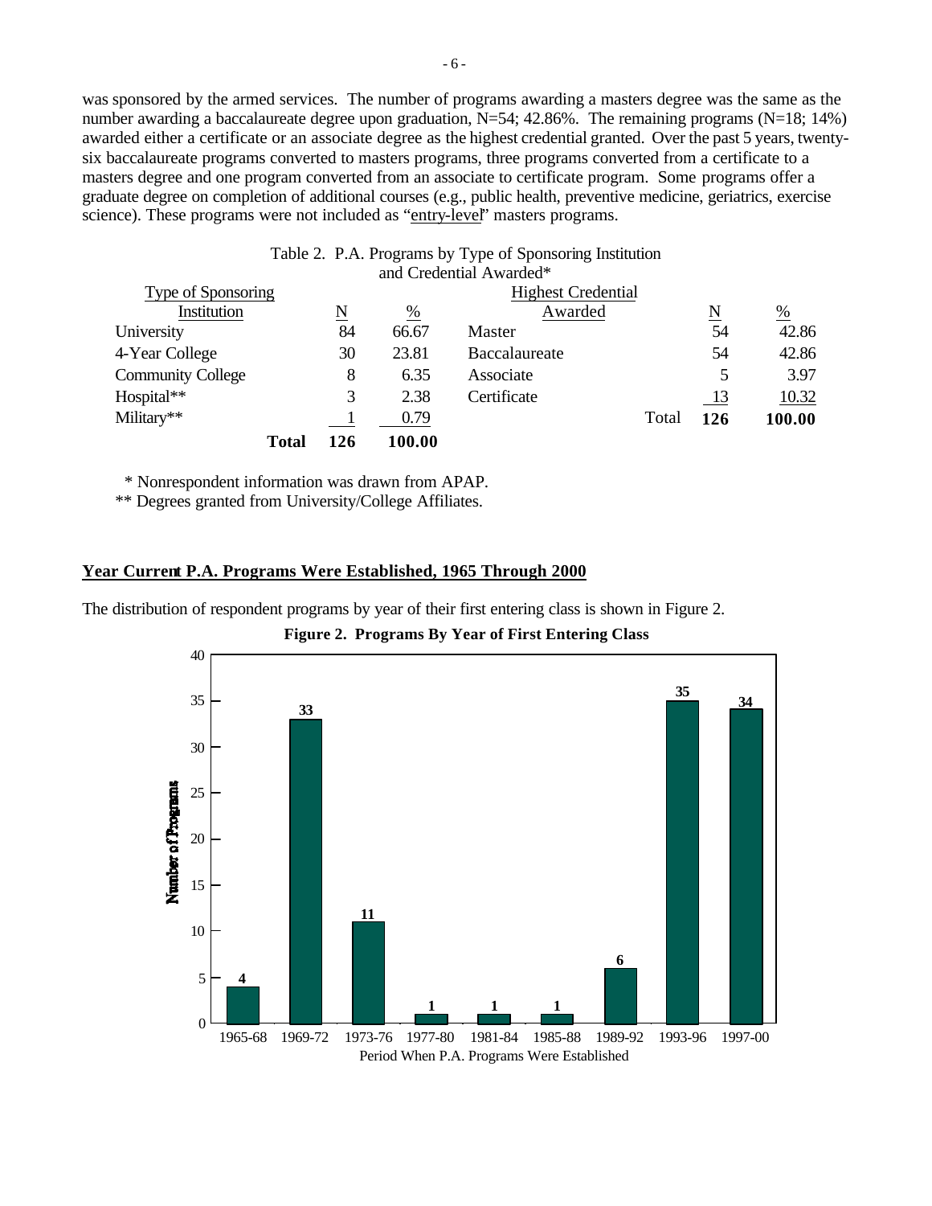was sponsored by the armed services. The number of programs awarding a masters degree was the same as the number awarding a baccalaureate degree upon graduation, N=54; 42.86%. The remaining programs (N=18; 14%) awarded either a certificate or an associate degree as the highest credential granted. Over the past 5 years, twenty-six baccalaureate programs converted to masters programs, three programs converted from a certificate to a masters degree and one program converted from an associate to certificate program. Some programs offer a graduate degree on completion of additional courses (e.g., public health, preventive medicine, geriatrics, exercise science). These programs were not included as "entry-level" masters programs.

Table 2. P.A. Programs by Type of Sponsoring Institution and Credential Awarded*

| Type of Sponsoring Institution | N | % | Highest Credential Awarded | N | % |
|---|---|---|---|---|---|
| University | 84 | 66.67 | Master | 54 | 42.86 |
| 4-Year College | 30 | 23.81 | Baccalaureate | 54 | 42.86 |
| Community College | 8 | 6.35 | Associate | 5 | 3.97 |
| Hospital** | 3 | 2.38 | Certificate | 13 | 10.32 |
| Military** | 1 | 0.79 | **Total** | **126** | **100.00** |
| **Total** | **126** | **100.00** | | | |

\* Nonrespondent information was drawn from APAP.

** Degrees granted from University/College Affiliates.

## Year Current P.A. Programs Were Established, 1965 Through 2000

The distribution of respondent programs by year of their first entering class is shown in Figure 2.

**Figure 2. Programs By Year of First Entering Class**

| Period When P.A. Programs Were Established | Number of Programs |
|---|---|
| 1965-68 | 4 |
| 1969-72 | 33 |
| 1973-76 | 11 |
| 1977-80 | 1 |
| 1981-84 | 1 |
| 1985-88 | 1 |
| 1989-92 | 6 |
| 1993-96 | 35 |
| 1997-00 | 34 |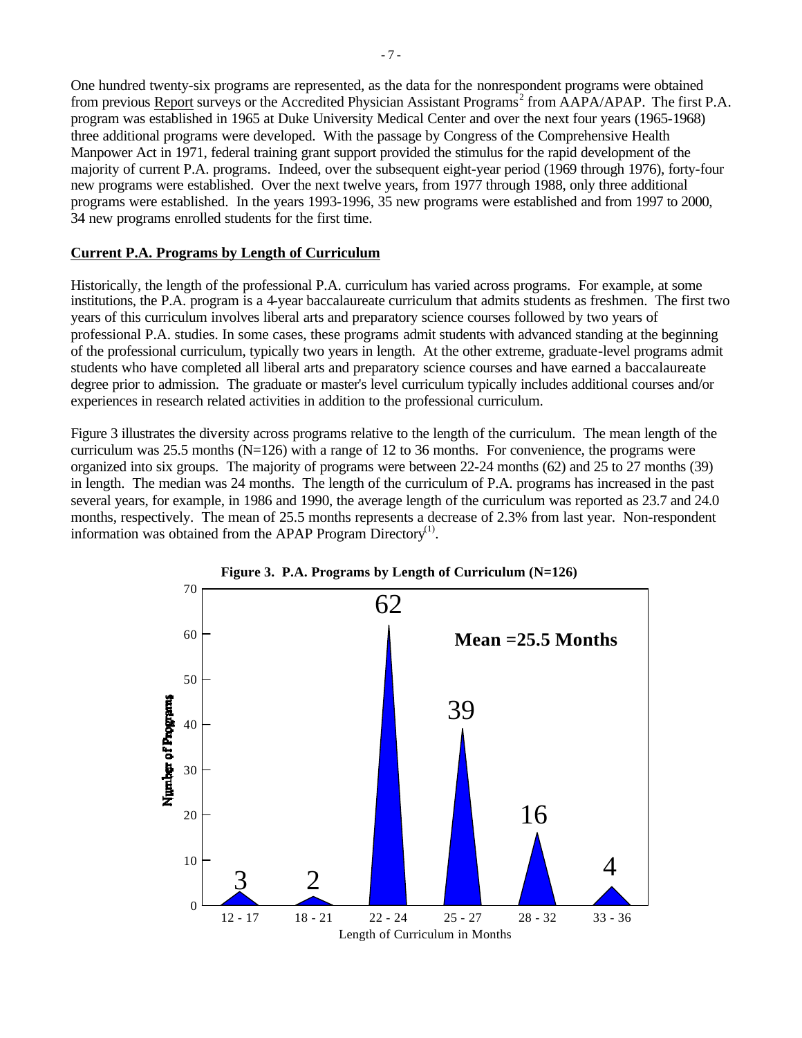One hundred twenty-six programs are represented, as the data for the nonrespondent programs were obtained from previous Report surveys or the Accredited Physician Assistant Programs[2] from AAPA/APAP. The first P.A. program was established in 1965 at Duke University Medical Center and over the next four years (1965-1968) three additional programs were developed. With the passage by Congress of the Comprehensive Health Manpower Act in 1971, federal training grant support provided the stimulus for the rapid development of the majority of current P.A. programs. Indeed, over the subsequent eight-year period (1969 through 1976), forty-four new programs were established. Over the next twelve years, from 1977 through 1988, only three additional programs were established. In the years 1993-1996, 35 new programs were established and from 1997 to 2000, 34 new programs enrolled students for the first time.

**Current P.A. Programs by Length of Curriculum**

Historically, the length of the professional P.A. curriculum has varied across programs. For example, at some institutions, the P.A. program is a 4-year baccalaureate curriculum that admits students as freshmen. The first two years of this curriculum involves liberal arts and preparatory science courses followed by two years of professional P.A. studies. In some cases, these programs admit students with advanced standing at the beginning of the professional curriculum, typically two years in length. At the other extreme, graduate-level programs admit students who have completed all liberal arts and preparatory science courses and have earned a baccalaureate degree prior to admission. The graduate or master's level curriculum typically includes additional courses and/or experiences in research related activities in addition to the professional curriculum.

Figure 3 illustrates the diversity across programs relative to the length of the curriculum. The mean length of the curriculum was 25.5 months (N=126) with a range of 12 to 36 months. For convenience, the programs were organized into six groups. The majority of programs were between 22-24 months (62) and 25 to 27 months (39) in length. The median was 24 months. The length of the curriculum of P.A. programs has increased in the past several years, for example, in 1986 and 1990, the average length of the curriculum was reported as 23.7 and 24.0 months, respectively. The mean of 25.5 months represents a decrease of 2.3% from last year. Non-respondent information was obtained from the APAP Program Directory[1].

**Figure 3. P.A. Programs by Length of Curriculum (N=126)**

| Length of Curriculum in Months | Number of Programs |
|---|---|
| 12 - 17 | 3 |
| 18 - 21 | 2 |
| 22 - 24 | 62 |
| 25 - 27 | 39 |
| 28 - 32 | 16 |
| 33 - 36 | 4 |

Mean =25.5 Months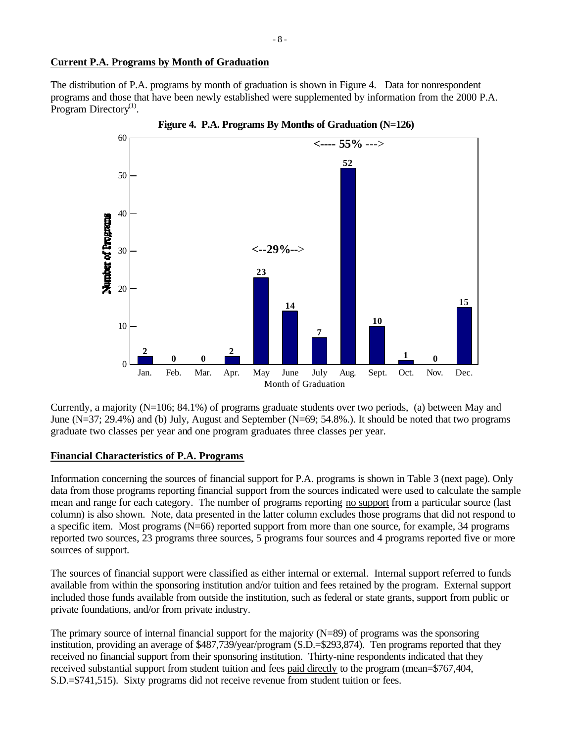## Current P.A. Programs by Month of Graduation

The distribution of P.A. programs by month of graduation is shown in Figure 4. Data for nonrespondent programs and those that have been newly established were supplemented by information from the 2000 P.A. Program Directory[(1)].

**Figure 4. P.A. Programs By Months of Graduation (N=126)**

| Month of Graduation | Number of Programs |
|---|---|
| Jan. | 2 |
| Feb. | 0 |
| Mar. | 0 |
| Apr. | 2 |
| May | 23 |
| June | 14 |
| July | 7 |
| Aug. | 52 |
| Sept. | 10 |
| Oct. | 1 |
| Nov. | 0 |
| Dec. | 15 |

<--29%--> (May–June)

<---- 55% ---> (July–September)

Currently, a majority (N=106; 84.1%) of programs graduate students over two periods, (a) between May and June (N=37; 29.4%) and (b) July, August and September (N=69; 54.8%.). It should be noted that two programs graduate two classes per year and one program graduates three classes per year.

## Financial Characteristics of P.A. Programs

Information concerning the sources of financial support for P.A. programs is shown in Table 3 (next page). Only data from those programs reporting financial support from the sources indicated were used to calculate the sample mean and range for each category. The number of programs reporting no support from a particular source (last column) is also shown. Note, data presented in the latter column excludes those programs that did not respond to a specific item. Most programs (N=66) reported support from more than one source, for example, 34 programs reported two sources, 23 programs three sources, 5 programs four sources and 4 programs reported five or more sources of support.

The sources of financial support were classified as either internal or external. Internal support referred to funds available from within the sponsoring institution and/or tuition and fees retained by the program. External support included those funds available from outside the institution, such as federal or state grants, support from public or private foundations, and/or from private industry.

The primary source of internal financial support for the majority (N=89) of programs was the sponsoring institution, providing an average of \$487,739/year/program (S.D.=\$293,874). Ten programs reported that they received no financial support from their sponsoring institution. Thirty-nine respondents indicated that they received substantial support from student tuition and fees paid directly to the program (mean=\$767,404, S.D.=\$741,515). Sixty programs did not receive revenue from student tuition or fees.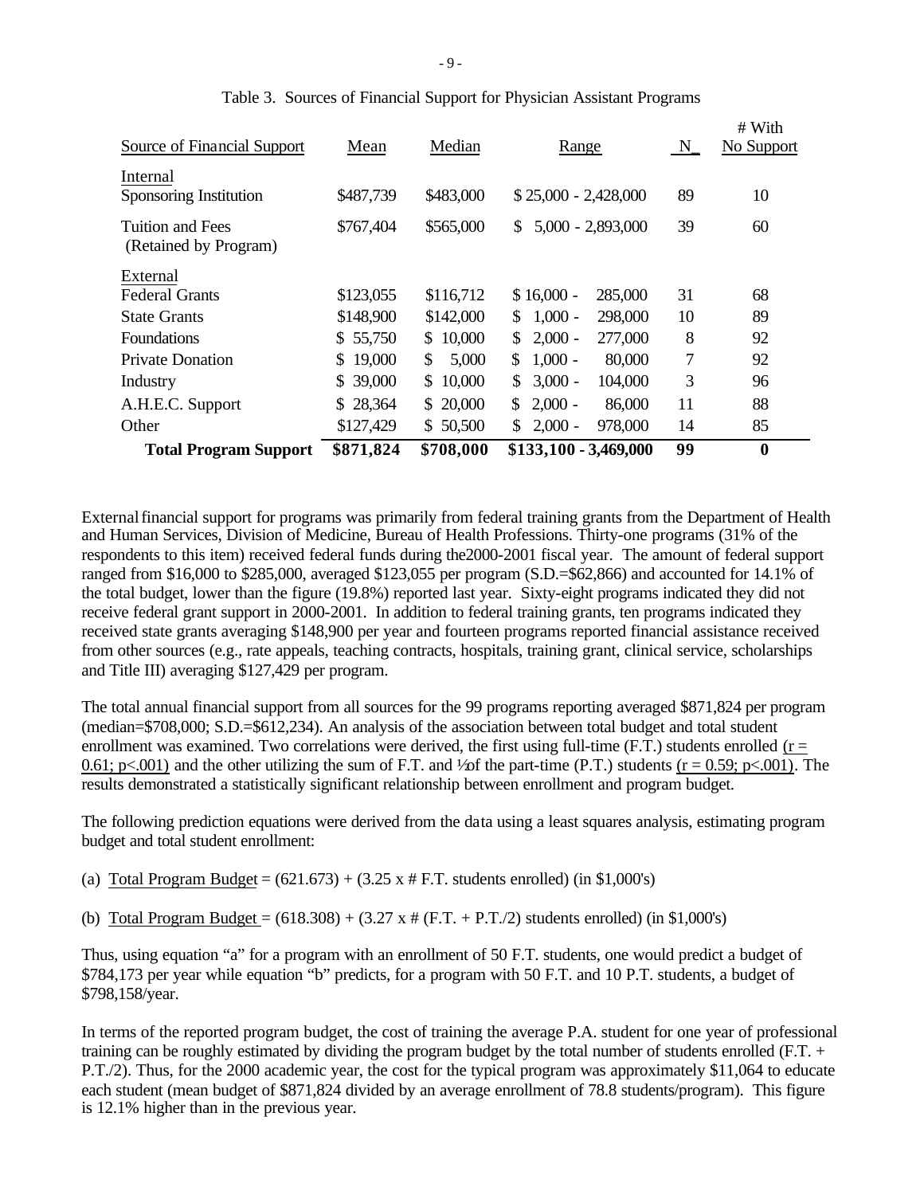Table 3. Sources of Financial Support for Physician Assistant Programs

| Source of Financial Support | Mean | Median | Range | N | # With No Support |
|---|---|---|---|---|---|
| **Internal** | | | | | |
| Sponsoring Institution | $487,739 | $483,000 | $ 25,000 - 2,428,000 | 89 | 10 |
| Tuition and Fees (Retained by Program) | $767,404 | $565,000 | $ 5,000 - 2,893,000 | 39 | 60 |
| **External** | | | | | |
| Federal Grants | $123,055 | $116,712 | $ 16,000 - 285,000 | 31 | 68 |
| State Grants | $148,900 | $142,000 | $ 1,000 - 298,000 | 10 | 89 |
| Foundations | $ 55,750 | $ 10,000 | $ 2,000 - 277,000 | 8 | 92 |
| Private Donation | $ 19,000 | $ 5,000 | $ 1,000 - 80,000 | 7 | 92 |
| Industry | $ 39,000 | $ 10,000 | $ 3,000 - 104,000 | 3 | 96 |
| A.H.E.C. Support | $ 28,364 | $ 20,000 | $ 2,000 - 86,000 | 11 | 88 |
| Other | $127,429 | $ 50,500 | $ 2,000 - 978,000 | 14 | 85 |
| **Total Program Support** | **$871,824** | **$708,000** | **$133,100 - 3,469,000** | **99** | **0** |

External financial support for programs was primarily from federal training grants from the Department of Health and Human Services, Division of Medicine, Bureau of Health Professions. Thirty-one programs (31% of the respondents to this item) received federal funds during the2000-2001 fiscal year. The amount of federal support ranged from $16,000 to $285,000, averaged $123,055 per program (S.D.=$62,866) and accounted for 14.1% of the total budget, lower than the figure (19.8%) reported last year. Sixty-eight programs indicated they did not receive federal grant support in 2000-2001. In addition to federal training grants, ten programs indicated they received state grants averaging $148,900 per year and fourteen programs reported financial assistance received from other sources (e.g., rate appeals, teaching contracts, hospitals, training grant, clinical service, scholarships and Title III) averaging $127,429 per program.

The total annual financial support from all sources for the 99 programs reporting averaged $871,824 per program (median=$708,000; S.D.=$612,234). An analysis of the association between total budget and total student enrollment was examined. Two correlations were derived, the first using full-time (F.T.) students enrolled ($r = 0.61$; $p<.001$) and the other utilizing the sum of F.T. and ½ of the part-time (P.T.) students ($r = 0.59$; $p<.001$). The results demonstrated a statistically significant relationship between enrollment and program budget.

The following prediction equations were derived from the data using a least squares analysis, estimating program budget and total student enrollment:

(a) Total Program Budget = (621.673) + (3.25 x # F.T. students enrolled) (in $1,000's)

(b) Total Program Budget = (618.308) + (3.27 x # (F.T. + P.T./2) students enrolled) (in $1,000's)

Thus, using equation "a" for a program with an enrollment of 50 F.T. students, one would predict a budget of $784,173 per year while equation "b" predicts, for a program with 50 F.T. and 10 P.T. students, a budget of $798,158/year.

In terms of the reported program budget, the cost of training the average P.A. student for one year of professional training can be roughly estimated by dividing the program budget by the total number of students enrolled (F.T. + P.T./2). Thus, for the 2000 academic year, the cost for the typical program was approximately $11,064 to educate each student (mean budget of $871,824 divided by an average enrollment of 78.8 students/program). This figure is 12.1% higher than in the previous year.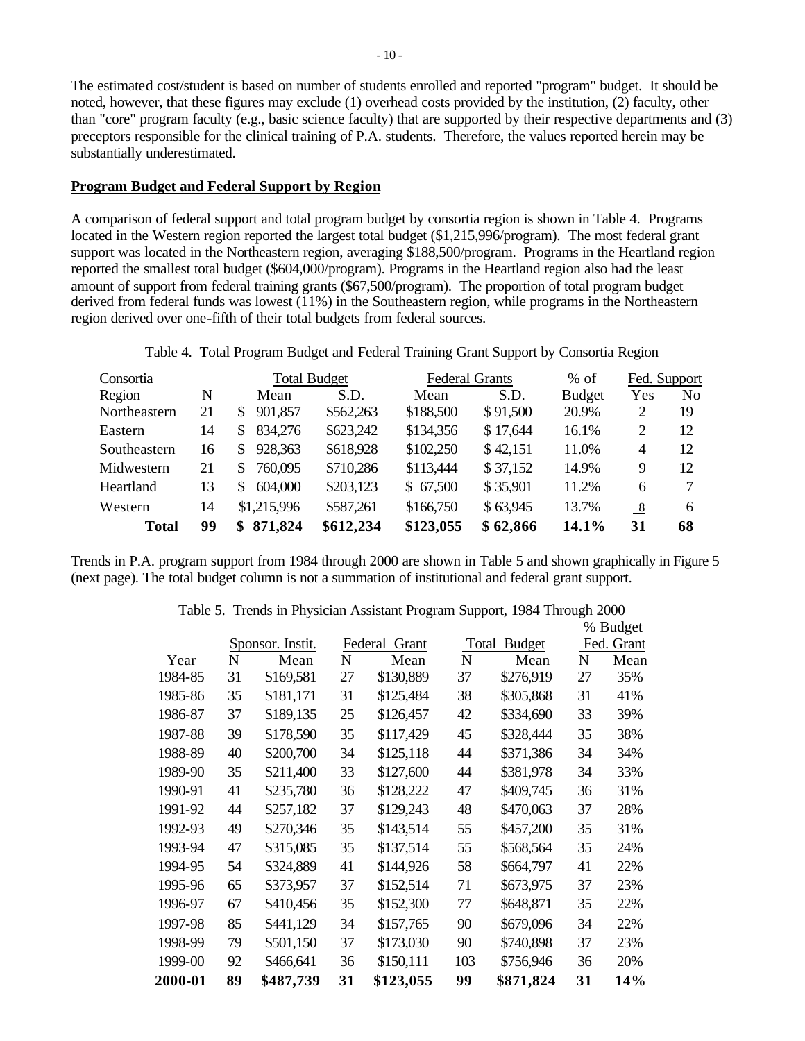The estimated cost/student is based on number of students enrolled and reported "program" budget. It should be noted, however, that these figures may exclude (1) overhead costs provided by the institution, (2) faculty, other than "core" program faculty (e.g., basic science faculty) that are supported by their respective departments and (3) preceptors responsible for the clinical training of P.A. students. Therefore, the values reported herein may be substantially underestimated.

**Program Budget and Federal Support by Region**

A comparison of federal support and total program budget by consortia region is shown in Table 4. Programs located in the Western region reported the largest total budget ($1,215,996/program). The most federal grant support was located in the Northeastern region, averaging $188,500/program. Programs in the Heartland region reported the smallest total budget ($604,000/program). Programs in the Heartland region also had the least amount of support from federal training grants ($67,500/program). The proportion of total program budget derived from federal funds was lowest (11%) in the Southeastern region, while programs in the Northeastern region derived over one-fifth of their total budgets from federal sources.

Table 4. Total Program Budget and Federal Training Grant Support by Consortia Region

| Consortia Region | N | Total Budget Mean | Total Budget S.D. | Federal Grants Mean | Federal Grants S.D. | % of Budget | Fed. Support Yes | Fed. Support No |
|---|---|---|---|---|---|---|---|---|
| Northeastern | 21 | $ 901,857 | $562,263 | $188,500 | $ 91,500 | 20.9% | 2 | 19 |
| Eastern | 14 | $ 834,276 | $623,242 | $134,356 | $ 17,644 | 16.1% | 2 | 12 |
| Southeastern | 16 | $ 928,363 | $618,928 | $102,250 | $ 42,151 | 11.0% | 4 | 12 |
| Midwestern | 21 | $ 760,095 | $710,286 | $113,444 | $ 37,152 | 14.9% | 9 | 12 |
| Heartland | 13 | $ 604,000 | $203,123 | $ 67,500 | $ 35,901 | 11.2% | 6 | 7 |
| Western | 14 | $1,215,996 | $587,261 | $166,750 | $ 63,945 | 13.7% | 8 | 6 |
| **Total** | **99** | **$ 871,824** | **$612,234** | **$123,055** | **$ 62,866** | **14.1%** | **31** | **68** |

Trends in P.A. program support from 1984 through 2000 are shown in Table 5 and shown graphically in Figure 5 (next page). The total budget column is not a summation of institutional and federal grant support.

Table 5. Trends in Physician Assistant Program Support, 1984 Through 2000

| Year | Sponsor. Instit. N | Sponsor. Instit. Mean | Federal Grant N | Federal Grant Mean | Total Budget N | Total Budget Mean | % Budget Fed. Grant N | % Budget Fed. Grant Mean |
|---|---|---|---|---|---|---|---|---|
| 1984-85 | 31 | $169,581 | 27 | $130,889 | 37 | $276,919 | 27 | 35% |
| 1985-86 | 35 | $181,171 | 31 | $125,484 | 38 | $305,868 | 31 | 41% |
| 1986-87 | 37 | $189,135 | 25 | $126,457 | 42 | $334,690 | 33 | 39% |
| 1987-88 | 39 | $178,590 | 35 | $117,429 | 45 | $328,444 | 35 | 38% |
| 1988-89 | 40 | $200,700 | 34 | $125,118 | 44 | $371,386 | 34 | 34% |
| 1989-90 | 35 | $211,400 | 33 | $127,600 | 44 | $381,978 | 34 | 33% |
| 1990-91 | 41 | $235,780 | 36 | $128,222 | 47 | $409,745 | 36 | 31% |
| 1991-92 | 44 | $257,182 | 37 | $129,243 | 48 | $470,063 | 37 | 28% |
| 1992-93 | 49 | $270,346 | 35 | $143,514 | 55 | $457,200 | 35 | 31% |
| 1993-94 | 47 | $315,085 | 35 | $137,514 | 55 | $568,564 | 35 | 24% |
| 1994-95 | 54 | $324,889 | 41 | $144,926 | 58 | $664,797 | 41 | 22% |
| 1995-96 | 65 | $373,957 | 37 | $152,514 | 71 | $673,975 | 37 | 23% |
| 1996-97 | 67 | $410,456 | 35 | $152,300 | 77 | $648,871 | 35 | 22% |
| 1997-98 | 85 | $441,129 | 34 | $157,765 | 90 | $679,096 | 34 | 22% |
| 1998-99 | 79 | $501,150 | 37 | $173,030 | 90 | $740,898 | 37 | 23% |
| 1999-00 | 92 | $466,641 | 36 | $150,111 | 103 | $756,946 | 36 | 20% |
| **2000-01** | **89** | **$487,739** | **31** | **$123,055** | **99** | **$871,824** | **31** | **14%** |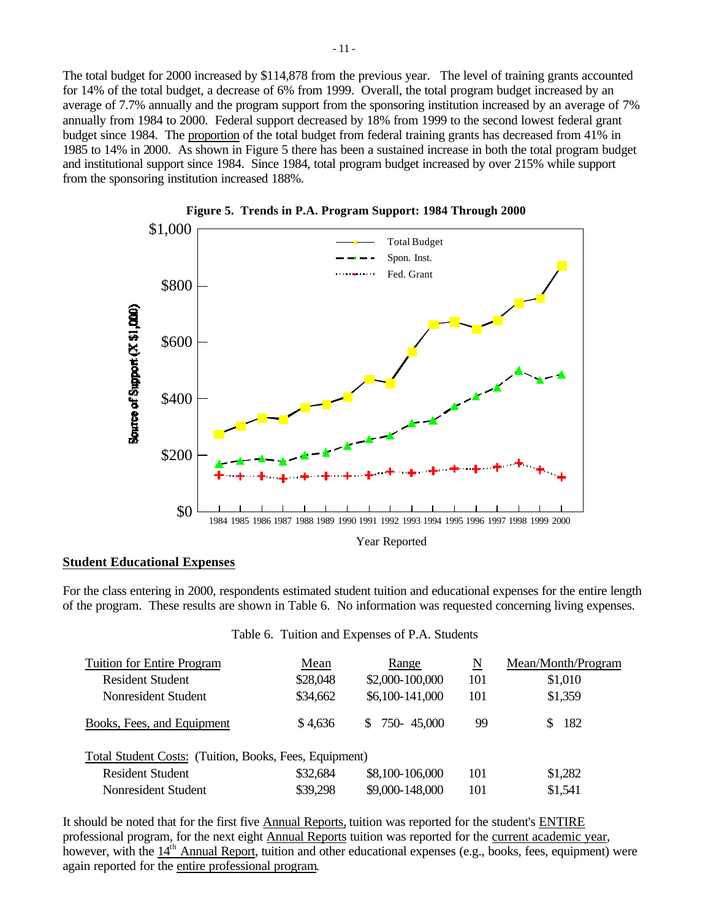The total budget for 2000 increased by $114,878 from the previous year. The level of training grants accounted for 14% of the total budget, a decrease of 6% from 1999. Overall, the total program budget increased by an average of 7.7% annually and the program support from the sponsoring institution increased by an average of 7% annually from 1984 to 2000. Federal support decreased by 18% from 1999 to the second lowest federal grant budget since 1984. The proportion of the total budget from federal training grants has decreased from 41% in 1985 to 14% in 2000. As shown in Figure 5 there has been a sustained increase in both the total program budget and institutional support since 1984. Since 1984, total program budget increased by over 215% while support from the sponsoring institution increased 188%.

**Figure 5. Trends in P.A. Program Support: 1984 Through 2000**

## Student Educational Expenses

For the class entering in 2000, respondents estimated student tuition and educational expenses for the entire length of the program. These results are shown in Table 6. No information was requested concerning living expenses.

Table 6. Tuition and Expenses of P.A. Students

| Tuition for Entire Program | Mean | Range | N | Mean/Month/Program |
|---|---|---|---|---|
| Resident Student | $28,048 | $2,000-100,000 | 101 | $1,010 |
| Nonresident Student | $34,662 | $6,100-141,000 | 101 | $1,359 |
| Books, Fees, and Equipment | $ 4,636 | $ 750- 45,000 | 99 | $ 182 |
| Total Student Costs: (Tuition, Books, Fees, Equipment) | | | | |
| Resident Student | $32,684 | $8,100-106,000 | 101 | $1,282 |
| Nonresident Student | $39,298 | $9,000-148,000 | 101 | $1,541 |

It should be noted that for the first five Annual Reports, tuition was reported for the student's ENTIRE professional program, for the next eight Annual Reports tuition was reported for the current academic year, however, with the 14th Annual Report, tuition and other educational expenses (e.g., books, fees, equipment) were again reported for the entire professional program.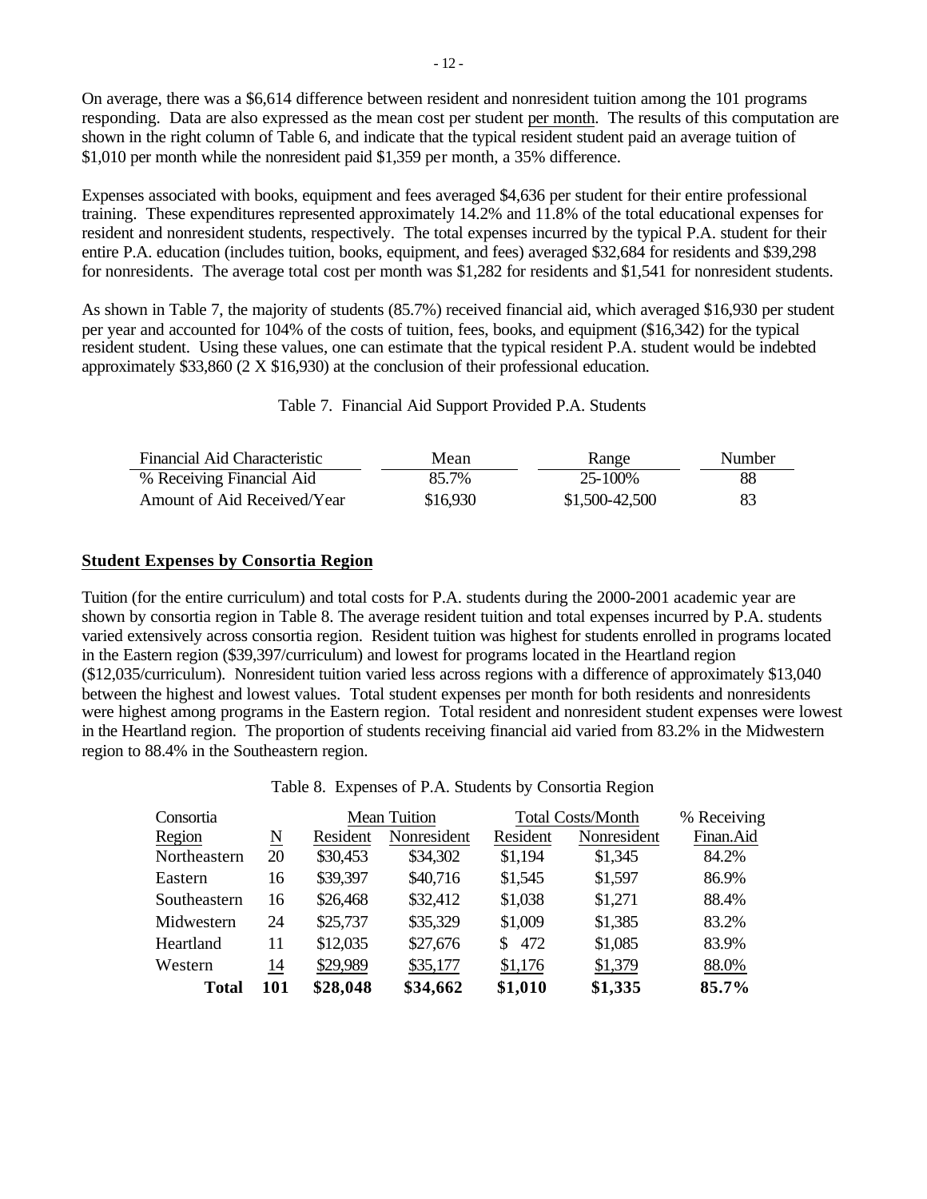On average, there was a $6,614 difference between resident and nonresident tuition among the 101 programs responding. Data are also expressed as the mean cost per student per month. The results of this computation are shown in the right column of Table 6, and indicate that the typical resident student paid an average tuition of $1,010 per month while the nonresident paid $1,359 per month, a 35% difference.

Expenses associated with books, equipment and fees averaged $4,636 per student for their entire professional training. These expenditures represented approximately 14.2% and 11.8% of the total educational expenses for resident and nonresident students, respectively. The total expenses incurred by the typical P.A. student for their entire P.A. education (includes tuition, books, equipment, and fees) averaged $32,684 for residents and $39,298 for nonresidents. The average total cost per month was $1,282 for residents and $1,541 for nonresident students.

As shown in Table 7, the majority of students (85.7%) received financial aid, which averaged $16,930 per student per year and accounted for 104% of the costs of tuition, fees, books, and equipment ($16,342) for the typical resident student. Using these values, one can estimate that the typical resident P.A. student would be indebted approximately $33,860 (2 X $16,930) at the conclusion of their professional education.

Table 7. Financial Aid Support Provided P.A. Students

| Financial Aid Characteristic | Mean | Range | Number |
|---|---|---|---|
| % Receiving Financial Aid | 85.7% | 25-100% | 88 |
| Amount of Aid Received/Year | $16,930 | $1,500-42,500 | 83 |

**Student Expenses by Consortia Region**

Tuition (for the entire curriculum) and total costs for P.A. students during the 2000-2001 academic year are shown by consortia region in Table 8. The average resident tuition and total expenses incurred by P.A. students varied extensively across consortia region. Resident tuition was highest for students enrolled in programs located in the Eastern region ($39,397/curriculum) and lowest for programs located in the Heartland region ($12,035/curriculum). Nonresident tuition varied less across regions with a difference of approximately $13,040 between the highest and lowest values. Total student expenses per month for both residents and nonresidents were highest among programs in the Eastern region. Total resident and nonresident student expenses were lowest in the Heartland region. The proportion of students receiving financial aid varied from 83.2% in the Midwestern region to 88.4% in the Southeastern region.

Table 8. Expenses of P.A. Students by Consortia Region

| Consortia | | Mean Tuition | | Total Costs/Month | | % Receiving |
|---|---|---|---|---|---|---|
| Region | N | Resident | Nonresident | Resident | Nonresident | Finan.Aid |
| Northeastern | 20 | $30,453 | $34,302 | $1,194 | $1,345 | 84.2% |
| Eastern | 16 | $39,397 | $40,716 | $1,545 | $1,597 | 86.9% |
| Southeastern | 16 | $26,468 | $32,412 | $1,038 | $1,271 | 88.4% |
| Midwestern | 24 | $25,737 | $35,329 | $1,009 | $1,385 | 83.2% |
| Heartland | 11 | $12,035 | $27,676 | $ 472 | $1,085 | 83.9% |
| Western | 14 | $29,989 | $35,177 | $1,176 | $1,379 | 88.0% |
| **Total** | **101** | **$28,048** | **$34,662** | **$1,010** | **$1,335** | **85.7%** |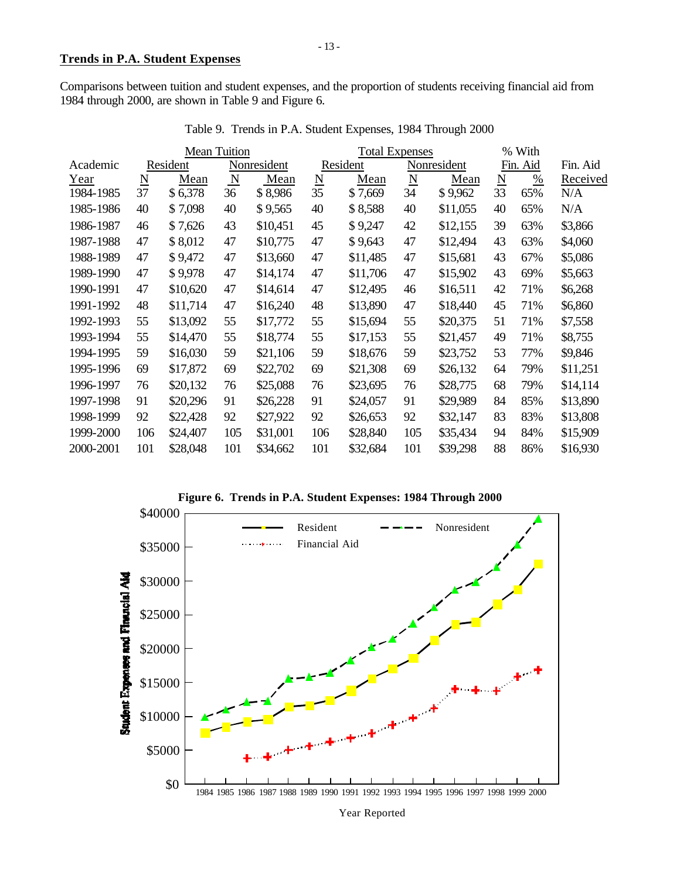## Trends in P.A. Student Expenses

Comparisons between tuition and student expenses, and the proportion of students receiving financial aid from 1984 through 2000, are shown in Table 9 and Figure 6.

Table 9. Trends in P.A. Student Expenses, 1984 Through 2000

| Academic | Mean Tuition | | | | Total Expenses | | | | % With Fin. Aid | | Fin. Aid |
|---|---|---|---|---|---|---|---|---|---|---|---|
| | Resident | | Nonresident | | Resident | | Nonresident | | | | |
| Year | N | Mean | N | Mean | N | Mean | N | Mean | N | % | Received |
| 1984-1985 | 37 | $ 6,378 | 36 | $ 8,986 | 35 | $ 7,669 | 34 | $ 9,962 | 33 | 65% | N/A |
| 1985-1986 | 40 | $ 7,098 | 40 | $ 9,565 | 40 | $ 8,588 | 40 | $11,055 | 40 | 65% | N/A |
| 1986-1987 | 46 | $ 7,626 | 43 | $10,451 | 45 | $ 9,247 | 42 | $12,155 | 39 | 63% | $3,866 |
| 1987-1988 | 47 | $ 8,012 | 47 | $10,775 | 47 | $ 9,643 | 47 | $12,494 | 43 | 63% | $4,060 |
| 1988-1989 | 47 | $ 9,472 | 47 | $13,660 | 47 | $11,485 | 47 | $15,681 | 43 | 67% | $5,086 |
| 1989-1990 | 47 | $ 9,978 | 47 | $14,174 | 47 | $11,706 | 47 | $15,902 | 43 | 69% | $5,663 |
| 1990-1991 | 47 | $10,620 | 47 | $14,614 | 47 | $12,495 | 46 | $16,511 | 42 | 71% | $6,268 |
| 1991-1992 | 48 | $11,714 | 47 | $16,240 | 48 | $13,890 | 47 | $18,440 | 45 | 71% | $6,860 |
| 1992-1993 | 55 | $13,092 | 55 | $17,772 | 55 | $15,694 | 55 | $20,375 | 51 | 71% | $7,558 |
| 1993-1994 | 55 | $14,470 | 55 | $18,774 | 55 | $17,153 | 55 | $21,457 | 49 | 71% | $8,755 |
| 1994-1995 | 59 | $16,030 | 59 | $21,106 | 59 | $18,676 | 59 | $23,752 | 53 | 77% | $9,846 |
| 1995-1996 | 69 | $17,872 | 69 | $22,702 | 69 | $21,308 | 69 | $26,132 | 64 | 79% | $11,251 |
| 1996-1997 | 76 | $20,132 | 76 | $25,088 | 76 | $23,695 | 76 | $28,775 | 68 | 79% | $14,114 |
| 1997-1998 | 91 | $20,296 | 91 | $26,228 | 91 | $24,057 | 91 | $29,989 | 84 | 85% | $13,890 |
| 1998-1999 | 92 | $22,428 | 92 | $27,922 | 92 | $26,653 | 92 | $32,147 | 83 | 83% | $13,808 |
| 1999-2000 | 106 | $24,407 | 105 | $31,001 | 106 | $28,840 | 105 | $35,434 | 94 | 84% | $15,909 |
| 2000-2001 | 101 | $28,048 | 101 | $34,662 | 101 | $32,684 | 101 | $39,298 | 88 | 86% | $16,930 |

**Figure 6. Trends in P.A. Student Expenses: 1984 Through 2000**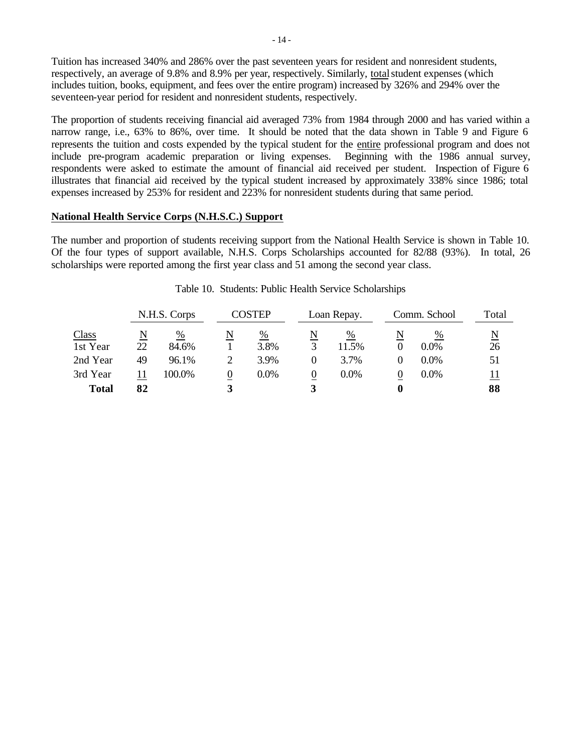Tuition has increased 340% and 286% over the past seventeen years for resident and nonresident students, respectively, an average of 9.8% and 8.9% per year, respectively. Similarly, total student expenses (which includes tuition, books, equipment, and fees over the entire program) increased by 326% and 294% over the seventeen-year period for resident and nonresident students, respectively.

The proportion of students receiving financial aid averaged 73% from 1984 through 2000 and has varied within a narrow range, i.e., 63% to 86%, over time. It should be noted that the data shown in Table 9 and Figure 6 represents the tuition and costs expended by the typical student for the entire professional program and does not include pre-program academic preparation or living expenses. Beginning with the 1986 annual survey, respondents were asked to estimate the amount of financial aid received per student. Inspection of Figure 6 illustrates that financial aid received by the typical student increased by approximately 338% since 1986; total expenses increased by 253% for resident and 223% for nonresident students during that same period.

## National Health Service Corps (N.H.S.C.) Support

The number and proportion of students receiving support from the National Health Service is shown in Table 10. Of the four types of support available, N.H.S. Corps Scholarships accounted for 82/88 (93%). In total, 26 scholarships were reported among the first year class and 51 among the second year class.

Table 10. Students: Public Health Service Scholarships

| | N.H.S. Corps | | COSTEP | | Loan Repay. | | Comm. School | | Total |
|---|---|---|---|---|---|---|---|---|---|
| Class | N | % | N | % | N | % | N | % | N |
| 1st Year | 22 | 84.6% | 1 | 3.8% | 3 | 11.5% | 0 | 0.0% | 26 |
| 2nd Year | 49 | 96.1% | 2 | 3.9% | 0 | 3.7% | 0 | 0.0% | 51 |
| 3rd Year | 11 | 100.0% | 0 | 0.0% | 0 | 0.0% | 0 | 0.0% | 11 |
| **Total** | **82** | | **3** | | **3** | | **0** | | **88** |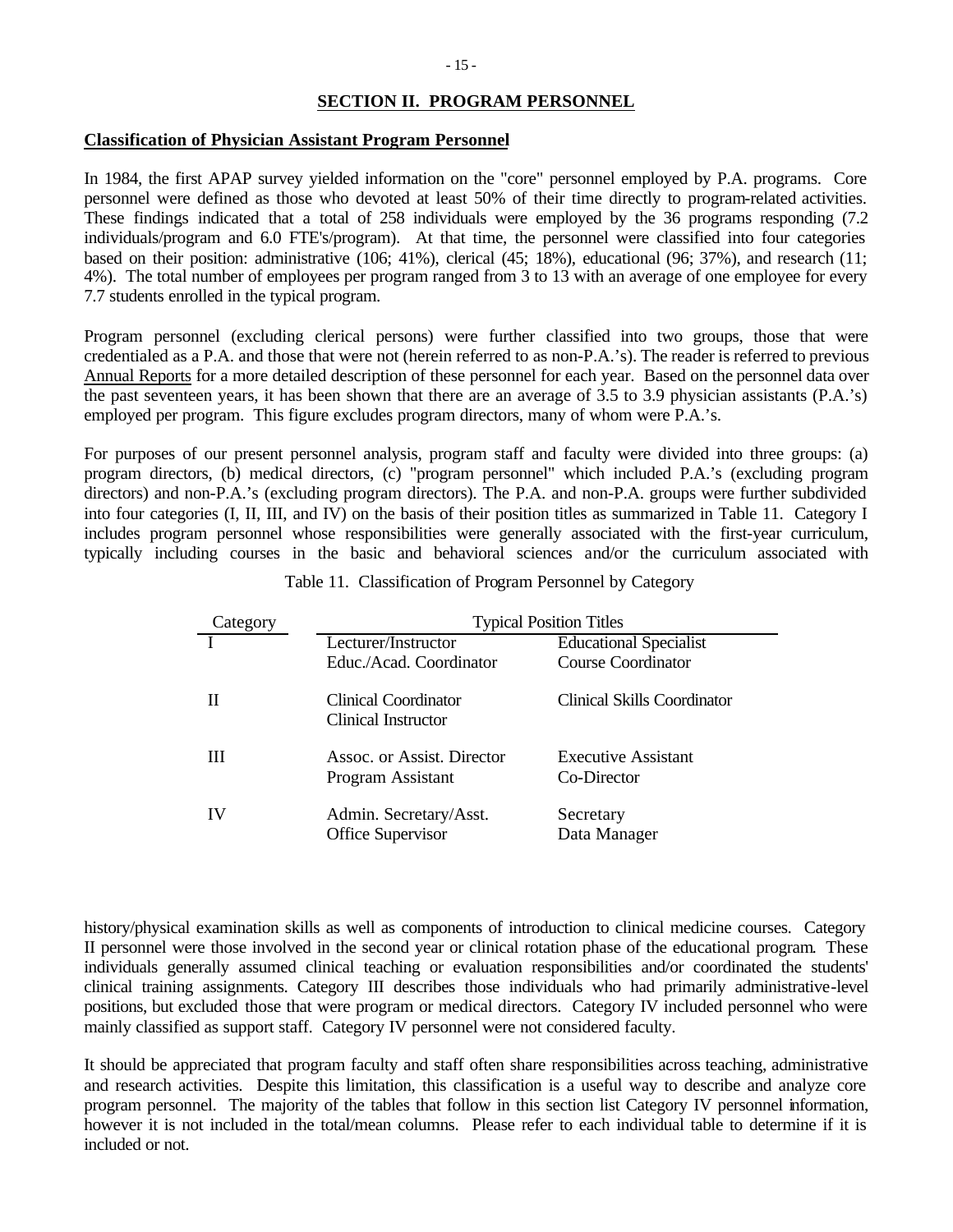## SECTION II. PROGRAM PERSONNEL

### Classification of Physician Assistant Program Personnel

In 1984, the first APAP survey yielded information on the "core" personnel employed by P.A. programs. Core personnel were defined as those who devoted at least 50% of their time directly to program-related activities. These findings indicated that a total of 258 individuals were employed by the 36 programs responding (7.2 individuals/program and 6.0 FTE's/program). At that time, the personnel were classified into four categories based on their position: administrative (106; 41%), clerical (45; 18%), educational (96; 37%), and research (11; 4%). The total number of employees per program ranged from 3 to 13 with an average of one employee for every 7.7 students enrolled in the typical program.

Program personnel (excluding clerical persons) were further classified into two groups, those that were credentialed as a P.A. and those that were not (herein referred to as non-P.A.'s). The reader is referred to previous Annual Reports for a more detailed description of these personnel for each year. Based on the personnel data over the past seventeen years, it has been shown that there are an average of 3.5 to 3.9 physician assistants (P.A.'s) employed per program. This figure excludes program directors, many of whom were P.A.'s.

For purposes of our present personnel analysis, program staff and faculty were divided into three groups: (a) program directors, (b) medical directors, (c) "program personnel" which included P.A.'s (excluding program directors) and non-P.A.'s (excluding program directors). The P.A. and non-P.A. groups were further subdivided into four categories (I, II, III, and IV) on the basis of their position titles as summarized in Table 11. Category I includes program personnel whose responsibilities were generally associated with the first-year curriculum, typically including courses in the basic and behavioral sciences and/or the curriculum associated with history/physical examination skills as well as components of introduction to clinical medicine courses. Category II personnel were those involved in the second year or clinical rotation phase of the educational program. These individuals generally assumed clinical teaching or evaluation responsibilities and/or coordinated the students' clinical training assignments. Category III describes those individuals who had primarily administrative-level positions, but excluded those that were program or medical directors. Category IV included personnel who were mainly classified as support staff. Category IV personnel were not considered faculty.

Table 11. Classification of Program Personnel by Category

| Category | Typical Position Titles | |
|---|---|---|
| I | Lecturer/Instructor | Educational Specialist |
| | Educ./Acad. Coordinator | Course Coordinator |
| II | Clinical Coordinator | Clinical Skills Coordinator |
| | Clinical Instructor | |
| III | Assoc. or Assist. Director | Executive Assistant |
| | Program Assistant | Co-Director |
| IV | Admin. Secretary/Asst. | Secretary |
| | Office Supervisor | Data Manager |

It should be appreciated that program faculty and staff often share responsibilities across teaching, administrative and research activities. Despite this limitation, this classification is a useful way to describe and analyze core program personnel. The majority of the tables that follow in this section list Category IV personnel information, however it is not included in the total/mean columns. Please refer to each individual table to determine if it is included or not.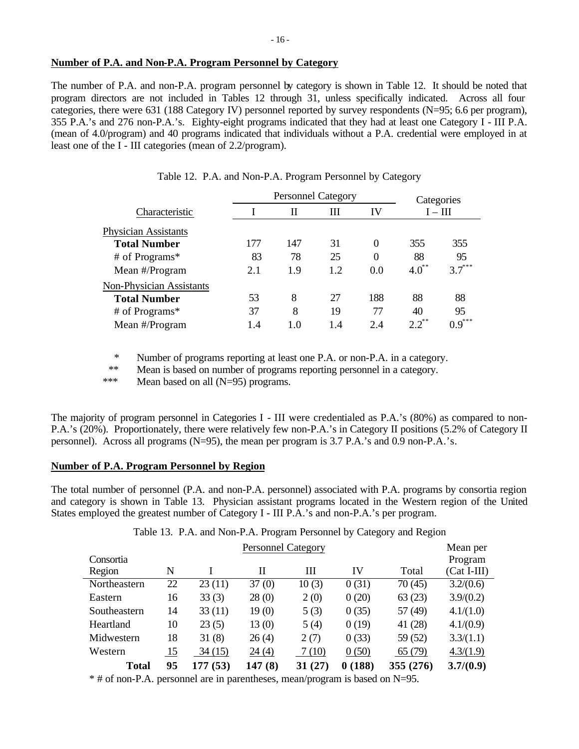## Number of P.A. and Non-P.A. Program Personnel by Category

The number of P.A. and non-P.A. program personnel by category is shown in Table 12. It should be noted that program directors are not included in Tables 12 through 31, unless specifically indicated. Across all four categories, there were 631 (188 Category IV) personnel reported by survey respondents (N=95; 6.6 per program), 355 P.A.'s and 276 non-P.A.'s. Eighty-eight programs indicated that they had at least one Category I - III P.A. (mean of 4.0/program) and 40 programs indicated that individuals without a P.A. credential were employed in at least one of the I - III categories (mean of 2.2/program).

Table 12. P.A. and Non-P.A. Program Personnel by Category

| | Personnel Category | | | | Categories | |
|---|---|---|---|---|---|---|
| Characteristic | I | II | III | IV | I – III | |
| Physician Assistants | | | | | | |
| **Total Number** | 177 | 147 | 31 | 0 | 355 | 355 |
| # of Programs* | 83 | 78 | 25 | 0 | 88 | 95 |
| Mean #/Program | 2.1 | 1.9 | 1.2 | 0.0 | 4.0** | 3.7*** |
| Non-Physician Assistants | | | | | | |
| **Total Number** | 53 | 8 | 27 | 188 | 88 | 88 |
| # of Programs* | 37 | 8 | 19 | 77 | 40 | 95 |
| Mean #/Program | 1.4 | 1.0 | 1.4 | 2.4 | 2.2** | 0.9*** |

\* Number of programs reporting at least one P.A. or non-P.A. in a category.
** Mean is based on number of programs reporting personnel in a category.
*** Mean based on all (N=95) programs.

The majority of program personnel in Categories I - III were credentialed as P.A.'s (80%) as compared to non-P.A.'s (20%). Proportionately, there were relatively few non-P.A.'s in Category II positions (5.2% of Category II personnel). Across all programs (N=95), the mean per program is 3.7 P.A.'s and 0.9 non-P.A.'s.

## Number of P.A. Program Personnel by Region

The total number of personnel (P.A. and non-P.A. personnel) associated with P.A. programs by consortia region and category is shown in Table 13. Physician assistant programs located in the Western region of the United States employed the greatest number of Category I - III P.A.'s and non-P.A.'s per program.

Table 13. P.A. and Non-P.A. Program Personnel by Category and Region

| Consortia Region | N | I | II | III | IV | Total | Mean per Program (Cat I-III) |
|---|---|---|---|---|---|---|---|
| Northeastern | 22 | 23 (11) | 37 (0) | 10 (3) | 0 (31) | 70 (45) | 3.2/(0.6) |
| Eastern | 16 | 33 (3) | 28 (0) | 2 (0) | 0 (20) | 63 (23) | 3.9/(0.2) |
| Southeastern | 14 | 33 (11) | 19 (0) | 5 (3) | 0 (35) | 57 (49) | 4.1/(1.0) |
| Heartland | 10 | 23 (5) | 13 (0) | 5 (4) | 0 (19) | 41 (28) | 4.1/(0.9) |
| Midwestern | 18 | 31 (8) | 26 (4) | 2 (7) | 0 (33) | 59 (52) | 3.3/(1.1) |
| Western | 15 | 34 (15) | 24 (4) | 7 (10) | 0 (50) | 65 (79) | 4.3/(1.9) |
| **Total** | **95** | **177 (53)** | **147 (8)** | **31 (27)** | **0 (188)** | **355 (276)** | **3.7/(0.9)** |

\* # of non-P.A. personnel are in parentheses, mean/program is based on N=95.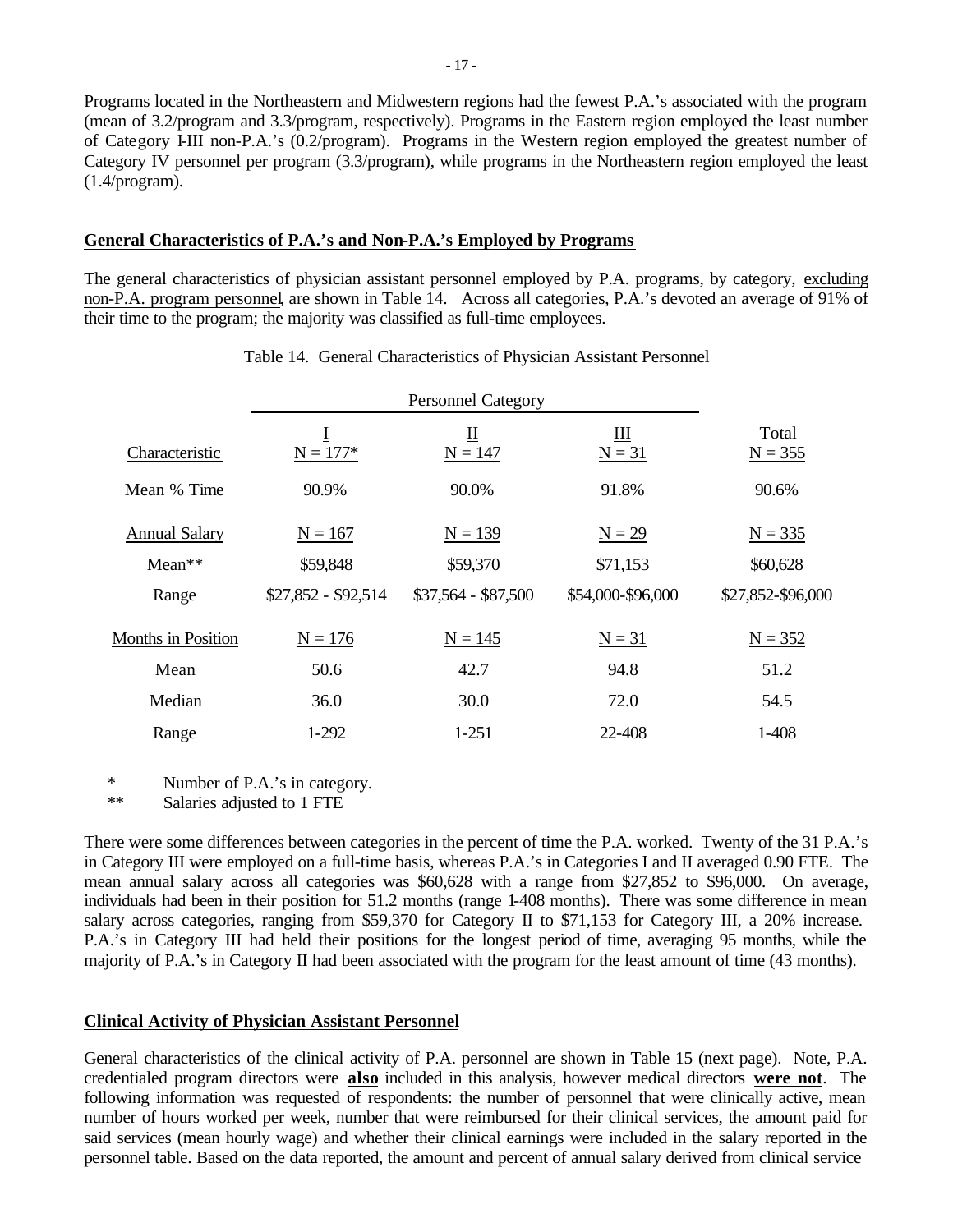Programs located in the Northeastern and Midwestern regions had the fewest P.A.'s associated with the program (mean of 3.2/program and 3.3/program, respectively). Programs in the Eastern region employed the least number of Category I-III non-P.A.'s (0.2/program). Programs in the Western region employed the greatest number of Category IV personnel per program (3.3/program), while programs in the Northeastern region employed the least (1.4/program).

## General Characteristics of P.A.'s and Non-P.A.'s Employed by Programs

The general characteristics of physician assistant personnel employed by P.A. programs, by category, excluding non-P.A. program personnel, are shown in Table 14. Across all categories, P.A.'s devoted an average of 91% of their time to the program; the majority was classified as full-time employees.

Table 14. General Characteristics of Physician Assistant Personnel

| | Personnel Category | | | |
|---|---|---|---|---|
| Characteristic | I<br>N = 177* | II<br>N = 147 | III<br>N = 31 | Total<br>N = 355 |
| Mean % Time | 90.9% | 90.0% | 91.8% | 90.6% |
| Annual Salary | N = 167 | N = 139 | N = 29 | N = 335 |
| Mean** | $59,848 | $59,370 | $71,153 | $60,628 |
| Range | $27,852 - $92,514 | $37,564 - $87,500 | $54,000-$96,000 | $27,852-$96,000 |
| Months in Position | N = 176 | N = 145 | N = 31 | N = 352 |
| Mean | 50.6 | 42.7 | 94.8 | 51.2 |
| Median | 36.0 | 30.0 | 72.0 | 54.5 |
| Range | 1-292 | 1-251 | 22-408 | 1-408 |

\* Number of P.A.'s in category.
\*\* Salaries adjusted to 1 FTE

There were some differences between categories in the percent of time the P.A. worked. Twenty of the 31 P.A.'s in Category III were employed on a full-time basis, whereas P.A.'s in Categories I and II averaged 0.90 FTE. The mean annual salary across all categories was $60,628 with a range from $27,852 to $96,000. On average, individuals had been in their position for 51.2 months (range 1-408 months). There was some difference in mean salary across categories, ranging from $59,370 for Category II to $71,153 for Category III, a 20% increase. P.A.'s in Category III had held their positions for the longest period of time, averaging 95 months, while the majority of P.A.'s in Category II had been associated with the program for the least amount of time (43 months).

## Clinical Activity of Physician Assistant Personnel

General characteristics of the clinical activity of P.A. personnel are shown in Table 15 (next page). Note, P.A. credentialed program directors were **also** included in this analysis, however medical directors **were not**. The following information was requested of respondents: the number of personnel that were clinically active, mean number of hours worked per week, number that were reimbursed for their clinical services, the amount paid for said services (mean hourly wage) and whether their clinical earnings were included in the salary reported in the personnel table. Based on the data reported, the amount and percent of annual salary derived from clinical service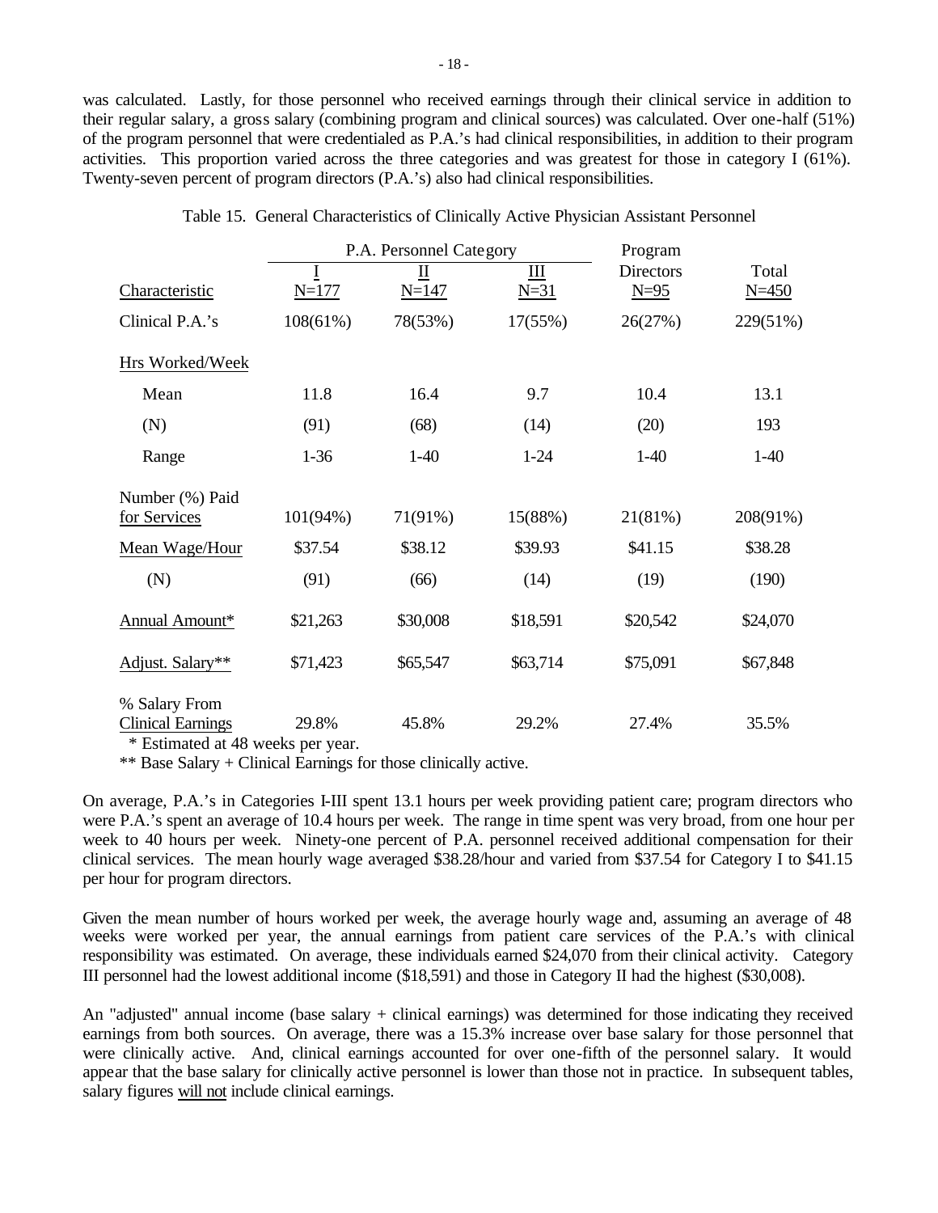was calculated. Lastly, for those personnel who received earnings through their clinical service in addition to their regular salary, a gross salary (combining program and clinical sources) was calculated. Over one-half (51%) of the program personnel that were credentialed as P.A.'s had clinical responsibilities, in addition to their program activities. This proportion varied across the three categories and was greatest for those in category I (61%). Twenty-seven percent of program directors (P.A.'s) also had clinical responsibilities.

Table 15. General Characteristics of Clinically Active Physician Assistant Personnel

| | P.A. Personnel Category | | | Program | |
|---|---|---|---|---|---|
| Characteristic | I N=177 | II N=147 | III N=31 | Directors N=95 | Total N=450 |
| Clinical P.A.'s | 108(61%) | 78(53%) | 17(55%) | 26(27%) | 229(51%) |
| Hrs Worked/Week | | | | | |
| Mean | 11.8 | 16.4 | 9.7 | 10.4 | 13.1 |
| (N) | (91) | (68) | (14) | (20) | 193 |
| Range | 1-36 | 1-40 | 1-24 | 1-40 | 1-40 |
| Number (%) Paid for Services | 101(94%) | 71(91%) | 15(88%) | 21(81%) | 208(91%) |
| Mean Wage/Hour | $37.54 | $38.12 | $39.93 | $41.15 | $38.28 |
| (N) | (91) | (66) | (14) | (19) | (190) |
| Annual Amount* | $21,263 | $30,008 | $18,591 | $20,542 | $24,070 |
| Adjust. Salary** | $71,423 | $65,547 | $63,714 | $75,091 | $67,848 |
| % Salary From Clinical Earnings | 29.8% | 45.8% | 29.2% | 27.4% | 35.5% |

\* Estimated at 48 weeks per year.

** Base Salary + Clinical Earnings for those clinically active.

On average, P.A.'s in Categories I-III spent 13.1 hours per week providing patient care; program directors who were P.A.'s spent an average of 10.4 hours per week. The range in time spent was very broad, from one hour per week to 40 hours per week. Ninety-one percent of P.A. personnel received additional compensation for their clinical services. The mean hourly wage averaged $38.28/hour and varied from $37.54 for Category I to $41.15 per hour for program directors.

Given the mean number of hours worked per week, the average hourly wage and, assuming an average of 48 weeks were worked per year, the annual earnings from patient care services of the P.A.'s with clinical responsibility was estimated. On average, these individuals earned $24,070 from their clinical activity. Category III personnel had the lowest additional income ($18,591) and those in Category II had the highest ($30,008).

An "adjusted" annual income (base salary + clinical earnings) was determined for those indicating they received earnings from both sources. On average, there was a 15.3% increase over base salary for those personnel that were clinically active. And, clinical earnings accounted for over one-fifth of the personnel salary. It would appear that the base salary for clinically active personnel is lower than those not in practice. In subsequent tables, salary figures <u>will not</u> include clinical earnings.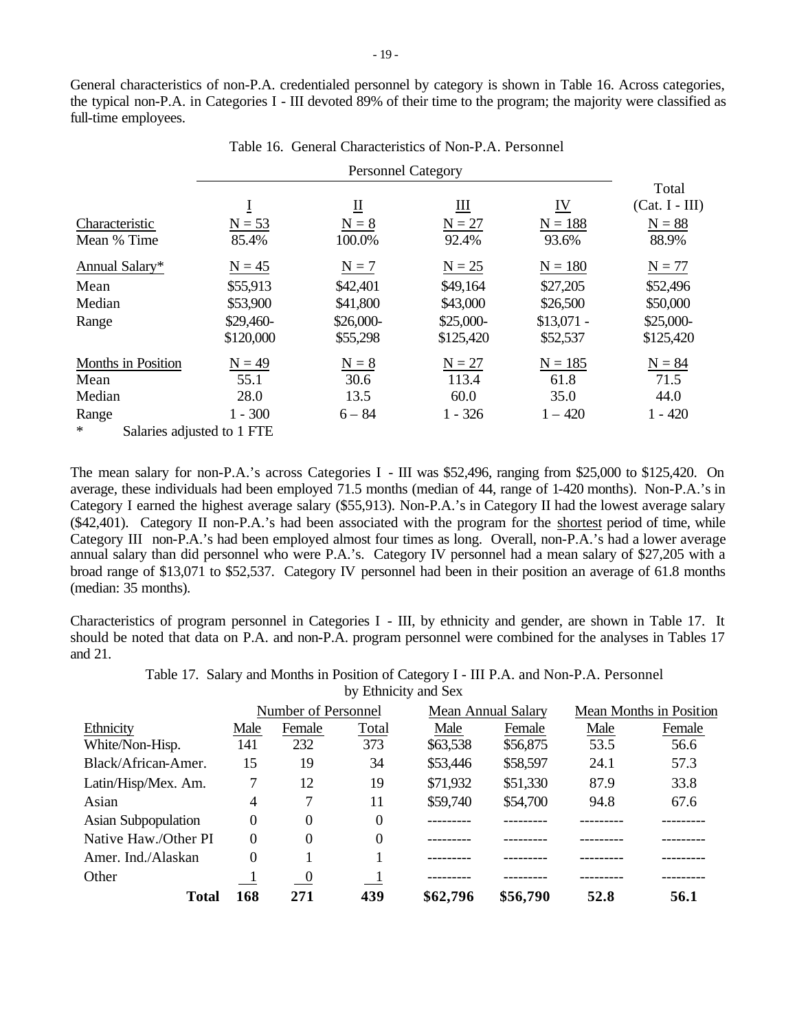General characteristics of non-P.A. credentialed personnel by category is shown in Table 16. Across categories, the typical non-P.A. in Categories I - III devoted 89% of their time to the program; the majority were classified as full-time employees.

Table 16. General Characteristics of Non-P.A. Personnel

| | Personnel Category | | | | |
|---|---|---|---|---|---|
| | I | II | III | IV | Total (Cat. I - III) |
| Characteristic | N = 53 | N = 8 | N = 27 | N = 188 | N = 88 |
| Mean % Time | 85.4% | 100.0% | 92.4% | 93.6% | 88.9% |
| Annual Salary* | N = 45 | N = 7 | N = 25 | N = 180 | N = 77 |
| Mean | $55,913 | $42,401 | $49,164 | $27,205 | $52,496 |
| Median | $53,900 | $41,800 | $43,000 | $26,500 | $50,000 |
| Range | $29,460-$120,000 | $26,000-$55,298 | $25,000-$125,420 | $13,071 - $52,537 | $25,000-$125,420 |
| Months in Position | N = 49 | N = 8 | N = 27 | N = 185 | N = 84 |
| Mean | 55.1 | 30.6 | 113.4 | 61.8 | 71.5 |
| Median | 28.0 | 13.5 | 60.0 | 35.0 | 44.0 |
| Range | 1 - 300 | 6 – 84 | 1 - 326 | 1 – 420 | 1 - 420 |

\* Salaries adjusted to 1 FTE

The mean salary for non-P.A.'s across Categories I - III was $52,496, ranging from $25,000 to $125,420. On average, these individuals had been employed 71.5 months (median of 44, range of 1-420 months). Non-P.A.'s in Category I earned the highest average salary ($55,913). Non-P.A.'s in Category II had the lowest average salary ($42,401). Category II non-P.A.'s had been associated with the program for the <u>shortest</u> period of time, while Category III non-P.A.'s had been employed almost four times as long. Overall, non-P.A.'s had a lower average annual salary than did personnel who were P.A.'s. Category IV personnel had a mean salary of $27,205 with a broad range of $13,071 to $52,537. Category IV personnel had been in their position an average of 61.8 months (median: 35 months).

Characteristics of program personnel in Categories I - III, by ethnicity and gender, are shown in Table 17. It should be noted that data on P.A. and non-P.A. program personnel were combined for the analyses in Tables 17 and 21.

Table 17. Salary and Months in Position of Category I - III P.A. and Non-P.A. Personnel by Ethnicity and Sex

| | Number of Personnel | | | Mean Annual Salary | | Mean Months in Position | |
|---|---|---|---|---|---|---|---|
| Ethnicity | Male | Female | Total | Male | Female | Male | Female |
| White/Non-Hisp. | 141 | 232 | 373 | $63,538 | $56,875 | 53.5 | 56.6 |
| Black/African-Amer. | 15 | 19 | 34 | $53,446 | $58,597 | 24.1 | 57.3 |
| Latin/Hisp/Mex. Am. | 7 | 12 | 19 | $71,932 | $51,330 | 87.9 | 33.8 |
| Asian | 4 | 7 | 11 | $59,740 | $54,700 | 94.8 | 67.6 |
| Asian Subpopulation | 0 | 0 | 0 | --------- | --------- | --------- | --------- |
| Native Haw./Other PI | 0 | 0 | 0 | --------- | --------- | --------- | --------- |
| Amer. Ind./Alaskan | 0 | 1 | 1 | --------- | --------- | --------- | --------- |
| Other | 1 | 0 | 1 | --------- | --------- | --------- | --------- |
| **Total** | **168** | **271** | **439** | **$62,796** | **$56,790** | **52.8** | **56.1** |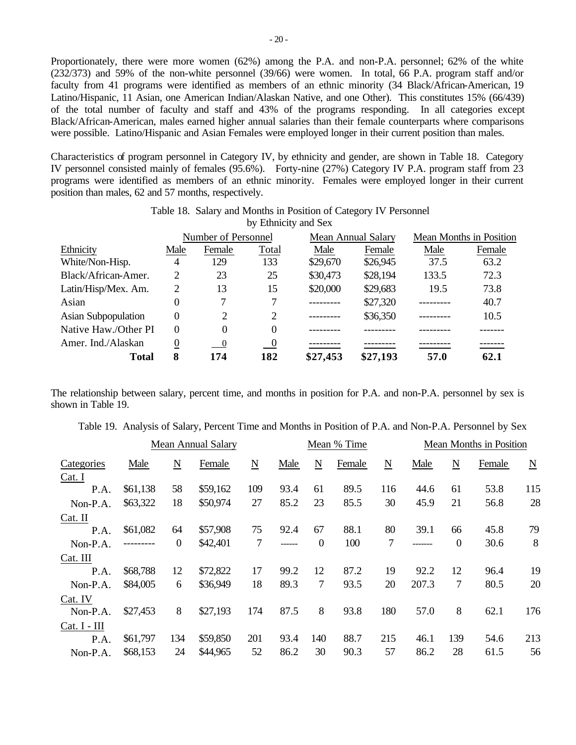Proportionately, there were more women (62%) among the P.A. and non-P.A. personnel; 62% of the white (232/373) and 59% of the non-white personnel (39/66) were women. In total, 66 P.A. program staff and/or faculty from 41 programs were identified as members of an ethnic minority (34 Black/African-American, 19 Latino/Hispanic, 11 Asian, one American Indian/Alaskan Native, and one Other). This constitutes 15% (66/439) of the total number of faculty and staff and 43% of the programs responding. In all categories except Black/African-American, males earned higher annual salaries than their female counterparts where comparisons were possible. Latino/Hispanic and Asian Females were employed longer in their current position than males.

Characteristics of program personnel in Category IV, by ethnicity and gender, are shown in Table 18. Category IV personnel consisted mainly of females (95.6%). Forty-nine (27%) Category IV P.A. program staff from 23 programs were identified as members of an ethnic minority. Females were employed longer in their current position than males, 62 and 57 months, respectively.

Table 18. Salary and Months in Position of Category IV Personnel by Ethnicity and Sex

| | Number of Personnel | | | Mean Annual Salary | | Mean Months in Position | |
|---|---|---|---|---|---|---|---|
| Ethnicity | Male | Female | Total | Male | Female | Male | Female |
| White/Non-Hisp. | 4 | 129 | 133 | $29,670 | $26,945 | 37.5 | 63.2 |
| Black/African-Amer. | 2 | 23 | 25 | $30,473 | $28,194 | 133.5 | 72.3 |
| Latin/Hisp/Mex. Am. | 2 | 13 | 15 | $20,000 | $29,683 | 19.5 | 73.8 |
| Asian | 0 | 7 | 7 | --------- | $27,320 | --------- | 40.7 |
| Asian Subpopulation | 0 | 2 | 2 | --------- | $36,350 | --------- | 10.5 |
| Native Haw./Other PI | 0 | 0 | 0 | --------- | --------- | --------- | ------- |
| Amer. Ind./Alaskan | 0 | 0 | 0 | --------- | --------- | --------- | ------- |
| **Total** | **8** | **174** | **182** | **$27,453** | **$27,193** | **57.0** | **62.1** |

The relationship between salary, percent time, and months in position for P.A. and non-P.A. personnel by sex is shown in Table 19.

Table 19. Analysis of Salary, Percent Time and Months in Position of P.A. and Non-P.A. Personnel by Sex

| | Mean Annual Salary | | | | Mean % Time | | | | Mean Months in Position | | | |
|---|---|---|---|---|---|---|---|---|---|---|---|---|
| Categories | Male | N | Female | N | Male | N | Female | N | Male | N | Female | N |
| Cat. I | | | | | | | | | | | | |
| P.A. | $61,138 | 58 | $59,162 | 109 | 93.4 | 61 | 89.5 | 116 | 44.6 | 61 | 53.8 | 115 |
| Non-P.A. | $63,322 | 18 | $50,974 | 27 | 85.2 | 23 | 85.5 | 30 | 45.9 | 21 | 56.8 | 28 |
| Cat. II | | | | | | | | | | | | |
| P.A. | $61,082 | 64 | $57,908 | 75 | 92.4 | 67 | 88.1 | 80 | 39.1 | 66 | 45.8 | 79 |
| Non-P.A. | --------- | 0 | $42,401 | 7 | ------ | 0 | 100 | 7 | ------- | 0 | 30.6 | 8 |
| Cat. III | | | | | | | | | | | | |
| P.A. | $68,788 | 12 | $72,822 | 17 | 99.2 | 12 | 87.2 | 19 | 92.2 | 12 | 96.4 | 19 |
| Non-P.A. | $84,005 | 6 | $36,949 | 18 | 89.3 | 7 | 93.5 | 20 | 207.3 | 7 | 80.5 | 20 |
| Cat. IV | | | | | | | | | | | | |
| Non-P.A. | $27,453 | 8 | $27,193 | 174 | 87.5 | 8 | 93.8 | 180 | 57.0 | 8 | 62.1 | 176 |
| Cat. I - III | | | | | | | | | | | | |
| P.A. | $61,797 | 134 | $59,850 | 201 | 93.4 | 140 | 88.7 | 215 | 46.1 | 139 | 54.6 | 213 |
| Non-P.A. | $68,153 | 24 | $44,965 | 52 | 86.2 | 30 | 90.3 | 57 | 86.2 | 28 | 61.5 | 56 |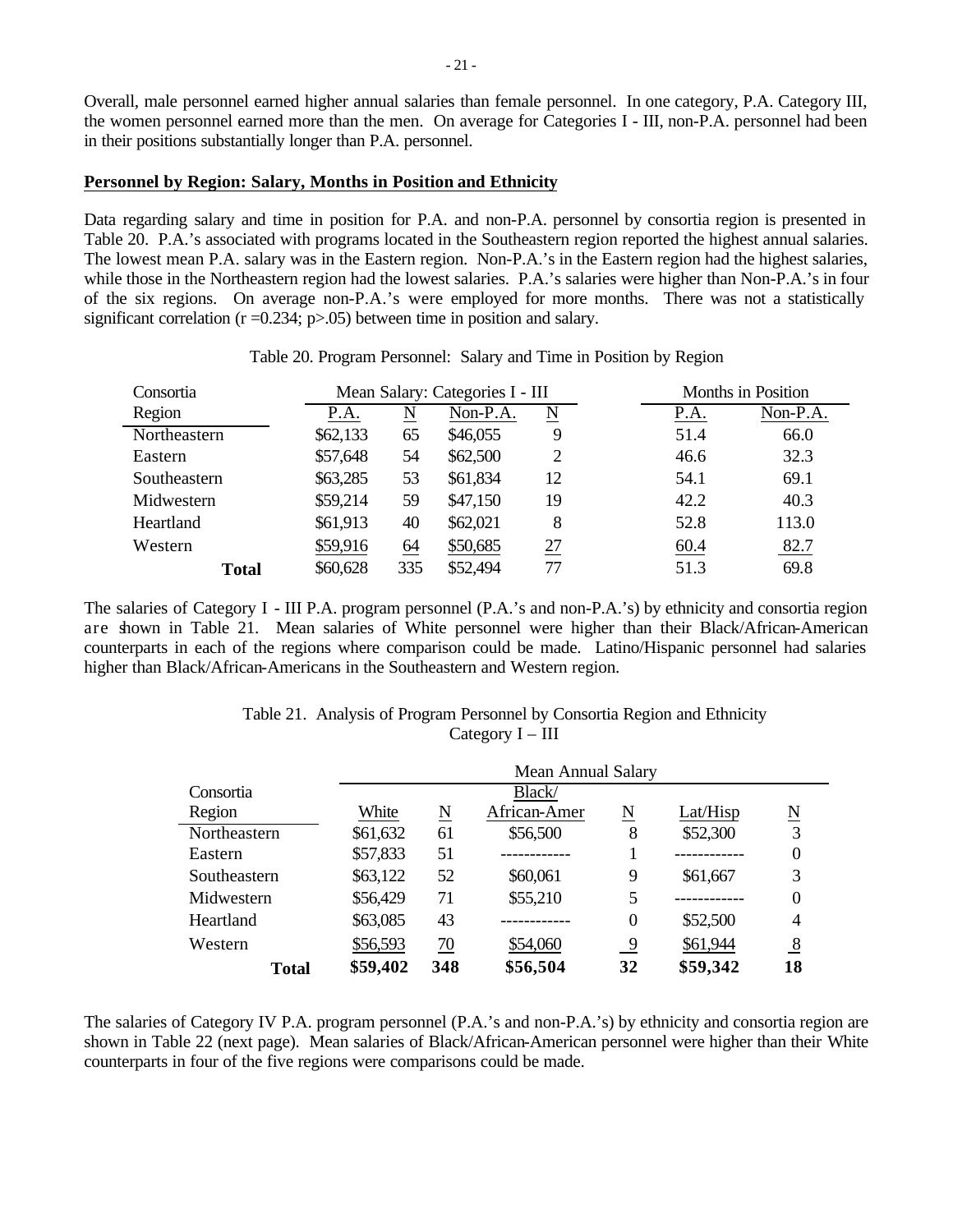Overall, male personnel earned higher annual salaries than female personnel. In one category, P.A. Category III, the women personnel earned more than the men. On average for Categories I - III, non-P.A. personnel had been in their positions substantially longer than P.A. personnel.

**Personnel by Region: Salary, Months in Position and Ethnicity**

Data regarding salary and time in position for P.A. and non-P.A. personnel by consortia region is presented in Table 20. P.A.'s associated with programs located in the Southeastern region reported the highest annual salaries. The lowest mean P.A. salary was in the Eastern region. Non-P.A.'s in the Eastern region had the highest salaries, while those in the Northeastern region had the lowest salaries. P.A.'s salaries were higher than Non-P.A.'s in four of the six regions. On average non-P.A.'s were employed for more months. There was not a statistically significant correlation ($r = 0.234$; $p > .05$) between time in position and salary.

Table 20. Program Personnel: Salary and Time in Position by Region

| Consortia | Mean Salary: Categories I - III | | | | Months in Position | |
|---|---|---|---|---|---|---|
| Region | P.A. | N | Non-P.A. | N | P.A. | Non-P.A. |
| Northeastern | $62,133 | 65 | $46,055 | 9 | 51.4 | 66.0 |
| Eastern | $57,648 | 54 | $62,500 | 2 | 46.6 | 32.3 |
| Southeastern | $63,285 | 53 | $61,834 | 12 | 54.1 | 69.1 |
| Midwestern | $59,214 | 59 | $47,150 | 19 | 42.2 | 40.3 |
| Heartland | $61,913 | 40 | $62,021 | 8 | 52.8 | 113.0 |
| Western | $59,916 | 64 | $50,685 | 27 | 60.4 | 82.7 |
| **Total** | $60,628 | 335 | $52,494 | 77 | 51.3 | 69.8 |

The salaries of Category I - III P.A. program personnel (P.A.'s and non-P.A.'s) by ethnicity and consortia region are shown in Table 21. Mean salaries of White personnel were higher than their Black/African-American counterparts in each of the regions where comparison could be made. Latino/Hispanic personnel had salaries higher than Black/African-Americans in the Southeastern and Western region.

Table 21. Analysis of Program Personnel by Consortia Region and Ethnicity
Category I – III

| Consortia | Mean Annual Salary | | | | | |
|---|---|---|---|---|---|---|
| Region | White | N | Black/ African-Amer | N | Lat/Hisp | N |
| Northeastern | $61,632 | 61 | $56,500 | 8 | $52,300 | 3 |
| Eastern | $57,833 | 51 | ------------ | 1 | ------------ | 0 |
| Southeastern | $63,122 | 52 | $60,061 | 9 | $61,667 | 3 |
| Midwestern | $56,429 | 71 | $55,210 | 5 | ------------ | 0 |
| Heartland | $63,085 | 43 | ------------ | 0 | $52,500 | 4 |
| Western | $56,593 | 70 | $54,060 | 9 | $61,944 | 8 |
| **Total** | **$59,402** | **348** | **$56,504** | **32** | **$59,342** | **18** |

The salaries of Category IV P.A. program personnel (P.A.'s and non-P.A.'s) by ethnicity and consortia region are shown in Table 22 (next page). Mean salaries of Black/African-American personnel were higher than their White counterparts in four of the five regions were comparisons could be made.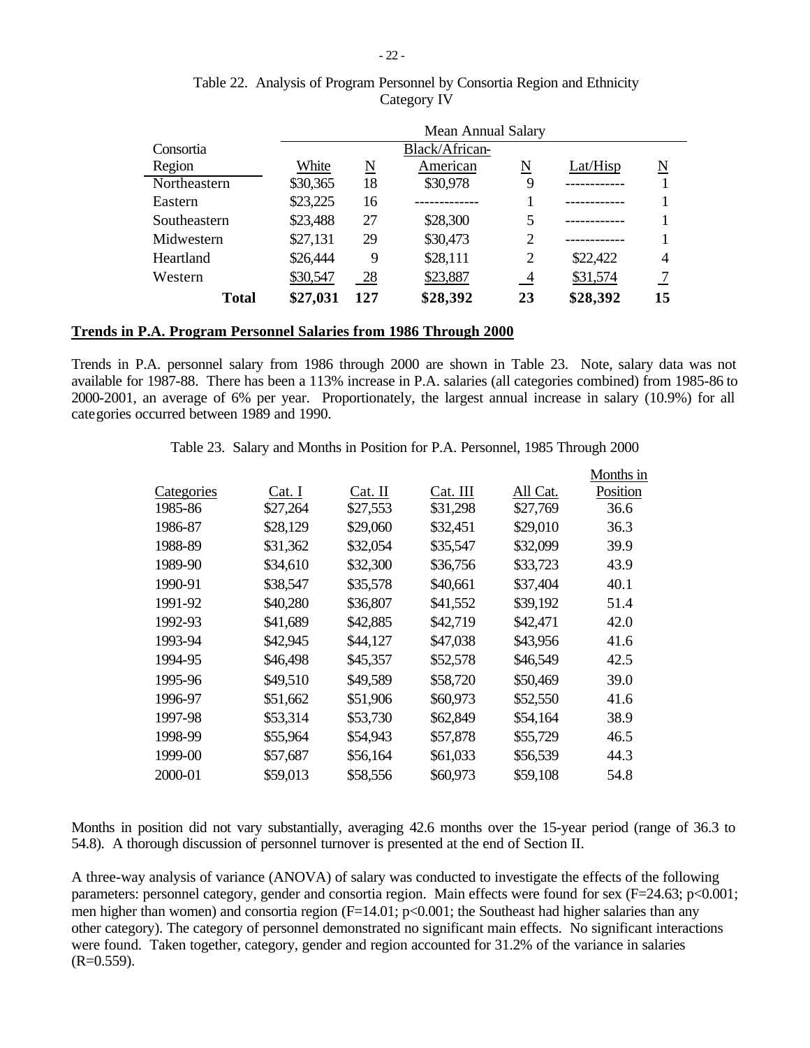Table 22. Analysis of Program Personnel by Consortia Region and Ethnicity
Category IV

| Consortia Region | Mean Annual Salary White | N | Black/African-American | N | Lat/Hisp | N |
|---|---|---|---|---|---|---|
| Northeastern | $30,365 | 18 | $30,978 | 9 | ------------ | 1 |
| Eastern | $23,225 | 16 | ------------ | 1 | ------------ | 1 |
| Southeastern | $23,488 | 27 | $28,300 | 5 | ------------ | 1 |
| Midwestern | $27,131 | 29 | $30,473 | 2 | ------------ | 1 |
| Heartland | $26,444 | 9 | $28,111 | 2 | $22,422 | 4 |
| Western | $30,547 | 28 | $23,887 | 4 | $31,574 | 7 |
| **Total** | **$27,031** | **127** | **$28,392** | **23** | **$28,392** | **15** |

## Trends in P.A. Program Personnel Salaries from 1986 Through 2000

Trends in P.A. personnel salary from 1986 through 2000 are shown in Table 23. Note, salary data was not available for 1987-88. There has been a 113% increase in P.A. salaries (all categories combined) from 1985-86 to 2000-2001, an average of 6% per year. Proportionately, the largest annual increase in salary (10.9%) for all categories occurred between 1989 and 1990.

Table 23. Salary and Months in Position for P.A. Personnel, 1985 Through 2000

| Categories | Cat. I | Cat. II | Cat. III | All Cat. | Months in Position |
|---|---|---|---|---|---|
| 1985-86 | $27,264 | $27,553 | $31,298 | $27,769 | 36.6 |
| 1986-87 | $28,129 | $29,060 | $32,451 | $29,010 | 36.3 |
| 1988-89 | $31,362 | $32,054 | $35,547 | $32,099 | 39.9 |
| 1989-90 | $34,610 | $32,300 | $36,756 | $33,723 | 43.9 |
| 1990-91 | $38,547 | $35,578 | $40,661 | $37,404 | 40.1 |
| 1991-92 | $40,280 | $36,807 | $41,552 | $39,192 | 51.4 |
| 1992-93 | $41,689 | $42,885 | $42,719 | $42,471 | 42.0 |
| 1993-94 | $42,945 | $44,127 | $47,038 | $43,956 | 41.6 |
| 1994-95 | $46,498 | $45,357 | $52,578 | $46,549 | 42.5 |
| 1995-96 | $49,510 | $49,589 | $58,720 | $50,469 | 39.0 |
| 1996-97 | $51,662 | $51,906 | $60,973 | $52,550 | 41.6 |
| 1997-98 | $53,314 | $53,730 | $62,849 | $54,164 | 38.9 |
| 1998-99 | $55,964 | $54,943 | $57,878 | $55,729 | 46.5 |
| 1999-00 | $57,687 | $56,164 | $61,033 | $56,539 | 44.3 |
| 2000-01 | $59,013 | $58,556 | $60,973 | $59,108 | 54.8 |

Months in position did not vary substantially, averaging 42.6 months over the 15-year period (range of 36.3 to 54.8). A thorough discussion of personnel turnover is presented at the end of Section II.

A three-way analysis of variance (ANOVA) of salary was conducted to investigate the effects of the following parameters: personnel category, gender and consortia region. Main effects were found for sex ($F=24.63$; $p<0.001$; men higher than women) and consortia region ($F=14.01$; $p<0.001$; the Southeast had higher salaries than any other category). The category of personnel demonstrated no significant main effects. No significant interactions were found. Taken together, category, gender and region accounted for 31.2% of the variance in salaries ($R=0.559$).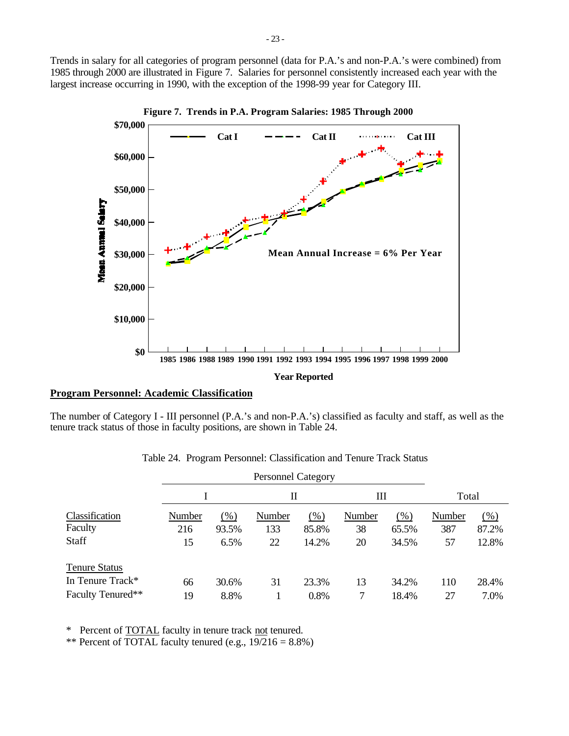Trends in salary for all categories of program personnel (data for P.A.'s and non-P.A.'s were combined) from 1985 through 2000 are illustrated in Figure 7. Salaries for personnel consistently increased each year with the largest increase occurring in 1990, with the exception of the 1998-99 year for Category III.

**Figure 7. Trends in P.A. Program Salaries: 1985 Through 2000**

## Program Personnel: Academic Classification

The number of Category I - III personnel (P.A.'s and non-P.A.'s) classified as faculty and staff, as well as the tenure track status of those in faculty positions, are shown in Table 24.

Table 24. Program Personnel: Classification and Tenure Track Status

| | Personnel Category | | | | | | | |
|---|---|---|---|---|---|---|---|---|
| | I | | II | | III | | Total | |
| Classification | Number | (%) | Number | (%) | Number | (%) | Number | (%) |
| Faculty | 216 | 93.5% | 133 | 85.8% | 38 | 65.5% | 387 | 87.2% |
| Staff | 15 | 6.5% | 22 | 14.2% | 20 | 34.5% | 57 | 12.8% |
| Tenure Status | | | | | | | | |
| In Tenure Track* | 66 | 30.6% | 31 | 23.3% | 13 | 34.2% | 110 | 28.4% |
| Faculty Tenured** | 19 | 8.8% | 1 | 0.8% | 7 | 18.4% | 27 | 7.0% |

\* Percent of TOTAL faculty in tenure track not tenured.

** Percent of TOTAL faculty tenured (e.g., 19/216 = 8.8%)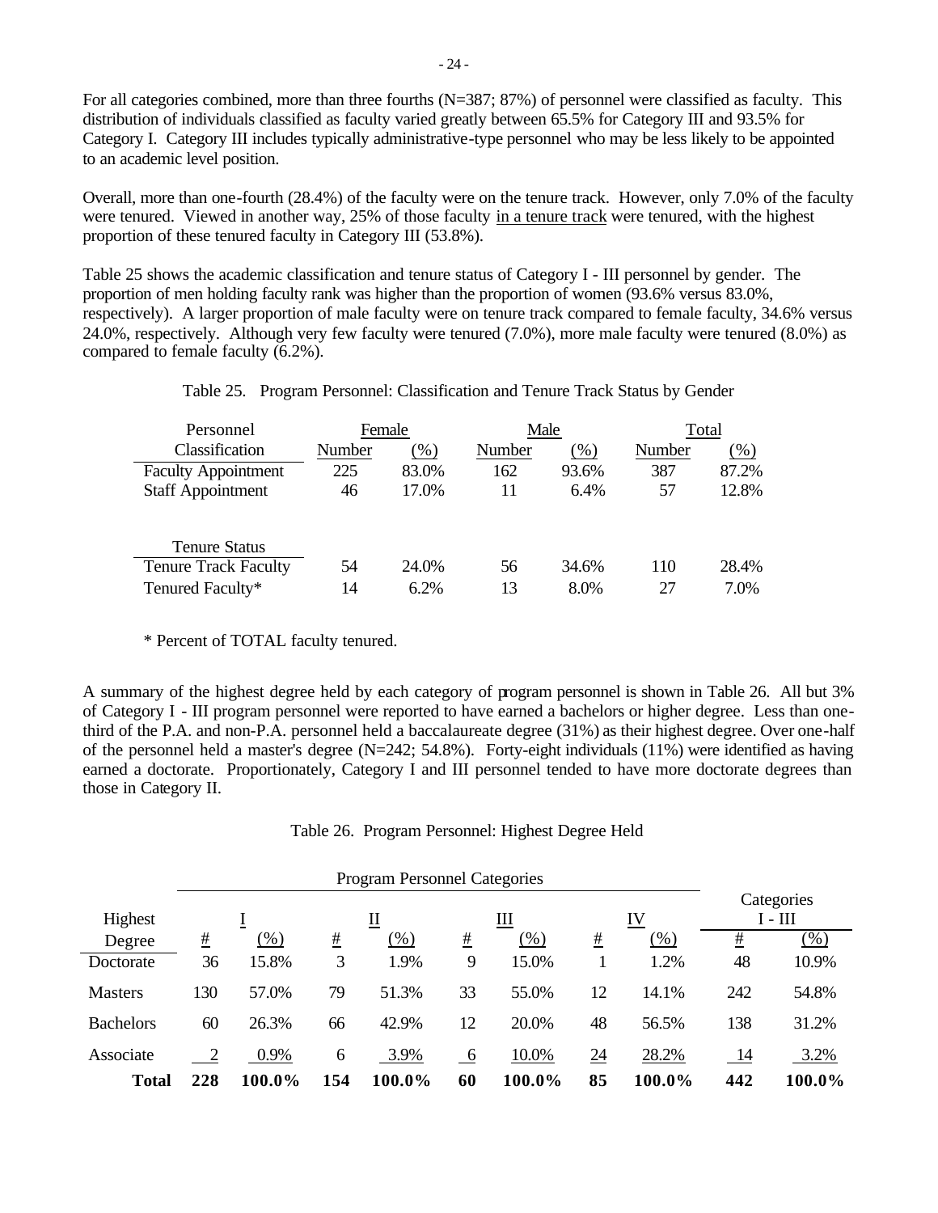For all categories combined, more than three fourths (N=387; 87%) of personnel were classified as faculty. This distribution of individuals classified as faculty varied greatly between 65.5% for Category III and 93.5% for Category I. Category III includes typically administrative-type personnel who may be less likely to be appointed to an academic level position.

Overall, more than one-fourth (28.4%) of the faculty were on the tenure track. However, only 7.0% of the faculty were tenured. Viewed in another way, 25% of those faculty in a tenure track were tenured, with the highest proportion of these tenured faculty in Category III (53.8%).

Table 25 shows the academic classification and tenure status of Category I - III personnel by gender. The proportion of men holding faculty rank was higher than the proportion of women (93.6% versus 83.0%, respectively). A larger proportion of male faculty were on tenure track compared to female faculty, 34.6% versus 24.0%, respectively. Although very few faculty were tenured (7.0%), more male faculty were tenured (8.0%) as compared to female faculty (6.2%).

Table 25. Program Personnel: Classification and Tenure Track Status by Gender

| Personnel | Female | | Male | | Total | |
|---|---|---|---|---|---|---|
| Classification | Number | (%) | Number | (%) | Number | (%) |
| Faculty Appointment | 225 | 83.0% | 162 | 93.6% | 387 | 87.2% |
| Staff Appointment | 46 | 17.0% | 11 | 6.4% | 57 | 12.8% |
| **Tenure Status** | | | | | | |
| Tenure Track Faculty | 54 | 24.0% | 56 | 34.6% | 110 | 28.4% |
| Tenured Faculty* | 14 | 6.2% | 13 | 8.0% | 27 | 7.0% |

\* Percent of TOTAL faculty tenured.

A summary of the highest degree held by each category of program personnel is shown in Table 26. All but 3% of Category I - III program personnel were reported to have earned a bachelors or higher degree. Less than one-third of the P.A. and non-P.A. personnel held a baccalaureate degree (31%) as their highest degree. Over one-half of the personnel held a master's degree (N=242; 54.8%). Forty-eight individuals (11%) were identified as having earned a doctorate. Proportionately, Category I and III personnel tended to have more doctorate degrees than those in Category II.

Table 26. Program Personnel: Highest Degree Held

| | Program Personnel Categories | | | | | | | | Categories I - III | |
|---|---|---|---|---|---|---|---|---|---|---|
| Highest | I | | II | | III | | IV | | | |
| Degree | # | (%) | # | (%) | # | (%) | # | (%) | # | (%) |
| Doctorate | 36 | 15.8% | 3 | 1.9% | 9 | 15.0% | 1 | 1.2% | 48 | 10.9% |
| Masters | 130 | 57.0% | 79 | 51.3% | 33 | 55.0% | 12 | 14.1% | 242 | 54.8% |
| Bachelors | 60 | 26.3% | 66 | 42.9% | 12 | 20.0% | 48 | 56.5% | 138 | 31.2% |
| Associate | 2 | 0.9% | 6 | 3.9% | 6 | 10.0% | 24 | 28.2% | 14 | 3.2% |
| **Total** | **228** | **100.0%** | **154** | **100.0%** | **60** | **100.0%** | **85** | **100.0%** | **442** | **100.0%** |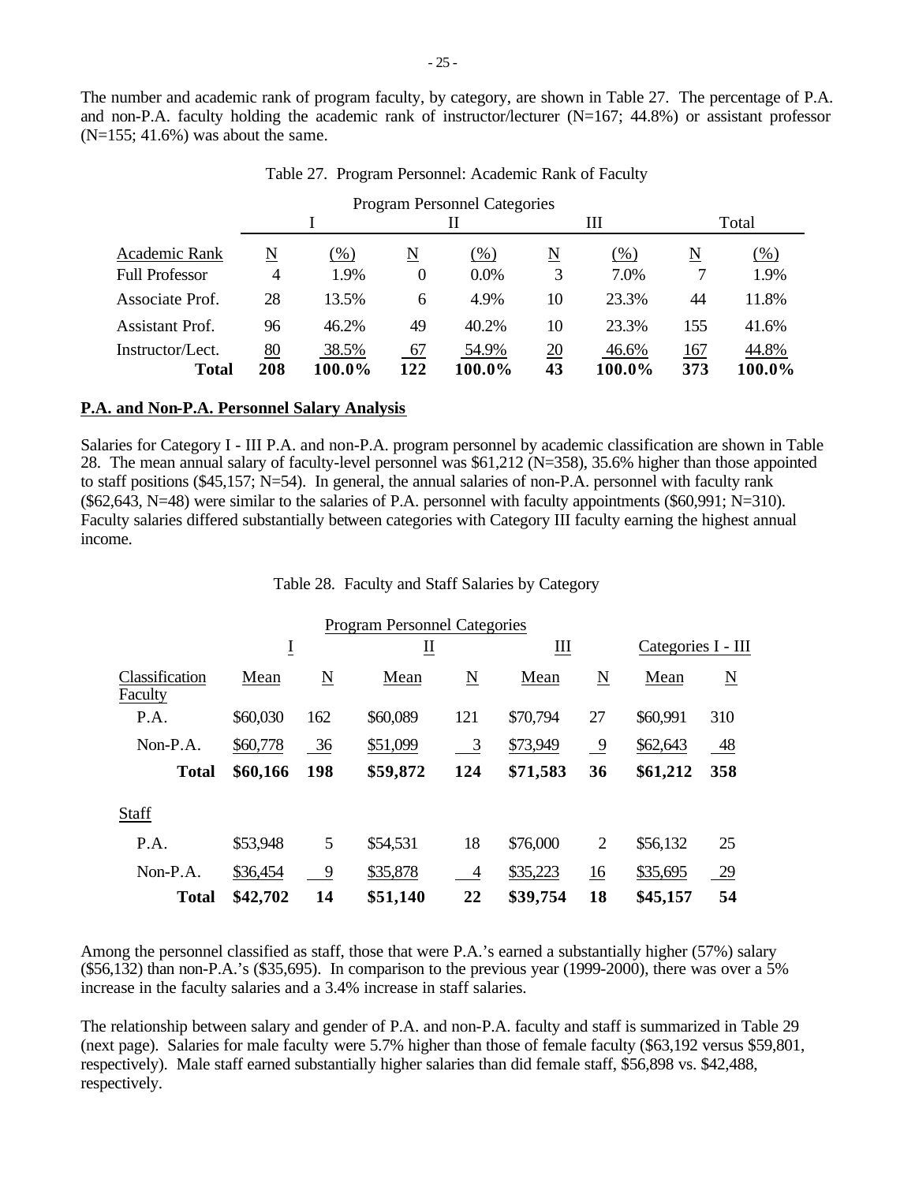The number and academic rank of program faculty, by category, are shown in Table 27. The percentage of P.A. and non-P.A. faculty holding the academic rank of instructor/lecturer (N=167; 44.8%) or assistant professor (N=155; 41.6%) was about the same.

Table 27. Program Personnel: Academic Rank of Faculty

| | Program Personnel Categories | | | | | | | |
|---|---|---|---|---|---|---|---|---|
| | I | | II | | III | | Total | |
| Academic Rank | N | (%) | N | (%) | N | (%) | N | (%) |
| Full Professor | 4 | 1.9% | 0 | 0.0% | 3 | 7.0% | 7 | 1.9% |
| Associate Prof. | 28 | 13.5% | 6 | 4.9% | 10 | 23.3% | 44 | 11.8% |
| Assistant Prof. | 96 | 46.2% | 49 | 40.2% | 10 | 23.3% | 155 | 41.6% |
| Instructor/Lect. | 80 | 38.5% | 67 | 54.9% | 20 | 46.6% | 167 | 44.8% |
| **Total** | **208** | **100.0%** | **122** | **100.0%** | **43** | **100.0%** | **373** | **100.0%** |

## P.A. and Non-P.A. Personnel Salary Analysis

Salaries for Category I - III P.A. and non-P.A. program personnel by academic classification are shown in Table 28. The mean annual salary of faculty-level personnel was $61,212 (N=358), 35.6% higher than those appointed to staff positions ($45,157; N=54). In general, the annual salaries of non-P.A. personnel with faculty rank ($62,643, N=48) were similar to the salaries of P.A. personnel with faculty appointments ($60,991; N=310). Faculty salaries differed substantially between categories with Category III faculty earning the highest annual income.

Table 28. Faculty and Staff Salaries by Category

| | Program Personnel Categories | | | | | | | |
|---|---|---|---|---|---|---|---|---|
| | I | | II | | III | | Categories I - III | |
| Classification | Mean | N | Mean | N | Mean | N | Mean | N |
| Faculty | | | | | | | | |
| P.A. | $60,030 | 162 | $60,089 | 121 | $70,794 | 27 | $60,991 | 310 |
| Non-P.A. | $60,778 | 36 | $51,099 | 3 | $73,949 | 9 | $62,643 | 48 |
| **Total** | **$60,166** | **198** | **$59,872** | **124** | **$71,583** | **36** | **$61,212** | **358** |
| Staff | | | | | | | | |
| P.A. | $53,948 | 5 | $54,531 | 18 | $76,000 | 2 | $56,132 | 25 |
| Non-P.A. | $36,454 | 9 | $35,878 | 4 | $35,223 | 16 | $35,695 | 29 |
| **Total** | **$42,702** | **14** | **$51,140** | **22** | **$39,754** | **18** | **$45,157** | **54** |

Among the personnel classified as staff, those that were P.A.'s earned a substantially higher (57%) salary ($56,132) than non-P.A.'s ($35,695). In comparison to the previous year (1999-2000), there was over a 5% increase in the faculty salaries and a 3.4% increase in staff salaries.

The relationship between salary and gender of P.A. and non-P.A. faculty and staff is summarized in Table 29 (next page). Salaries for male faculty were 5.7% higher than those of female faculty ($63,192 versus $59,801, respectively). Male staff earned substantially higher salaries than did female staff, $56,898 vs. $42,488, respectively.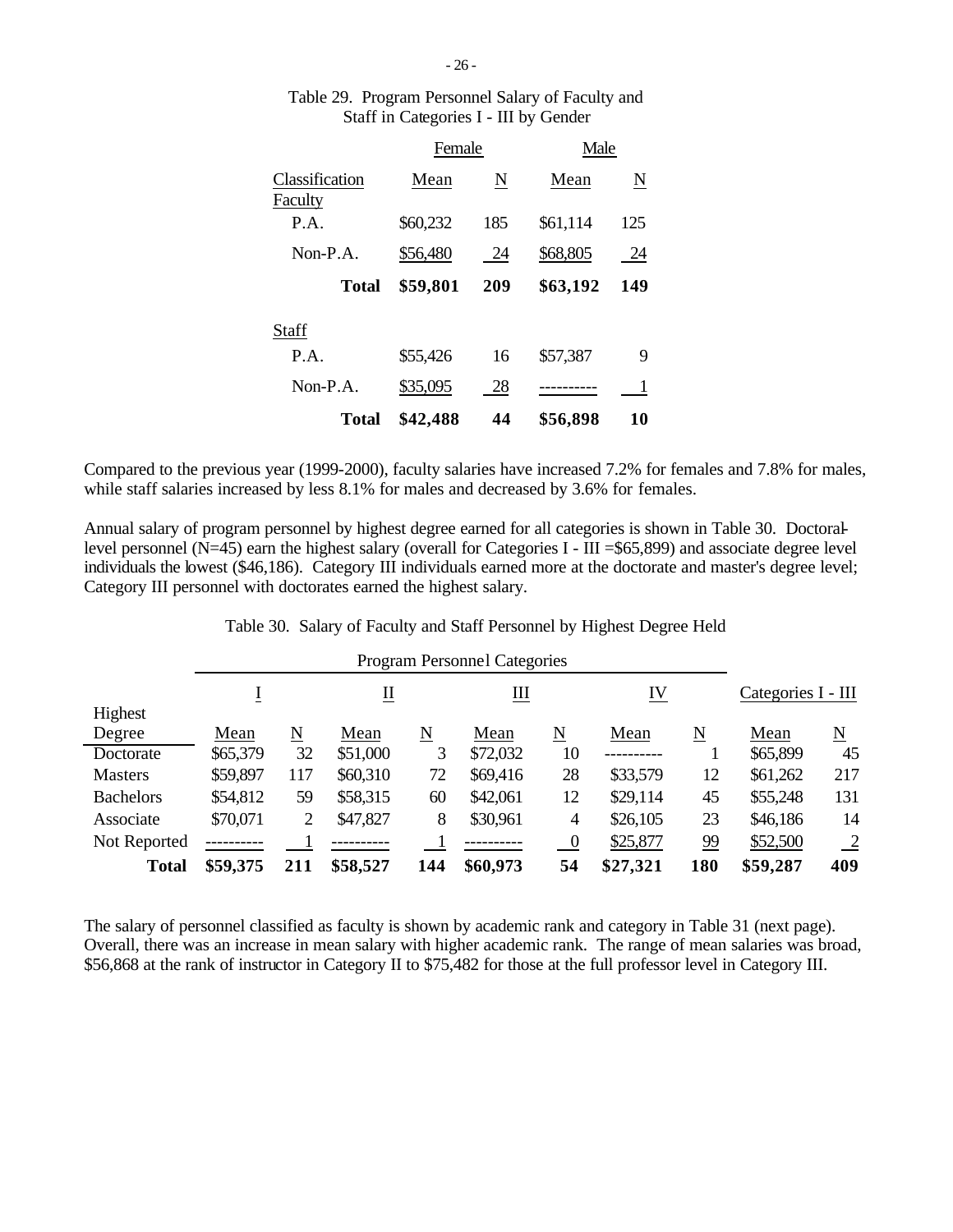Table 29. Program Personnel Salary of Faculty and Staff in Categories I - III by Gender

| Classification | Female Mean | Female N | Male Mean | Male N |
|---|---|---|---|---|
| Faculty | | | | |
| P.A. | $60,232 | 185 | $61,114 | 125 |
| Non-P.A. | $56,480 | 24 | $68,805 | 24 |
| **Total** | **$59,801** | **209** | **$63,192** | **149** |
| Staff | | | | |
| P.A. | $55,426 | 16 | $57,387 | 9 |
| Non-P.A. | $35,095 | 28 | ---------- | 1 |
| **Total** | **$42,488** | **44** | **$56,898** | **10** |

Compared to the previous year (1999-2000), faculty salaries have increased 7.2% for females and 7.8% for males, while staff salaries increased by less 8.1% for males and decreased by 3.6% for females.

Annual salary of program personnel by highest degree earned for all categories is shown in Table 30. Doctoral-level personnel (N=45) earn the highest salary (overall for Categories I - III =$65,899) and associate degree level individuals the lowest ($46,186). Category III individuals earned more at the doctorate and master's degree level; Category III personnel with doctorates earned the highest salary.

Table 30. Salary of Faculty and Staff Personnel by Highest Degree Held

| | Program Personnel Categories | | | | | | | | | |
|---|---|---|---|---|---|---|---|---|---|---|
| | I | | II | | III | | IV | | Categories I - III | |
| Highest Degree | Mean | N | Mean | N | Mean | N | Mean | N | Mean | N |
| Doctorate | $65,379 | 32 | $51,000 | 3 | $72,032 | 10 | ---------- | 1 | $65,899 | 45 |
| Masters | $59,897 | 117 | $60,310 | 72 | $69,416 | 28 | $33,579 | 12 | $61,262 | 217 |
| Bachelors | $54,812 | 59 | $58,315 | 60 | $42,061 | 12 | $29,114 | 45 | $55,248 | 131 |
| Associate | $70,071 | 2 | $47,827 | 8 | $30,961 | 4 | $26,105 | 23 | $46,186 | 14 |
| Not Reported | ---------- | 1 | ---------- | 1 | ---------- | 0 | $25,877 | 99 | $52,500 | 2 |
| **Total** | **$59,375** | **211** | **$58,527** | **144** | **$60,973** | **54** | **$27,321** | **180** | **$59,287** | **409** |

The salary of personnel classified as faculty is shown by academic rank and category in Table 31 (next page). Overall, there was an increase in mean salary with higher academic rank. The range of mean salaries was broad, $56,868 at the rank of instructor in Category II to $75,482 for those at the full professor level in Category III.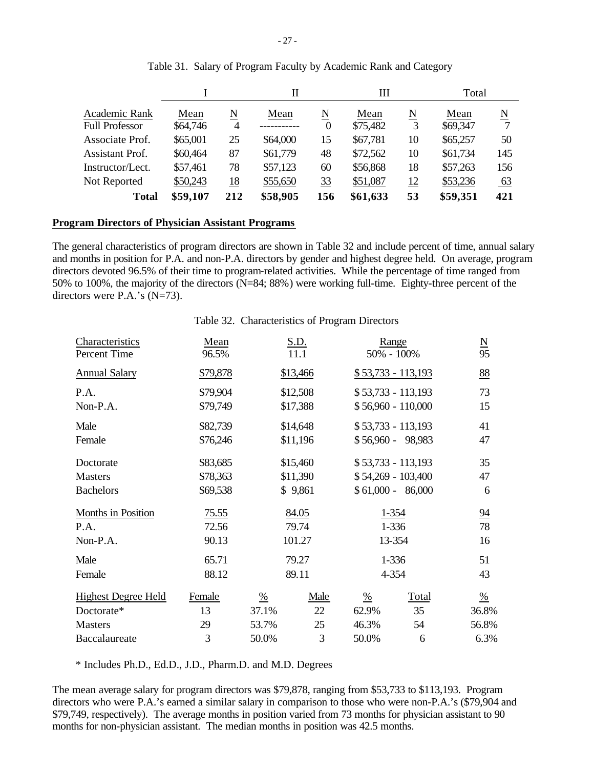Table 31. Salary of Program Faculty by Academic Rank and Category

| | I | | II | | III | | Total | |
|---|---|---|---|---|---|---|---|---|
| Academic Rank | Mean | N | Mean | N | Mean | N | Mean | N |
| Full Professor | $64,746 | 4 | ----------- | 0 | $75,482 | 3 | $69,347 | 7 |
| Associate Prof. | $65,001 | 25 | $64,000 | 15 | $67,781 | 10 | $65,257 | 50 |
| Assistant Prof. | $60,464 | 87 | $61,779 | 48 | $72,562 | 10 | $61,734 | 145 |
| Instructor/Lect. | $57,461 | 78 | $57,123 | 60 | $56,868 | 18 | $57,263 | 156 |
| Not Reported | $50,243 | 18 | $55,650 | 33 | $51,087 | 12 | $53,236 | 63 |
| **Total** | **$59,107** | **212** | **$58,905** | **156** | **$61,633** | **53** | **$59,351** | **421** |

**Program Directors of Physician Assistant Programs**

The general characteristics of program directors are shown in Table 32 and include percent of time, annual salary and months in position for P.A. and non-P.A. directors by gender and highest degree held. On average, program directors devoted 96.5% of their time to program-related activities. While the percentage of time ranged from 50% to 100%, the majority of the directors (N=84; 88%) were working full-time. Eighty-three percent of the directors were P.A.'s (N=73).

Table 32. Characteristics of Program Directors

| Characteristics | Mean | S.D. | Range | N |
|---|---|---|---|---|
| Percent Time | 96.5% | 11.1 | 50% - 100% | 95 |
| Annual Salary | $79,878 | $13,466 | $ 53,733 - 113,193 | 88 |
| P.A. | $79,904 | $12,508 | $ 53,733 - 113,193 | 73 |
| Non-P.A. | $79,749 | $17,388 | $ 56,960 - 110,000 | 15 |
| Male | $82,739 | $14,648 | $ 53,733 - 113,193 | 41 |
| Female | $76,246 | $11,196 | $ 56,960 - 98,983 | 47 |
| Doctorate | $83,685 | $15,460 | $ 53,733 - 113,193 | 35 |
| Masters | $78,363 | $11,390 | $ 54,269 - 103,400 | 47 |
| Bachelors | $69,538 | $ 9,861 | $ 61,000 - 86,000 | 6 |
| Months in Position | 75.55 | 84.05 | 1-354 | 94 |
| P.A. | 72.56 | 79.74 | 1-336 | 78 |
| Non-P.A. | 90.13 | 101.27 | 13-354 | 16 |
| Male | 65.71 | 79.27 | 1-336 | 51 |
| Female | 88.12 | 89.11 | 4-354 | 43 |

| Highest Degree Held | Female | % | Male | % | Total | % |
|---|---|---|---|---|---|---|
| Doctorate* | 13 | 37.1% | 22 | 62.9% | 35 | 36.8% |
| Masters | 29 | 53.7% | 25 | 46.3% | 54 | 56.8% |
| Baccalaureate | 3 | 50.0% | 3 | 50.0% | 6 | 6.3% |

* Includes Ph.D., Ed.D., J.D., Pharm.D. and M.D. Degrees

The mean average salary for program directors was $79,878, ranging from $53,733 to $113,193. Program directors who were P.A.'s earned a similar salary in comparison to those who were non-P.A.'s ($79,904 and $79,749, respectively). The average months in position varied from 73 months for physician assistant to 90 months for non-physician assistant. The median months in position was 42.5 months.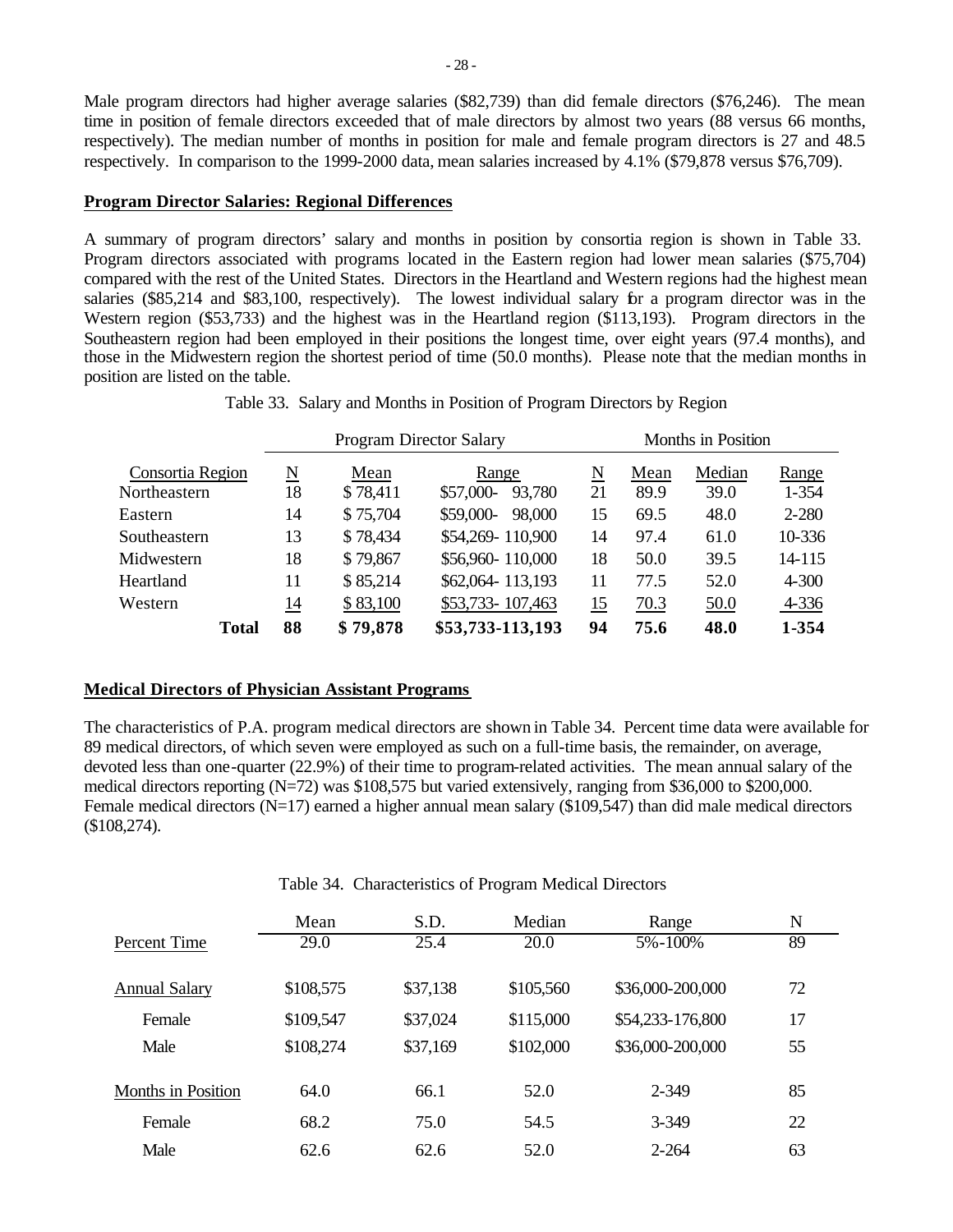Male program directors had higher average salaries ($82,739) than did female directors ($76,246). The mean time in position of female directors exceeded that of male directors by almost two years (88 versus 66 months, respectively). The median number of months in position for male and female program directors is 27 and 48.5 respectively. In comparison to the 1999-2000 data, mean salaries increased by 4.1% ($79,878 versus $76,709).

## Program Director Salaries: Regional Differences

A summary of program directors' salary and months in position by consortia region is shown in Table 33. Program directors associated with programs located in the Eastern region had lower mean salaries ($75,704) compared with the rest of the United States. Directors in the Heartland and Western regions had the highest mean salaries ($85,214 and $83,100, respectively). The lowest individual salary for a program director was in the Western region ($53,733) and the highest was in the Heartland region ($113,193). Program directors in the Southeastern region had been employed in their positions the longest time, over eight years (97.4 months), and those in the Midwestern region the shortest period of time (50.0 months). Please note that the median months in position are listed on the table.

Table 33. Salary and Months in Position of Program Directors by Region

| | Program Director Salary | | | Months in Position | | | |
|---|---|---|---|---|---|---|---|
| Consortia Region | N | Mean | Range | N | Mean | Median | Range |
| Northeastern | 18 | $ 78,411 | $57,000- 93,780 | 21 | 89.9 | 39.0 | 1-354 |
| Eastern | 14 | $ 75,704 | $59,000- 98,000 | 15 | 69.5 | 48.0 | 2-280 |
| Southeastern | 13 | $ 78,434 | $54,269- 110,900 | 14 | 97.4 | 61.0 | 10-336 |
| Midwestern | 18 | $ 79,867 | $56,960- 110,000 | 18 | 50.0 | 39.5 | 14-115 |
| Heartland | 11 | $ 85,214 | $62,064- 113,193 | 11 | 77.5 | 52.0 | 4-300 |
| Western | 14 | $ 83,100 | $53,733- 107,463 | 15 | 70.3 | 50.0 | 4-336 |
| **Total** | **88** | **$ 79,878** | **$53,733-113,193** | **94** | **75.6** | **48.0** | **1-354** |

## Medical Directors of Physician Assistant Programs

The characteristics of P.A. program medical directors are shown in Table 34. Percent time data were available for 89 medical directors, of which seven were employed as such on a full-time basis, the remainder, on average, devoted less than one-quarter (22.9%) of their time to program-related activities. The mean annual salary of the medical directors reporting (N=72) was $108,575 but varied extensively, ranging from $36,000 to $200,000. Female medical directors (N=17) earned a higher annual mean salary ($109,547) than did male medical directors ($108,274).

Table 34. Characteristics of Program Medical Directors

| | Mean | S.D. | Median | Range | N |
|---|---|---|---|---|---|
| Percent Time | 29.0 | 25.4 | 20.0 | 5%-100% | 89 |
| Annual Salary | $108,575 | $37,138 | $105,560 | $36,000-200,000 | 72 |
| Female | $109,547 | $37,024 | $115,000 | $54,233-176,800 | 17 |
| Male | $108,274 | $37,169 | $102,000 | $36,000-200,000 | 55 |
| Months in Position | 64.0 | 66.1 | 52.0 | 2-349 | 85 |
| Female | 68.2 | 75.0 | 54.5 | 3-349 | 22 |
| Male | 62.6 | 62.6 | 52.0 | 2-264 | 63 |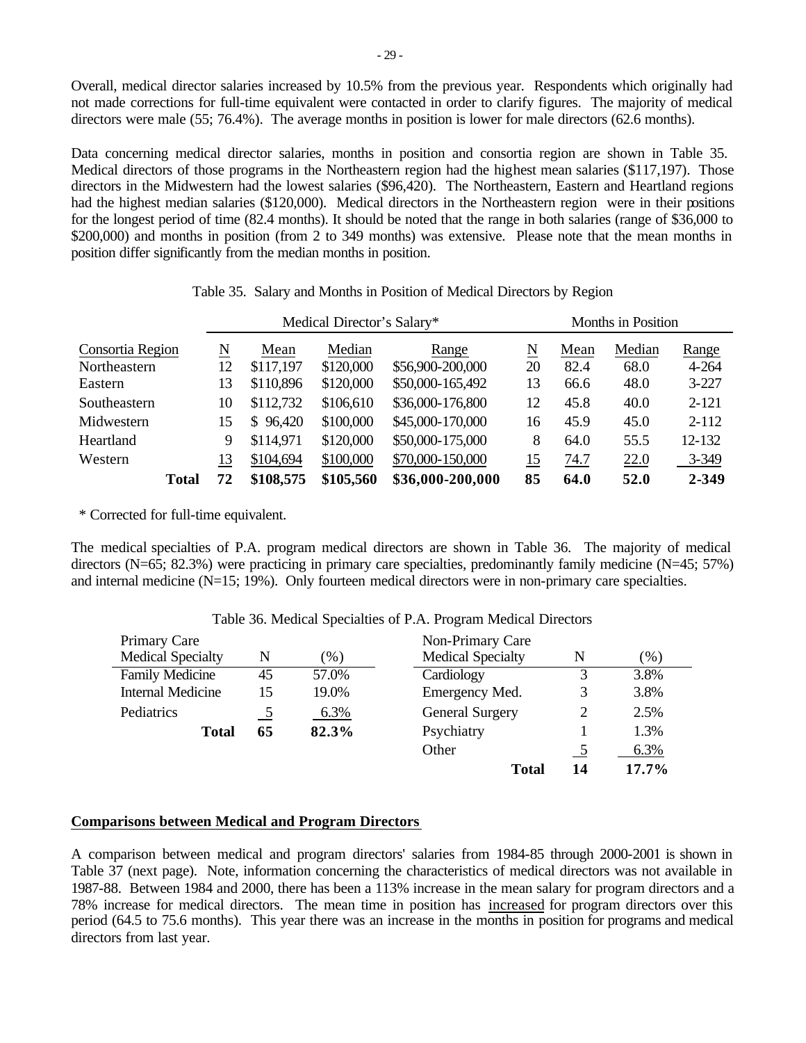Overall, medical director salaries increased by 10.5% from the previous year. Respondents which originally had not made corrections for full-time equivalent were contacted in order to clarify figures. The majority of medical directors were male (55; 76.4%). The average months in position is lower for male directors (62.6 months).

Data concerning medical director salaries, months in position and consortia region are shown in Table 35. Medical directors of those programs in the Northeastern region had the highest mean salaries ($117,197). Those directors in the Midwestern had the lowest salaries ($96,420). The Northeastern, Eastern and Heartland regions had the highest median salaries ($120,000). Medical directors in the Northeastern region were in their positions for the longest period of time (82.4 months). It should be noted that the range in both salaries (range of $36,000 to $200,000) and months in position (from 2 to 349 months) was extensive. Please note that the mean months in position differ significantly from the median months in position.

Table 35. Salary and Months in Position of Medical Directors by Region

| | Medical Director's Salary* | | | | Months in Position | | | |
|---|---|---|---|---|---|---|---|---|
| Consortia Region | N | Mean | Median | Range | N | Mean | Median | Range |
| Northeastern | 12 | $117,197 | $120,000 | $56,900-200,000 | 20 | 82.4 | 68.0 | 4-264 |
| Eastern | 13 | $110,896 | $120,000 | $50,000-165,492 | 13 | 66.6 | 48.0 | 3-227 |
| Southeastern | 10 | $112,732 | $106,610 | $36,000-176,800 | 12 | 45.8 | 40.0 | 2-121 |
| Midwestern | 15 | $ 96,420 | $100,000 | $45,000-170,000 | 16 | 45.9 | 45.0 | 2-112 |
| Heartland | 9 | $114,971 | $120,000 | $50,000-175,000 | 8 | 64.0 | 55.5 | 12-132 |
| Western | 13 | $104,694 | $100,000 | $70,000-150,000 | 15 | 74.7 | 22.0 | 3-349 |
| **Total** | **72** | **$108,575** | **$105,560** | **$36,000-200,000** | **85** | **64.0** | **52.0** | **2-349** |

\* Corrected for full-time equivalent.

The medical specialties of P.A. program medical directors are shown in Table 36. The majority of medical directors (N=65; 82.3%) were practicing in primary care specialties, predominantly family medicine (N=45; 57%) and internal medicine (N=15; 19%). Only fourteen medical directors were in non-primary care specialties.

Table 36. Medical Specialties of P.A. Program Medical Directors

| Primary Care Medical Specialty | N | (%) | Non-Primary Care Medical Specialty | N | (%) |
|---|---|---|---|---|---|
| Family Medicine | 45 | 57.0% | Cardiology | 3 | 3.8% |
| Internal Medicine | 15 | 19.0% | Emergency Med. | 3 | 3.8% |
| Pediatrics | 5 | 6.3% | General Surgery | 2 | 2.5% |
| **Total** | **65** | **82.3%** | Psychiatry | 1 | 1.3% |
| | | | Other | 5 | 6.3% |
| | | | **Total** | **14** | **17.7%** |

## Comparisons between Medical and Program Directors

A comparison between medical and program directors' salaries from 1984-85 through 2000-2001 is shown in Table 37 (next page). Note, information concerning the characteristics of medical directors was not available in 1987-88. Between 1984 and 2000, there has been a 113% increase in the mean salary for program directors and a 78% increase for medical directors. The mean time in position has <u>increased</u> for program directors over this period (64.5 to 75.6 months). This year there was an increase in the months in position for programs and medical directors from last year.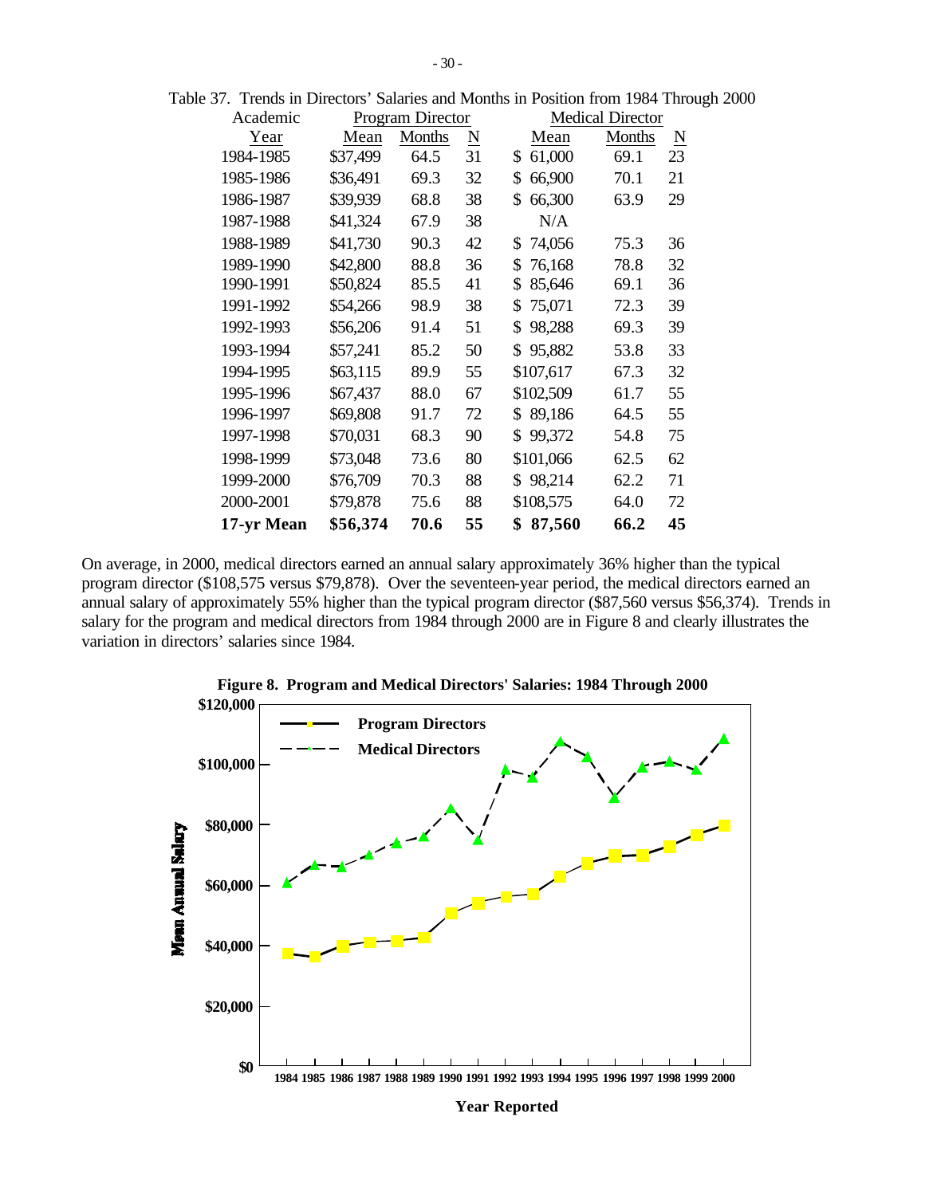Table 37. Trends in Directors' Salaries and Months in Position from 1984 Through 2000

| Academic Year | Program Director | | | Medical Director | | |
|---|---|---|---|---|---|---|
| | Mean | Months | N | Mean | Months | N |
| 1984-1985 | $37,499 | 64.5 | 31 | $ 61,000 | 69.1 | 23 |
| 1985-1986 | $36,491 | 69.3 | 32 | $ 66,900 | 70.1 | 21 |
| 1986-1987 | $39,939 | 68.8 | 38 | $ 66,300 | 63.9 | 29 |
| 1987-1988 | $41,324 | 67.9 | 38 | N/A | | |
| 1988-1989 | $41,730 | 90.3 | 42 | $ 74,056 | 75.3 | 36 |
| 1989-1990 | $42,800 | 88.8 | 36 | $ 76,168 | 78.8 | 32 |
| 1990-1991 | $50,824 | 85.5 | 41 | $ 85,646 | 69.1 | 36 |
| 1991-1992 | $54,266 | 98.9 | 38 | $ 75,071 | 72.3 | 39 |
| 1992-1993 | $56,206 | 91.4 | 51 | $ 98,288 | 69.3 | 39 |
| 1993-1994 | $57,241 | 85.2 | 50 | $ 95,882 | 53.8 | 33 |
| 1994-1995 | $63,115 | 89.9 | 55 | $107,617 | 67.3 | 32 |
| 1995-1996 | $67,437 | 88.0 | 67 | $102,509 | 61.7 | 55 |
| 1996-1997 | $69,808 | 91.7 | 72 | $ 89,186 | 64.5 | 55 |
| 1997-1998 | $70,031 | 68.3 | 90 | $ 99,372 | 54.8 | 75 |
| 1998-1999 | $73,048 | 73.6 | 80 | $101,066 | 62.5 | 62 |
| 1999-2000 | $76,709 | 70.3 | 88 | $ 98,214 | 62.2 | 71 |
| 2000-2001 | $79,878 | 75.6 | 88 | $108,575 | 64.0 | 72 |
| **17-yr Mean** | **$56,374** | **70.6** | **55** | **$ 87,560** | **66.2** | **45** |

On average, in 2000, medical directors earned an annual salary approximately 36% higher than the typical program director ($108,575 versus $79,878). Over the seventeen-year period, the medical directors earned an annual salary of approximately 55% higher than the typical program director ($87,560 versus $56,374). Trends in salary for the program and medical directors from 1984 through 2000 are in Figure 8 and clearly illustrates the variation in directors' salaries since 1984.

**Figure 8. Program and Medical Directors' Salaries: 1984 Through 2000**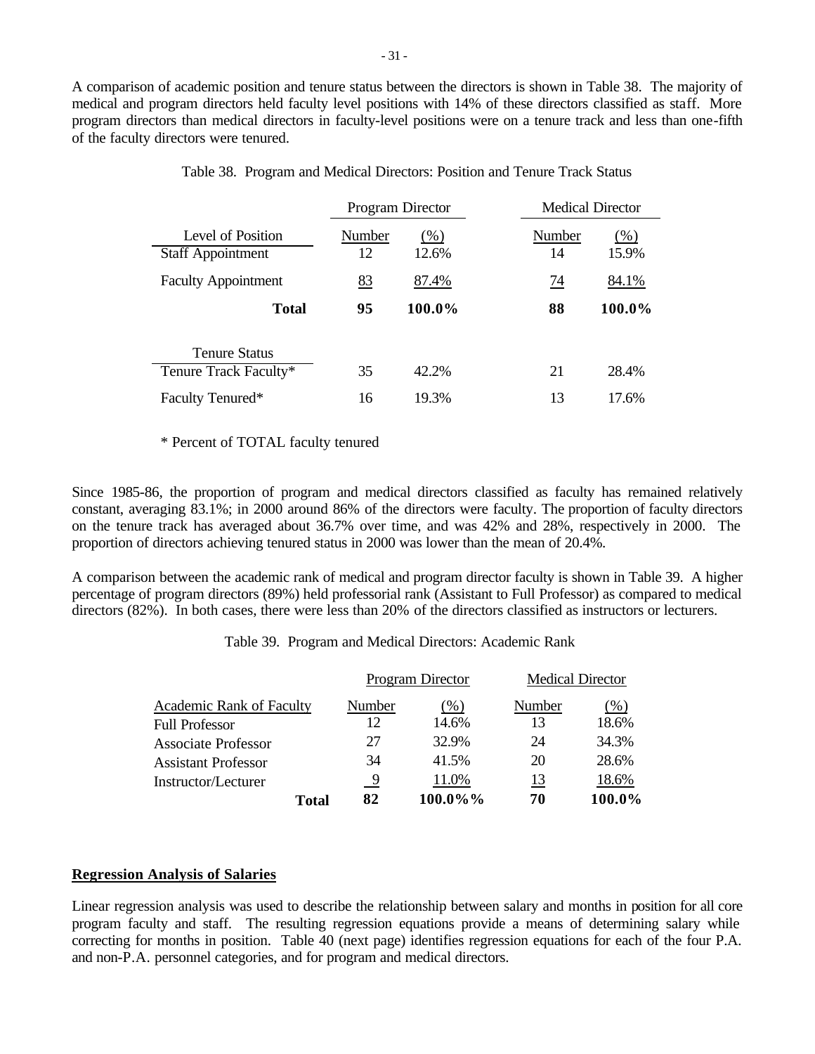A comparison of academic position and tenure status between the directors is shown in Table 38. The majority of medical and program directors held faculty level positions with 14% of these directors classified as staff. More program directors than medical directors in faculty-level positions were on a tenure track and less than one-fifth of the faculty directors were tenured.

Table 38. Program and Medical Directors: Position and Tenure Track Status

| | Program Director | | Medical Director | |
|---|---|---|---|---|
| Level of Position | Number | (%) | Number | (%) |
| Staff Appointment | 12 | 12.6% | 14 | 15.9% |
| Faculty Appointment | 83 | 87.4% | 74 | 84.1% |
| **Total** | **95** | **100.0%** | **88** | **100.0%** |
| Tenure Status | | | | |
| Tenure Track Faculty* | 35 | 42.2% | 21 | 28.4% |
| Faculty Tenured* | 16 | 19.3% | 13 | 17.6% |

\* Percent of TOTAL faculty tenured

Since 1985-86, the proportion of program and medical directors classified as faculty has remained relatively constant, averaging 83.1%; in 2000 around 86% of the directors were faculty. The proportion of faculty directors on the tenure track has averaged about 36.7% over time, and was 42% and 28%, respectively in 2000. The proportion of directors achieving tenured status in 2000 was lower than the mean of 20.4%.

A comparison between the academic rank of medical and program director faculty is shown in Table 39. A higher percentage of program directors (89%) held professorial rank (Assistant to Full Professor) as compared to medical directors (82%). In both cases, there were less than 20% of the directors classified as instructors or lecturers.

Table 39. Program and Medical Directors: Academic Rank

| | Program Director | | Medical Director | |
|---|---|---|---|---|
| Academic Rank of Faculty | Number | (%) | Number | (%) |
| Full Professor | 12 | 14.6% | 13 | 18.6% |
| Associate Professor | 27 | 32.9% | 24 | 34.3% |
| Assistant Professor | 34 | 41.5% | 20 | 28.6% |
| Instructor/Lecturer | 9 | 11.0% | 13 | 18.6% |
| **Total** | **82** | **100.0%%** | **70** | **100.0%** |

## Regression Analysis of Salaries

Linear regression analysis was used to describe the relationship between salary and months in position for all core program faculty and staff. The resulting regression equations provide a means of determining salary while correcting for months in position. Table 40 (next page) identifies regression equations for each of the four P.A. and non-P.A. personnel categories, and for program and medical directors.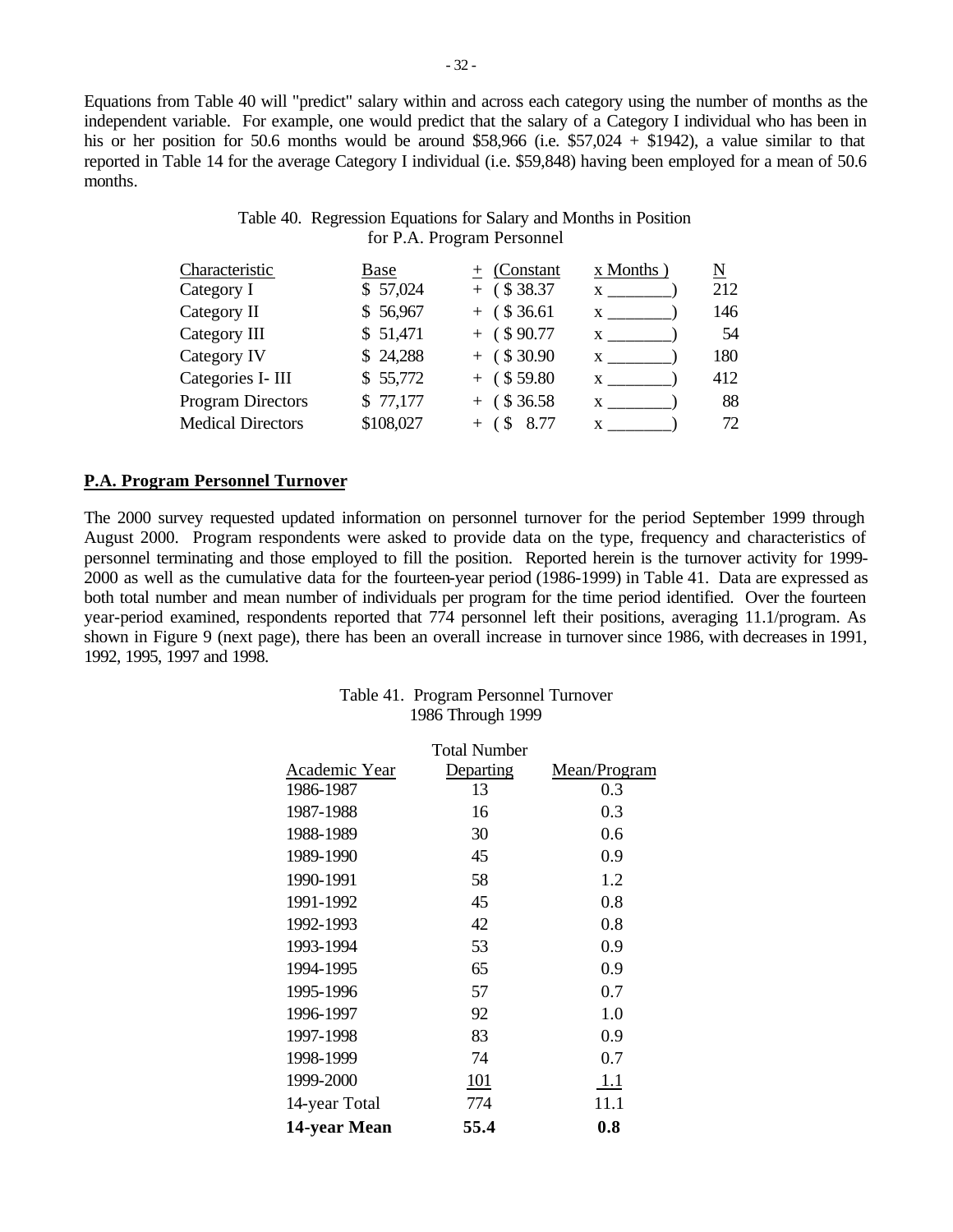Equations from Table 40 will "predict" salary within and across each category using the number of months as the independent variable. For example, one would predict that the salary of a Category I individual who has been in his or her position for 50.6 months would be around $58,966 (i.e. $57,024 + $1942), a value similar to that reported in Table 14 for the average Category I individual (i.e. $59,848) having been employed for a mean of 50.6 months.

Table 40. Regression Equations for Salary and Months in Position for P.A. Program Personnel

| Characteristic | Base | ± (Constant | x Months ) | N |
|---|---|---|---|---|
| Category I | $ 57,024 | + ( $ 38.37 | x _______) | 212 |
| Category II | $ 56,967 | + ( $ 36.61 | x _______) | 146 |
| Category III | $ 51,471 | + ( $ 90.77 | x _______) | 54 |
| Category IV | $ 24,288 | + ( $ 30.90 | x _______) | 180 |
| Categories I- III | $ 55,772 | + ( $ 59.80 | x _______) | 412 |
| Program Directors | $ 77,177 | + ( $ 36.58 | x _______) | 88 |
| Medical Directors | $108,027 | + ( $ 8.77 | x _______) | 72 |

## P.A. Program Personnel Turnover

The 2000 survey requested updated information on personnel turnover for the period September 1999 through August 2000. Program respondents were asked to provide data on the type, frequency and characteristics of personnel terminating and those employed to fill the position. Reported herein is the turnover activity for 1999-2000 as well as the cumulative data for the fourteen-year period (1986-1999) in Table 41. Data are expressed as both total number and mean number of individuals per program for the time period identified. Over the fourteen year-period examined, respondents reported that 774 personnel left their positions, averaging 11.1/program. As shown in Figure 9 (next page), there has been an overall increase in turnover since 1986, with decreases in 1991, 1992, 1995, 1997 and 1998.

Table 41. Program Personnel Turnover 1986 Through 1999

| Academic Year | Total Number Departing | Mean/Program |
|---|---|---|
| 1986-1987 | 13 | 0.3 |
| 1987-1988 | 16 | 0.3 |
| 1988-1989 | 30 | 0.6 |
| 1989-1990 | 45 | 0.9 |
| 1990-1991 | 58 | 1.2 |
| 1991-1992 | 45 | 0.8 |
| 1992-1993 | 42 | 0.8 |
| 1993-1994 | 53 | 0.9 |
| 1994-1995 | 65 | 0.9 |
| 1995-1996 | 57 | 0.7 |
| 1996-1997 | 92 | 1.0 |
| 1997-1998 | 83 | 0.9 |
| 1998-1999 | 74 | 0.7 |
| 1999-2000 | 101 | 1.1 |
| 14-year Total | 774 | 11.1 |
| **14-year Mean** | **55.4** | **0.8** |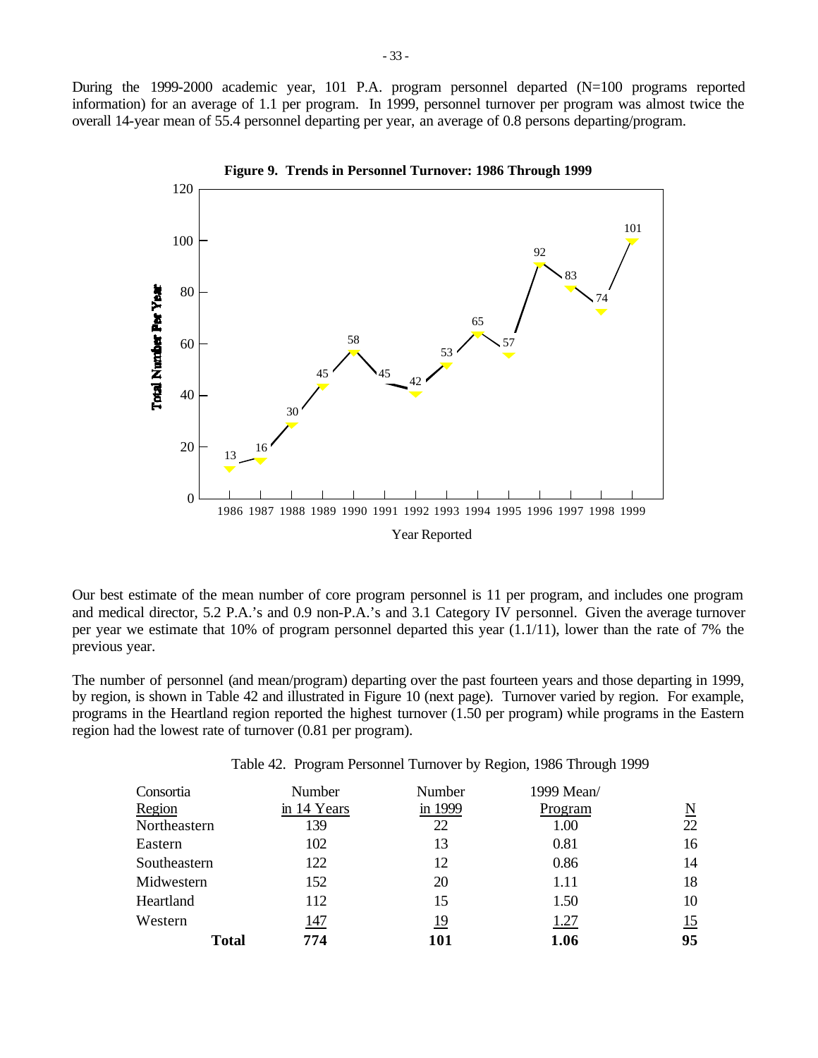During the 1999-2000 academic year, 101 P.A. program personnel departed (N=100 programs reported information) for an average of 1.1 per program. In 1999, personnel turnover per program was almost twice the overall 14-year mean of 55.4 personnel departing per year, an average of 0.8 persons departing/program.

**Figure 9. Trends in Personnel Turnover: 1986 Through 1999**

| Year Reported | Total Number Per Year |
|---|---|
| 1986 | 13 |
| 1987 | 16 |
| 1988 | 30 |
| 1989 | 45 |
| 1990 | 58 |
| 1991 | 45 |
| 1992 | 42 |
| 1993 | 53 |
| 1994 | 65 |
| 1995 | 57 |
| 1996 | 92 |
| 1997 | 83 |
| 1998 | 74 |
| 1999 | 101 |

Our best estimate of the mean number of core program personnel is 11 per program, and includes one program and medical director, 5.2 P.A.'s and 0.9 non-P.A.'s and 3.1 Category IV personnel. Given the average turnover per year we estimate that 10% of program personnel departed this year (1.1/11), lower than the rate of 7% the previous year.

The number of personnel (and mean/program) departing over the past fourteen years and those departing in 1999, by region, is shown in Table 42 and illustrated in Figure 10 (next page). Turnover varied by region. For example, programs in the Heartland region reported the highest turnover (1.50 per program) while programs in the Eastern region had the lowest rate of turnover (0.81 per program).

Table 42. Program Personnel Turnover by Region, 1986 Through 1999

| Consortia Region | Number in 14 Years | Number in 1999 | 1999 Mean/ Program | N |
|---|---|---|---|---|
| Northeastern | 139 | 22 | 1.00 | 22 |
| Eastern | 102 | 13 | 0.81 | 16 |
| Southeastern | 122 | 12 | 0.86 | 14 |
| Midwestern | 152 | 20 | 1.11 | 18 |
| Heartland | 112 | 15 | 1.50 | 10 |
| Western | 147 | 19 | 1.27 | 15 |
| **Total** | **774** | **101** | **1.06** | **95** |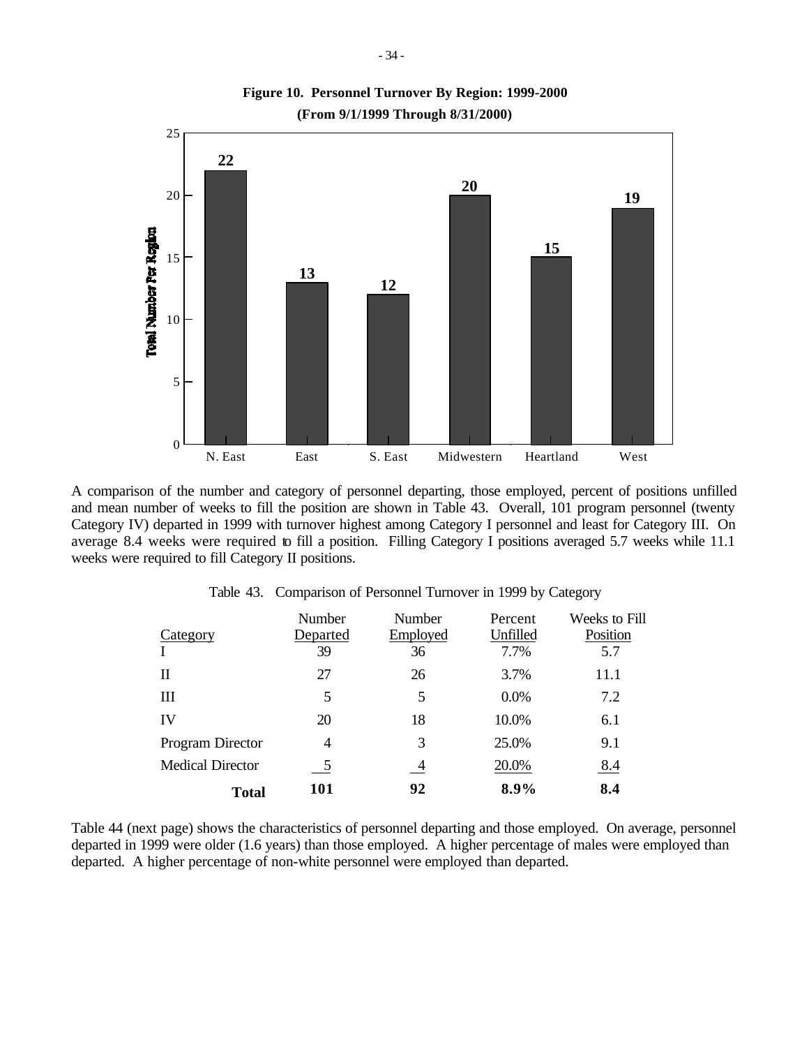**Figure 10. Personnel Turnover By Region: 1999-2000**
**(From 9/1/1999 Through 8/31/2000)**

| Region | Total Number Per Region |
|---|---|
| N. East | 22 |
| East | 13 |
| S. East | 12 |
| Midwestern | 20 |
| Heartland | 15 |
| West | 19 |

A comparison of the number and category of personnel departing, those employed, percent of positions unfilled and mean number of weeks to fill the position are shown in Table 43. Overall, 101 program personnel (twenty Category IV) departed in 1999 with turnover highest among Category I personnel and least for Category III. On average 8.4 weeks were required to fill a position. Filling Category I positions averaged 5.7 weeks while 11.1 weeks were required to fill Category II positions.

Table 43. Comparison of Personnel Turnover in 1999 by Category

| Category | Number Departed | Number Employed | Percent Unfilled | Weeks to Fill Position |
|---|---|---|---|---|
| I | 39 | 36 | 7.7% | 5.7 |
| II | 27 | 26 | 3.7% | 11.1 |
| III | 5 | 5 | 0.0% | 7.2 |
| IV | 20 | 18 | 10.0% | 6.1 |
| Program Director | 4 | 3 | 25.0% | 9.1 |
| Medical Director | 5 | 4 | 20.0% | 8.4 |
| **Total** | **101** | **92** | **8.9%** | **8.4** |

Table 44 (next page) shows the characteristics of personnel departing and those employed. On average, personnel departed in 1999 were older (1.6 years) than those employed. A higher percentage of males were employed than departed. A higher percentage of non-white personnel were employed than departed.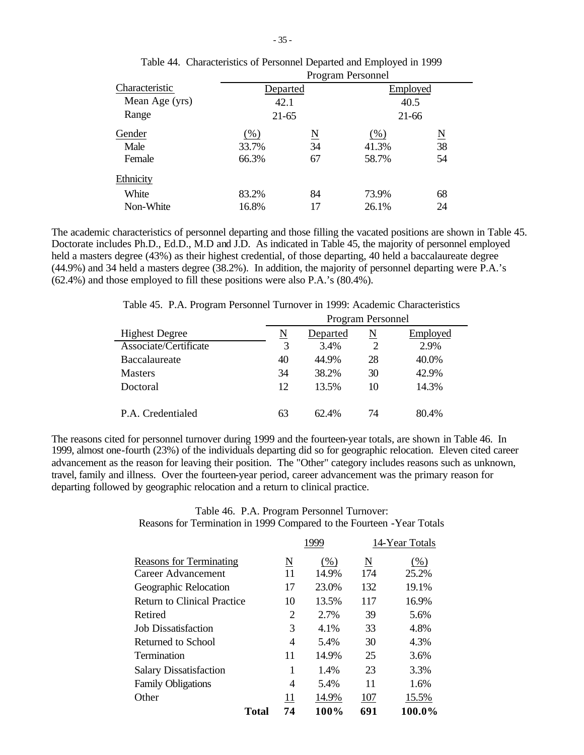Table 44. Characteristics of Personnel Departed and Employed in 1999

| Characteristic | Program Personnel | | | |
|---|---|---|---|---|
| | Departed | | Employed | |
| Mean Age (yrs) | 42.1 | | 40.5 | |
| Range | 21-65 | | 21-66 | |
| **Gender** | (%) | N | (%) | N |
| Male | 33.7% | 34 | 41.3% | 38 |
| Female | 66.3% | 67 | 58.7% | 54 |
| **Ethnicity** | | | | |
| White | 83.2% | 84 | 73.9% | 68 |
| Non-White | 16.8% | 17 | 26.1% | 24 |

The academic characteristics of personnel departing and those filling the vacated positions are shown in Table 45. Doctorate includes Ph.D., Ed.D., M.D and J.D. As indicated in Table 45, the majority of personnel employed held a masters degree (43%) as their highest credential, of those departing, 40 held a baccalaureate degree (44.9%) and 34 held a masters degree (38.2%). In addition, the majority of personnel departing were P.A.'s (62.4%) and those employed to fill these positions were also P.A.'s (80.4%).

Table 45. P.A. Program Personnel Turnover in 1999: Academic Characteristics

| | Program Personnel | | | |
|---|---|---|---|---|
| Highest Degree | N | Departed | N | Employed |
| Associate/Certificate | 3 | 3.4% | 2 | 2.9% |
| Baccalaureate | 40 | 44.9% | 28 | 40.0% |
| Masters | 34 | 38.2% | 30 | 42.9% |
| Doctoral | 12 | 13.5% | 10 | 14.3% |
| P.A. Credentialed | 63 | 62.4% | 74 | 80.4% |

The reasons cited for personnel turnover during 1999 and the fourteen-year totals, are shown in Table 46. In 1999, almost one-fourth (23%) of the individuals departing did so for geographic relocation. Eleven cited career advancement as the reason for leaving their position. The "Other" category includes reasons such as unknown, travel, family and illness. Over the fourteen-year period, career advancement was the primary reason for departing followed by geographic relocation and a return to clinical practice.

Table 46. P.A. Program Personnel Turnover:
Reasons for Termination in 1999 Compared to the Fourteen -Year Totals

| | 1999 | | 14-Year Totals | |
|---|---|---|---|---|
| Reasons for Terminating | N | (%) | N | (%) |
| Career Advancement | 11 | 14.9% | 174 | 25.2% |
| Geographic Relocation | 17 | 23.0% | 132 | 19.1% |
| Return to Clinical Practice | 10 | 13.5% | 117 | 16.9% |
| Retired | 2 | 2.7% | 39 | 5.6% |
| Job Dissatisfaction | 3 | 4.1% | 33 | 4.8% |
| Returned to School | 4 | 5.4% | 30 | 4.3% |
| Termination | 11 | 14.9% | 25 | 3.6% |
| Salary Dissatisfaction | 1 | 1.4% | 23 | 3.3% |
| Family Obligations | 4 | 5.4% | 11 | 1.6% |
| Other | 11 | 14.9% | 107 | 15.5% |
| **Total** | **74** | **100%** | **691** | **100.0%** |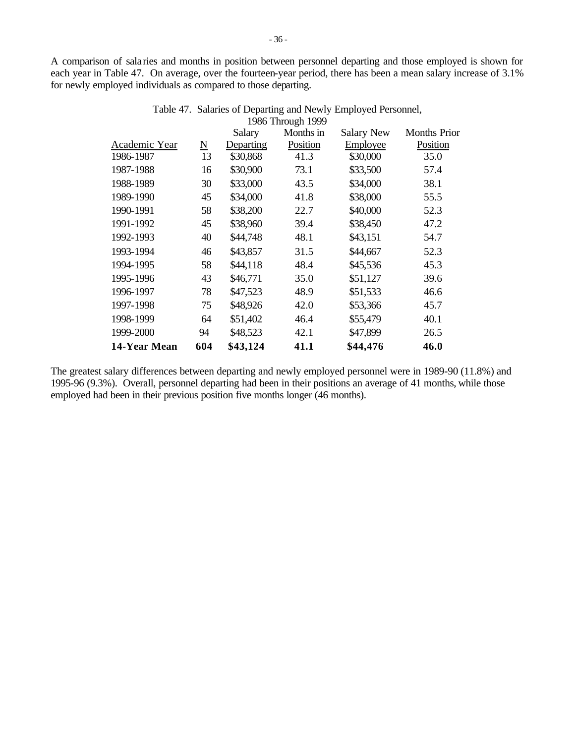A comparison of salaries and months in position between personnel departing and those employed is shown for each year in Table 47. On average, over the fourteen-year period, there has been a mean salary increase of 3.1% for newly employed individuals as compared to those departing.

Table 47. Salaries of Departing and Newly Employed Personnel, 1986 Through 1999

| Academic Year | N | Salary Departing | Months in Position | Salary New Employee | Months Prior Position |
|---|---|---|---|---|---|
| 1986-1987 | 13 | $30,868 | 41.3 | $30,000 | 35.0 |
| 1987-1988 | 16 | $30,900 | 73.1 | $33,500 | 57.4 |
| 1988-1989 | 30 | $33,000 | 43.5 | $34,000 | 38.1 |
| 1989-1990 | 45 | $34,000 | 41.8 | $38,000 | 55.5 |
| 1990-1991 | 58 | $38,200 | 22.7 | $40,000 | 52.3 |
| 1991-1992 | 45 | $38,960 | 39.4 | $38,450 | 47.2 |
| 1992-1993 | 40 | $44,748 | 48.1 | $43,151 | 54.7 |
| 1993-1994 | 46 | $43,857 | 31.5 | $44,667 | 52.3 |
| 1994-1995 | 58 | $44,118 | 48.4 | $45,536 | 45.3 |
| 1995-1996 | 43 | $46,771 | 35.0 | $51,127 | 39.6 |
| 1996-1997 | 78 | $47,523 | 48.9 | $51,533 | 46.6 |
| 1997-1998 | 75 | $48,926 | 42.0 | $53,366 | 45.7 |
| 1998-1999 | 64 | $51,402 | 46.4 | $55,479 | 40.1 |
| 1999-2000 | 94 | $48,523 | 42.1 | $47,899 | 26.5 |
| **14-Year Mean** | **604** | **$43,124** | **41.1** | **$44,476** | **46.0** |

The greatest salary differences between departing and newly employed personnel were in 1989-90 (11.8%) and 1995-96 (9.3%). Overall, personnel departing had been in their positions an average of 41 months, while those employed had been in their previous position five months longer (46 months).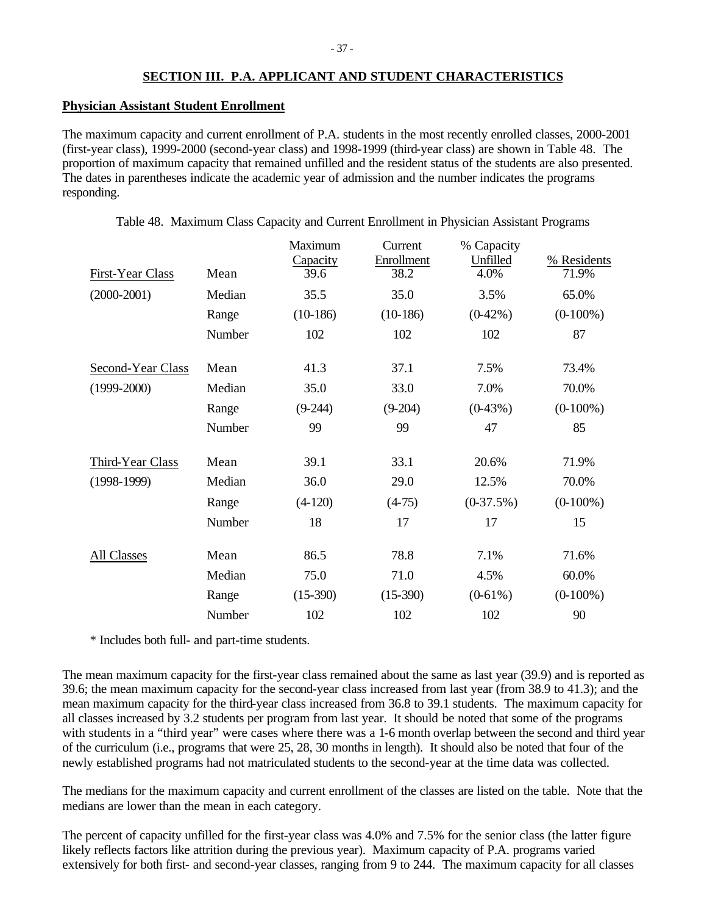## SECTION III. P.A. APPLICANT AND STUDENT CHARACTERISTICS

### Physician Assistant Student Enrollment

The maximum capacity and current enrollment of P.A. students in the most recently enrolled classes, 2000-2001 (first-year class), 1999-2000 (second-year class) and 1998-1999 (third-year class) are shown in Table 48. The proportion of maximum capacity that remained unfilled and the resident status of the students are also presented. The dates in parentheses indicate the academic year of admission and the number indicates the programs responding.

Table 48. Maximum Class Capacity and Current Enrollment in Physician Assistant Programs

| | | Maximum Capacity | Current Enrollment | % Capacity Unfilled | % Residents |
|---|---|---|---|---|---|
| First-Year Class | Mean | 39.6 | 38.2 | 4.0% | 71.9% |
| (2000-2001) | Median | 35.5 | 35.0 | 3.5% | 65.0% |
| | Range | (10-186) | (10-186) | (0-42%) | (0-100%) |
| | Number | 102 | 102 | 102 | 87 |
| Second-Year Class | Mean | 41.3 | 37.1 | 7.5% | 73.4% |
| (1999-2000) | Median | 35.0 | 33.0 | 7.0% | 70.0% |
| | Range | (9-244) | (9-204) | (0-43%) | (0-100%) |
| | Number | 99 | 99 | 47 | 85 |
| Third-Year Class | Mean | 39.1 | 33.1 | 20.6% | 71.9% |
| (1998-1999) | Median | 36.0 | 29.0 | 12.5% | 70.0% |
| | Range | (4-120) | (4-75) | (0-37.5%) | (0-100%) |
| | Number | 18 | 17 | 17 | 15 |
| All Classes | Mean | 86.5 | 78.8 | 7.1% | 71.6% |
| | Median | 75.0 | 71.0 | 4.5% | 60.0% |
| | Range | (15-390) | (15-390) | (0-61%) | (0-100%) |
| | Number | 102 | 102 | 102 | 90 |

* Includes both full- and part-time students.

The mean maximum capacity for the first-year class remained about the same as last year (39.9) and is reported as 39.6; the mean maximum capacity for the second-year class increased from last year (from 38.9 to 41.3); and the mean maximum capacity for the third-year class increased from 36.8 to 39.1 students. The maximum capacity for all classes increased by 3.2 students per program from last year. It should be noted that some of the programs with students in a "third year" were cases where there was a 1-6 month overlap between the second and third year of the curriculum (i.e., programs that were 25, 28, 30 months in length). It should also be noted that four of the newly established programs had not matriculated students to the second-year at the time data was collected.

The medians for the maximum capacity and current enrollment of the classes are listed on the table. Note that the medians are lower than the mean in each category.

The percent of capacity unfilled for the first-year class was 4.0% and 7.5% for the senior class (the latter figure likely reflects factors like attrition during the previous year). Maximum capacity of P.A. programs varied extensively for both first- and second-year classes, ranging from 9 to 244. The maximum capacity for all classes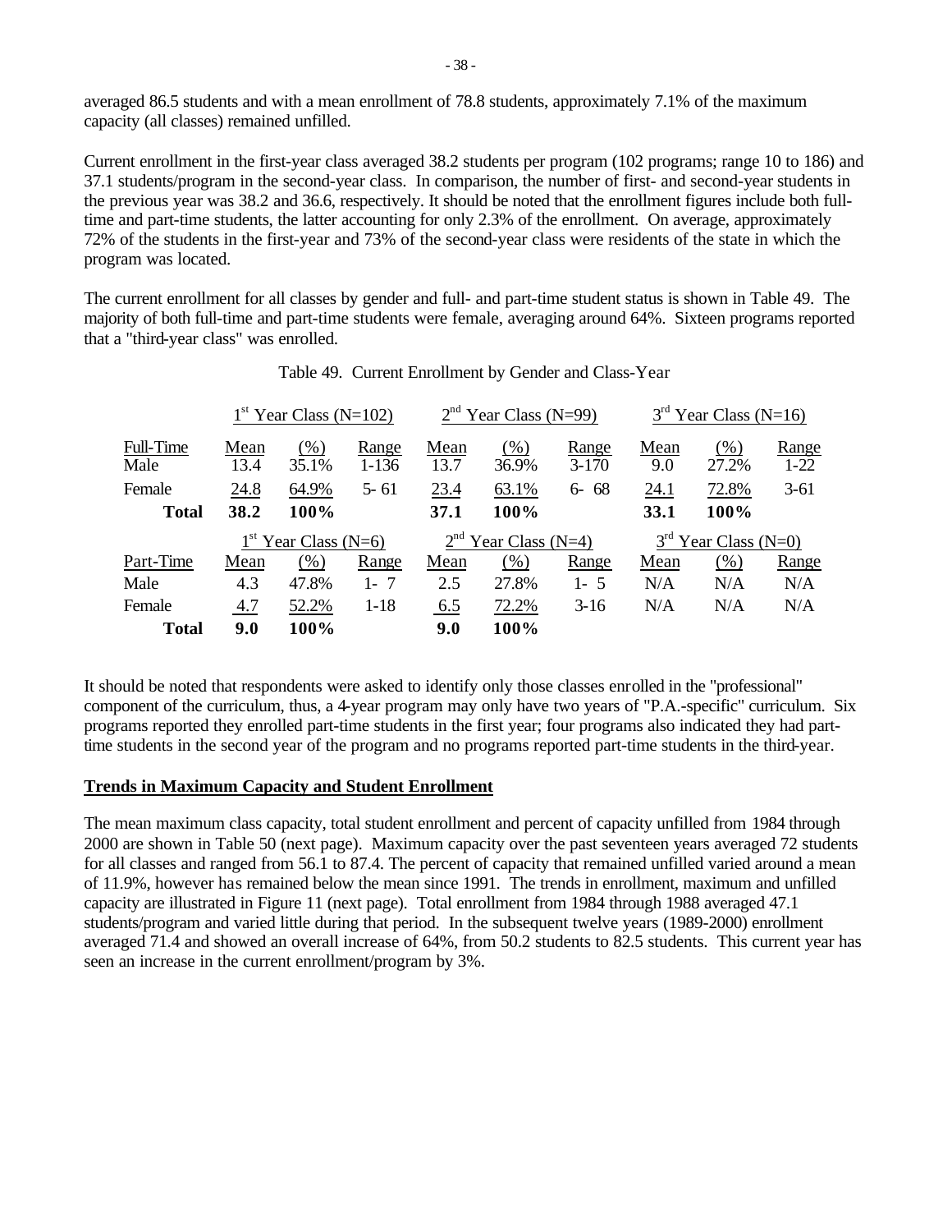averaged 86.5 students and with a mean enrollment of 78.8 students, approximately 7.1% of the maximum capacity (all classes) remained unfilled.

Current enrollment in the first-year class averaged 38.2 students per program (102 programs; range 10 to 186) and 37.1 students/program in the second-year class. In comparison, the number of first- and second-year students in the previous year was 38.2 and 36.6, respectively. It should be noted that the enrollment figures include both full-time and part-time students, the latter accounting for only 2.3% of the enrollment. On average, approximately 72% of the students in the first-year and 73% of the second-year class were residents of the state in which the program was located.

The current enrollment for all classes by gender and full- and part-time student status is shown in Table 49. The majority of both full-time and part-time students were female, averaging around 64%. Sixteen programs reported that a "third-year class" was enrolled.

Table 49. Current Enrollment by Gender and Class-Year

| | 1st Year Class (N=102) | | | 2nd Year Class (N=99) | | | 3rd Year Class (N=16) | | |
|---|---|---|---|---|---|---|---|---|---|
| Full-Time | Mean | (%) | Range | Mean | (%) | Range | Mean | (%) | Range |
| Male | 13.4 | 35.1% | 1-136 | 13.7 | 36.9% | 3-170 | 9.0 | 27.2% | 1-22 |
| Female | 24.8 | 64.9% | 5- 61 | 23.4 | 63.1% | 6- 68 | 24.1 | 72.8% | 3-61 |
| **Total** | **38.2** | **100%** | | **37.1** | **100%** | | **33.1** | **100%** | |
| | 1st Year Class (N=6) | | | 2nd Year Class (N=4) | | | 3rd Year Class (N=0) | | |
| Part-Time | Mean | (%) | Range | Mean | (%) | Range | Mean | (%) | Range |
| Male | 4.3 | 47.8% | 1- 7 | 2.5 | 27.8% | 1- 5 | N/A | N/A | N/A |
| Female | 4.7 | 52.2% | 1-18 | 6.5 | 72.2% | 3-16 | N/A | N/A | N/A |
| **Total** | **9.0** | **100%** | | **9.0** | **100%** | | | | |

It should be noted that respondents were asked to identify only those classes enrolled in the "professional" component of the curriculum, thus, a 4-year program may only have two years of "P.A.-specific" curriculum. Six programs reported they enrolled part-time students in the first year; four programs also indicated they had part-time students in the second year of the program and no programs reported part-time students in the third-year.

**Trends in Maximum Capacity and Student Enrollment**

The mean maximum class capacity, total student enrollment and percent of capacity unfilled from 1984 through 2000 are shown in Table 50 (next page). Maximum capacity over the past seventeen years averaged 72 students for all classes and ranged from 56.1 to 87.4. The percent of capacity that remained unfilled varied around a mean of 11.9%, however has remained below the mean since 1991. The trends in enrollment, maximum and unfilled capacity are illustrated in Figure 11 (next page). Total enrollment from 1984 through 1988 averaged 47.1 students/program and varied little during that period. In the subsequent twelve years (1989-2000) enrollment averaged 71.4 and showed an overall increase of 64%, from 50.2 students to 82.5 students. This current year has seen an increase in the current enrollment/program by 3%.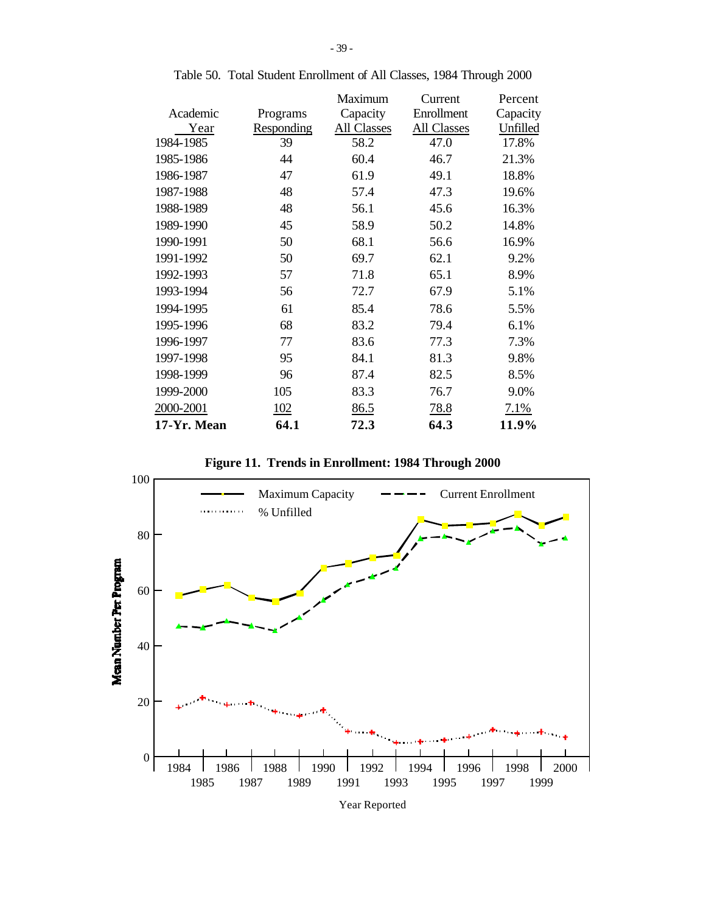Table 50. Total Student Enrollment of All Classes, 1984 Through 2000

| Academic Year | Programs Responding | Maximum Capacity All Classes | Current Enrollment All Classes | Percent Capacity Unfilled |
|---|---|---|---|---|
| 1984-1985 | 39 | 58.2 | 47.0 | 17.8% |
| 1985-1986 | 44 | 60.4 | 46.7 | 21.3% |
| 1986-1987 | 47 | 61.9 | 49.1 | 18.8% |
| 1987-1988 | 48 | 57.4 | 47.3 | 19.6% |
| 1988-1989 | 48 | 56.1 | 45.6 | 16.3% |
| 1989-1990 | 45 | 58.9 | 50.2 | 14.8% |
| 1990-1991 | 50 | 68.1 | 56.6 | 16.9% |
| 1991-1992 | 50 | 69.7 | 62.1 | 9.2% |
| 1992-1993 | 57 | 71.8 | 65.1 | 8.9% |
| 1993-1994 | 56 | 72.7 | 67.9 | 5.1% |
| 1994-1995 | 61 | 85.4 | 78.6 | 5.5% |
| 1995-1996 | 68 | 83.2 | 79.4 | 6.1% |
| 1996-1997 | 77 | 83.6 | 77.3 | 7.3% |
| 1997-1998 | 95 | 84.1 | 81.3 | 9.8% |
| 1998-1999 | 96 | 87.4 | 82.5 | 8.5% |
| 1999-2000 | 105 | 83.3 | 76.7 | 9.0% |
| 2000-2001 | 102 | 86.5 | 78.8 | 7.1% |
| **17-Yr. Mean** | **64.1** | **72.3** | **64.3** | **11.9%** |

**Figure 11. Trends in Enrollment: 1984 Through 2000**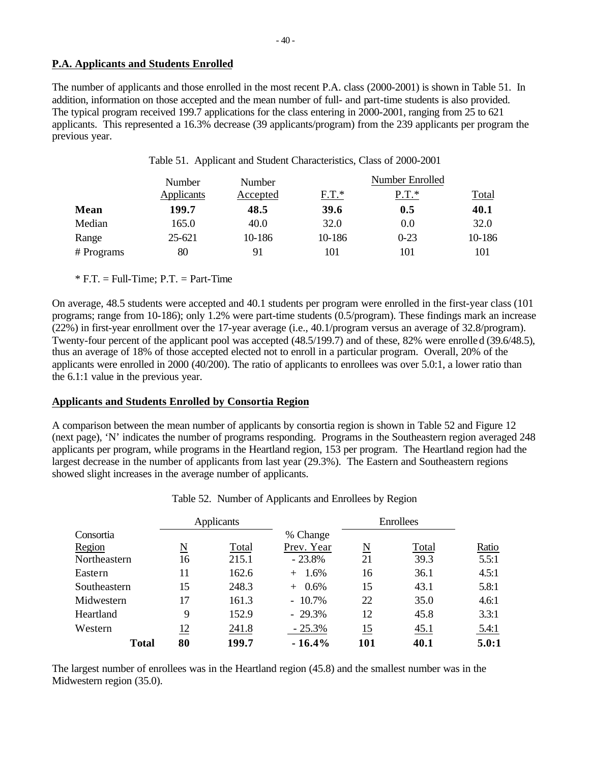## P.A. Applicants and Students Enrolled

The number of applicants and those enrolled in the most recent P.A. class (2000-2001) is shown in Table 51. In addition, information on those accepted and the mean number of full- and part-time students is also provided. The typical program received 199.7 applications for the class entering in 2000-2001, ranging from 25 to 621 applicants. This represented a 16.3% decrease (39 applicants/program) from the 239 applicants per program the previous year.

Table 51. Applicant and Student Characteristics, Class of 2000-2001

| | Number Applicants | Number Accepted | Number Enrolled F.T.* | Number Enrolled P.T.* | Number Enrolled Total |
|---|---|---|---|---|---|
| **Mean** | **199.7** | **48.5** | **39.6** | **0.5** | **40.1** |
| Median | 165.0 | 40.0 | 32.0 | 0.0 | 32.0 |
| Range | 25-621 | 10-186 | 10-186 | 0-23 | 10-186 |
| # Programs | 80 | 91 | 101 | 101 | 101 |

* F.T. = Full-Time; P.T. = Part-Time

On average, 48.5 students were accepted and 40.1 students per program were enrolled in the first-year class (101 programs; range from 10-186); only 1.2% were part-time students (0.5/program). These findings mark an increase (22%) in first-year enrollment over the 17-year average (i.e., 40.1/program versus an average of 32.8/program). Twenty-four percent of the applicant pool was accepted (48.5/199.7) and of these, 82% were enrolled (39.6/48.5), thus an average of 18% of those accepted elected not to enroll in a particular program. Overall, 20% of the applicants were enrolled in 2000 (40/200). The ratio of applicants to enrollees was over 5.0:1, a lower ratio than the 6.1:1 value in the previous year.

## Applicants and Students Enrolled by Consortia Region

A comparison between the mean number of applicants by consortia region is shown in Table 52 and Figure 12 (next page), 'N' indicates the number of programs responding. Programs in the Southeastern region averaged 248 applicants per program, while programs in the Heartland region, 153 per program. The Heartland region had the largest decrease in the number of applicants from last year (29.3%). The Eastern and Southeastern regions showed slight increases in the average number of applicants.

Table 52. Number of Applicants and Enrollees by Region

| Consortia Region | Applicants N | Applicants Total | % Change Prev. Year | Enrollees N | Enrollees Total | Ratio |
|---|---|---|---|---|---|---|
| Northeastern | 16 | 215.1 | - 23.8% | 21 | 39.3 | 5.5:1 |
| Eastern | 11 | 162.6 | + 1.6% | 16 | 36.1 | 4.5:1 |
| Southeastern | 15 | 248.3 | + 0.6% | 15 | 43.1 | 5.8:1 |
| Midwestern | 17 | 161.3 | - 10.7% | 22 | 35.0 | 4.6:1 |
| Heartland | 9 | 152.9 | - 29.3% | 12 | 45.8 | 3.3:1 |
| Western | 12 | 241.8 | - 25.3% | 15 | 45.1 | 5.4:1 |
| **Total** | **80** | **199.7** | **- 16.4%** | **101** | **40.1** | **5.0:1** |

The largest number of enrollees was in the Heartland region (45.8) and the smallest number was in the Midwestern region (35.0).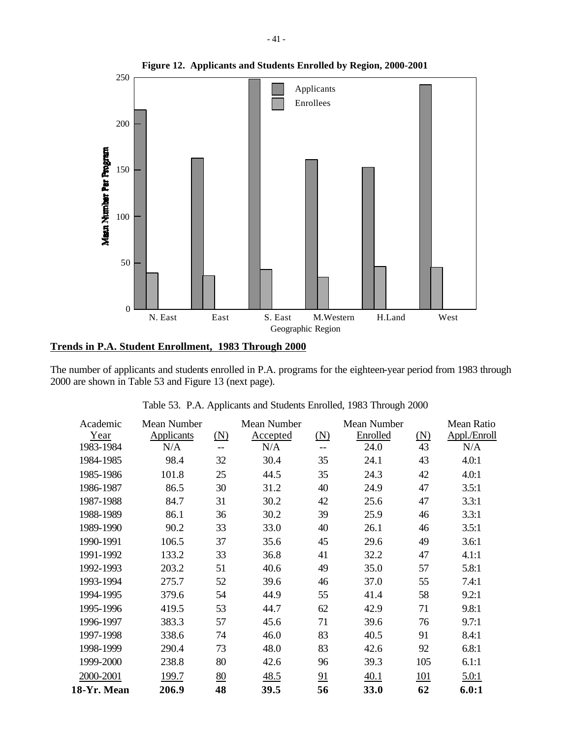**Figure 12. Applicants and Students Enrolled by Region, 2000-2001**

## Trends in P.A. Student Enrollment, 1983 Through 2000

The number of applicants and students enrolled in P.A. programs for the eighteen-year period from 1983 through 2000 are shown in Table 53 and Figure 13 (next page).

Table 53. P.A. Applicants and Students Enrolled, 1983 Through 2000

| Academic Year | Mean Number Applicants | (N) | Mean Number Accepted | (N) | Mean Number Enrolled | (N) | Mean Ratio Appl./Enroll |
|---|---|---|---|---|---|---|---|
| 1983-1984 | N/A | -- | N/A | -- | 24.0 | 43 | N/A |
| 1984-1985 | 98.4 | 32 | 30.4 | 35 | 24.1 | 43 | 4.0:1 |
| 1985-1986 | 101.8 | 25 | 44.5 | 35 | 24.3 | 42 | 4.0:1 |
| 1986-1987 | 86.5 | 30 | 31.2 | 40 | 24.9 | 47 | 3.5:1 |
| 1987-1988 | 84.7 | 31 | 30.2 | 42 | 25.6 | 47 | 3.3:1 |
| 1988-1989 | 86.1 | 36 | 30.2 | 39 | 25.9 | 46 | 3.3:1 |
| 1989-1990 | 90.2 | 33 | 33.0 | 40 | 26.1 | 46 | 3.5:1 |
| 1990-1991 | 106.5 | 37 | 35.6 | 45 | 29.6 | 49 | 3.6:1 |
| 1991-1992 | 133.2 | 33 | 36.8 | 41 | 32.2 | 47 | 4.1:1 |
| 1992-1993 | 203.2 | 51 | 40.6 | 49 | 35.0 | 57 | 5.8:1 |
| 1993-1994 | 275.7 | 52 | 39.6 | 46 | 37.0 | 55 | 7.4:1 |
| 1994-1995 | 379.6 | 54 | 44.9 | 55 | 41.4 | 58 | 9.2:1 |
| 1995-1996 | 419.5 | 53 | 44.7 | 62 | 42.9 | 71 | 9.8:1 |
| 1996-1997 | 383.3 | 57 | 45.6 | 71 | 39.6 | 76 | 9.7:1 |
| 1997-1998 | 338.6 | 74 | 46.0 | 83 | 40.5 | 91 | 8.4:1 |
| 1998-1999 | 290.4 | 73 | 48.0 | 83 | 42.6 | 92 | 6.8:1 |
| 1999-2000 | 238.8 | 80 | 42.6 | 96 | 39.3 | 105 | 6.1:1 |
| 2000-2001 | 199.7 | 80 | 48.5 | 91 | 40.1 | 101 | 5.0:1 |
| **18-Yr. Mean** | **206.9** | **48** | **39.5** | **56** | **33.0** | **62** | **6.0:1** |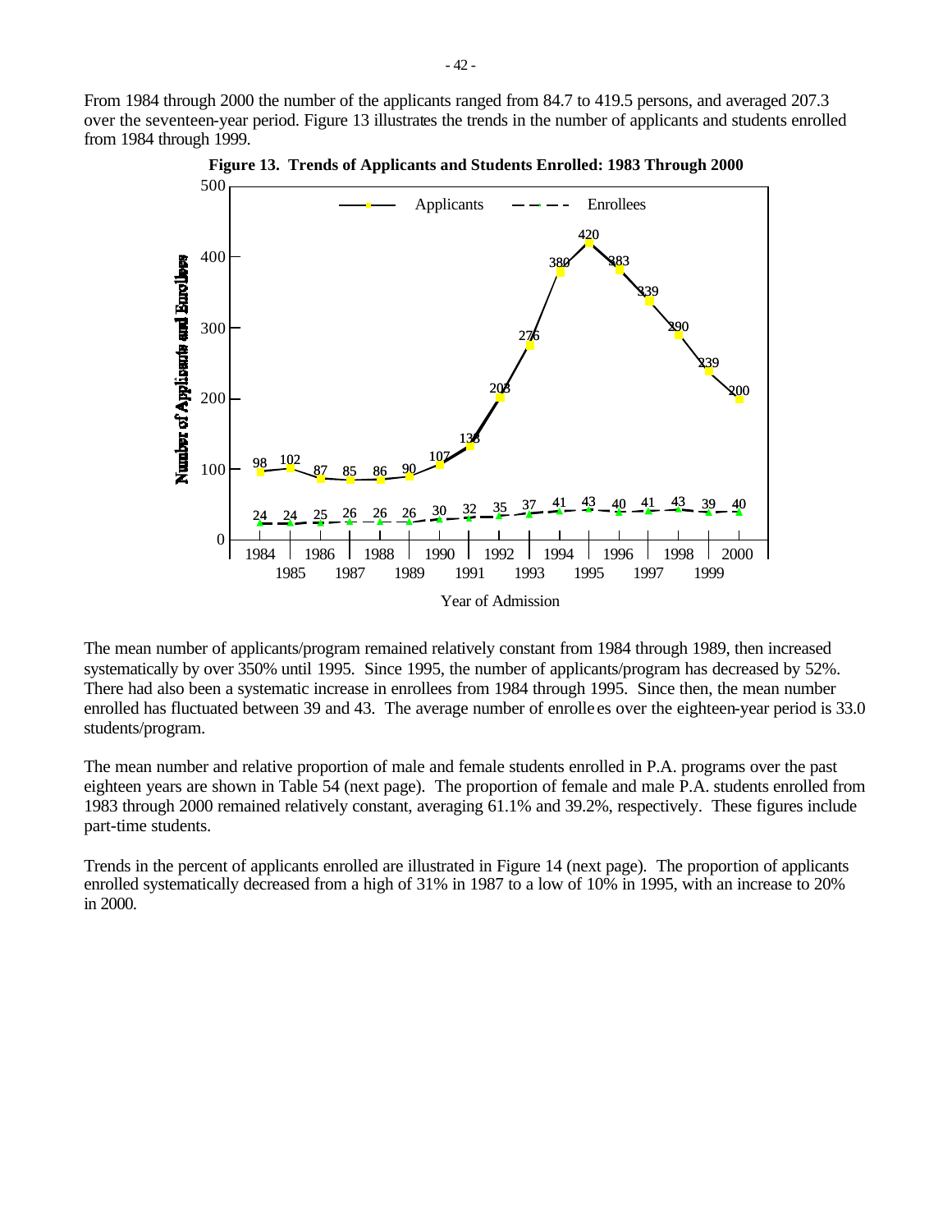From 1984 through 2000 the number of the applicants ranged from 84.7 to 419.5 persons, and averaged 207.3 over the seventeen-year period. Figure 13 illustrates the trends in the number of applicants and students enrolled from 1984 through 1999.

**Figure 13. Trends of Applicants and Students Enrolled: 1983 Through 2000**

| Year of Admission | Applicants | Enrollees |
|---|---|---|
| 1984 | 98 | 24 |
| 1985 | 102 | 24 |
| 1986 | 87 | 25 |
| 1987 | 85 | 26 |
| 1988 | 86 | 26 |
| 1989 | 90 | 26 |
| 1990 | 107 | 30 |
| 1991 | 133 | 32 |
| 1992 | 203 | 35 |
| 1993 | 276 | 37 |
| 1994 | 380 | 41 |
| 1995 | 420 | 43 |
| 1996 | 383 | 40 |
| 1997 | 339 | 41 |
| 1998 | 290 | 43 |
| 1999 | 239 | 39 |
| 2000 | 200 | 40 |

The mean number of applicants/program remained relatively constant from 1984 through 1989, then increased systematically by over 350% until 1995. Since 1995, the number of applicants/program has decreased by 52%. There had also been a systematic increase in enrollees from 1984 through 1995. Since then, the mean number enrolled has fluctuated between 39 and 43. The average number of enrollees over the eighteen-year period is 33.0 students/program.

The mean number and relative proportion of male and female students enrolled in P.A. programs over the past eighteen years are shown in Table 54 (next page). The proportion of female and male P.A. students enrolled from 1983 through 2000 remained relatively constant, averaging 61.1% and 39.2%, respectively. These figures include part-time students.

Trends in the percent of applicants enrolled are illustrated in Figure 14 (next page). The proportion of applicants enrolled systematically decreased from a high of 31% in 1987 to a low of 10% in 1995, with an increase to 20% in 2000.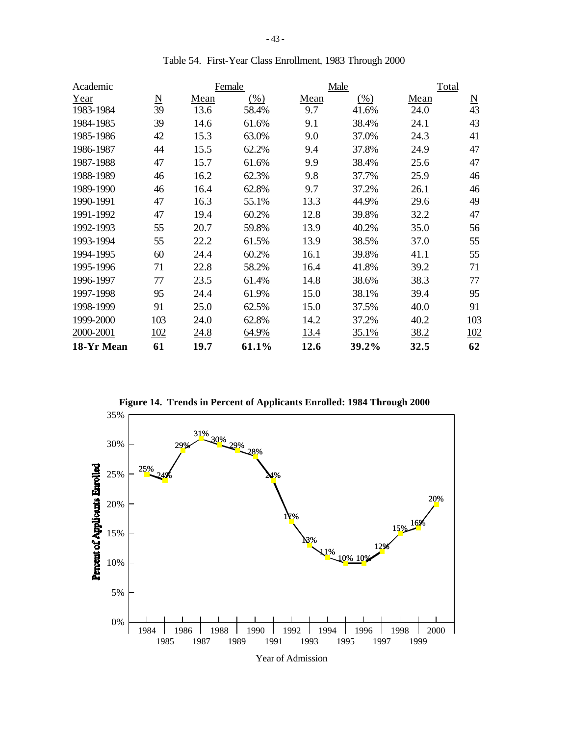Table 54. First-Year Class Enrollment, 1983 Through 2000

| Academic Year | N | Female Mean | Female (%) | Male Mean | Male (%) | Total Mean | Total N |
|---|---|---|---|---|---|---|---|
| 1983-1984 | 39 | 13.6 | 58.4% | 9.7 | 41.6% | 24.0 | 43 |
| 1984-1985 | 39 | 14.6 | 61.6% | 9.1 | 38.4% | 24.1 | 43 |
| 1985-1986 | 42 | 15.3 | 63.0% | 9.0 | 37.0% | 24.3 | 41 |
| 1986-1987 | 44 | 15.5 | 62.2% | 9.4 | 37.8% | 24.9 | 47 |
| 1987-1988 | 47 | 15.7 | 61.6% | 9.9 | 38.4% | 25.6 | 47 |
| 1988-1989 | 46 | 16.2 | 62.3% | 9.8 | 37.7% | 25.9 | 46 |
| 1989-1990 | 46 | 16.4 | 62.8% | 9.7 | 37.2% | 26.1 | 46 |
| 1990-1991 | 47 | 16.3 | 55.1% | 13.3 | 44.9% | 29.6 | 49 |
| 1991-1992 | 47 | 19.4 | 60.2% | 12.8 | 39.8% | 32.2 | 47 |
| 1992-1993 | 55 | 20.7 | 59.8% | 13.9 | 40.2% | 35.0 | 56 |
| 1993-1994 | 55 | 22.2 | 61.5% | 13.9 | 38.5% | 37.0 | 55 |
| 1994-1995 | 60 | 24.4 | 60.2% | 16.1 | 39.8% | 41.1 | 55 |
| 1995-1996 | 71 | 22.8 | 58.2% | 16.4 | 41.8% | 39.2 | 71 |
| 1996-1997 | 77 | 23.5 | 61.4% | 14.8 | 38.6% | 38.3 | 77 |
| 1997-1998 | 95 | 24.4 | 61.9% | 15.0 | 38.1% | 39.4 | 95 |
| 1998-1999 | 91 | 25.0 | 62.5% | 15.0 | 37.5% | 40.0 | 91 |
| 1999-2000 | 103 | 24.0 | 62.8% | 14.2 | 37.2% | 40.2 | 103 |
| 2000-2001 | 102 | 24.8 | 64.9% | 13.4 | 35.1% | 38.2 | 102 |
| **18-Yr Mean** | **61** | **19.7** | **61.1%** | **12.6** | **39.2%** | **32.5** | **62** |

**Figure 14. Trends in Percent of Applicants Enrolled: 1984 Through 2000**

| Year of Admission | Percent of Applicants Enrolled |
|---|---|
| 1984 | 25% |
| 1985 | 24% |
| 1986 | 29% |
| 1987 | 31% |
| 1988 | 30% |
| 1989 | 29% |
| 1990 | 28% |
| 1991 | 24% |
| 1992 | 17% |
| 1993 | 13% |
| 1994 | 11% |
| 1995 | 10% |
| 1996 | 10% |
| 1997 | 12% |
| 1998 | 15% |
| 1999 | 16% |
| 2000 | 20% |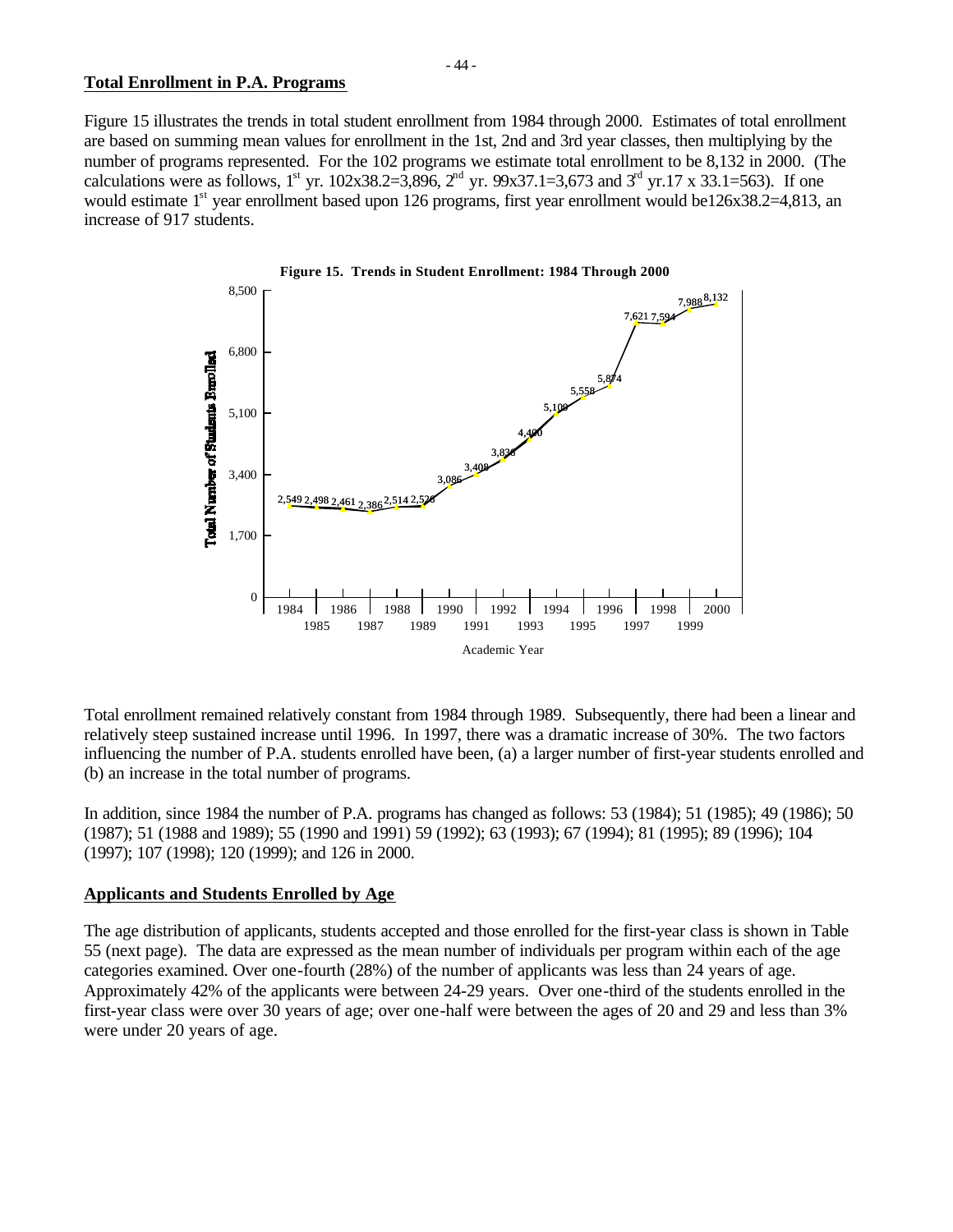**Total Enrollment in P.A. Programs**

Figure 15 illustrates the trends in total student enrollment from 1984 through 2000. Estimates of total enrollment are based on summing mean values for enrollment in the 1st, 2nd and 3rd year classes, then multiplying by the number of programs represented. For the 102 programs we estimate total enrollment to be 8,132 in 2000. (The calculations were as follows, 1st yr. 102x38.2=3,896, 2nd yr. 99x37.1=3,673 and 3rd yr.17 x 33.1=563). If one would estimate 1st year enrollment based upon 126 programs, first year enrollment would be126x38.2=4,813, an increase of 917 students.

**Figure 15. Trends in Student Enrollment: 1984 Through 2000**

| Academic Year | Total Number of Students Enrolled |
|---|---|
| 1984 | 2,549 |
| 1985 | 2,498 |
| 1986 | 2,461 |
| 1987 | 2,386 |
| 1988 | 2,514 |
| 1989 | 2,520 |
| 1990 | 3,086 |
| 1991 | 3,408 |
| 1992 | 3,830 |
| 1993 | 4,400 |
| 1994 | 5,100 |
| 1995 | 5,558 |
| 1996 | 5,874 |
| 1997 | 7,621 |
| 1998 | 7,594 |
| 1999 | 7,988 |
| 2000 | 8,132 |

Total enrollment remained relatively constant from 1984 through 1989. Subsequently, there had been a linear and relatively steep sustained increase until 1996. In 1997, there was a dramatic increase of 30%. The two factors influencing the number of P.A. students enrolled have been, (a) a larger number of first-year students enrolled and (b) an increase in the total number of programs.

In addition, since 1984 the number of P.A. programs has changed as follows: 53 (1984); 51 (1985); 49 (1986); 50 (1987); 51 (1988 and 1989); 55 (1990 and 1991) 59 (1992); 63 (1993); 67 (1994); 81 (1995); 89 (1996); 104 (1997); 107 (1998); 120 (1999); and 126 in 2000.

**Applicants and Students Enrolled by Age**

The age distribution of applicants, students accepted and those enrolled for the first-year class is shown in Table 55 (next page). The data are expressed as the mean number of individuals per program within each of the age categories examined. Over one-fourth (28%) of the number of applicants was less than 24 years of age. Approximately 42% of the applicants were between 24-29 years. Over one-third of the students enrolled in the first-year class were over 30 years of age; over one-half were between the ages of 20 and 29 and less than 3% were under 20 years of age.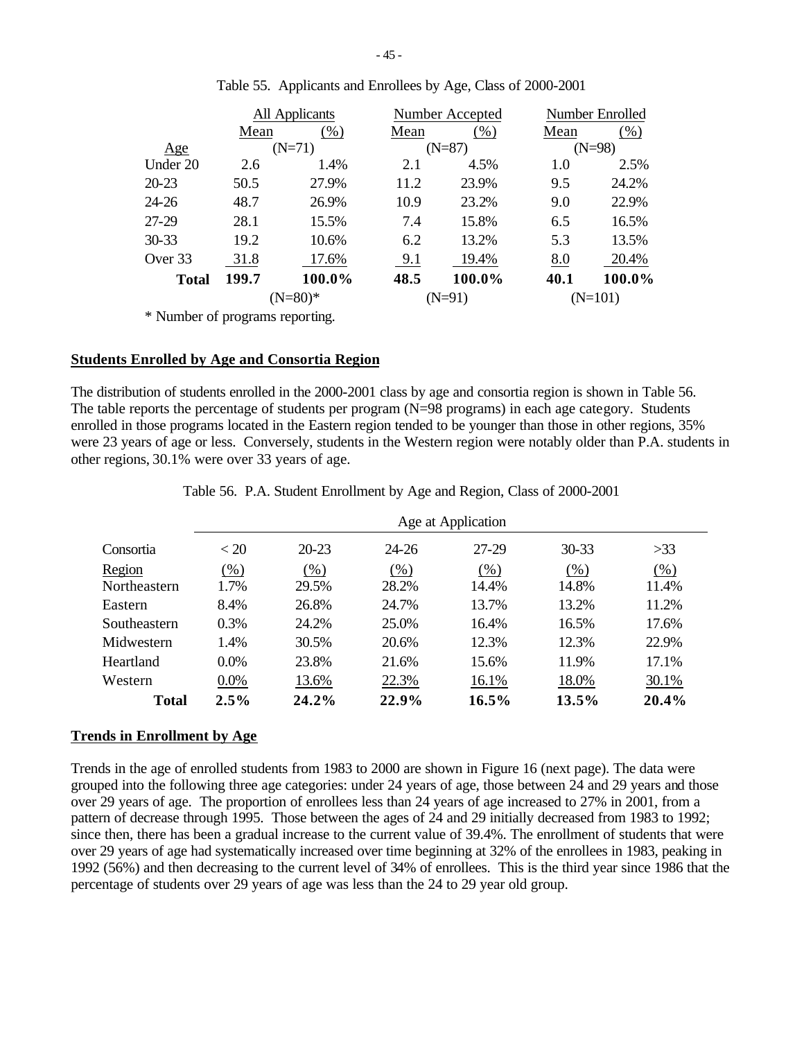Table 55. Applicants and Enrollees by Age, Class of 2000-2001

| | All Applicants | | Number Accepted | | Number Enrolled | |
|---|---|---|---|---|---|---|
| | Mean | (%) | Mean | (%) | Mean | (%) |
| Age | (N=71) | | (N=87) | | (N=98) | |
| Under 20 | 2.6 | 1.4% | 2.1 | 4.5% | 1.0 | 2.5% |
| 20-23 | 50.5 | 27.9% | 11.2 | 23.9% | 9.5 | 24.2% |
| 24-26 | 48.7 | 26.9% | 10.9 | 23.2% | 9.0 | 22.9% |
| 27-29 | 28.1 | 15.5% | 7.4 | 15.8% | 6.5 | 16.5% |
| 30-33 | 19.2 | 10.6% | 6.2 | 13.2% | 5.3 | 13.5% |
| Over 33 | 31.8 | 17.6% | 9.1 | 19.4% | 8.0 | 20.4% |
| **Total** | **199.7** | **100.0%** | **48.5** | **100.0%** | **40.1** | **100.0%** |
| | (N=80)* | | (N=91) | | (N=101) | |

* Number of programs reporting.

## Students Enrolled by Age and Consortia Region

The distribution of students enrolled in the 2000-2001 class by age and consortia region is shown in Table 56. The table reports the percentage of students per program (N=98 programs) in each age category. Students enrolled in those programs located in the Eastern region tended to be younger than those in other regions, 35% were 23 years of age or less. Conversely, students in the Western region were notably older than P.A. students in other regions, 30.1% were over 33 years of age.

Table 56. P.A. Student Enrollment by Age and Region, Class of 2000-2001

| | Age at Application | | | | | |
|---|---|---|---|---|---|---|
| Consortia | < 20 | 20-23 | 24-26 | 27-29 | 30-33 | >33 |
| Region | (%) | (%) | (%) | (%) | (%) | (%) |
| Northeastern | 1.7% | 29.5% | 28.2% | 14.4% | 14.8% | 11.4% |
| Eastern | 8.4% | 26.8% | 24.7% | 13.7% | 13.2% | 11.2% |
| Southeastern | 0.3% | 24.2% | 25.0% | 16.4% | 16.5% | 17.6% |
| Midwestern | 1.4% | 30.5% | 20.6% | 12.3% | 12.3% | 22.9% |
| Heartland | 0.0% | 23.8% | 21.6% | 15.6% | 11.9% | 17.1% |
| Western | 0.0% | 13.6% | 22.3% | 16.1% | 18.0% | 30.1% |
| **Total** | **2.5%** | **24.2%** | **22.9%** | **16.5%** | **13.5%** | **20.4%** |

## Trends in Enrollment by Age

Trends in the age of enrolled students from 1983 to 2000 are shown in Figure 16 (next page). The data were grouped into the following three age categories: under 24 years of age, those between 24 and 29 years and those over 29 years of age. The proportion of enrollees less than 24 years of age increased to 27% in 2001, from a pattern of decrease through 1995. Those between the ages of 24 and 29 initially decreased from 1983 to 1992; since then, there has been a gradual increase to the current value of 39.4%. The enrollment of students that were over 29 years of age had systematically increased over time beginning at 32% of the enrollees in 1983, peaking in 1992 (56%) and then decreasing to the current level of 34% of enrollees. This is the third year since 1986 that the percentage of students over 29 years of age was less than the 24 to 29 year old group.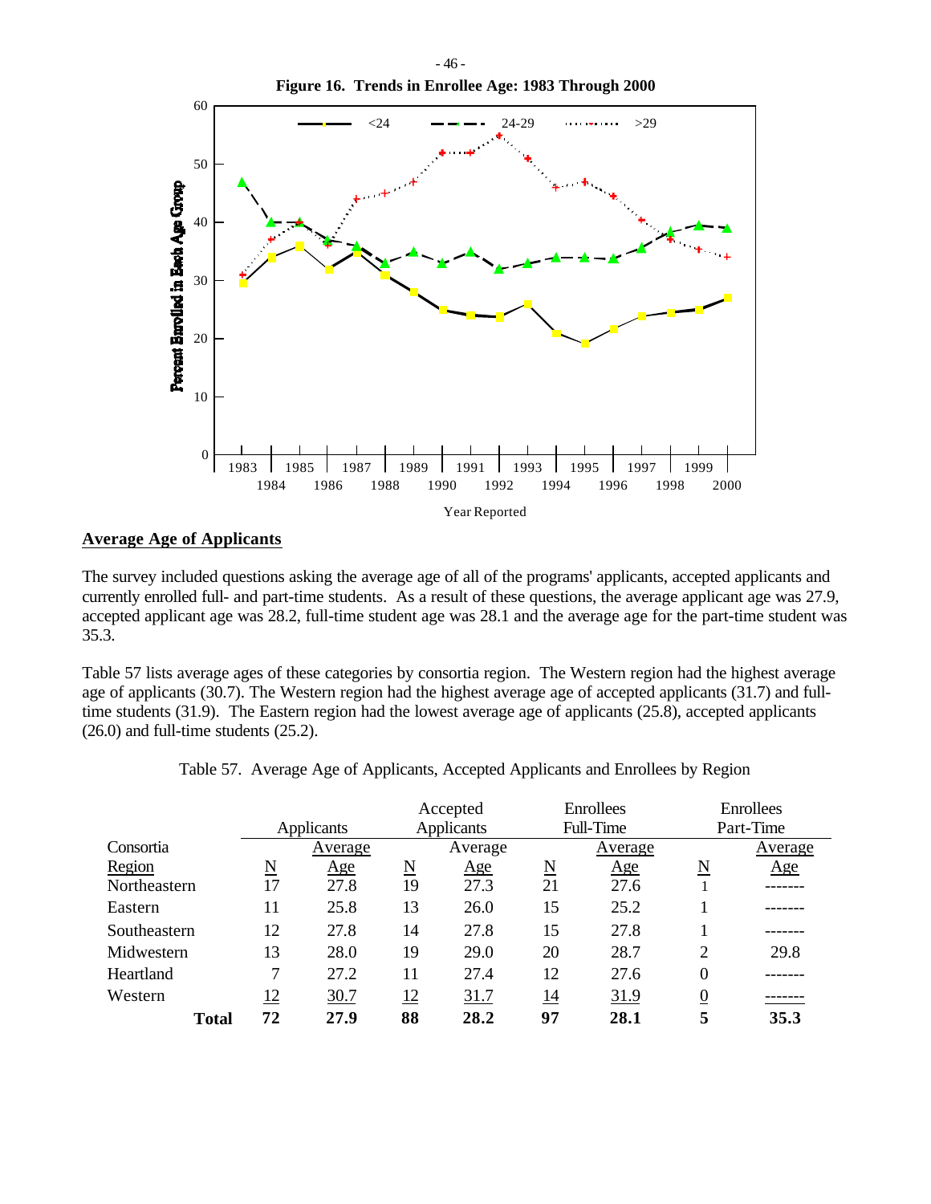**Figure 16. Trends in Enrollee Age: 1983 Through 2000**

## Average Age of Applicants

The survey included questions asking the average age of all of the programs' applicants, accepted applicants and currently enrolled full- and part-time students. As a result of these questions, the average applicant age was 27.9, accepted applicant age was 28.2, full-time student age was 28.1 and the average age for the part-time student was 35.3.

Table 57 lists average ages of these categories by consortia region. The Western region had the highest average age of applicants (30.7). The Western region had the highest average age of accepted applicants (31.7) and full-time students (31.9). The Eastern region had the lowest average age of applicants (25.8), accepted applicants (26.0) and full-time students (25.2).

Table 57. Average Age of Applicants, Accepted Applicants and Enrollees by Region

| Consortia Region | Applicants | | Accepted Applicants | | Enrollees Full-Time | | Enrollees Part-Time | |
|---|---|---|---|---|---|---|---|---|
| | N | Average Age | N | Average Age | N | Average Age | N | Average Age |
| Northeastern | 17 | 27.8 | 19 | 27.3 | 21 | 27.6 | 1 | ------- |
| Eastern | 11 | 25.8 | 13 | 26.0 | 15 | 25.2 | 1 | ------- |
| Southeastern | 12 | 27.8 | 14 | 27.8 | 15 | 27.8 | 1 | ------- |
| Midwestern | 13 | 28.0 | 19 | 29.0 | 20 | 28.7 | 2 | 29.8 |
| Heartland | 7 | 27.2 | 11 | 27.4 | 12 | 27.6 | 0 | ------- |
| Western | 12 | 30.7 | 12 | 31.7 | 14 | 31.9 | 0 | ------- |
| **Total** | **72** | **27.9** | **88** | **28.2** | **97** | **28.1** | **5** | **35.3** |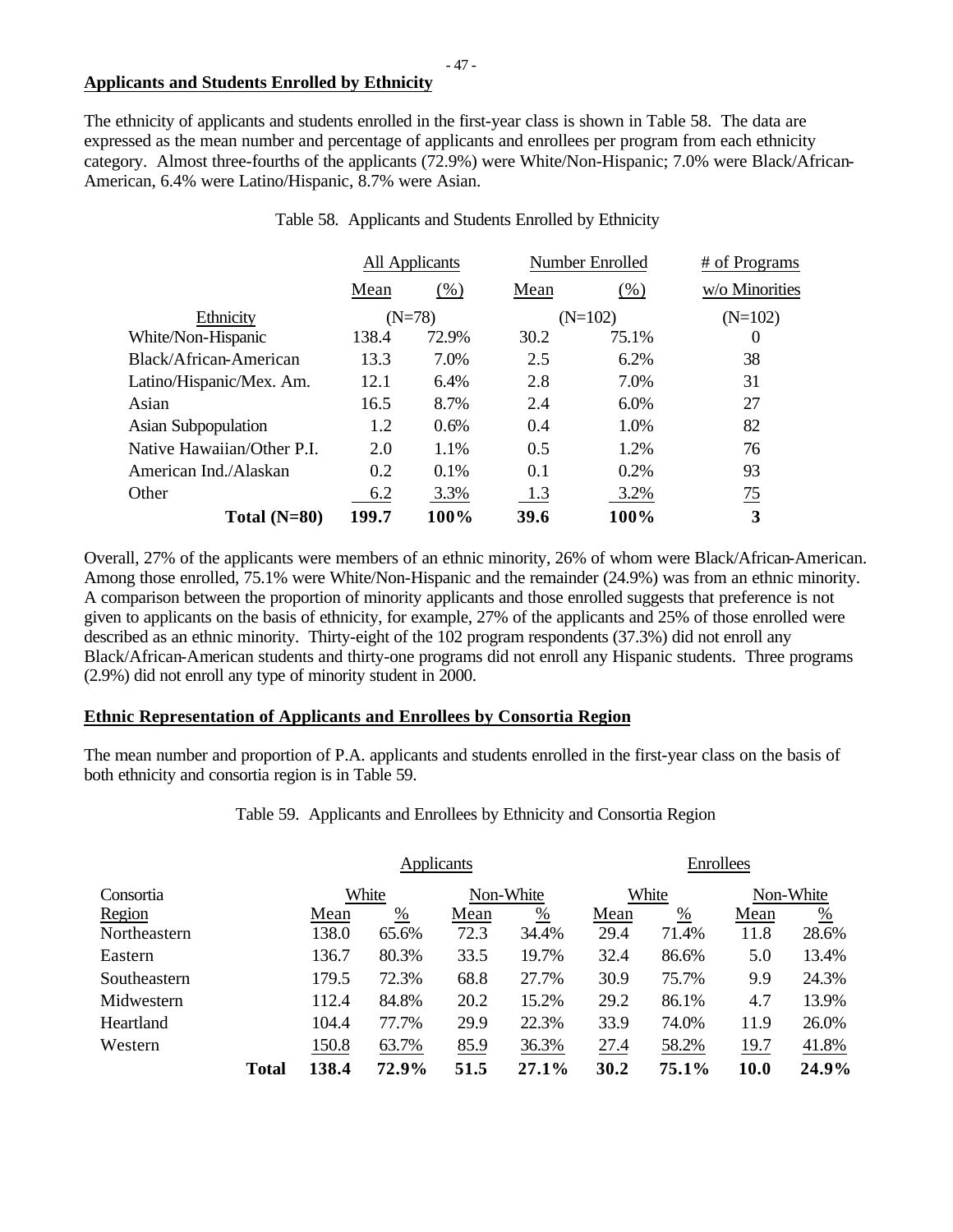## Applicants and Students Enrolled by Ethnicity

The ethnicity of applicants and students enrolled in the first-year class is shown in Table 58. The data are expressed as the mean number and percentage of applicants and enrollees per program from each ethnicity category. Almost three-fourths of the applicants (72.9%) were White/Non-Hispanic; 7.0% were Black/African-American, 6.4% were Latino/Hispanic, 8.7% were Asian.

Table 58. Applicants and Students Enrolled by Ethnicity

| | All Applicants | | Number Enrolled | | # of Programs |
|---|---|---|---|---|---|
| | Mean | (%) | Mean | (%) | w/o Minorities |
| Ethnicity | (N=78) | | (N=102) | | (N=102) |
| White/Non-Hispanic | 138.4 | 72.9% | 30.2 | 75.1% | 0 |
| Black/African-American | 13.3 | 7.0% | 2.5 | 6.2% | 38 |
| Latino/Hispanic/Mex. Am. | 12.1 | 6.4% | 2.8 | 7.0% | 31 |
| Asian | 16.5 | 8.7% | 2.4 | 6.0% | 27 |
| Asian Subpopulation | 1.2 | 0.6% | 0.4 | 1.0% | 82 |
| Native Hawaiian/Other P.I. | 2.0 | 1.1% | 0.5 | 1.2% | 76 |
| American Ind./Alaskan | 0.2 | 0.1% | 0.1 | 0.2% | 93 |
| Other | 6.2 | 3.3% | 1.3 | 3.2% | 75 |
| **Total (N=80)** | **199.7** | **100%** | **39.6** | **100%** | **3** |

Overall, 27% of the applicants were members of an ethnic minority, 26% of whom were Black/African-American. Among those enrolled, 75.1% were White/Non-Hispanic and the remainder (24.9%) was from an ethnic minority. A comparison between the proportion of minority applicants and those enrolled suggests that preference is not given to applicants on the basis of ethnicity, for example, 27% of the applicants and 25% of those enrolled were described as an ethnic minority. Thirty-eight of the 102 program respondents (37.3%) did not enroll any Black/African-American students and thirty-one programs did not enroll any Hispanic students. Three programs (2.9%) did not enroll any type of minority student in 2000.

## Ethnic Representation of Applicants and Enrollees by Consortia Region

The mean number and proportion of P.A. applicants and students enrolled in the first-year class on the basis of both ethnicity and consortia region is in Table 59.

Table 59. Applicants and Enrollees by Ethnicity and Consortia Region

| | Applicants | | | | Enrollees | | | |
|---|---|---|---|---|---|---|---|---|
| Consortia | White | | Non-White | | White | | Non-White | |
| Region | Mean | % | Mean | % | Mean | % | Mean | % |
| Northeastern | 138.0 | 65.6% | 72.3 | 34.4% | 29.4 | 71.4% | 11.8 | 28.6% |
| Eastern | 136.7 | 80.3% | 33.5 | 19.7% | 32.4 | 86.6% | 5.0 | 13.4% |
| Southeastern | 179.5 | 72.3% | 68.8 | 27.7% | 30.9 | 75.7% | 9.9 | 24.3% |
| Midwestern | 112.4 | 84.8% | 20.2 | 15.2% | 29.2 | 86.1% | 4.7 | 13.9% |
| Heartland | 104.4 | 77.7% | 29.9 | 22.3% | 33.9 | 74.0% | 11.9 | 26.0% |
| Western | 150.8 | 63.7% | 85.9 | 36.3% | 27.4 | 58.2% | 19.7 | 41.8% |
| **Total** | **138.4** | **72.9%** | **51.5** | **27.1%** | **30.2** | **75.1%** | **10.0** | **24.9%** |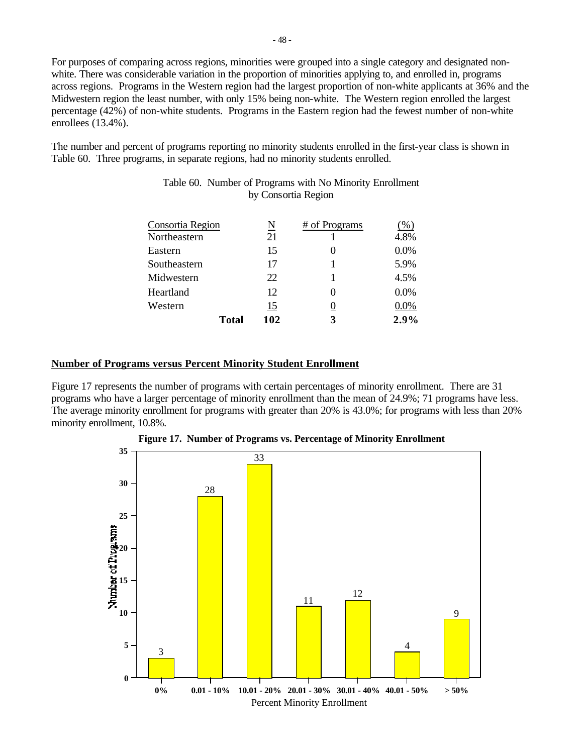For purposes of comparing across regions, minorities were grouped into a single category and designated non-white. There was considerable variation in the proportion of minorities applying to, and enrolled in, programs across regions. Programs in the Western region had the largest proportion of non-white applicants at 36% and the Midwestern region the least number, with only 15% being non-white. The Western region enrolled the largest percentage (42%) of non-white students. Programs in the Eastern region had the fewest number of non-white enrollees (13.4%).

The number and percent of programs reporting no minority students enrolled in the first-year class is shown in Table 60. Three programs, in separate regions, had no minority students enrolled.

Table 60. Number of Programs with No Minority Enrollment by Consortia Region

| Consortia Region | N | # of Programs | (%) |
|---|---|---|---|
| Northeastern | 21 | 1 | 4.8% |
| Eastern | 15 | 0 | 0.0% |
| Southeastern | 17 | 1 | 5.9% |
| Midwestern | 22 | 1 | 4.5% |
| Heartland | 12 | 0 | 0.0% |
| Western | 15 | 0 | 0.0% |
| **Total** | **102** | **3** | **2.9%** |

## Number of Programs versus Percent Minority Student Enrollment

Figure 17 represents the number of programs with certain percentages of minority enrollment. There are 31 programs who have a larger percentage of minority enrollment than the mean of 24.9%; 71 programs have less. The average minority enrollment for programs with greater than 20% is 43.0%; for programs with less than 20% minority enrollment, 10.8%.

**Figure 17. Number of Programs vs. Percentage of Minority Enrollment**

| Percent Minority Enrollment | Number of Programs |
|---|---|
| 0% | 3 |
| 0.01 - 10% | 28 |
| 10.01 - 20% | 33 |
| 20.01 - 30% | 11 |
| 30.01 - 40% | 12 |
| 40.01 - 50% | 4 |
| > 50% | 9 |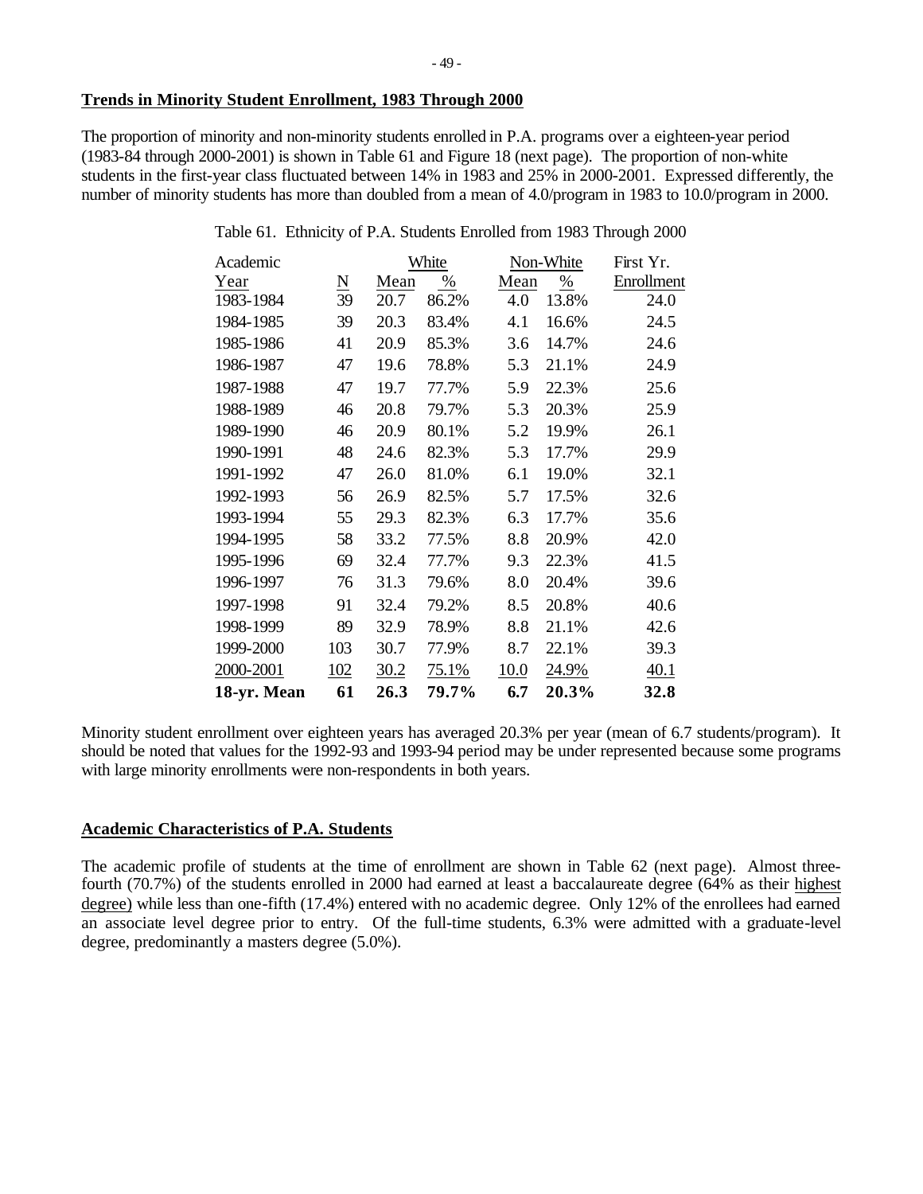## Trends in Minority Student Enrollment, 1983 Through 2000

The proportion of minority and non-minority students enrolled in P.A. programs over a eighteen-year period (1983-84 through 2000-2001) is shown in Table 61 and Figure 18 (next page). The proportion of non-white students in the first-year class fluctuated between 14% in 1983 and 25% in 2000-2001. Expressed differently, the number of minority students has more than doubled from a mean of 4.0/program in 1983 to 10.0/program in 2000.

Table 61. Ethnicity of P.A. Students Enrolled from 1983 Through 2000

| Academic | | White | | Non-White | | First Yr. |
|---|---|---|---|---|---|---|
| Year | N | Mean | % | Mean | % | Enrollment |
| 1983-1984 | 39 | 20.7 | 86.2% | 4.0 | 13.8% | 24.0 |
| 1984-1985 | 39 | 20.3 | 83.4% | 4.1 | 16.6% | 24.5 |
| 1985-1986 | 41 | 20.9 | 85.3% | 3.6 | 14.7% | 24.6 |
| 1986-1987 | 47 | 19.6 | 78.8% | 5.3 | 21.1% | 24.9 |
| 1987-1988 | 47 | 19.7 | 77.7% | 5.9 | 22.3% | 25.6 |
| 1988-1989 | 46 | 20.8 | 79.7% | 5.3 | 20.3% | 25.9 |
| 1989-1990 | 46 | 20.9 | 80.1% | 5.2 | 19.9% | 26.1 |
| 1990-1991 | 48 | 24.6 | 82.3% | 5.3 | 17.7% | 29.9 |
| 1991-1992 | 47 | 26.0 | 81.0% | 6.1 | 19.0% | 32.1 |
| 1992-1993 | 56 | 26.9 | 82.5% | 5.7 | 17.5% | 32.6 |
| 1993-1994 | 55 | 29.3 | 82.3% | 6.3 | 17.7% | 35.6 |
| 1994-1995 | 58 | 33.2 | 77.5% | 8.8 | 20.9% | 42.0 |
| 1995-1996 | 69 | 32.4 | 77.7% | 9.3 | 22.3% | 41.5 |
| 1996-1997 | 76 | 31.3 | 79.6% | 8.0 | 20.4% | 39.6 |
| 1997-1998 | 91 | 32.4 | 79.2% | 8.5 | 20.8% | 40.6 |
| 1998-1999 | 89 | 32.9 | 78.9% | 8.8 | 21.1% | 42.6 |
| 1999-2000 | 103 | 30.7 | 77.9% | 8.7 | 22.1% | 39.3 |
| 2000-2001 | 102 | 30.2 | 75.1% | 10.0 | 24.9% | 40.1 |
| **18-yr. Mean** | **61** | **26.3** | **79.7%** | **6.7** | **20.3%** | **32.8** |

Minority student enrollment over eighteen years has averaged 20.3% per year (mean of 6.7 students/program). It should be noted that values for the 1992-93 and 1993-94 period may be under represented because some programs with large minority enrollments were non-respondents in both years.

## Academic Characteristics of P.A. Students

The academic profile of students at the time of enrollment are shown in Table 62 (next page). Almost three-fourth (70.7%) of the students enrolled in 2000 had earned at least a baccalaureate degree (64% as their highest degree) while less than one-fifth (17.4%) entered with no academic degree. Only 12% of the enrollees had earned an associate level degree prior to entry. Of the full-time students, 6.3% were admitted with a graduate-level degree, predominantly a masters degree (5.0%).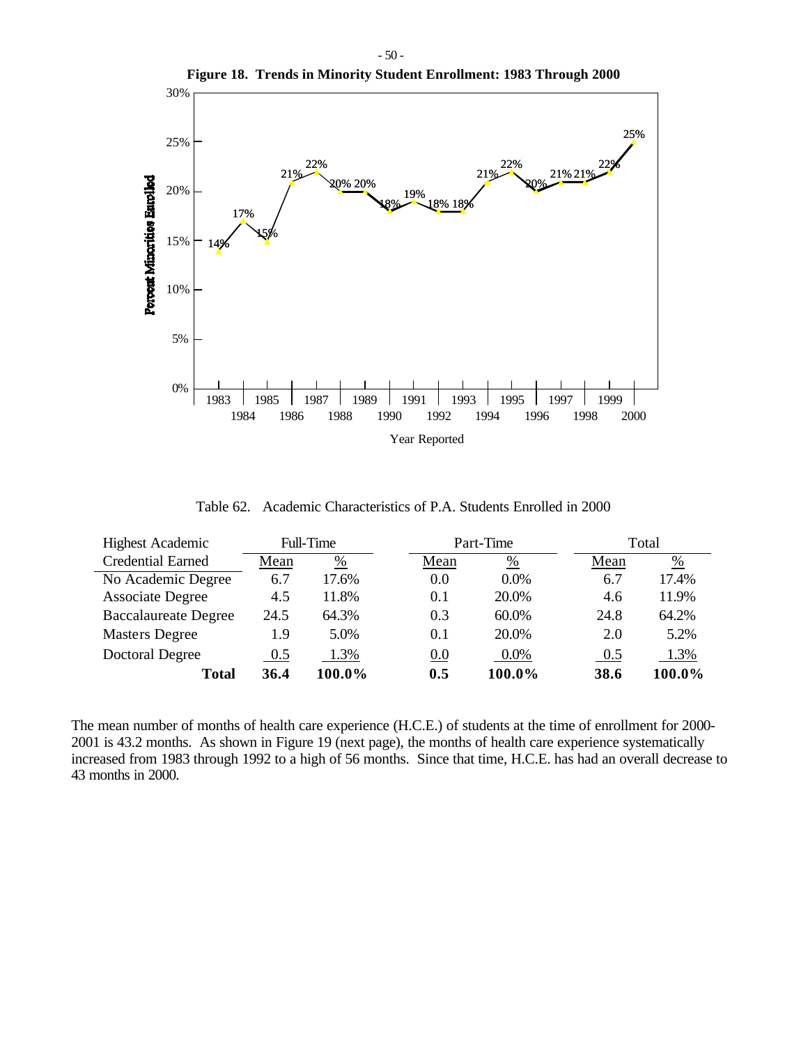**Figure 18. Trends in Minority Student Enrollment: 1983 Through 2000**

| Year Reported | Percent Minorities Enrolled |
|---|---|
| 1983 | 14% |
| 1984 | 17% |
| 1985 | 15% |
| 1986 | 21% |
| 1987 | 22% |
| 1988 | 20% |
| 1989 | 20% |
| 1990 | 18% |
| 1991 | 19% |
| 1992 | 18% |
| 1993 | 18% |
| 1994 | 21% |
| 1995 | 22% |
| 1996 | 20% |
| 1997 | 21% |
| 1998 | 21% |
| 1999 | 22% |
| 2000 | 25% |

Table 62. Academic Characteristics of P.A. Students Enrolled in 2000

| Highest Academic | Full-Time | | Part-Time | | Total | |
|---|---|---|---|---|---|---|
| Credential Earned | Mean | % | Mean | % | Mean | % |
| No Academic Degree | 6.7 | 17.6% | 0.0 | 0.0% | 6.7 | 17.4% |
| Associate Degree | 4.5 | 11.8% | 0.1 | 20.0% | 4.6 | 11.9% |
| Baccalaureate Degree | 24.5 | 64.3% | 0.3 | 60.0% | 24.8 | 64.2% |
| Masters Degree | 1.9 | 5.0% | 0.1 | 20.0% | 2.0 | 5.2% |
| Doctoral Degree | 0.5 | 1.3% | 0.0 | 0.0% | 0.5 | 1.3% |
| **Total** | **36.4** | **100.0%** | **0.5** | **100.0%** | **38.6** | **100.0%** |

The mean number of months of health care experience (H.C.E.) of students at the time of enrollment for 2000-2001 is 43.2 months. As shown in Figure 19 (next page), the months of health care experience systematically increased from 1983 through 1992 to a high of 56 months. Since that time, H.C.E. has had an overall decrease to 43 months in 2000.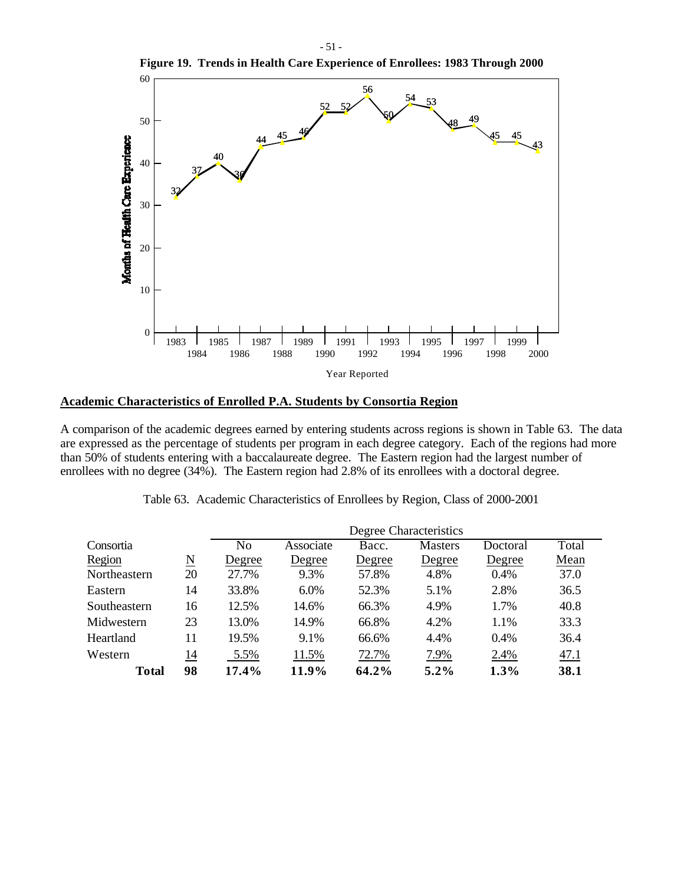**Figure 19. Trends in Health Care Experience of Enrollees: 1983 Through 2000**

## Academic Characteristics of Enrolled P.A. Students by Consortia Region

A comparison of the academic degrees earned by entering students across regions is shown in Table 63. The data are expressed as the percentage of students per program in each degree category. Each of the regions had more than 50% of students entering with a baccalaureate degree. The Eastern region had the largest number of enrollees with no degree (34%). The Eastern region had 2.8% of its enrollees with a doctoral degree.

Table 63. Academic Characteristics of Enrollees by Region, Class of 2000-2001

| Consortia Region | N | No Degree | Associate Degree | Bacc. Degree | Masters Degree | Doctoral Degree | Total Mean |
|---|---|---|---|---|---|---|---|
| Northeastern | 20 | 27.7% | 9.3% | 57.8% | 4.8% | 0.4% | 37.0 |
| Eastern | 14 | 33.8% | 6.0% | 52.3% | 5.1% | 2.8% | 36.5 |
| Southeastern | 16 | 12.5% | 14.6% | 66.3% | 4.9% | 1.7% | 40.8 |
| Midwestern | 23 | 13.0% | 14.9% | 66.8% | 4.2% | 1.1% | 33.3 |
| Heartland | 11 | 19.5% | 9.1% | 66.6% | 4.4% | 0.4% | 36.4 |
| Western | 14 | 5.5% | 11.5% | 72.7% | 7.9% | 2.4% | 47.1 |
| **Total** | **98** | **17.4%** | **11.9%** | **64.2%** | **5.2%** | **1.3%** | **38.1** |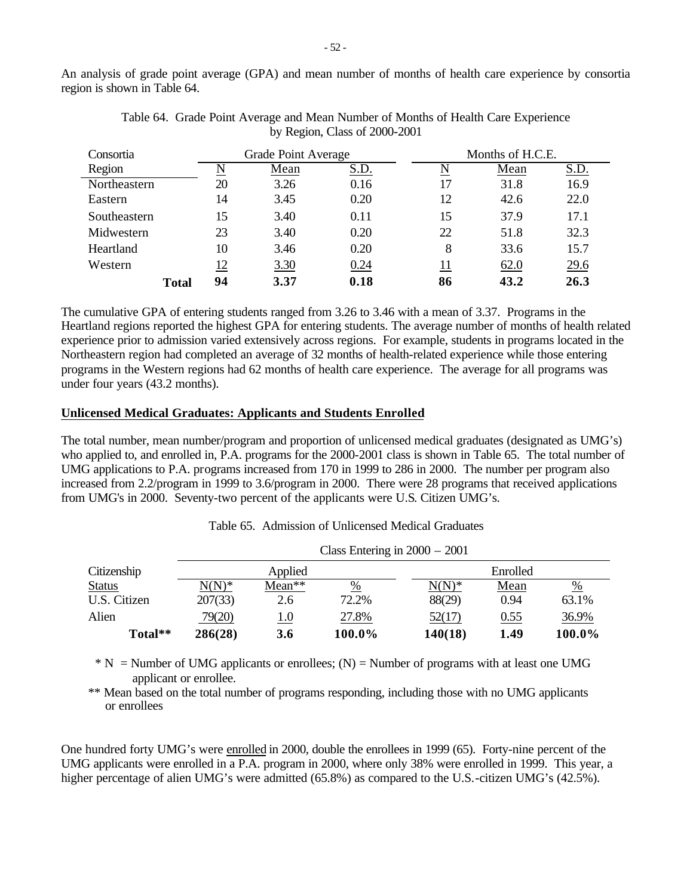An analysis of grade point average (GPA) and mean number of months of health care experience by consortia region is shown in Table 64.

Table 64. Grade Point Average and Mean Number of Months of Health Care Experience by Region, Class of 2000-2001

| Consortia | Grade Point Average | | | Months of H.C.E. | | |
|---|---|---|---|---|---|---|
| Region | N | Mean | S.D. | N | Mean | S.D. |
| Northeastern | 20 | 3.26 | 0.16 | 17 | 31.8 | 16.9 |
| Eastern | 14 | 3.45 | 0.20 | 12 | 42.6 | 22.0 |
| Southeastern | 15 | 3.40 | 0.11 | 15 | 37.9 | 17.1 |
| Midwestern | 23 | 3.40 | 0.20 | 22 | 51.8 | 32.3 |
| Heartland | 10 | 3.46 | 0.20 | 8 | 33.6 | 15.7 |
| Western | 12 | 3.30 | 0.24 | 11 | 62.0 | 29.6 |
| **Total** | **94** | **3.37** | **0.18** | **86** | **43.2** | **26.3** |

The cumulative GPA of entering students ranged from 3.26 to 3.46 with a mean of 3.37. Programs in the Heartland regions reported the highest GPA for entering students. The average number of months of health related experience prior to admission varied extensively across regions. For example, students in programs located in the Northeastern region had completed an average of 32 months of health-related experience while those entering programs in the Western regions had 62 months of health care experience. The average for all programs was under four years (43.2 months).

## Unlicensed Medical Graduates: Applicants and Students Enrolled

The total number, mean number/program and proportion of unlicensed medical graduates (designated as UMG's) who applied to, and enrolled in, P.A. programs for the 2000-2001 class is shown in Table 65. The total number of UMG applications to P.A. programs increased from 170 in 1999 to 286 in 2000. The number per program also increased from 2.2/program in 1999 to 3.6/program in 2000. There were 28 programs that received applications from UMG's in 2000. Seventy-two percent of the applicants were U.S. Citizen UMG's.

Table 65. Admission of Unlicensed Medical Graduates

| | Class Entering in 2000 – 2001 | | | | | |
|---|---|---|---|---|---|---|
| Citizenship | Applied | | | Enrolled | | |
| Status | N(N)* | Mean** | % | N(N)* | Mean | % |
| U.S. Citizen | 207(33) | 2.6 | 72.2% | 88(29) | 0.94 | 63.1% |
| Alien | 79(20) | 1.0 | 27.8% | 52(17) | 0.55 | 36.9% |
| **Total**** | **286(28)** | **3.6** | **100.0%** | **140(18)** | **1.49** | **100.0%** |

\* N = Number of UMG applicants or enrollees; (N) = Number of programs with at least one UMG applicant or enrollee.

** Mean based on the total number of programs responding, including those with no UMG applicants or enrollees

One hundred forty UMG's were enrolled in 2000, double the enrollees in 1999 (65). Forty-nine percent of the UMG applicants were enrolled in a P.A. program in 2000, where only 38% were enrolled in 1999. This year, a higher percentage of alien UMG's were admitted (65.8%) as compared to the U.S.-citizen UMG's (42.5%).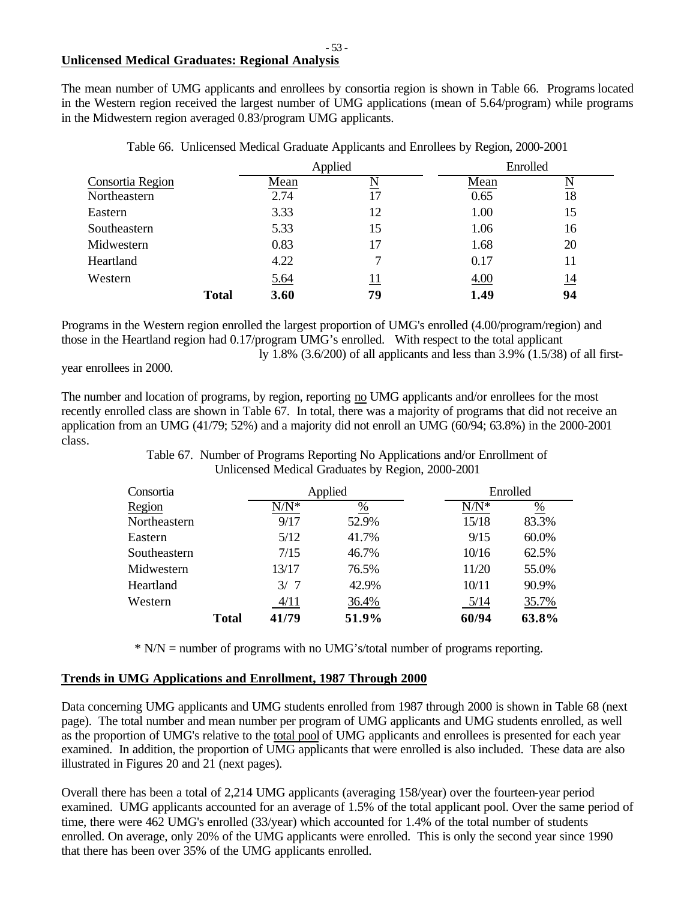## Unlicensed Medical Graduates: Regional Analysis

The mean number of UMG applicants and enrollees by consortia region is shown in Table 66. Programs located in the Western region received the largest number of UMG applications (mean of 5.64/program) while programs in the Midwestern region averaged 0.83/program UMG applicants.

Table 66. Unlicensed Medical Graduate Applicants and Enrollees by Region, 2000-2001

| | Applied | | Enrolled | |
|---|---|---|---|---|
| Consortia Region | Mean | N | Mean | N |
| Northeastern | 2.74 | 17 | 0.65 | 18 |
| Eastern | 3.33 | 12 | 1.00 | 15 |
| Southeastern | 5.33 | 15 | 1.06 | 16 |
| Midwestern | 0.83 | 17 | 1.68 | 20 |
| Heartland | 4.22 | 7 | 0.17 | 11 |
| Western | 5.64 | 11 | 4.00 | 14 |
| **Total** | **3.60** | **79** | **1.49** | **94** |

Programs in the Western region enrolled the largest proportion of UMG's enrolled (4.00/program/region) and those in the Heartland region had 0.17/program UMG's enrolled. With respect to the total applicant ly 1.8% (3.6/200) of all applicants and less than 3.9% (1.5/38) of all first-year enrollees in 2000.

The number and location of programs, by region, reporting no UMG applicants and/or enrollees for the most recently enrolled class are shown in Table 67. In total, there was a majority of programs that did not receive an application from an UMG (41/79; 52%) and a majority did not enroll an UMG (60/94; 63.8%) in the 2000-2001 class.

Table 67. Number of Programs Reporting No Applications and/or Enrollment of Unlicensed Medical Graduates by Region, 2000-2001

| Consortia | Applied | | Enrolled | |
|---|---|---|---|---|
| Region | N/N* | % | N/N* | % |
| Northeastern | 9/17 | 52.9% | 15/18 | 83.3% |
| Eastern | 5/12 | 41.7% | 9/15 | 60.0% |
| Southeastern | 7/15 | 46.7% | 10/16 | 62.5% |
| Midwestern | 13/17 | 76.5% | 11/20 | 55.0% |
| Heartland | 3/ 7 | 42.9% | 10/11 | 90.9% |
| Western | 4/11 | 36.4% | 5/14 | 35.7% |
| **Total** | **41/79** | **51.9%** | **60/94** | **63.8%** |

\* N/N = number of programs with no UMG's/total number of programs reporting.

## Trends in UMG Applications and Enrollment, 1987 Through 2000

Data concerning UMG applicants and UMG students enrolled from 1987 through 2000 is shown in Table 68 (next page). The total number and mean number per program of UMG applicants and UMG students enrolled, as well as the proportion of UMG's relative to the total pool of UMG applicants and enrollees is presented for each year examined. In addition, the proportion of UMG applicants that were enrolled is also included. These data are also illustrated in Figures 20 and 21 (next pages).

Overall there has been a total of 2,214 UMG applicants (averaging 158/year) over the fourteen-year period examined. UMG applicants accounted for an average of 1.5% of the total applicant pool. Over the same period of time, there were 462 UMG's enrolled (33/year) which accounted for 1.4% of the total number of students enrolled. On average, only 20% of the UMG applicants were enrolled. This is only the second year since 1990 that there has been over 35% of the UMG applicants enrolled.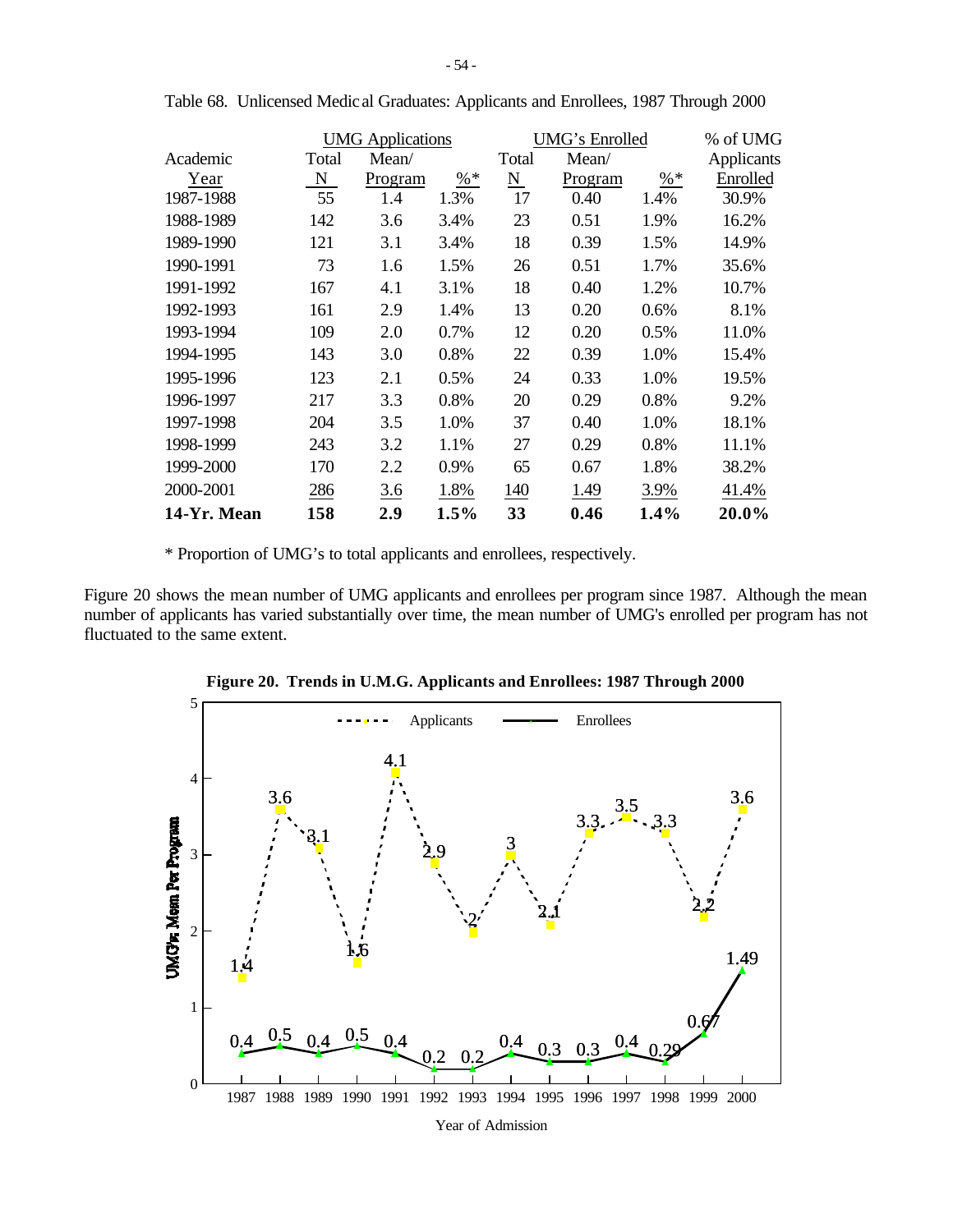Table 68. Unlicensed Medical Graduates: Applicants and Enrollees, 1987 Through 2000

| Academic Year | UMG Applications Total N | Mean/ Program | %* | UMG's Enrolled Total N | Mean/ Program | %* | % of UMG Applicants Enrolled |
|---|---|---|---|---|---|---|---|
| 1987-1988 | 55 | 1.4 | 1.3% | 17 | 0.40 | 1.4% | 30.9% |
| 1988-1989 | 142 | 3.6 | 3.4% | 23 | 0.51 | 1.9% | 16.2% |
| 1989-1990 | 121 | 3.1 | 3.4% | 18 | 0.39 | 1.5% | 14.9% |
| 1990-1991 | 73 | 1.6 | 1.5% | 26 | 0.51 | 1.7% | 35.6% |
| 1991-1992 | 167 | 4.1 | 3.1% | 18 | 0.40 | 1.2% | 10.7% |
| 1992-1993 | 161 | 2.9 | 1.4% | 13 | 0.20 | 0.6% | 8.1% |
| 1993-1994 | 109 | 2.0 | 0.7% | 12 | 0.20 | 0.5% | 11.0% |
| 1994-1995 | 143 | 3.0 | 0.8% | 22 | 0.39 | 1.0% | 15.4% |
| 1995-1996 | 123 | 2.1 | 0.5% | 24 | 0.33 | 1.0% | 19.5% |
| 1996-1997 | 217 | 3.3 | 0.8% | 20 | 0.29 | 0.8% | 9.2% |
| 1997-1998 | 204 | 3.5 | 1.0% | 37 | 0.40 | 1.0% | 18.1% |
| 1998-1999 | 243 | 3.2 | 1.1% | 27 | 0.29 | 0.8% | 11.1% |
| 1999-2000 | 170 | 2.2 | 0.9% | 65 | 0.67 | 1.8% | 38.2% |
| 2000-2001 | 286 | 3.6 | 1.8% | 140 | 1.49 | 3.9% | 41.4% |
| **14-Yr. Mean** | **158** | **2.9** | **1.5%** | **33** | **0.46** | **1.4%** | **20.0%** |

\* Proportion of UMG's to total applicants and enrollees, respectively.

Figure 20 shows the mean number of UMG applicants and enrollees per program since 1987. Although the mean number of applicants has varied substantially over time, the mean number of UMG's enrolled per program has not fluctuated to the same extent.

**Figure 20. Trends in U.M.G. Applicants and Enrollees: 1987 Through 2000**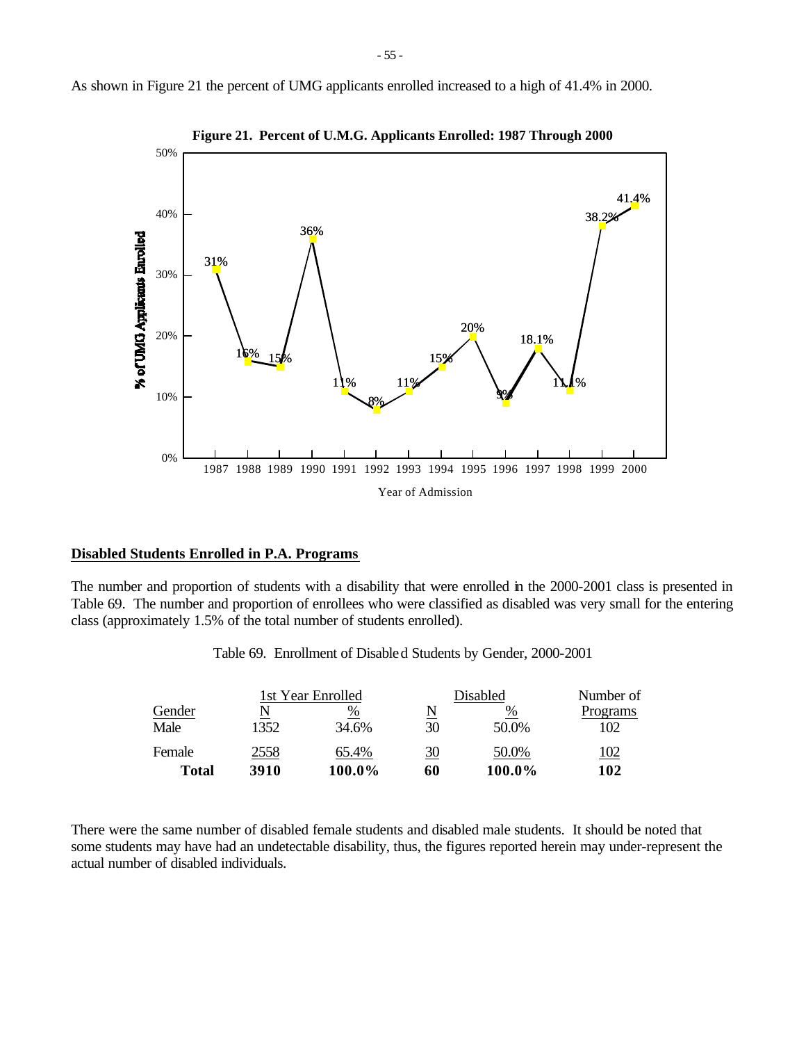As shown in Figure 21 the percent of UMG applicants enrolled increased to a high of 41.4% in 2000.

**Figure 21. Percent of U.M.G. Applicants Enrolled: 1987 Through 2000**

| Year of Admission | % of UMG Applicants Enrolled |
|---|---|
| 1987 | 31% |
| 1988 | 16% |
| 1989 | 15% |
| 1990 | 36% |
| 1991 | 11% |
| 1992 | 8% |
| 1993 | 11% |
| 1994 | 15% |
| 1995 | 20% |
| 1996 | 9% |
| 1997 | 18.1% |
| 1998 | 11.1% |
| 1999 | 38.2% |
| 2000 | 41.4% |

## Disabled Students Enrolled in P.A. Programs

The number and proportion of students with a disability that were enrolled in the 2000-2001 class is presented in Table 69. The number and proportion of enrollees who were classified as disabled was very small for the entering class (approximately 1.5% of the total number of students enrolled).

Table 69. Enrollment of Disabled Students by Gender, 2000-2001

| | 1st Year Enrolled | | Disabled | | Number of |
|---|---|---|---|---|---|
| Gender | N | % | N | % | Programs |
| Male | 1352 | 34.6% | 30 | 50.0% | 102 |
| Female | 2558 | 65.4% | 30 | 50.0% | 102 |
| **Total** | **3910** | **100.0%** | **60** | **100.0%** | **102** |

There were the same number of disabled female students and disabled male students. It should be noted that some students may have had an undetectable disability, thus, the figures reported herein may under-represent the actual number of disabled individuals.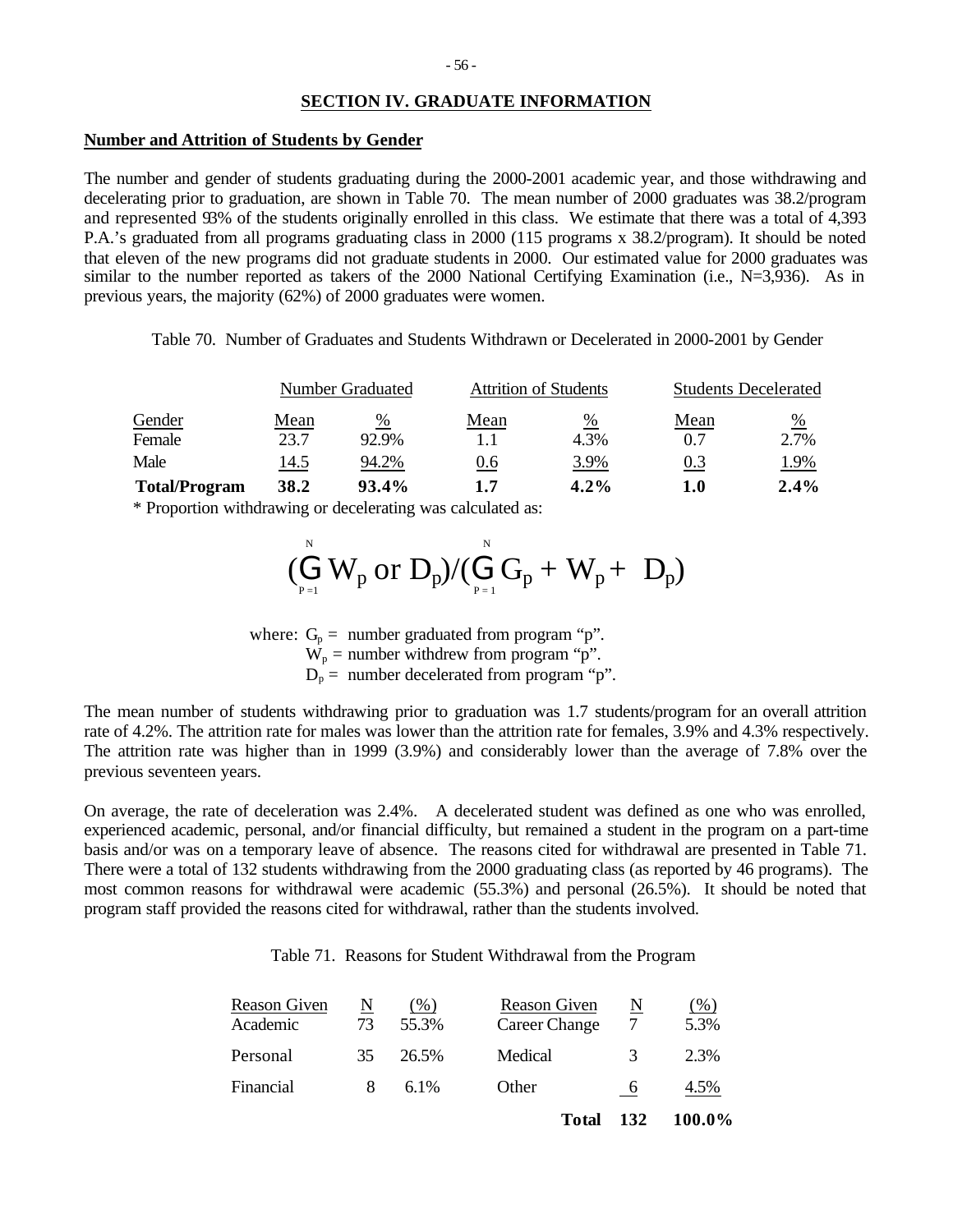## SECTION IV. GRADUATE INFORMATION

### Number and Attrition of Students by Gender

The number and gender of students graduating during the 2000-2001 academic year, and those withdrawing and decelerating prior to graduation, are shown in Table 70. The mean number of 2000 graduates was 38.2/program and represented 93% of the students originally enrolled in this class. We estimate that there was a total of 4,393 P.A.'s graduated from all programs graduating class in 2000 (115 programs x 38.2/program). It should be noted that eleven of the new programs did not graduate students in 2000. Our estimated value for 2000 graduates was similar to the number reported as takers of the 2000 National Certifying Examination (i.e., N=3,936). As in previous years, the majority (62%) of 2000 graduates were women.

Table 70. Number of Graduates and Students Withdrawn or Decelerated in 2000-2001 by Gender

| | Number Graduated | | Attrition of Students | | Students Decelerated | |
|---|---|---|---|---|---|---|
| Gender | Mean | % | Mean | % | Mean | % |
| Female | 23.7 | 92.9% | 1.1 | 4.3% | 0.7 | 2.7% |
| Male | 14.5 | 94.2% | 0.6 | 3.9% | 0.3 | 1.9% |
| **Total/Program** | **38.2** | **93.4%** | **1.7** | **4.2%** | **1.0** | **2.4%** |

\* Proportion withdrawing or decelerating was calculated as:

$$\left(\sum_{P=1}^{N} W_p \text{ or } D_p\right) / \left(\sum_{P=1}^{N} G_p + W_p + D_p\right)$$

where: $G_p$ = number graduated from program "p".
$W_p$ = number withdrew from program "p".
$D_p$ = number decelerated from program "p".

The mean number of students withdrawing prior to graduation was 1.7 students/program for an overall attrition rate of 4.2%. The attrition rate for males was lower than the attrition rate for females, 3.9% and 4.3% respectively. The attrition rate was higher than in 1999 (3.9%) and considerably lower than the average of 7.8% over the previous seventeen years.

On average, the rate of deceleration was 2.4%. A decelerated student was defined as one who was enrolled, experienced academic, personal, and/or financial difficulty, but remained a student in the program on a part-time basis and/or was on a temporary leave of absence. The reasons cited for withdrawal are presented in Table 71. There were a total of 132 students withdrawing from the 2000 graduating class (as reported by 46 programs). The most common reasons for withdrawal were academic (55.3%) and personal (26.5%). It should be noted that program staff provided the reasons cited for withdrawal, rather than the students involved.

Table 71. Reasons for Student Withdrawal from the Program

| Reason Given | N | (%) | Reason Given | N | (%) |
|---|---|---|---|---|---|
| Academic | 73 | 55.3% | Career Change | 7 | 5.3% |
| Personal | 35 | 26.5% | Medical | 3 | 2.3% |
| Financial | 8 | 6.1% | Other | 6 | 4.5% |
| | | | **Total** | **132** | **100.0%** |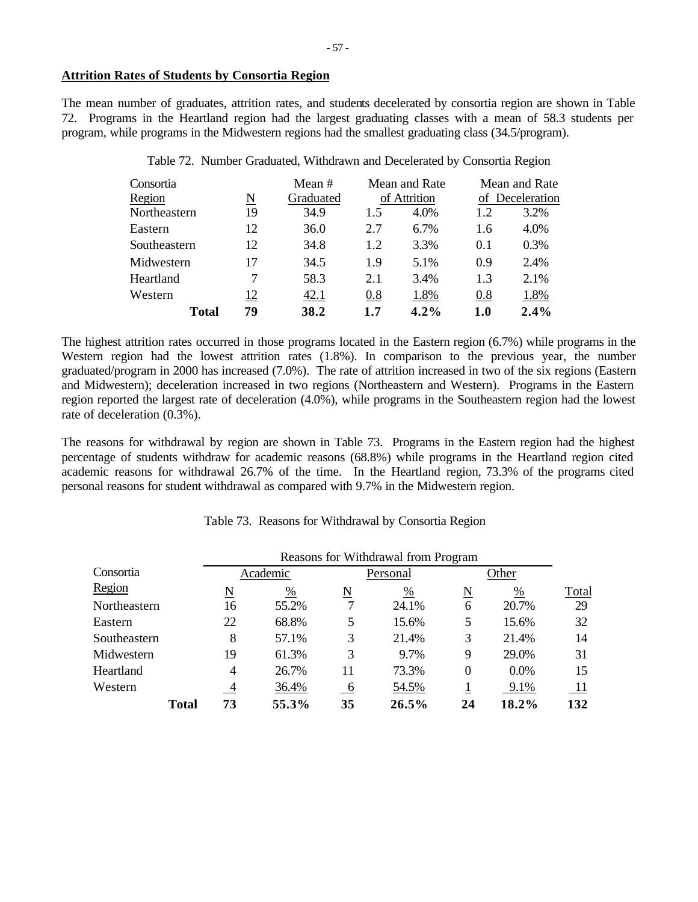**Attrition Rates of Students by Consortia Region**

The mean number of graduates, attrition rates, and students decelerated by consortia region are shown in Table 72. Programs in the Heartland region had the largest graduating classes with a mean of 58.3 students per program, while programs in the Midwestern regions had the smallest graduating class (34.5/program).

Table 72. Number Graduated, Withdrawn and Decelerated by Consortia Region

| Consortia Region | N | Mean # Graduated | Mean and Rate of Attrition | | Mean and Rate of Deceleration | |
|---|---|---|---|---|---|---|
| Northeastern | 19 | 34.9 | 1.5 | 4.0% | 1.2 | 3.2% |
| Eastern | 12 | 36.0 | 2.7 | 6.7% | 1.6 | 4.0% |
| Southeastern | 12 | 34.8 | 1.2 | 3.3% | 0.1 | 0.3% |
| Midwestern | 17 | 34.5 | 1.9 | 5.1% | 0.9 | 2.4% |
| Heartland | 7 | 58.3 | 2.1 | 3.4% | 1.3 | 2.1% |
| Western | 12 | 42.1 | 0.8 | 1.8% | 0.8 | 1.8% |
| **Total** | **79** | **38.2** | **1.7** | **4.2%** | **1.0** | **2.4%** |

The highest attrition rates occurred in those programs located in the Eastern region (6.7%) while programs in the Western region had the lowest attrition rates (1.8%). In comparison to the previous year, the number graduated/program in 2000 has increased (7.0%). The rate of attrition increased in two of the six regions (Eastern and Midwestern); deceleration increased in two regions (Northeastern and Western). Programs in the Eastern region reported the largest rate of deceleration (4.0%), while programs in the Southeastern region had the lowest rate of deceleration (0.3%).

The reasons for withdrawal by region are shown in Table 73. Programs in the Eastern region had the highest percentage of students withdraw for academic reasons (68.8%) while programs in the Heartland region cited academic reasons for withdrawal 26.7% of the time. In the Heartland region, 73.3% of the programs cited personal reasons for student withdrawal as compared with 9.7% in the Midwestern region.

Table 73. Reasons for Withdrawal by Consortia Region

| Consortia Region | Reasons for Withdrawal from Program | | | | | | |
|---|---|---|---|---|---|---|---|
| | Academic | | Personal | | Other | | |
| | N | % | N | % | N | % | Total |
| Northeastern | 16 | 55.2% | 7 | 24.1% | 6 | 20.7% | 29 |
| Eastern | 22 | 68.8% | 5 | 15.6% | 5 | 15.6% | 32 |
| Southeastern | 8 | 57.1% | 3 | 21.4% | 3 | 21.4% | 14 |
| Midwestern | 19 | 61.3% | 3 | 9.7% | 9 | 29.0% | 31 |
| Heartland | 4 | 26.7% | 11 | 73.3% | 0 | 0.0% | 15 |
| Western | 4 | 36.4% | 6 | 54.5% | 1 | 9.1% | 11 |
| **Total** | **73** | **55.3%** | **35** | **26.5%** | **24** | **18.2%** | **132** |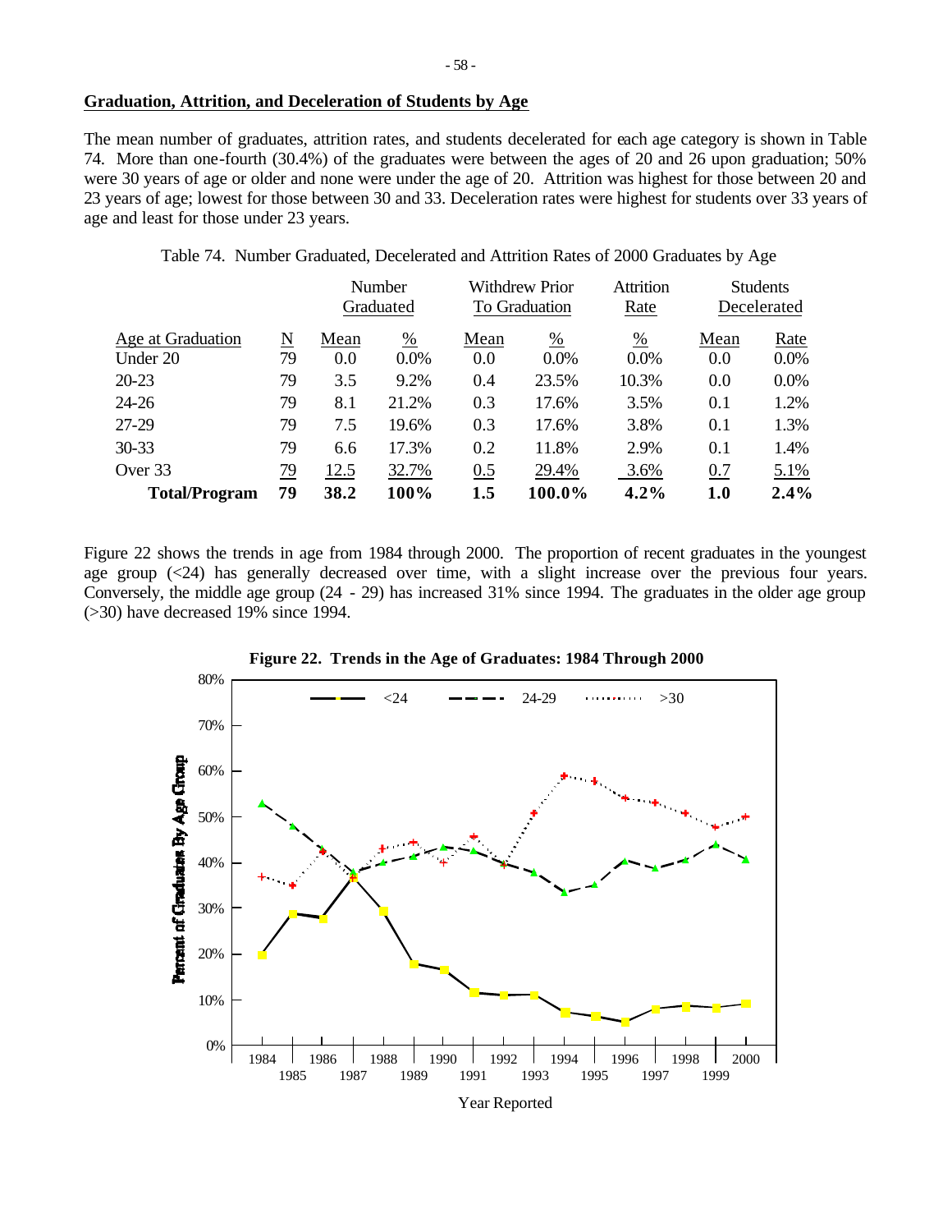## Graduation, Attrition, and Deceleration of Students by Age

The mean number of graduates, attrition rates, and students decelerated for each age category is shown in Table 74. More than one-fourth (30.4%) of the graduates were between the ages of 20 and 26 upon graduation; 50% were 30 years of age or older and none were under the age of 20. Attrition was highest for those between 20 and 23 years of age; lowest for those between 30 and 33. Deceleration rates were highest for students over 33 years of age and least for those under 23 years.

Table 74. Number Graduated, Decelerated and Attrition Rates of 2000 Graduates by Age

| | | Number Graduated | | Withdrew Prior To Graduation | | Attrition Rate | Students Decelerated | |
|---|---|---|---|---|---|---|---|---|
| Age at Graduation | N | Mean | % | Mean | % | % | Mean | Rate |
| Under 20 | 79 | 0.0 | 0.0% | 0.0 | 0.0% | 0.0% | 0.0 | 0.0% |
| 20-23 | 79 | 3.5 | 9.2% | 0.4 | 23.5% | 10.3% | 0.0 | 0.0% |
| 24-26 | 79 | 8.1 | 21.2% | 0.3 | 17.6% | 3.5% | 0.1 | 1.2% |
| 27-29 | 79 | 7.5 | 19.6% | 0.3 | 17.6% | 3.8% | 0.1 | 1.3% |
| 30-33 | 79 | 6.6 | 17.3% | 0.2 | 11.8% | 2.9% | 0.1 | 1.4% |
| Over 33 | 79 | 12.5 | 32.7% | 0.5 | 29.4% | 3.6% | 0.7 | 5.1% |
| **Total/Program** | **79** | **38.2** | **100%** | **1.5** | **100.0%** | **4.2%** | **1.0** | **2.4%** |

Figure 22 shows the trends in age from 1984 through 2000. The proportion of recent graduates in the youngest age group (<24) has generally decreased over time, with a slight increase over the previous four years. Conversely, the middle age group (24 - 29) has increased 31% since 1994. The graduates in the older age group (>30) have decreased 19% since 1994.

**Figure 22. Trends in the Age of Graduates: 1984 Through 2000**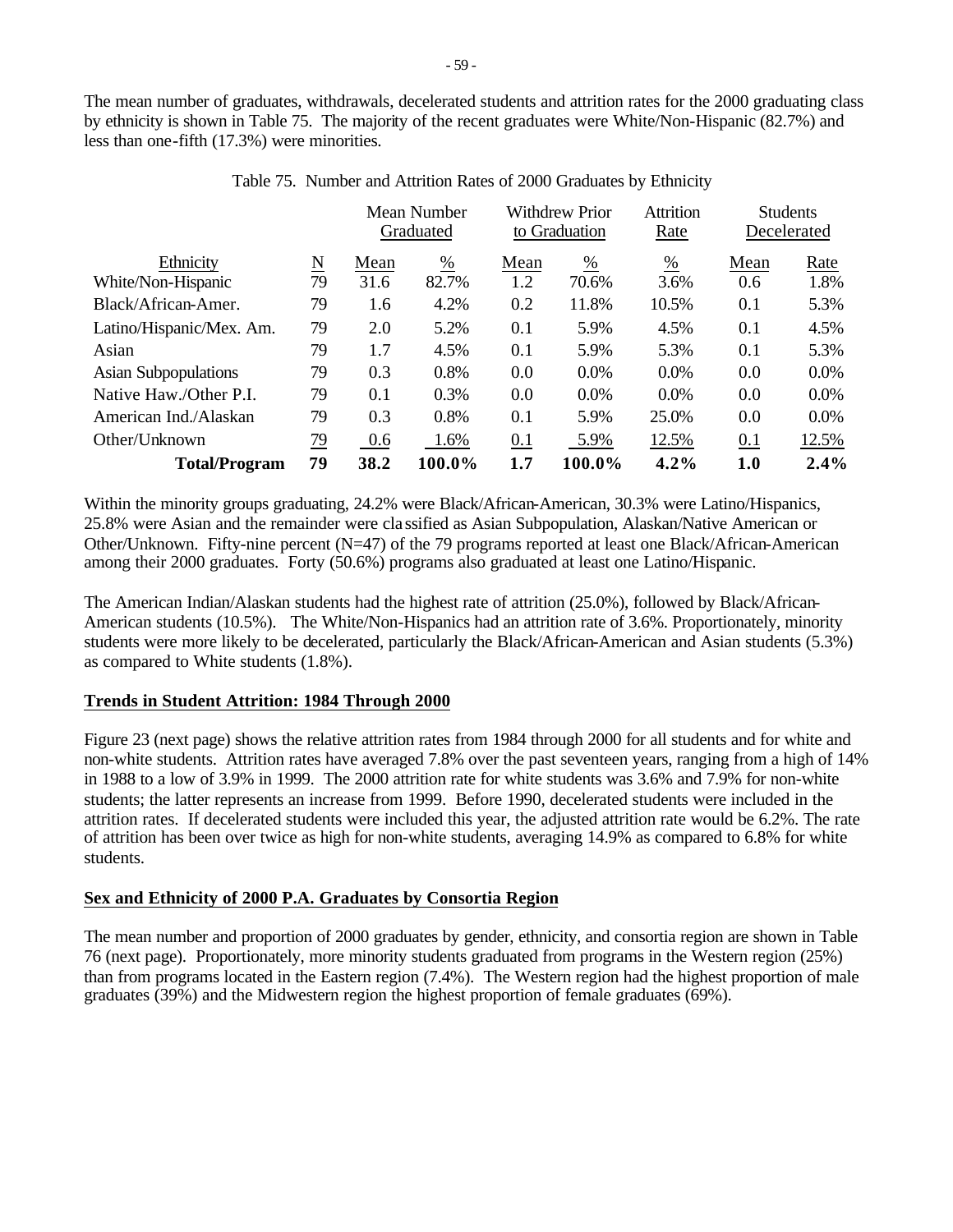The mean number of graduates, withdrawals, decelerated students and attrition rates for the 2000 graduating class by ethnicity is shown in Table 75. The majority of the recent graduates were White/Non-Hispanic (82.7%) and less than one-fifth (17.3%) were minorities.

Table 75. Number and Attrition Rates of 2000 Graduates by Ethnicity

| | | Mean Number Graduated | | Withdrew Prior to Graduation | | Attrition Rate | Students Decelerated | |
|---|---|---|---|---|---|---|---|---|
| Ethnicity | N | Mean | % | Mean | % | % | Mean | Rate |
| White/Non-Hispanic | 79 | 31.6 | 82.7% | 1.2 | 70.6% | 3.6% | 0.6 | 1.8% |
| Black/African-Amer. | 79 | 1.6 | 4.2% | 0.2 | 11.8% | 10.5% | 0.1 | 5.3% |
| Latino/Hispanic/Mex. Am. | 79 | 2.0 | 5.2% | 0.1 | 5.9% | 4.5% | 0.1 | 4.5% |
| Asian | 79 | 1.7 | 4.5% | 0.1 | 5.9% | 5.3% | 0.1 | 5.3% |
| Asian Subpopulations | 79 | 0.3 | 0.8% | 0.0 | 0.0% | 0.0% | 0.0 | 0.0% |
| Native Haw./Other P.I. | 79 | 0.1 | 0.3% | 0.0 | 0.0% | 0.0% | 0.0 | 0.0% |
| American Ind./Alaskan | 79 | 0.3 | 0.8% | 0.1 | 5.9% | 25.0% | 0.0 | 0.0% |
| Other/Unknown | 79 | 0.6 | 1.6% | 0.1 | 5.9% | 12.5% | 0.1 | 12.5% |
| **Total/Program** | **79** | **38.2** | **100.0%** | **1.7** | **100.0%** | **4.2%** | **1.0** | **2.4%** |

Within the minority groups graduating, 24.2% were Black/African-American, 30.3% were Latino/Hispanics, 25.8% were Asian and the remainder were classified as Asian Subpopulation, Alaskan/Native American or Other/Unknown. Fifty-nine percent (N=47) of the 79 programs reported at least one Black/African-American among their 2000 graduates. Forty (50.6%) programs also graduated at least one Latino/Hispanic.

The American Indian/Alaskan students had the highest rate of attrition (25.0%), followed by Black/African-American students (10.5%). The White/Non-Hispanics had an attrition rate of 3.6%. Proportionately, minority students were more likely to be decelerated, particularly the Black/African-American and Asian students (5.3%) as compared to White students (1.8%).

## Trends in Student Attrition: 1984 Through 2000

Figure 23 (next page) shows the relative attrition rates from 1984 through 2000 for all students and for white and non-white students. Attrition rates have averaged 7.8% over the past seventeen years, ranging from a high of 14% in 1988 to a low of 3.9% in 1999. The 2000 attrition rate for white students was 3.6% and 7.9% for non-white students; the latter represents an increase from 1999. Before 1990, decelerated students were included in the attrition rates. If decelerated students were included this year, the adjusted attrition rate would be 6.2%. The rate of attrition has been over twice as high for non-white students, averaging 14.9% as compared to 6.8% for white students.

## Sex and Ethnicity of 2000 P.A. Graduates by Consortia Region

The mean number and proportion of 2000 graduates by gender, ethnicity, and consortia region are shown in Table 76 (next page). Proportionately, more minority students graduated from programs in the Western region (25%) than from programs located in the Eastern region (7.4%). The Western region had the highest proportion of male graduates (39%) and the Midwestern region the highest proportion of female graduates (69%).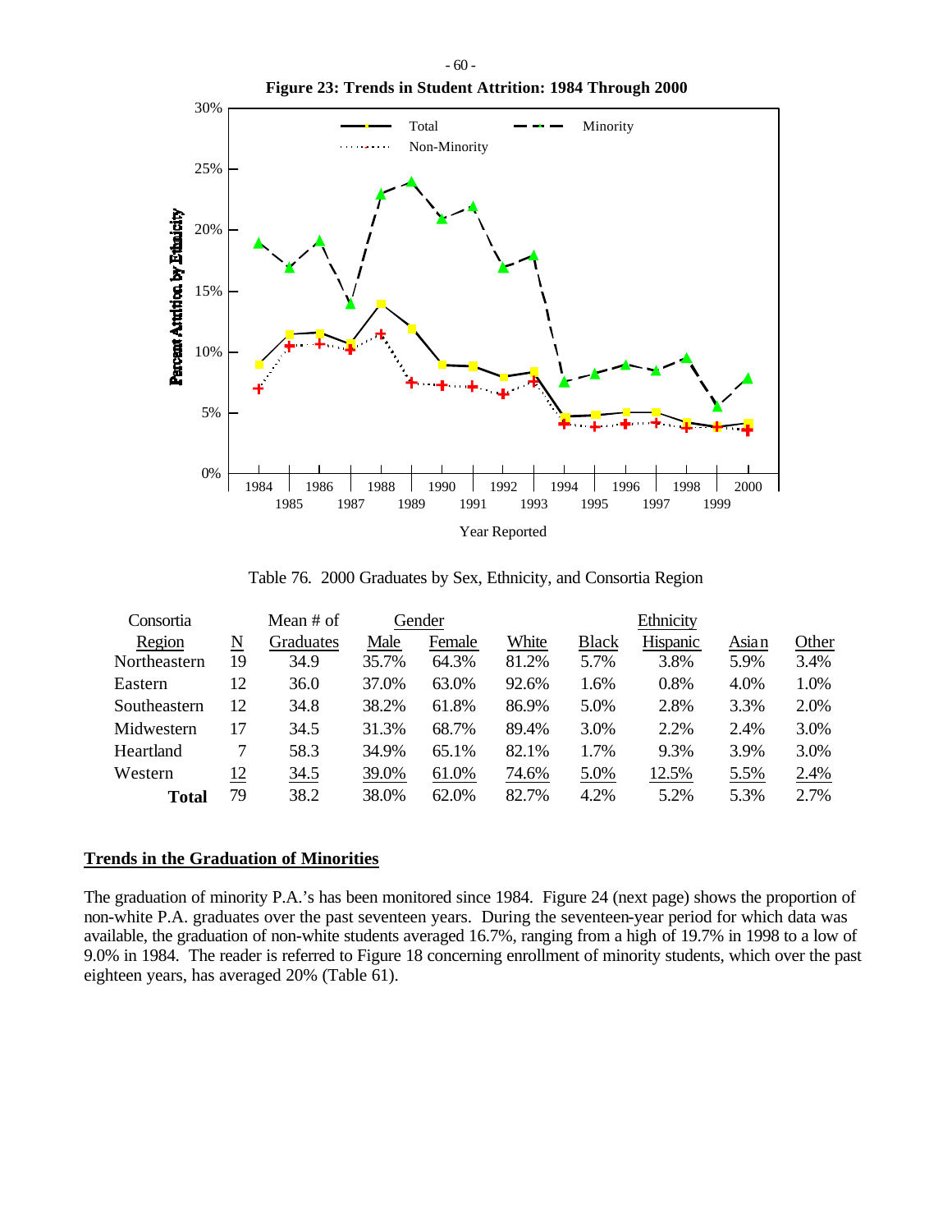**Figure 23: Trends in Student Attrition: 1984 Through 2000**

Table 76. 2000 Graduates by Sex, Ethnicity, and Consortia Region

| Consortia Region | N | Mean # of Graduates | Gender: Male | Gender: Female | Ethnicity: White | Black | Hispanic | Asian | Other |
|---|---|---|---|---|---|---|---|---|---|
| Northeastern | 19 | 34.9 | 35.7% | 64.3% | 81.2% | 5.7% | 3.8% | 5.9% | 3.4% |
| Eastern | 12 | 36.0 | 37.0% | 63.0% | 92.6% | 1.6% | 0.8% | 4.0% | 1.0% |
| Southeastern | 12 | 34.8 | 38.2% | 61.8% | 86.9% | 5.0% | 2.8% | 3.3% | 2.0% |
| Midwestern | 17 | 34.5 | 31.3% | 68.7% | 89.4% | 3.0% | 2.2% | 2.4% | 3.0% |
| Heartland | 7 | 58.3 | 34.9% | 65.1% | 82.1% | 1.7% | 9.3% | 3.9% | 3.0% |
| Western | 12 | 34.5 | 39.0% | 61.0% | 74.6% | 5.0% | 12.5% | 5.5% | 2.4% |
| **Total** | 79 | 38.2 | 38.0% | 62.0% | 82.7% | 4.2% | 5.2% | 5.3% | 2.7% |

## Trends in the Graduation of Minorities

The graduation of minority P.A.'s has been monitored since 1984. Figure 24 (next page) shows the proportion of non-white P.A. graduates over the past seventeen years. During the seventeen-year period for which data was available, the graduation of non-white students averaged 16.7%, ranging from a high of 19.7% in 1998 to a low of 9.0% in 1984. The reader is referred to Figure 18 concerning enrollment of minority students, which over the past eighteen years, has averaged 20% (Table 61).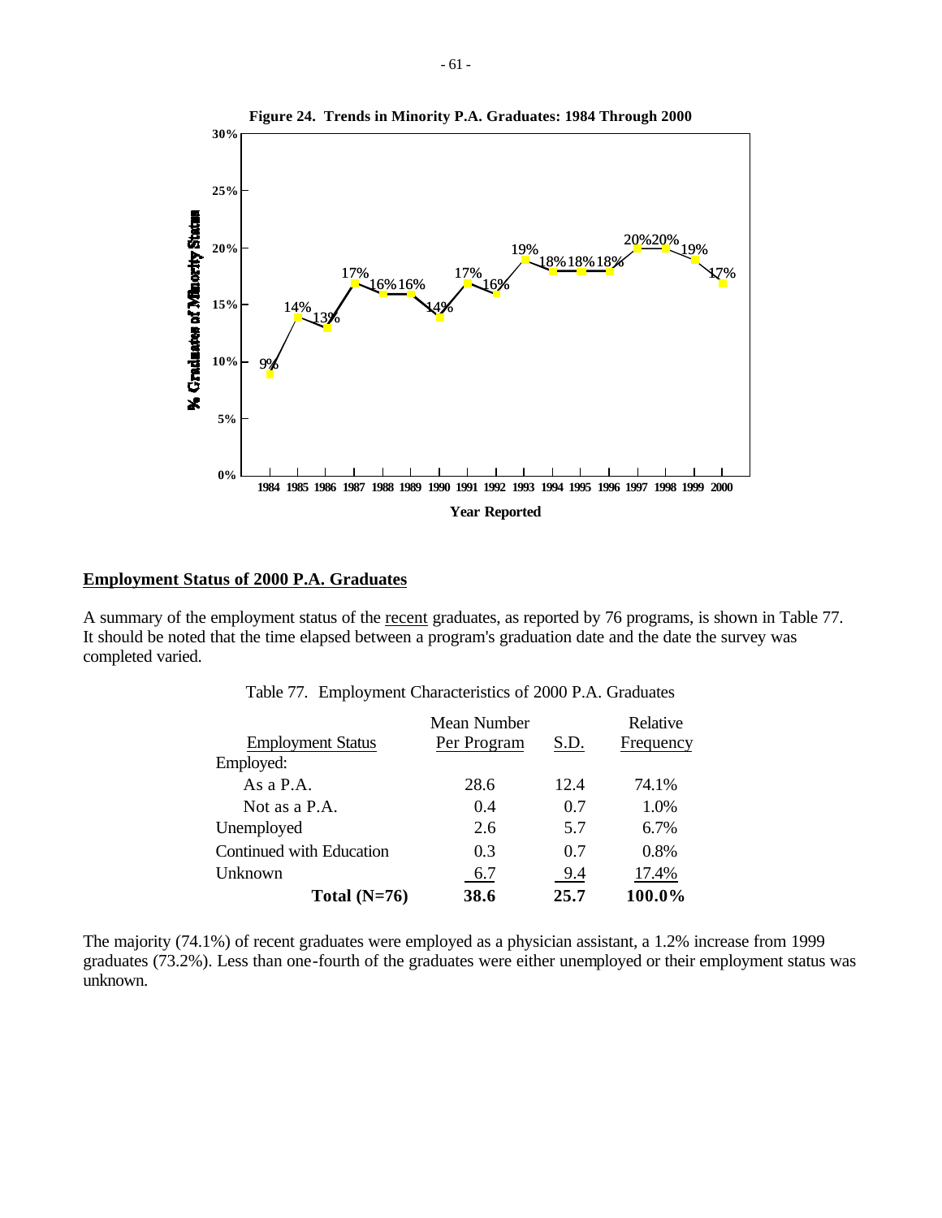**Figure 24. Trends in Minority P.A. Graduates: 1984 Through 2000**

## Employment Status of 2000 P.A. Graduates

A summary of the employment status of the recent graduates, as reported by 76 programs, is shown in Table 77. It should be noted that the time elapsed between a program's graduation date and the date the survey was completed varied.

Table 77. Employment Characteristics of 2000 P.A. Graduates

| Employment Status | Mean Number Per Program | S.D. | Relative Frequency |
|---|---|---|---|
| Employed: | | | |
| As a P.A. | 28.6 | 12.4 | 74.1% |
| Not as a P.A. | 0.4 | 0.7 | 1.0% |
| Unemployed | 2.6 | 5.7 | 6.7% |
| Continued with Education | 0.3 | 0.7 | 0.8% |
| Unknown | 6.7 | 9.4 | 17.4% |
| **Total (N=76)** | **38.6** | **25.7** | **100.0%** |

The majority (74.1%) of recent graduates were employed as a physician assistant, a 1.2% increase from 1999 graduates (73.2%). Less than one-fourth of the graduates were either unemployed or their employment status was unknown.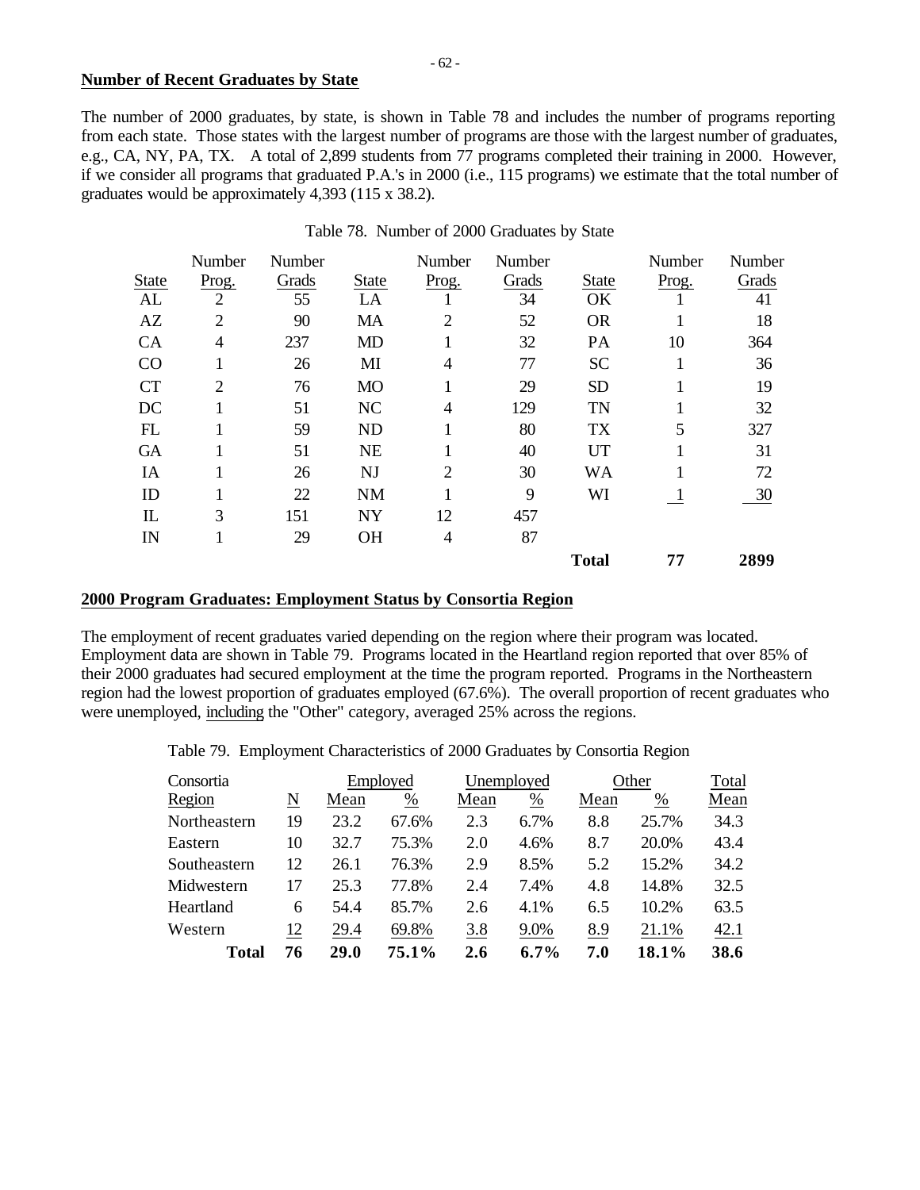## Number of Recent Graduates by State

The number of 2000 graduates, by state, is shown in Table 78 and includes the number of programs reporting from each state. Those states with the largest number of programs are those with the largest number of graduates, e.g., CA, NY, PA, TX. A total of 2,899 students from 77 programs completed their training in 2000. However, if we consider all programs that graduated P.A.'s in 2000 (i.e., 115 programs) we estimate that the total number of graduates would be approximately 4,393 (115 x 38.2).

Table 78. Number of 2000 Graduates by State

| State | Number Prog. | Number Grads | State | Number Prog. | Number Grads | State | Number Prog. | Number Grads |
|---|---|---|---|---|---|---|---|---|
| AL | 2 | 55 | LA | 1 | 34 | OK | 1 | 41 |
| AZ | 2 | 90 | MA | 2 | 52 | OR | 1 | 18 |
| CA | 4 | 237 | MD | 1 | 32 | PA | 10 | 364 |
| CO | 1 | 26 | MI | 4 | 77 | SC | 1 | 36 |
| CT | 2 | 76 | MO | 1 | 29 | SD | 1 | 19 |
| DC | 1 | 51 | NC | 4 | 129 | TN | 1 | 32 |
| FL | 1 | 59 | ND | 1 | 80 | TX | 5 | 327 |
| GA | 1 | 51 | NE | 1 | 40 | UT | 1 | 31 |
| IA | 1 | 26 | NJ | 2 | 30 | WA | 1 | 72 |
| ID | 1 | 22 | NM | 1 | 9 | WI | 1 | 30 |
| IL | 3 | 151 | NY | 12 | 457 | | | |
| IN | 1 | 29 | OH | 4 | 87 | | | |
| | | | | | | **Total** | **77** | **2899** |

## 2000 Program Graduates: Employment Status by Consortia Region

The employment of recent graduates varied depending on the region where their program was located. Employment data are shown in Table 79. Programs located in the Heartland region reported that over 85% of their 2000 graduates had secured employment at the time the program reported. Programs in the Northeastern region had the lowest proportion of graduates employed (67.6%). The overall proportion of recent graduates who were unemployed, including the "Other" category, averaged 25% across the regions.

Table 79. Employment Characteristics of 2000 Graduates by Consortia Region

| Consortia | | Employed | | Unemployed | | Other | | Total |
|---|---|---|---|---|---|---|---|---|
| Region | N | Mean | % | Mean | % | Mean | % | Mean |
| Northeastern | 19 | 23.2 | 67.6% | 2.3 | 6.7% | 8.8 | 25.7% | 34.3 |
| Eastern | 10 | 32.7 | 75.3% | 2.0 | 4.6% | 8.7 | 20.0% | 43.4 |
| Southeastern | 12 | 26.1 | 76.3% | 2.9 | 8.5% | 5.2 | 15.2% | 34.2 |
| Midwestern | 17 | 25.3 | 77.8% | 2.4 | 7.4% | 4.8 | 14.8% | 32.5 |
| Heartland | 6 | 54.4 | 85.7% | 2.6 | 4.1% | 6.5 | 10.2% | 63.5 |
| Western | 12 | 29.4 | 69.8% | 3.8 | 9.0% | 8.9 | 21.1% | 42.1 |
| **Total** | **76** | **29.0** | **75.1%** | **2.6** | **6.7%** | **7.0** | **18.1%** | **38.6** |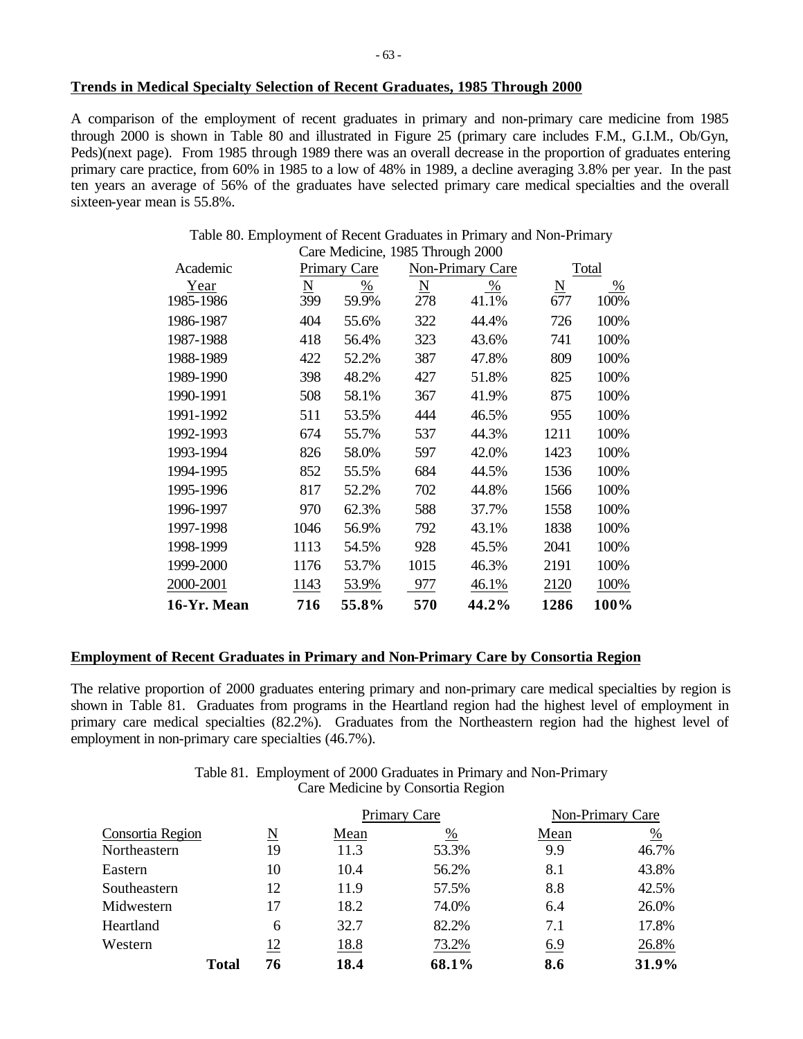## Trends in Medical Specialty Selection of Recent Graduates, 1985 Through 2000

A comparison of the employment of recent graduates in primary and non-primary care medicine from 1985 through 2000 is shown in Table 80 and illustrated in Figure 25 (primary care includes F.M., G.I.M., Ob/Gyn, Peds)(next page). From 1985 through 1989 there was an overall decrease in the proportion of graduates entering primary care practice, from 60% in 1985 to a low of 48% in 1989, a decline averaging 3.8% per year. In the past ten years an average of 56% of the graduates have selected primary care medical specialties and the overall sixteen-year mean is 55.8%.

Table 80. Employment of Recent Graduates in Primary and Non-Primary Care Medicine, 1985 Through 2000

| Academic | Primary Care | | Non-Primary Care | | Total | |
|---|---|---|---|---|---|---|
| Year | N | % | N | % | N | % |
| 1985-1986 | 399 | 59.9% | 278 | 41.1% | 677 | 100% |
| 1986-1987 | 404 | 55.6% | 322 | 44.4% | 726 | 100% |
| 1987-1988 | 418 | 56.4% | 323 | 43.6% | 741 | 100% |
| 1988-1989 | 422 | 52.2% | 387 | 47.8% | 809 | 100% |
| 1989-1990 | 398 | 48.2% | 427 | 51.8% | 825 | 100% |
| 1990-1991 | 508 | 58.1% | 367 | 41.9% | 875 | 100% |
| 1991-1992 | 511 | 53.5% | 444 | 46.5% | 955 | 100% |
| 1992-1993 | 674 | 55.7% | 537 | 44.3% | 1211 | 100% |
| 1993-1994 | 826 | 58.0% | 597 | 42.0% | 1423 | 100% |
| 1994-1995 | 852 | 55.5% | 684 | 44.5% | 1536 | 100% |
| 1995-1996 | 817 | 52.2% | 702 | 44.8% | 1566 | 100% |
| 1996-1997 | 970 | 62.3% | 588 | 37.7% | 1558 | 100% |
| 1997-1998 | 1046 | 56.9% | 792 | 43.1% | 1838 | 100% |
| 1998-1999 | 1113 | 54.5% | 928 | 45.5% | 2041 | 100% |
| 1999-2000 | 1176 | 53.7% | 1015 | 46.3% | 2191 | 100% |
| 2000-2001 | 1143 | 53.9% | 977 | 46.1% | 2120 | 100% |
| **16-Yr. Mean** | **716** | **55.8%** | **570** | **44.2%** | **1286** | **100%** |

## Employment of Recent Graduates in Primary and Non-Primary Care by Consortia Region

The relative proportion of 2000 graduates entering primary and non-primary care medical specialties by region is shown in Table 81. Graduates from programs in the Heartland region had the highest level of employment in primary care medical specialties (82.2%). Graduates from the Northeastern region had the highest level of employment in non-primary care specialties (46.7%).

Table 81. Employment of 2000 Graduates in Primary and Non-Primary Care Medicine by Consortia Region

| | | Primary Care | | Non-Primary Care | |
|---|---|---|---|---|---|
| Consortia Region | N | Mean | % | Mean | % |
| Northeastern | 19 | 11.3 | 53.3% | 9.9 | 46.7% |
| Eastern | 10 | 10.4 | 56.2% | 8.1 | 43.8% |
| Southeastern | 12 | 11.9 | 57.5% | 8.8 | 42.5% |
| Midwestern | 17 | 18.2 | 74.0% | 6.4 | 26.0% |
| Heartland | 6 | 32.7 | 82.2% | 7.1 | 17.8% |
| Western | 12 | 18.8 | 73.2% | 6.9 | 26.8% |
| **Total** | **76** | **18.4** | **68.1%** | **8.6** | **31.9%** |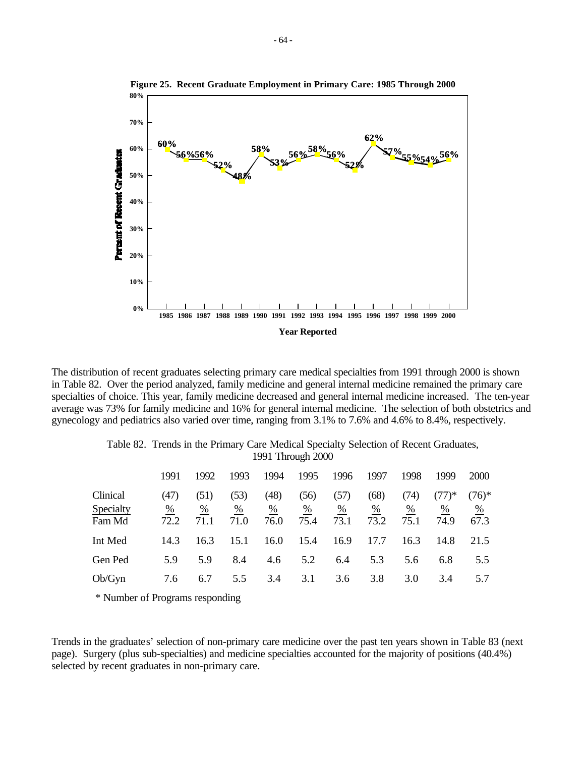**Figure 25. Recent Graduate Employment in Primary Care: 1985 Through 2000**

| Year Reported | 1985 | 1986 | 1987 | 1988 | 1989 | 1990 | 1991 | 1992 | 1993 | 1994 | 1995 | 1996 | 1997 | 1998 | 1999 | 2000 |
|---|---|---|---|---|---|---|---|---|---|---|---|---|---|---|---|---|
| Percent of Recent Graduates | 60% | 56% | 56% | 52% | 48% | 58% | 53% | 56% | 58% | 56% | 52% | 62% | 57% | 55% | 54% | 56% |

The distribution of recent graduates selecting primary care medical specialties from 1991 through 2000 is shown in Table 82. Over the period analyzed, family medicine and general internal medicine remained the primary care specialties of choice. This year, family medicine decreased and general internal medicine increased. The ten-year average was 73% for family medicine and 16% for general internal medicine. The selection of both obstetrics and gynecology and pediatrics also varied over time, ranging from 3.1% to 7.6% and 4.6% to 8.4%, respectively.

Table 82. Trends in the Primary Care Medical Specialty Selection of Recent Graduates, 1991 Through 2000

| | 1991 | 1992 | 1993 | 1994 | 1995 | 1996 | 1997 | 1998 | 1999 | 2000 |
|---|---|---|---|---|---|---|---|---|---|---|
| Clinical | (47) | (51) | (53) | (48) | (56) | (57) | (68) | (74) | (77)* | (76)* |
| Specialty | % | % | % | % | % | % | % | % | % | % |
| Fam Md | 72.2 | 71.1 | 71.0 | 76.0 | 75.4 | 73.1 | 73.2 | 75.1 | 74.9 | 67.3 |
| Int Med | 14.3 | 16.3 | 15.1 | 16.0 | 15.4 | 16.9 | 17.7 | 16.3 | 14.8 | 21.5 |
| Gen Ped | 5.9 | 5.9 | 8.4 | 4.6 | 5.2 | 6.4 | 5.3 | 5.6 | 6.8 | 5.5 |
| Ob/Gyn | 7.6 | 6.7 | 5.5 | 3.4 | 3.1 | 3.6 | 3.8 | 3.0 | 3.4 | 5.7 |

\* Number of Programs responding

Trends in the graduates' selection of non-primary care medicine over the past ten years shown in Table 83 (next page). Surgery (plus sub-specialties) and medicine specialties accounted for the majority of positions (40.4%) selected by recent graduates in non-primary care.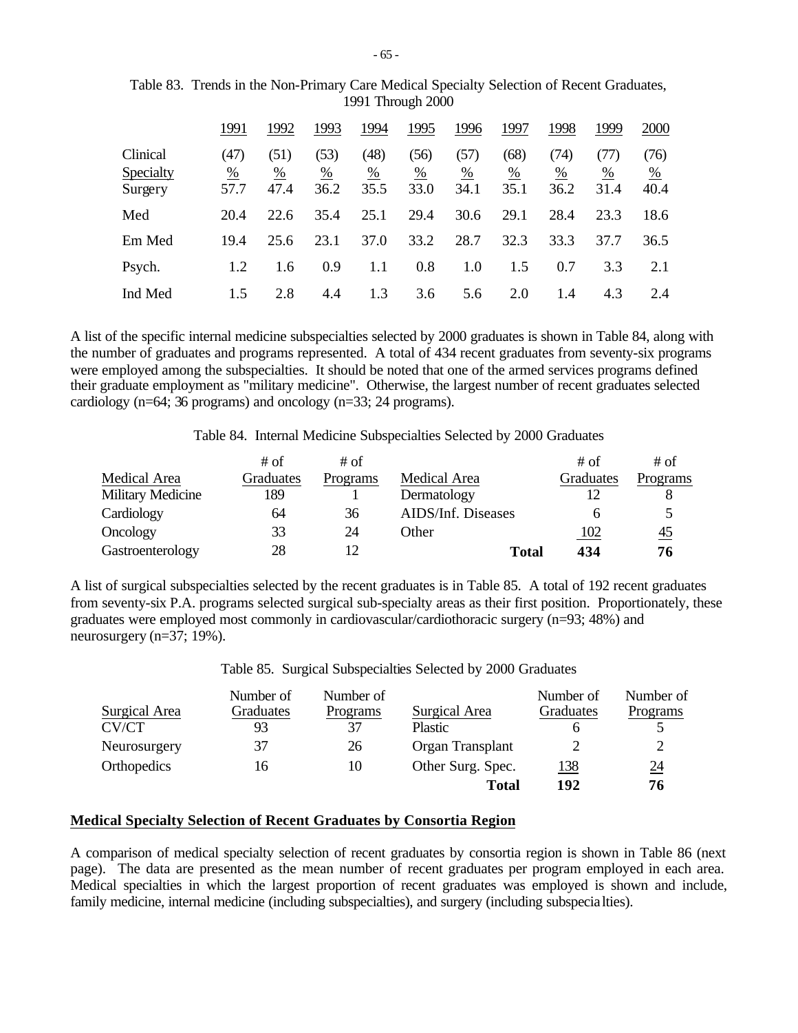Table 83. Trends in the Non-Primary Care Medical Specialty Selection of Recent Graduates, 1991 Through 2000

| Clinical | 1991 | 1992 | 1993 | 1994 | 1995 | 1996 | 1997 | 1998 | 1999 | 2000 |
|---|---|---|---|---|---|---|---|---|---|---|
| | (47) | (51) | (53) | (48) | (56) | (57) | (68) | (74) | (77) | (76) |
| Specialty | % | % | % | % | % | % | % | % | % | % |
| Surgery | 57.7 | 47.4 | 36.2 | 35.5 | 33.0 | 34.1 | 35.1 | 36.2 | 31.4 | 40.4 |
| Med | 20.4 | 22.6 | 35.4 | 25.1 | 29.4 | 30.6 | 29.1 | 28.4 | 23.3 | 18.6 |
| Em Med | 19.4 | 25.6 | 23.1 | 37.0 | 33.2 | 28.7 | 32.3 | 33.3 | 37.7 | 36.5 |
| Psych. | 1.2 | 1.6 | 0.9 | 1.1 | 0.8 | 1.0 | 1.5 | 0.7 | 3.3 | 2.1 |
| Ind Med | 1.5 | 2.8 | 4.4 | 1.3 | 3.6 | 5.6 | 2.0 | 1.4 | 4.3 | 2.4 |

A list of the specific internal medicine subspecialties selected by 2000 graduates is shown in Table 84, along with the number of graduates and programs represented. A total of 434 recent graduates from seventy-six programs were employed among the subspecialties. It should be noted that one of the armed services programs defined their graduate employment as "military medicine". Otherwise, the largest number of recent graduates selected cardiology (n=64; 36 programs) and oncology (n=33; 24 programs).

Table 84. Internal Medicine Subspecialties Selected by 2000 Graduates

| Medical Area | # of Graduates | # of Programs | Medical Area | # of Graduates | # of Programs |
|---|---|---|---|---|---|
| Military Medicine | 189 | 1 | Dermatology | 12 | 8 |
| Cardiology | 64 | 36 | AIDS/Inf. Diseases | 6 | 5 |
| Oncology | 33 | 24 | Other | 102 | 45 |
| Gastroenterology | 28 | 12 | **Total** | **434** | **76** |

A list of surgical subspecialties selected by the recent graduates is in Table 85. A total of 192 recent graduates from seventy-six P.A. programs selected surgical sub-specialty areas as their first position. Proportionately, these graduates were employed most commonly in cardiovascular/cardiothoracic surgery (n=93; 48%) and neurosurgery (n=37; 19%).

Table 85. Surgical Subspecialties Selected by 2000 Graduates

| Surgical Area | Number of Graduates | Number of Programs | Surgical Area | Number of Graduates | Number of Programs |
|---|---|---|---|---|---|
| CV/CT | 93 | 37 | Plastic | 6 | 5 |
| Neurosurgery | 37 | 26 | Organ Transplant | 2 | 2 |
| Orthopedics | 16 | 10 | Other Surg. Spec. | 138 | 24 |
| | | | **Total** | **192** | **76** |

## Medical Specialty Selection of Recent Graduates by Consortia Region

A comparison of medical specialty selection of recent graduates by consortia region is shown in Table 86 (next page). The data are presented as the mean number of recent graduates per program employed in each area. Medical specialties in which the largest proportion of recent graduates was employed is shown and include, family medicine, internal medicine (including subspecialties), and surgery (including subspecialties).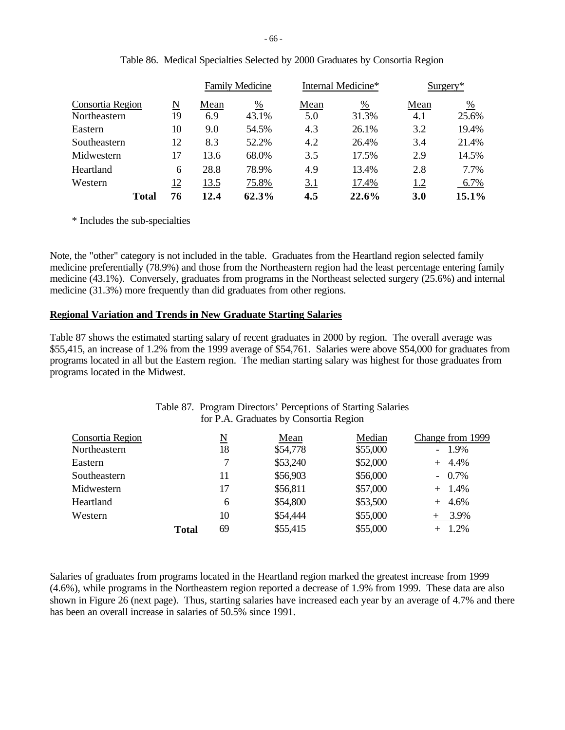Table 86. Medical Specialties Selected by 2000 Graduates by Consortia Region

| | | Family Medicine | | Internal Medicine* | | Surgery* | |
|---|---|---|---|---|---|---|---|
| Consortia Region | N | Mean | % | Mean | % | Mean | % |
| Northeastern | 19 | 6.9 | 43.1% | 5.0 | 31.3% | 4.1 | 25.6% |
| Eastern | 10 | 9.0 | 54.5% | 4.3 | 26.1% | 3.2 | 19.4% |
| Southeastern | 12 | 8.3 | 52.2% | 4.2 | 26.4% | 3.4 | 21.4% |
| Midwestern | 17 | 13.6 | 68.0% | 3.5 | 17.5% | 2.9 | 14.5% |
| Heartland | 6 | 28.8 | 78.9% | 4.9 | 13.4% | 2.8 | 7.7% |
| Western | 12 | 13.5 | 75.8% | 3.1 | 17.4% | 1.2 | 6.7% |
| **Total** | **76** | **12.4** | **62.3%** | **4.5** | **22.6%** | **3.0** | **15.1%** |

* Includes the sub-specialties

Note, the "other" category is not included in the table. Graduates from the Heartland region selected family medicine preferentially (78.9%) and those from the Northeastern region had the least percentage entering family medicine (43.1%). Conversely, graduates from programs in the Northeast selected surgery (25.6%) and internal medicine (31.3%) more frequently than did graduates from other regions.

**Regional Variation and Trends in New Graduate Starting Salaries**

Table 87 shows the estimated starting salary of recent graduates in 2000 by region. The overall average was $55,415, an increase of 1.2% from the 1999 average of $54,761. Salaries were above $54,000 for graduates from programs located in all but the Eastern region. The median starting salary was highest for those graduates from programs located in the Midwest.

Table 87. Program Directors' Perceptions of Starting Salaries for P.A. Graduates by Consortia Region

| Consortia Region | N | Mean | Median | Change from 1999 |
|---|---|---|---|---|
| Northeastern | 18 | $54,778 | $55,000 | - 1.9% |
| Eastern | 7 | $53,240 | $52,000 | + 4.4% |
| Southeastern | 11 | $56,903 | $56,000 | - 0.7% |
| Midwestern | 17 | $56,811 | $57,000 | + 1.4% |
| Heartland | 6 | $54,800 | $53,500 | + 4.6% |
| Western | 10 | $54,444 | $55,000 | + 3.9% |
| **Total** | 69 | $55,415 | $55,000 | + 1.2% |

Salaries of graduates from programs located in the Heartland region marked the greatest increase from 1999 (4.6%), while programs in the Northeastern region reported a decrease of 1.9% from 1999. These data are also shown in Figure 26 (next page). Thus, starting salaries have increased each year by an average of 4.7% and there has been an overall increase in salaries of 50.5% since 1991.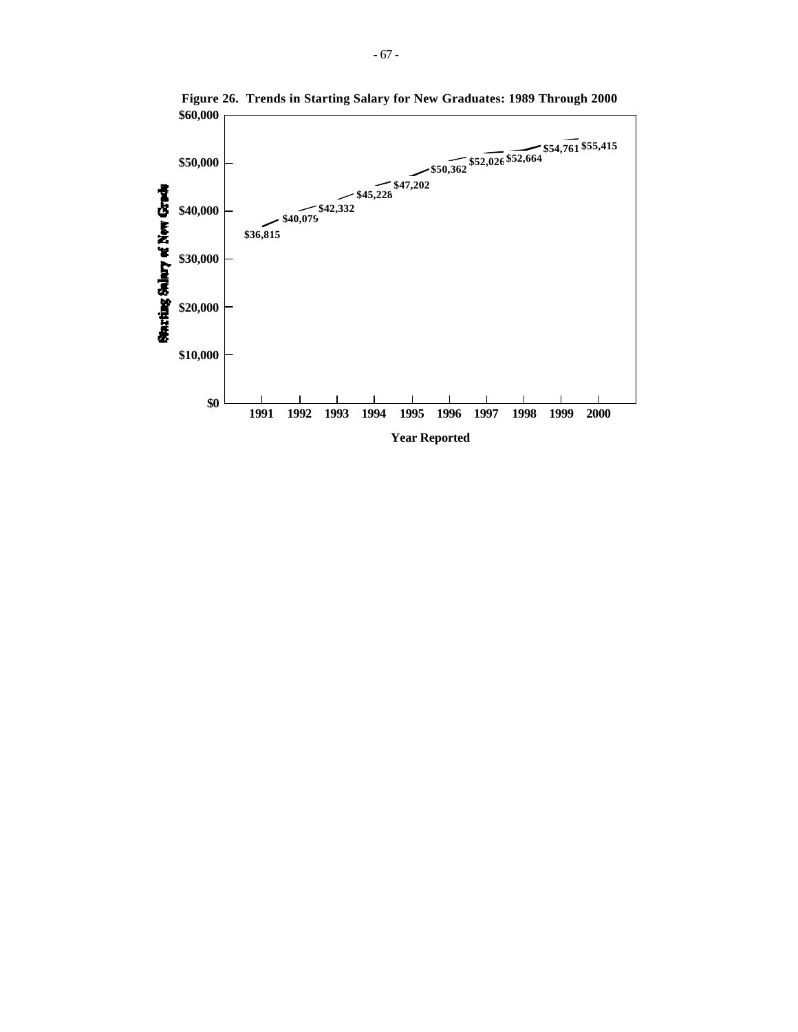**Figure 26. Trends in Starting Salary for New Graduates: 1989 Through 2000**

| Year Reported | Starting Salary of New Grads |
|---|---|
| 1991 | $36,815 |
| 1992 | $40,079 |
| 1993 | $42,332 |
| 1994 | $45,228 |
| 1995 | $47,202 |
| 1996 | $50,362 |
| 1997 | $52,026 |
| 1998 | $52,664 |
| 1999 | $54,761 |
| 2000 | $55,415 |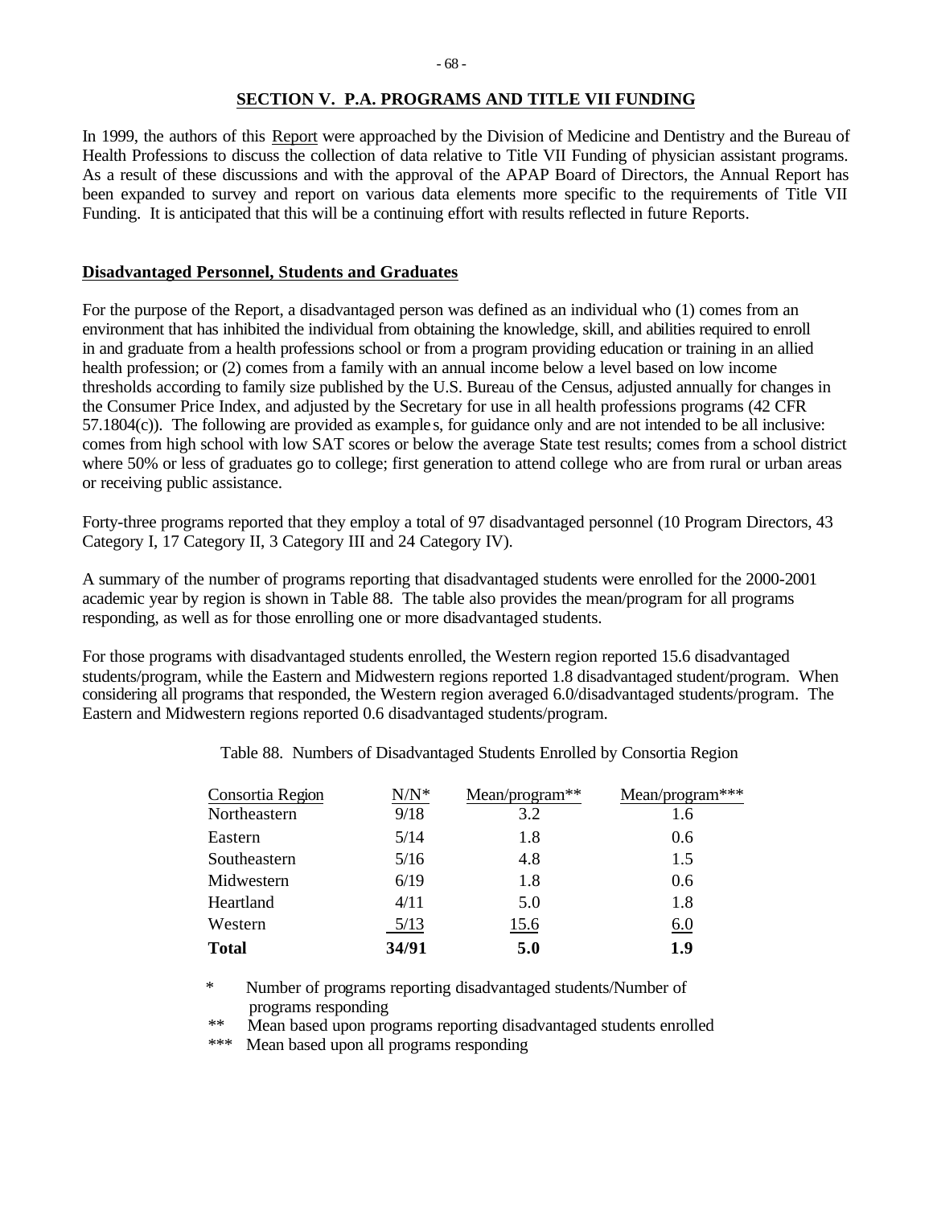## SECTION V. P.A. PROGRAMS AND TITLE VII FUNDING

In 1999, the authors of this Report were approached by the Division of Medicine and Dentistry and the Bureau of Health Professions to discuss the collection of data relative to Title VII Funding of physician assistant programs. As a result of these discussions and with the approval of the APAP Board of Directors, the Annual Report has been expanded to survey and report on various data elements more specific to the requirements of Title VII Funding. It is anticipated that this will be a continuing effort with results reflected in future Reports.

### Disadvantaged Personnel, Students and Graduates

For the purpose of the Report, a disadvantaged person was defined as an individual who (1) comes from an environment that has inhibited the individual from obtaining the knowledge, skill, and abilities required to enroll in and graduate from a health professions school or from a program providing education or training in an allied health profession; or (2) comes from a family with an annual income below a level based on low income thresholds according to family size published by the U.S. Bureau of the Census, adjusted annually for changes in the Consumer Price Index, and adjusted by the Secretary for use in all health professions programs (42 CFR 57.1804(c)). The following are provided as examples, for guidance only and are not intended to be all inclusive: comes from high school with low SAT scores or below the average State test results; comes from a school district where 50% or less of graduates go to college; first generation to attend college who are from rural or urban areas or receiving public assistance.

Forty-three programs reported that they employ a total of 97 disadvantaged personnel (10 Program Directors, 43 Category I, 17 Category II, 3 Category III and 24 Category IV).

A summary of the number of programs reporting that disadvantaged students were enrolled for the 2000-2001 academic year by region is shown in Table 88. The table also provides the mean/program for all programs responding, as well as for those enrolling one or more disadvantaged students.

For those programs with disadvantaged students enrolled, the Western region reported 15.6 disadvantaged students/program, while the Eastern and Midwestern regions reported 1.8 disadvantaged student/program. When considering all programs that responded, the Western region averaged 6.0/disadvantaged students/program. The Eastern and Midwestern regions reported 0.6 disadvantaged students/program.

Table 88. Numbers of Disadvantaged Students Enrolled by Consortia Region

| Consortia Region | N/N* | Mean/program** | Mean/program*** |
|---|---|---|---|
| Northeastern | 9/18 | 3.2 | 1.6 |
| Eastern | 5/14 | 1.8 | 0.6 |
| Southeastern | 5/16 | 4.8 | 1.5 |
| Midwestern | 6/19 | 1.8 | 0.6 |
| Heartland | 4/11 | 5.0 | 1.8 |
| Western | 5/13 | 15.6 | 6.0 |
| **Total** | **34/91** | **5.0** | **1.9** |

\* Number of programs reporting disadvantaged students/Number of programs responding

\** Mean based upon programs reporting disadvantaged students enrolled

\*** Mean based upon all programs responding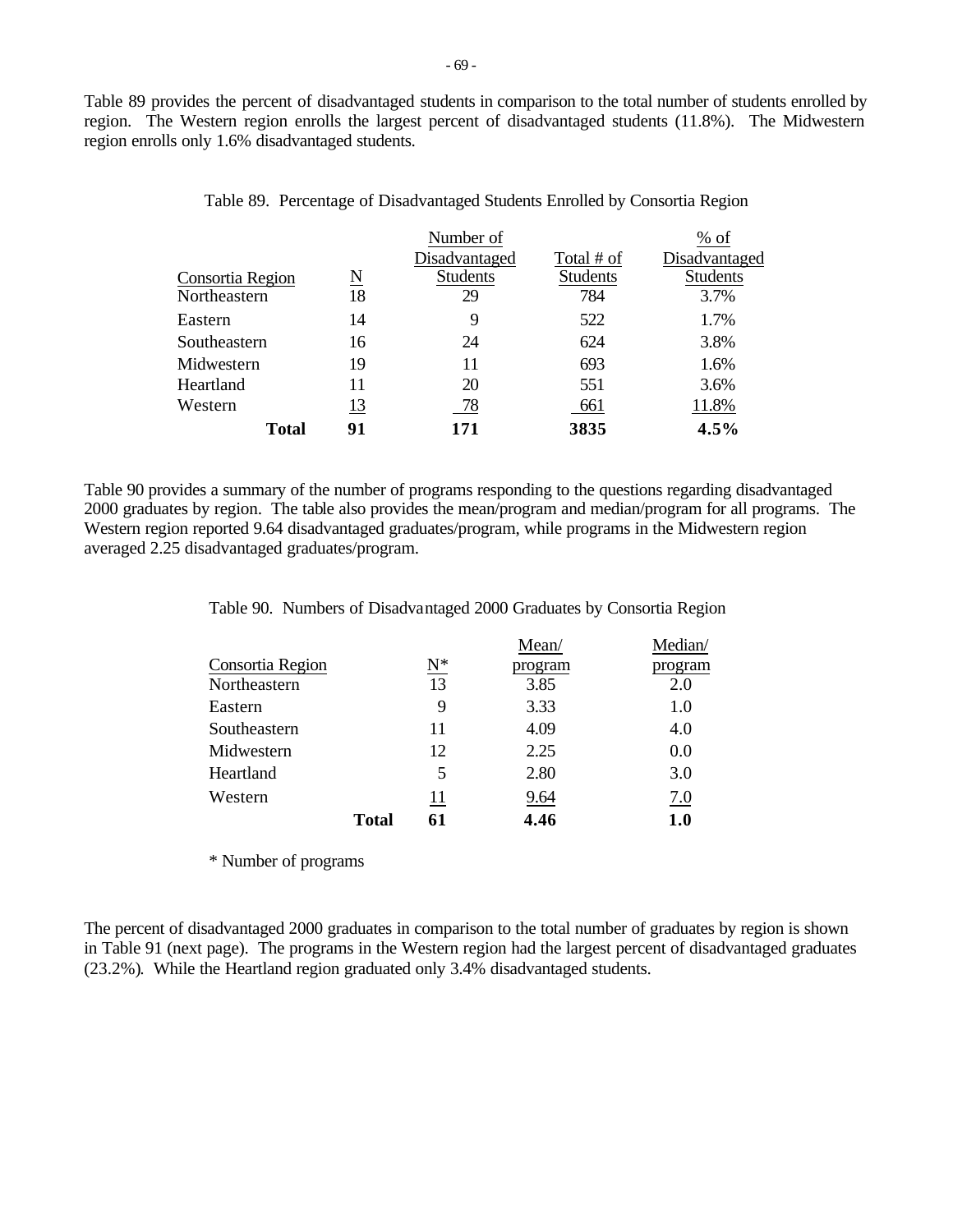Table 89 provides the percent of disadvantaged students in comparison to the total number of students enrolled by region. The Western region enrolls the largest percent of disadvantaged students (11.8%). The Midwestern region enrolls only 1.6% disadvantaged students.

Table 89. Percentage of Disadvantaged Students Enrolled by Consortia Region

| Consortia Region | N | Number of Disadvantaged Students | Total # of Students | % of Disadvantaged Students |
|---|---|---|---|---|
| Northeastern | 18 | 29 | 784 | 3.7% |
| Eastern | 14 | 9 | 522 | 1.7% |
| Southeastern | 16 | 24 | 624 | 3.8% |
| Midwestern | 19 | 11 | 693 | 1.6% |
| Heartland | 11 | 20 | 551 | 3.6% |
| Western | 13 | 78 | 661 | 11.8% |
| **Total** | **91** | **171** | **3835** | **4.5%** |

Table 90 provides a summary of the number of programs responding to the questions regarding disadvantaged 2000 graduates by region. The table also provides the mean/program and median/program for all programs. The Western region reported 9.64 disadvantaged graduates/program, while programs in the Midwestern region averaged 2.25 disadvantaged graduates/program.

Table 90. Numbers of Disadvantaged 2000 Graduates by Consortia Region

| Consortia Region | N* | Mean/ program | Median/ program |
|---|---|---|---|
| Northeastern | 13 | 3.85 | 2.0 |
| Eastern | 9 | 3.33 | 1.0 |
| Southeastern | 11 | 4.09 | 4.0 |
| Midwestern | 12 | 2.25 | 0.0 |
| Heartland | 5 | 2.80 | 3.0 |
| Western | 11 | 9.64 | 7.0 |
| **Total** | **61** | **4.46** | **1.0** |

\* Number of programs

The percent of disadvantaged 2000 graduates in comparison to the total number of graduates by region is shown in Table 91 (next page). The programs in the Western region had the largest percent of disadvantaged graduates (23.2%). While the Heartland region graduated only 3.4% disadvantaged students.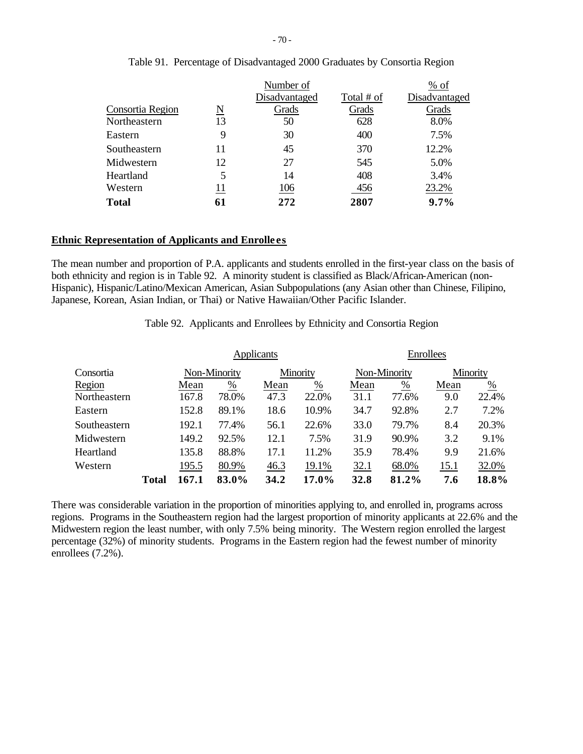Table 91. Percentage of Disadvantaged 2000 Graduates by Consortia Region

| Consortia Region | N | Number of Disadvantaged Grads | Total # of Grads | % of Disadvantaged Grads |
|---|---|---|---|---|
| Northeastern | 13 | 50 | 628 | 8.0% |
| Eastern | 9 | 30 | 400 | 7.5% |
| Southeastern | 11 | 45 | 370 | 12.2% |
| Midwestern | 12 | 27 | 545 | 5.0% |
| Heartland | 5 | 14 | 408 | 3.4% |
| Western | 11 | 106 | 456 | 23.2% |
| **Total** | **61** | **272** | **2807** | **9.7%** |

## Ethnic Representation of Applicants and Enrollees

The mean number and proportion of P.A. applicants and students enrolled in the first-year class on the basis of both ethnicity and region is in Table 92. A minority student is classified as Black/African-American (non-Hispanic), Hispanic/Latino/Mexican American, Asian Subpopulations (any Asian other than Chinese, Filipino, Japanese, Korean, Asian Indian, or Thai) or Native Hawaiian/Other Pacific Islander.

Table 92. Applicants and Enrollees by Ethnicity and Consortia Region

| | Applicants | | | | Enrollees | | | |
|---|---|---|---|---|---|---|---|---|
| Consortia | Non-Minority | | Minority | | Non-Minority | | Minority | |
| Region | Mean | % | Mean | % | Mean | % | Mean | % |
| Northeastern | 167.8 | 78.0% | 47.3 | 22.0% | 31.1 | 77.6% | 9.0 | 22.4% |
| Eastern | 152.8 | 89.1% | 18.6 | 10.9% | 34.7 | 92.8% | 2.7 | 7.2% |
| Southeastern | 192.1 | 77.4% | 56.1 | 22.6% | 33.0 | 79.7% | 8.4 | 20.3% |
| Midwestern | 149.2 | 92.5% | 12.1 | 7.5% | 31.9 | 90.9% | 3.2 | 9.1% |
| Heartland | 135.8 | 88.8% | 17.1 | 11.2% | 35.9 | 78.4% | 9.9 | 21.6% |
| Western | 195.5 | 80.9% | 46.3 | 19.1% | 32.1 | 68.0% | 15.1 | 32.0% |
| **Total** | **167.1** | **83.0%** | **34.2** | **17.0%** | **32.8** | **81.2%** | **7.6** | **18.8%** |

There was considerable variation in the proportion of minorities applying to, and enrolled in, programs across regions. Programs in the Southeastern region had the largest proportion of minority applicants at 22.6% and the Midwestern region the least number, with only 7.5% being minority. The Western region enrolled the largest percentage (32%) of minority students. Programs in the Eastern region had the fewest number of minority enrollees (7.2%).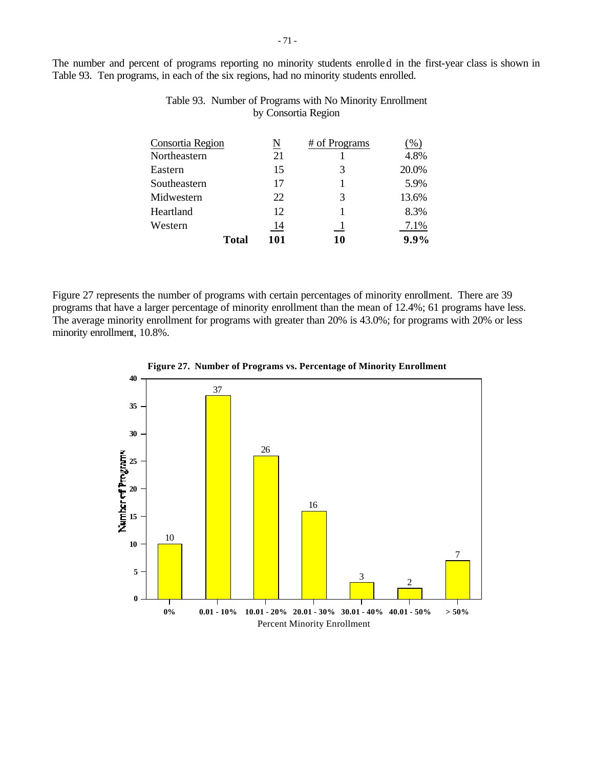The number and percent of programs reporting no minority students enrolled in the first-year class is shown in Table 93. Ten programs, in each of the six regions, had no minority students enrolled.

Table 93. Number of Programs with No Minority Enrollment by Consortia Region

| Consortia Region | N | # of Programs | (%) |
|---|---|---|---|
| Northeastern | 21 | 1 | 4.8% |
| Eastern | 15 | 3 | 20.0% |
| Southeastern | 17 | 1 | 5.9% |
| Midwestern | 22 | 3 | 13.6% |
| Heartland | 12 | 1 | 8.3% |
| Western | 14 | 1 | 7.1% |
| **Total** | **101** | **10** | **9.9%** |

Figure 27 represents the number of programs with certain percentages of minority enrollment. There are 39 programs that have a larger percentage of minority enrollment than the mean of 12.4%; 61 programs have less. The average minority enrollment for programs with greater than 20% is 43.0%; for programs with 20% or less minority enrollment, 10.8%.

**Figure 27. Number of Programs vs. Percentage of Minority Enrollment**

| Percent Minority Enrollment | Number of Programs |
|---|---|
| 0% | 10 |
| 0.01 - 10% | 37 |
| 10.01 - 20% | 26 |
| 20.01 - 30% | 16 |
| 30.01 - 40% | 3 |
| 40.01 - 50% | 2 |
| > 50% | 7 |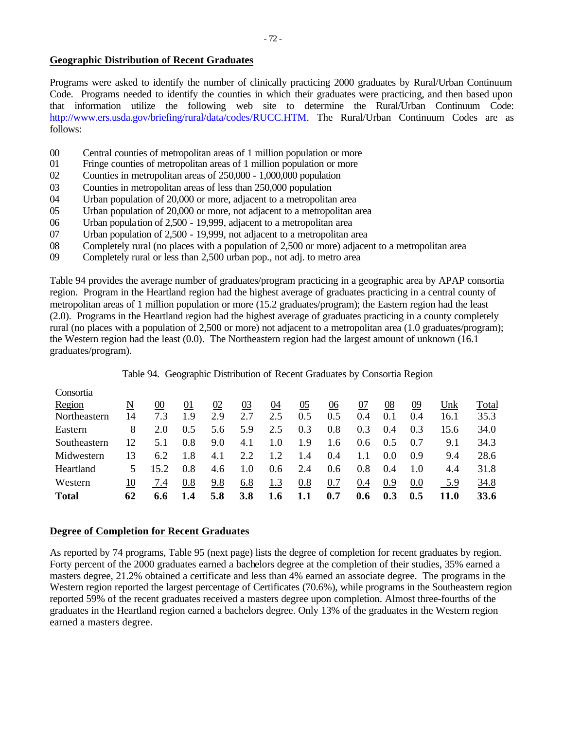## Geographic Distribution of Recent Graduates

Programs were asked to identify the number of clinically practicing 2000 graduates by Rural/Urban Continuum Code. Programs needed to identify the counties in which their graduates were practicing, and then based upon that information utilize the following web site to determine the Rural/Urban Continuum Code: http://www.ers.usda.gov/briefing/rural/data/codes/RUCC.HTM. The Rural/Urban Continuum Codes are as follows:

- 00 Central counties of metropolitan areas of 1 million population or more
- 01 Fringe counties of metropolitan areas of 1 million population or more
- 02 Counties in metropolitan areas of 250,000 - 1,000,000 population
- 03 Counties in metropolitan areas of less than 250,000 population
- 04 Urban population of 20,000 or more, adjacent to a metropolitan area
- 05 Urban population of 20,000 or more, not adjacent to a metropolitan area
- 06 Urban population of 2,500 - 19,999, adjacent to a metropolitan area
- 07 Urban population of 2,500 - 19,999, not adjacent to a metropolitan area
- 08 Completely rural (no places with a population of 2,500 or more) adjacent to a metropolitan area
- 09 Completely rural or less than 2,500 urban pop., not adj. to metro area

Table 94 provides the average number of graduates/program practicing in a geographic area by APAP consortia region. Program in the Heartland region had the highest average of graduates practicing in a central county of metropolitan areas of 1 million population or more (15.2 graduates/program); the Eastern region had the least (2.0). Programs in the Heartland region had the highest average of graduates practicing in a county completely rural (no places with a population of 2,500 or more) not adjacent to a metropolitan area (1.0 graduates/program); the Western region had the least (0.0). The Northeastern region had the largest amount of unknown (16.1 graduates/program).

Table 94. Geographic Distribution of Recent Graduates by Consortia Region

| Consortia Region | N | 00 | 01 | 02 | 03 | 04 | 05 | 06 | 07 | 08 | 09 | Unk | Total |
|---|---|---|---|---|---|---|---|---|---|---|---|---|---|
| Northeastern | 14 | 7.3 | 1.9 | 2.9 | 2.7 | 2.5 | 0.5 | 0.5 | 0.4 | 0.1 | 0.4 | 16.1 | 35.3 |
| Eastern | 8 | 2.0 | 0.5 | 5.6 | 5.9 | 2.5 | 0.3 | 0.8 | 0.3 | 0.4 | 0.3 | 15.6 | 34.0 |
| Southeastern | 12 | 5.1 | 0.8 | 9.0 | 4.1 | 1.0 | 1.9 | 1.6 | 0.6 | 0.5 | 0.7 | 9.1 | 34.3 |
| Midwestern | 13 | 6.2 | 1.8 | 4.1 | 2.2 | 1.2 | 1.4 | 0.4 | 1.1 | 0.0 | 0.9 | 9.4 | 28.6 |
| Heartland | 5 | 15.2 | 0.8 | 4.6 | 1.0 | 0.6 | 2.4 | 0.6 | 0.8 | 0.4 | 1.0 | 4.4 | 31.8 |
| Western | 10 | 7.4 | 0.8 | 9.8 | 6.8 | 1.3 | 0.8 | 0.7 | 0.4 | 0.9 | 0.0 | 5.9 | 34.8 |
| **Total** | **62** | **6.6** | **1.4** | **5.8** | **3.8** | **1.6** | **1.1** | **0.7** | **0.6** | **0.3** | **0.5** | **11.0** | **33.6** |

## Degree of Completion for Recent Graduates

As reported by 74 programs, Table 95 (next page) lists the degree of completion for recent graduates by region. Forty percent of the 2000 graduates earned a bachelors degree at the completion of their studies, 35% earned a masters degree, 21.2% obtained a certificate and less than 4% earned an associate degree. The programs in the Western region reported the largest percentage of Certificates (70.6%), while programs in the Southeastern region reported 59% of the recent graduates received a masters degree upon completion. Almost three-fourths of the graduates in the Heartland region earned a bachelors degree. Only 13% of the graduates in the Western region earned a masters degree.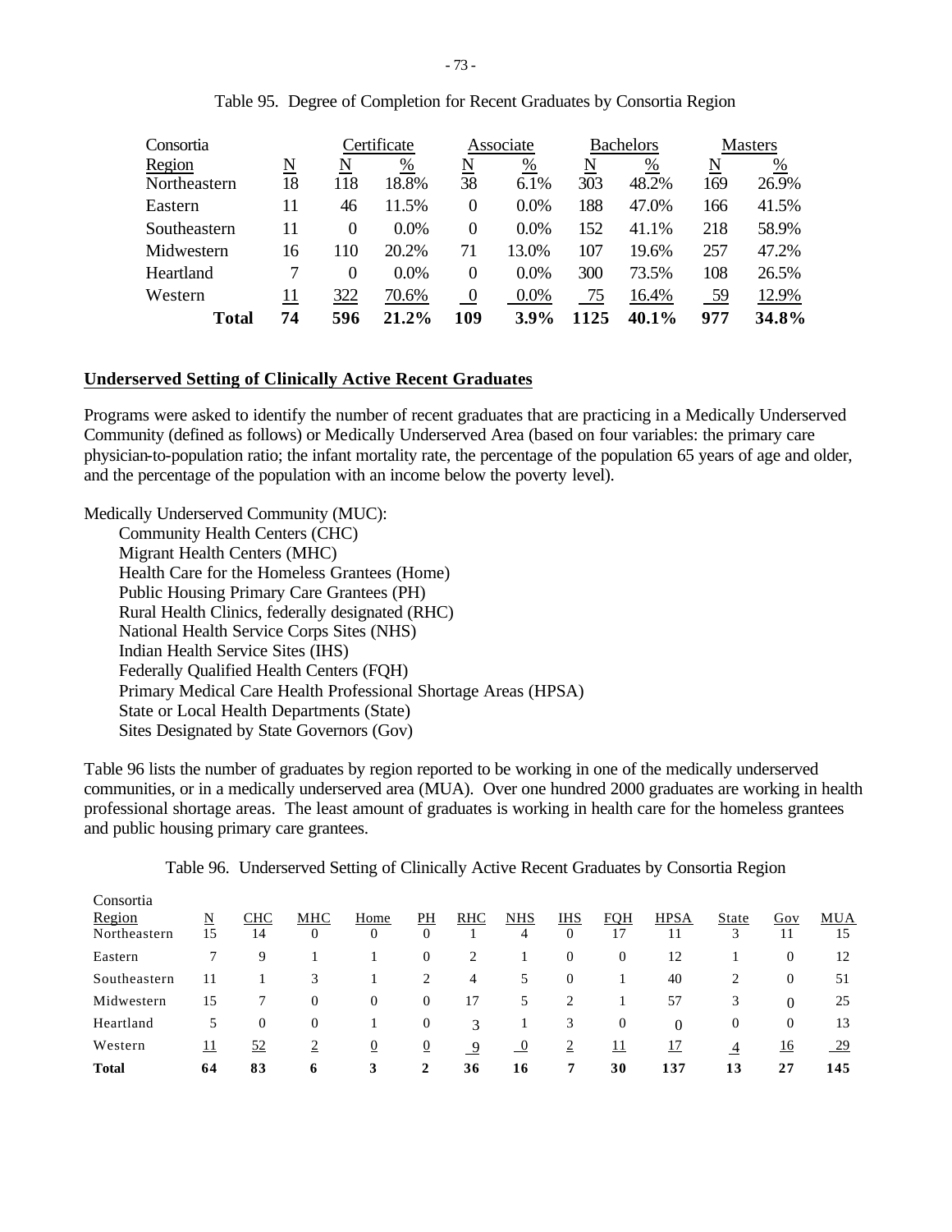Table 95. Degree of Completion for Recent Graduates by Consortia Region

| Consortia Region | N | Certificate N | Certificate % | Associate N | Associate % | Bachelors N | Bachelors % | Masters N | Masters % |
|---|---|---|---|---|---|---|---|---|---|
| Northeastern | 18 | 118 | 18.8% | 38 | 6.1% | 303 | 48.2% | 169 | 26.9% |
| Eastern | 11 | 46 | 11.5% | 0 | 0.0% | 188 | 47.0% | 166 | 41.5% |
| Southeastern | 11 | 0 | 0.0% | 0 | 0.0% | 152 | 41.1% | 218 | 58.9% |
| Midwestern | 16 | 110 | 20.2% | 71 | 13.0% | 107 | 19.6% | 257 | 47.2% |
| Heartland | 7 | 0 | 0.0% | 0 | 0.0% | 300 | 73.5% | 108 | 26.5% |
| Western | 11 | 322 | 70.6% | 0 | 0.0% | 75 | 16.4% | 59 | 12.9% |
| **Total** | **74** | **596** | **21.2%** | **109** | **3.9%** | **1125** | **40.1%** | **977** | **34.8%** |

## Underserved Setting of Clinically Active Recent Graduates

Programs were asked to identify the number of recent graduates that are practicing in a Medically Underserved Community (defined as follows) or Medically Underserved Area (based on four variables: the primary care physician-to-population ratio; the infant mortality rate, the percentage of the population 65 years of age and older, and the percentage of the population with an income below the poverty level).

Medically Underserved Community (MUC):

- Community Health Centers (CHC)
- Migrant Health Centers (MHC)
- Health Care for the Homeless Grantees (Home)
- Public Housing Primary Care Grantees (PH)
- Rural Health Clinics, federally designated (RHC)
- National Health Service Corps Sites (NHS)
- Indian Health Service Sites (IHS)
- Federally Qualified Health Centers (FQH)
- Primary Medical Care Health Professional Shortage Areas (HPSA)
- State or Local Health Departments (State)
- Sites Designated by State Governors (Gov)

Table 96 lists the number of graduates by region reported to be working in one of the medically underserved communities, or in a medically underserved area (MUA). Over one hundred 2000 graduates are working in health professional shortage areas. The least amount of graduates is working in health care for the homeless grantees and public housing primary care grantees.

Table 96. Underserved Setting of Clinically Active Recent Graduates by Consortia Region

| Consortia Region | N | CHC | MHC | Home | PH | RHC | NHS | IHS | FQH | HPSA | State | Gov | MUA |
|---|---|---|---|---|---|---|---|---|---|---|---|---|---|
| Northeastern | 15 | 14 | 0 | 0 | 0 | 1 | 4 | 0 | 17 | 11 | 3 | 11 | 15 |
| Eastern | 7 | 9 | 1 | 1 | 0 | 2 | 1 | 0 | 0 | 12 | 1 | 0 | 12 |
| Southeastern | 11 | 1 | 3 | 1 | 2 | 4 | 5 | 0 | 1 | 40 | 2 | 0 | 51 |
| Midwestern | 15 | 7 | 0 | 0 | 0 | 17 | 5 | 2 | 1 | 57 | 3 | 0 | 25 |
| Heartland | 5 | 0 | 0 | 1 | 0 | 3 | 1 | 3 | 0 | 0 | 0 | 0 | 13 |
| Western | 11 | 52 | 2 | 0 | 0 | 9 | 0 | 2 | 11 | 17 | 4 | 16 | 29 |
| **Total** | **64** | **83** | **6** | **3** | **2** | **36** | **16** | **7** | **30** | **137** | **13** | **27** | **145** |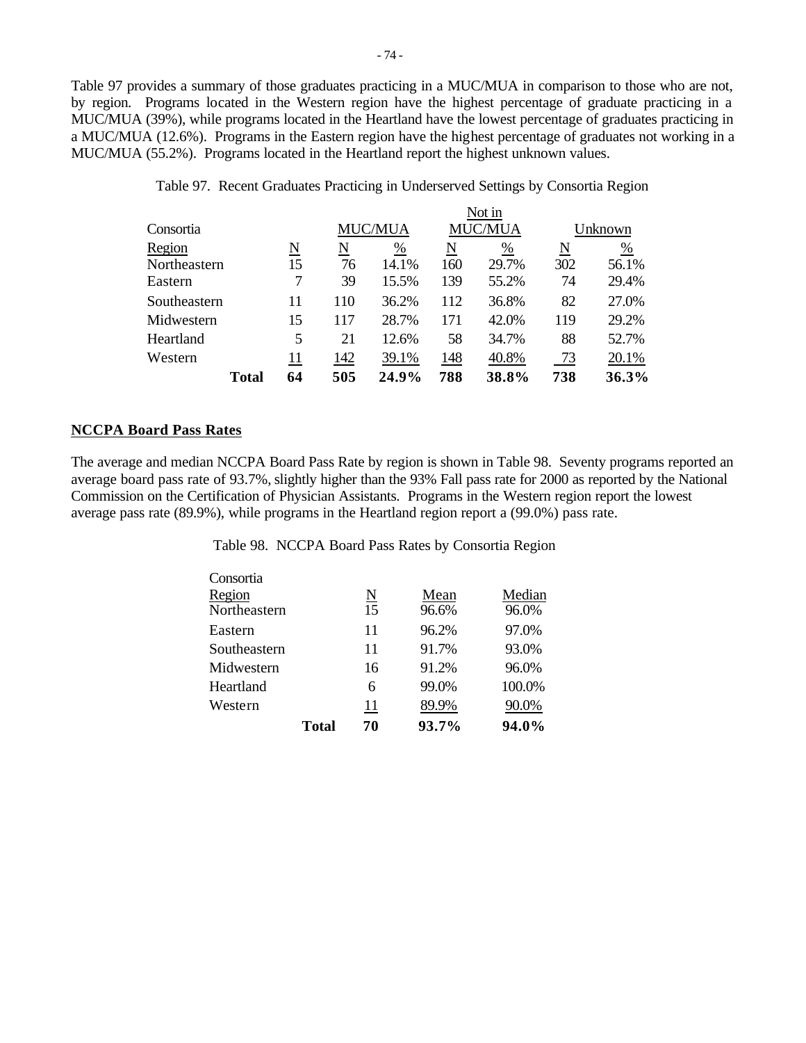Table 97 provides a summary of those graduates practicing in a MUC/MUA in comparison to those who are not, by region. Programs located in the Western region have the highest percentage of graduate practicing in a MUC/MUA (39%), while programs located in the Heartland have the lowest percentage of graduates practicing in a MUC/MUA (12.6%). Programs in the Eastern region have the highest percentage of graduates not working in a MUC/MUA (55.2%). Programs located in the Heartland report the highest unknown values.

Table 97. Recent Graduates Practicing in Underserved Settings by Consortia Region

| Consortia | | MUC/MUA | | Not in MUC/MUA | | Unknown | |
|---|---|---|---|---|---|---|---|
| Region | N | N | % | N | % | N | % |
| Northeastern | 15 | 76 | 14.1% | 160 | 29.7% | 302 | 56.1% |
| Eastern | 7 | 39 | 15.5% | 139 | 55.2% | 74 | 29.4% |
| Southeastern | 11 | 110 | 36.2% | 112 | 36.8% | 82 | 27.0% |
| Midwestern | 15 | 117 | 28.7% | 171 | 42.0% | 119 | 29.2% |
| Heartland | 5 | 21 | 12.6% | 58 | 34.7% | 88 | 52.7% |
| Western | 11 | 142 | 39.1% | 148 | 40.8% | 73 | 20.1% |
| **Total** | **64** | **505** | **24.9%** | **788** | **38.8%** | **738** | **36.3%** |

## NCCPA Board Pass Rates

The average and median NCCPA Board Pass Rate by region is shown in Table 98. Seventy programs reported an average board pass rate of 93.7%, slightly higher than the 93% Fall pass rate for 2000 as reported by the National Commission on the Certification of Physician Assistants. Programs in the Western region report the lowest average pass rate (89.9%), while programs in the Heartland region report a (99.0%) pass rate.

Table 98. NCCPA Board Pass Rates by Consortia Region

| Consortia Region | N | Mean | Median |
|---|---|---|---|
| Northeastern | 15 | 96.6% | 96.0% |
| Eastern | 11 | 96.2% | 97.0% |
| Southeastern | 11 | 91.7% | 93.0% |
| Midwestern | 16 | 91.2% | 96.0% |
| Heartland | 6 | 99.0% | 100.0% |
| Western | 11 | 89.9% | 90.0% |
| **Total** | **70** | **93.7%** | **94.0%** |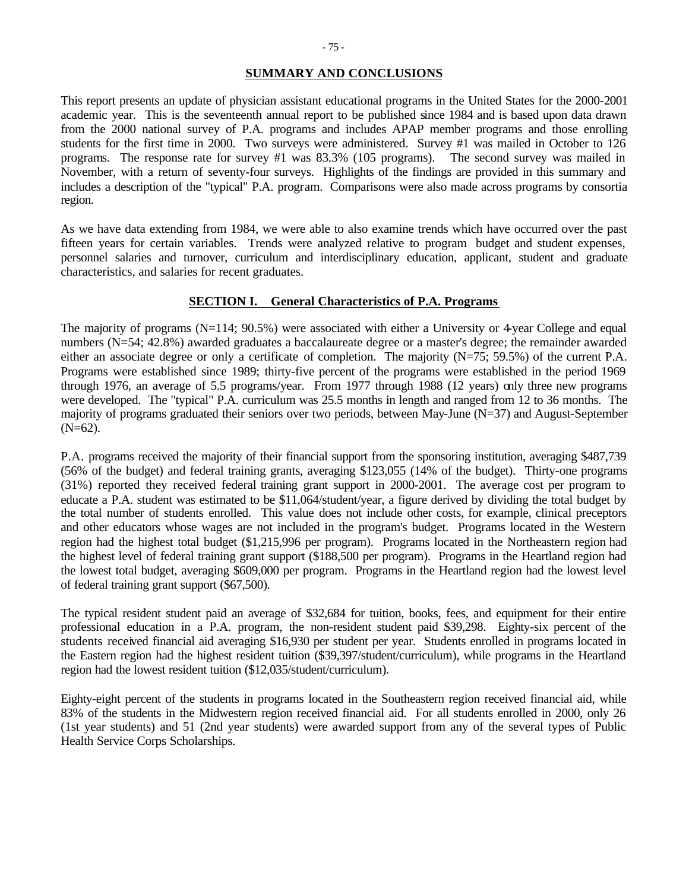## SUMMARY AND CONCLUSIONS

This report presents an update of physician assistant educational programs in the United States for the 2000-2001 academic year. This is the seventeenth annual report to be published since 1984 and is based upon data drawn from the 2000 national survey of P.A. programs and includes APAP member programs and those enrolling students for the first time in 2000. Two surveys were administered. Survey #1 was mailed in October to 126 programs. The response rate for survey #1 was 83.3% (105 programs). The second survey was mailed in November, with a return of seventy-four surveys. Highlights of the findings are provided in this summary and includes a description of the "typical" P.A. program. Comparisons were also made across programs by consortia region.

As we have data extending from 1984, we were able to also examine trends which have occurred over the past fifteen years for certain variables. Trends were analyzed relative to program budget and student expenses, personnel salaries and turnover, curriculum and interdisciplinary education, applicant, student and graduate characteristics, and salaries for recent graduates.

### SECTION I. General Characteristics of P.A. Programs

The majority of programs (N=114; 90.5%) were associated with either a University or 4-year College and equal numbers (N=54; 42.8%) awarded graduates a baccalaureate degree or a master's degree; the remainder awarded either an associate degree or only a certificate of completion. The majority (N=75; 59.5%) of the current P.A. Programs were established since 1989; thirty-five percent of the programs were established in the period 1969 through 1976, an average of 5.5 programs/year. From 1977 through 1988 (12 years) only three new programs were developed. The "typical" P.A. curriculum was 25.5 months in length and ranged from 12 to 36 months. The majority of programs graduated their seniors over two periods, between May-June (N=37) and August-September (N=62).

P.A. programs received the majority of their financial support from the sponsoring institution, averaging $487,739 (56% of the budget) and federal training grants, averaging $123,055 (14% of the budget). Thirty-one programs (31%) reported they received federal training grant support in 2000-2001. The average cost per program to educate a P.A. student was estimated to be $11,064/student/year, a figure derived by dividing the total budget by the total number of students enrolled. This value does not include other costs, for example, clinical preceptors and other educators whose wages are not included in the program's budget. Programs located in the Western region had the highest total budget ($1,215,996 per program). Programs located in the Northeastern region had the highest level of federal training grant support ($188,500 per program). Programs in the Heartland region had the lowest total budget, averaging $609,000 per program. Programs in the Heartland region had the lowest level of federal training grant support ($67,500).

The typical resident student paid an average of $32,684 for tuition, books, fees, and equipment for their entire professional education in a P.A. program, the non-resident student paid $39,298. Eighty-six percent of the students received financial aid averaging $16,930 per student per year. Students enrolled in programs located in the Eastern region had the highest resident tuition ($39,397/student/curriculum), while programs in the Heartland region had the lowest resident tuition ($12,035/student/curriculum).

Eighty-eight percent of the students in programs located in the Southeastern region received financial aid, while 83% of the students in the Midwestern region received financial aid. For all students enrolled in 2000, only 26 (1st year students) and 51 (2nd year students) were awarded support from any of the several types of Public Health Service Corps Scholarships.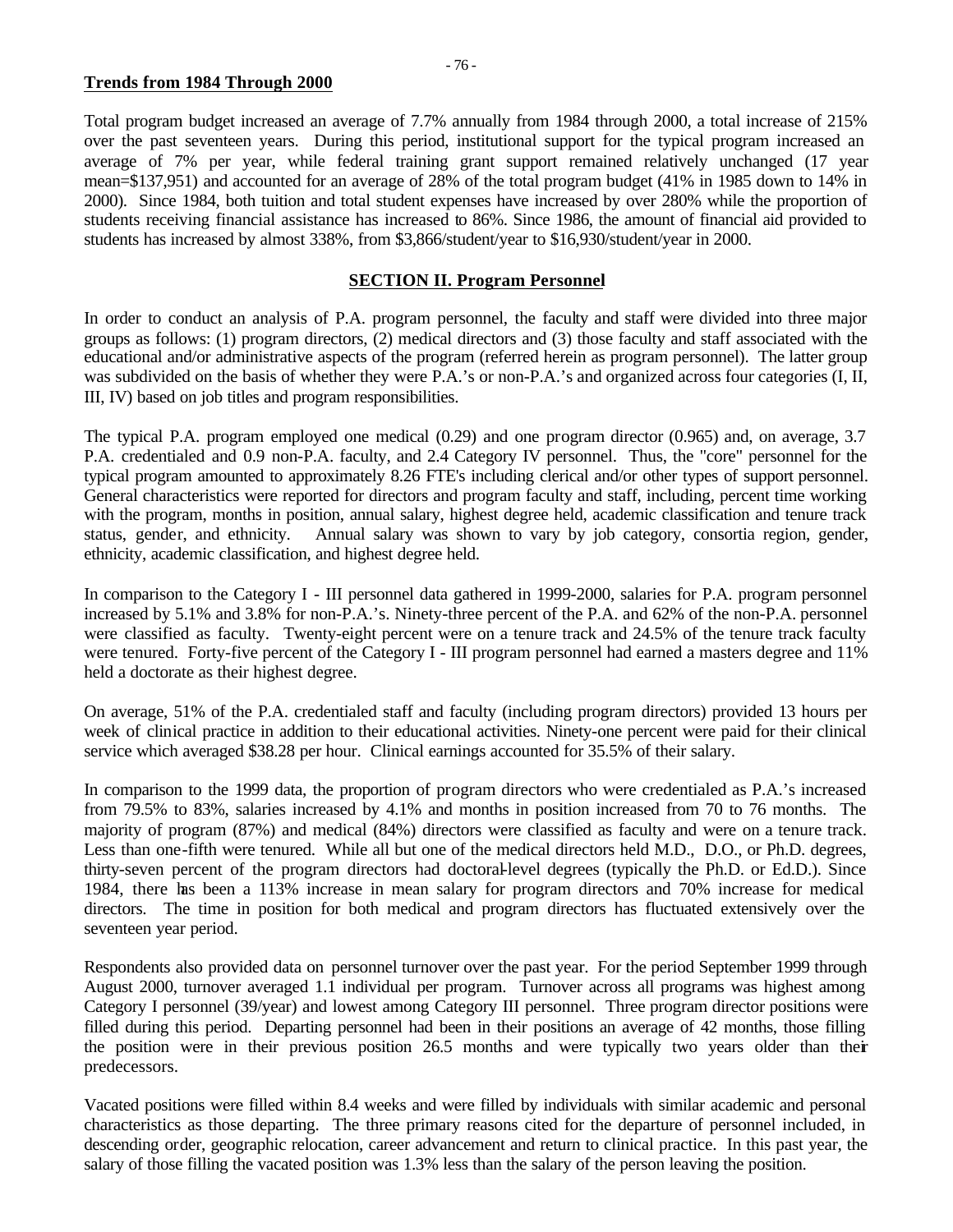**Trends from 1984 Through 2000**

Total program budget increased an average of 7.7% annually from 1984 through 2000, a total increase of 215% over the past seventeen years. During this period, institutional support for the typical program increased an average of 7% per year, while federal training grant support remained relatively unchanged (17 year mean=$137,951) and accounted for an average of 28% of the total program budget (41% in 1985 down to 14% in 2000). Since 1984, both tuition and total student expenses have increased by over 280% while the proportion of students receiving financial assistance has increased to 86%. Since 1986, the amount of financial aid provided to students has increased by almost 338%, from $3,866/student/year to $16,930/student/year in 2000.

## SECTION II. Program Personnel

In order to conduct an analysis of P.A. program personnel, the faculty and staff were divided into three major groups as follows: (1) program directors, (2) medical directors and (3) those faculty and staff associated with the educational and/or administrative aspects of the program (referred herein as program personnel). The latter group was subdivided on the basis of whether they were P.A.'s or non-P.A.'s and organized across four categories (I, II, III, IV) based on job titles and program responsibilities.

The typical P.A. program employed one medical (0.29) and one program director (0.965) and, on average, 3.7 P.A. credentialed and 0.9 non-P.A. faculty, and 2.4 Category IV personnel. Thus, the "core" personnel for the typical program amounted to approximately 8.26 FTE's including clerical and/or other types of support personnel. General characteristics were reported for directors and program faculty and staff, including, percent time working with the program, months in position, annual salary, highest degree held, academic classification and tenure track status, gender, and ethnicity. Annual salary was shown to vary by job category, consortia region, gender, ethnicity, academic classification, and highest degree held.

In comparison to the Category I - III personnel data gathered in 1999-2000, salaries for P.A. program personnel increased by 5.1% and 3.8% for non-P.A.'s. Ninety-three percent of the P.A. and 62% of the non-P.A. personnel were classified as faculty. Twenty-eight percent were on a tenure track and 24.5% of the tenure track faculty were tenured. Forty-five percent of the Category I - III program personnel had earned a masters degree and 11% held a doctorate as their highest degree.

On average, 51% of the P.A. credentialed staff and faculty (including program directors) provided 13 hours per week of clinical practice in addition to their educational activities. Ninety-one percent were paid for their clinical service which averaged $38.28 per hour. Clinical earnings accounted for 35.5% of their salary.

In comparison to the 1999 data, the proportion of program directors who were credentialed as P.A.'s increased from 79.5% to 83%, salaries increased by 4.1% and months in position increased from 70 to 76 months. The majority of program (87%) and medical (84%) directors were classified as faculty and were on a tenure track. Less than one-fifth were tenured. While all but one of the medical directors held M.D., D.O., or Ph.D. degrees, thirty-seven percent of the program directors had doctoral-level degrees (typically the Ph.D. or Ed.D.). Since 1984, there has been a 113% increase in mean salary for program directors and 70% increase for medical directors. The time in position for both medical and program directors has fluctuated extensively over the seventeen year period.

Respondents also provided data on personnel turnover over the past year. For the period September 1999 through August 2000, turnover averaged 1.1 individual per program. Turnover across all programs was highest among Category I personnel (39/year) and lowest among Category III personnel. Three program director positions were filled during this period. Departing personnel had been in their positions an average of 42 months, those filling the position were in their previous position 26.5 months and were typically two years older than their predecessors.

Vacated positions were filled within 8.4 weeks and were filled by individuals with similar academic and personal characteristics as those departing. The three primary reasons cited for the departure of personnel included, in descending order, geographic relocation, career advancement and return to clinical practice. In this past year, the salary of those filling the vacated position was 1.3% less than the salary of the person leaving the position.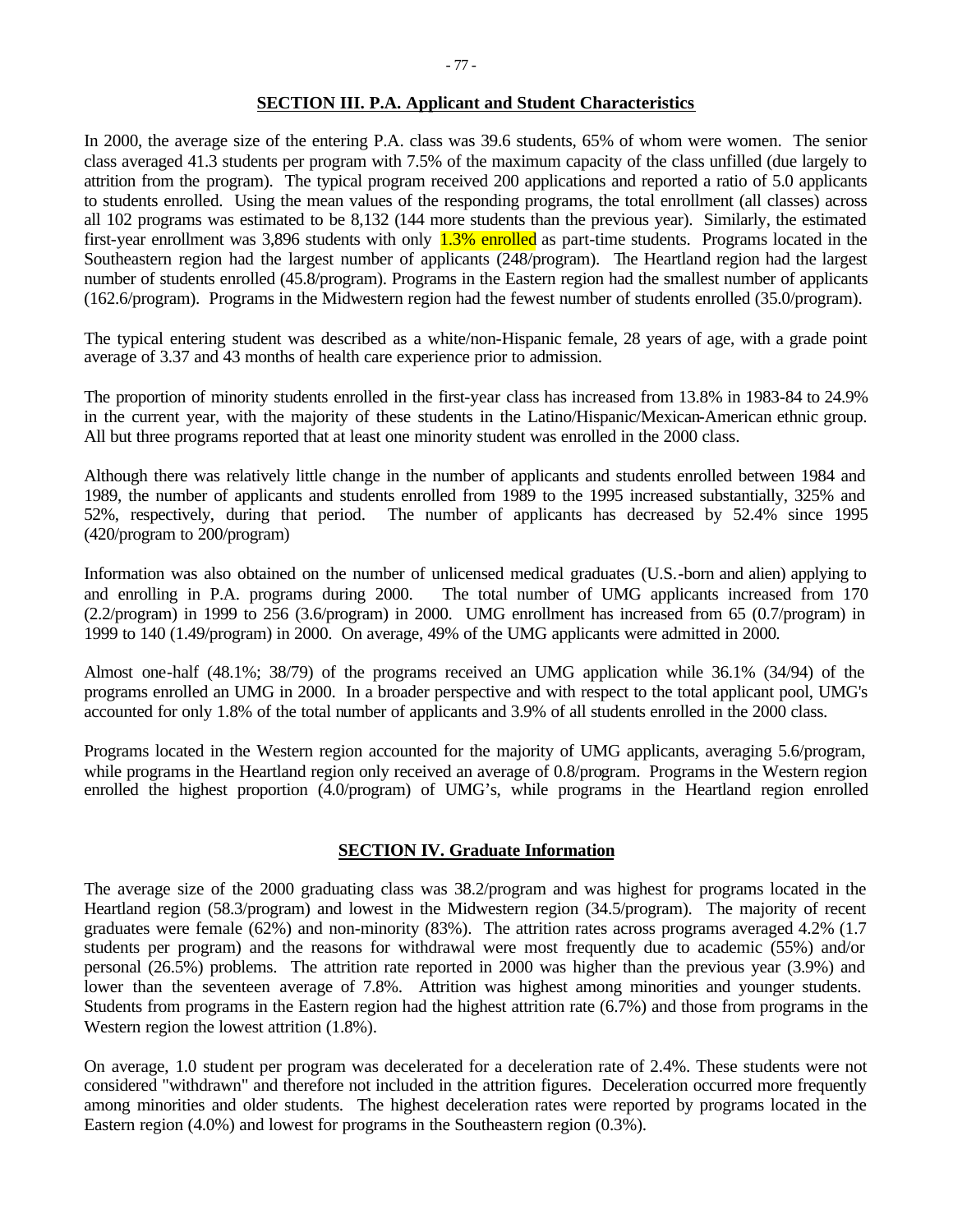## SECTION III. P.A. Applicant and Student Characteristics

In 2000, the average size of the entering P.A. class was 39.6 students, 65% of whom were women. The senior class averaged 41.3 students per program with 7.5% of the maximum capacity of the class unfilled (due largely to attrition from the program). The typical program received 200 applications and reported a ratio of 5.0 applicants to students enrolled. Using the mean values of the responding programs, the total enrollment (all classes) across all 102 programs was estimated to be 8,132 (144 more students than the previous year). Similarly, the estimated first-year enrollment was 3,896 students with only 1.3% enrolled as part-time students. Programs located in the Southeastern region had the largest number of applicants (248/program). The Heartland region had the largest number of students enrolled (45.8/program). Programs in the Eastern region had the smallest number of applicants (162.6/program). Programs in the Midwestern region had the fewest number of students enrolled (35.0/program).

The typical entering student was described as a white/non-Hispanic female, 28 years of age, with a grade point average of 3.37 and 43 months of health care experience prior to admission.

The proportion of minority students enrolled in the first-year class has increased from 13.8% in 1983-84 to 24.9% in the current year, with the majority of these students in the Latino/Hispanic/Mexican-American ethnic group. All but three programs reported that at least one minority student was enrolled in the 2000 class.

Although there was relatively little change in the number of applicants and students enrolled between 1984 and 1989, the number of applicants and students enrolled from 1989 to the 1995 increased substantially, 325% and 52%, respectively, during that period. The number of applicants has decreased by 52.4% since 1995 (420/program to 200/program)

Information was also obtained on the number of unlicensed medical graduates (U.S.-born and alien) applying to and enrolling in P.A. programs during 2000. The total number of UMG applicants increased from 170 (2.2/program) in 1999 to 256 (3.6/program) in 2000. UMG enrollment has increased from 65 (0.7/program) in 1999 to 140 (1.49/program) in 2000. On average, 49% of the UMG applicants were admitted in 2000.

Almost one-half (48.1%; 38/79) of the programs received an UMG application while 36.1% (34/94) of the programs enrolled an UMG in 2000. In a broader perspective and with respect to the total applicant pool, UMG's accounted for only 1.8% of the total number of applicants and 3.9% of all students enrolled in the 2000 class.

Programs located in the Western region accounted for the majority of UMG applicants, averaging 5.6/program, while programs in the Heartland region only received an average of 0.8/program. Programs in the Western region enrolled the highest proportion (4.0/program) of UMG's, while programs in the Heartland region enrolled

## SECTION IV. Graduate Information

The average size of the 2000 graduating class was 38.2/program and was highest for programs located in the Heartland region (58.3/program) and lowest in the Midwestern region (34.5/program). The majority of recent graduates were female (62%) and non-minority (83%). The attrition rates across programs averaged 4.2% (1.7 students per program) and the reasons for withdrawal were most frequently due to academic (55%) and/or personal (26.5%) problems. The attrition rate reported in 2000 was higher than the previous year (3.9%) and lower than the seventeen average of 7.8%. Attrition was highest among minorities and younger students. Students from programs in the Eastern region had the highest attrition rate (6.7%) and those from programs in the Western region the lowest attrition (1.8%).

On average, 1.0 student per program was decelerated for a deceleration rate of 2.4%. These students were not considered "withdrawn" and therefore not included in the attrition figures. Deceleration occurred more frequently among minorities and older students. The highest deceleration rates were reported by programs located in the Eastern region (4.0%) and lowest for programs in the Southeastern region (0.3%).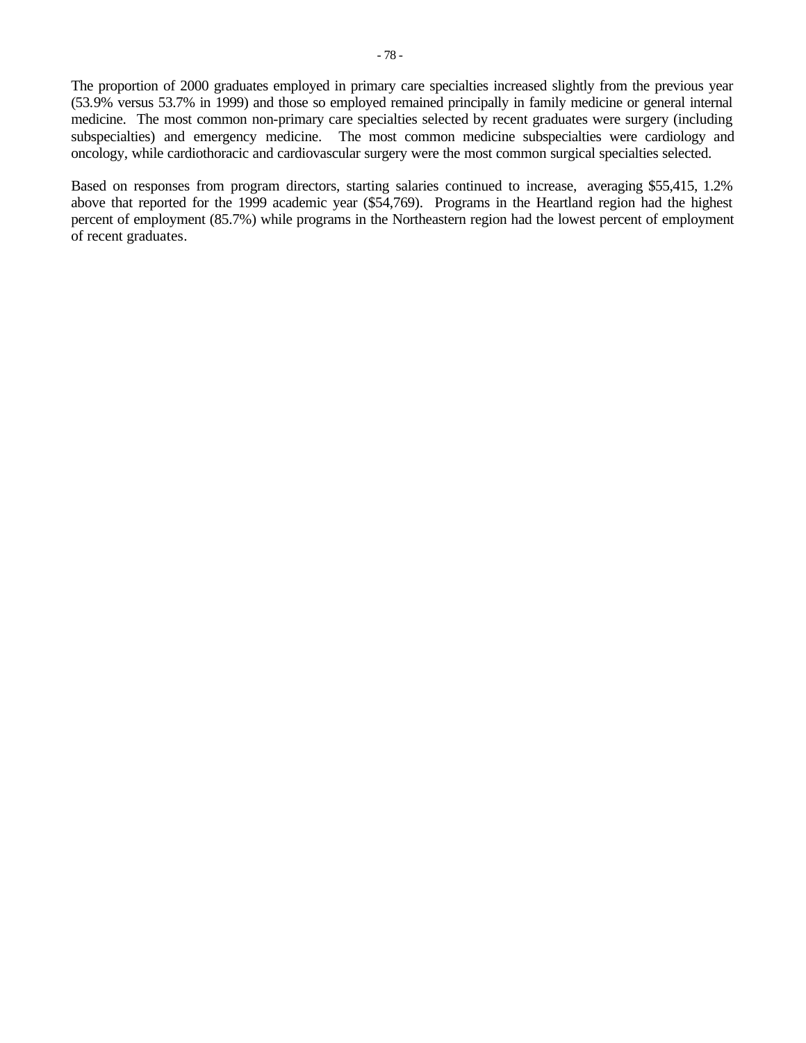The proportion of 2000 graduates employed in primary care specialties increased slightly from the previous year (53.9% versus 53.7% in 1999) and those so employed remained principally in family medicine or general internal medicine. The most common non-primary care specialties selected by recent graduates were surgery (including subspecialties) and emergency medicine. The most common medicine subspecialties were cardiology and oncology, while cardiothoracic and cardiovascular surgery were the most common surgical specialties selected.

Based on responses from program directors, starting salaries continued to increase, averaging $55,415, 1.2% above that reported for the 1999 academic year ($54,769). Programs in the Heartland region had the highest percent of employment (85.7%) while programs in the Northeastern region had the lowest percent of employment of recent graduates.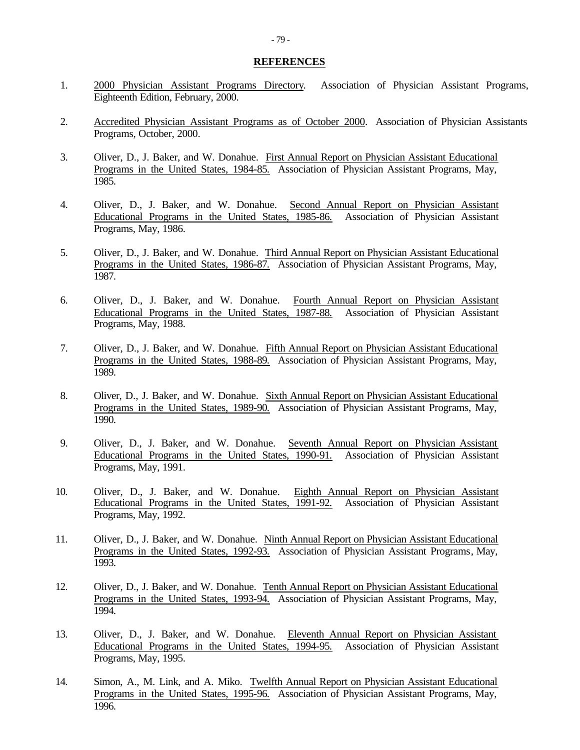## REFERENCES

1. 2000 Physician Assistant Programs Directory. Association of Physician Assistant Programs, Eighteenth Edition, February, 2000.

2. Accredited Physician Assistant Programs as of October 2000. Association of Physician Assistants Programs, October, 2000.

3. Oliver, D., J. Baker, and W. Donahue. First Annual Report on Physician Assistant Educational Programs in the United States, 1984-85. Association of Physician Assistant Programs, May, 1985.

4. Oliver, D., J. Baker, and W. Donahue. Second Annual Report on Physician Assistant Educational Programs in the United States, 1985-86. Association of Physician Assistant Programs, May, 1986.

5. Oliver, D., J. Baker, and W. Donahue. Third Annual Report on Physician Assistant Educational Programs in the United States, 1986-87. Association of Physician Assistant Programs, May, 1987.

6. Oliver, D., J. Baker, and W. Donahue. Fourth Annual Report on Physician Assistant Educational Programs in the United States, 1987-88. Association of Physician Assistant Programs, May, 1988.

7. Oliver, D., J. Baker, and W. Donahue. Fifth Annual Report on Physician Assistant Educational Programs in the United States, 1988-89. Association of Physician Assistant Programs, May, 1989.

8. Oliver, D., J. Baker, and W. Donahue. Sixth Annual Report on Physician Assistant Educational Programs in the United States, 1989-90. Association of Physician Assistant Programs, May, 1990.

9. Oliver, D., J. Baker, and W. Donahue. Seventh Annual Report on Physician Assistant Educational Programs in the United States, 1990-91. Association of Physician Assistant Programs, May, 1991.

10. Oliver, D., J. Baker, and W. Donahue. Eighth Annual Report on Physician Assistant Educational Programs in the United States, 1991-92. Association of Physician Assistant Programs, May, 1992.

11. Oliver, D., J. Baker, and W. Donahue. Ninth Annual Report on Physician Assistant Educational Programs in the United States, 1992-93. Association of Physician Assistant Programs, May, 1993.

12. Oliver, D., J. Baker, and W. Donahue. Tenth Annual Report on Physician Assistant Educational Programs in the United States, 1993-94. Association of Physician Assistant Programs, May, 1994.

13. Oliver, D., J. Baker, and W. Donahue. Eleventh Annual Report on Physician Assistant Educational Programs in the United States, 1994-95. Association of Physician Assistant Programs, May, 1995.

14. Simon, A., M. Link, and A. Miko. Twelfth Annual Report on Physician Assistant Educational Programs in the United States, 1995-96. Association of Physician Assistant Programs, May, 1996.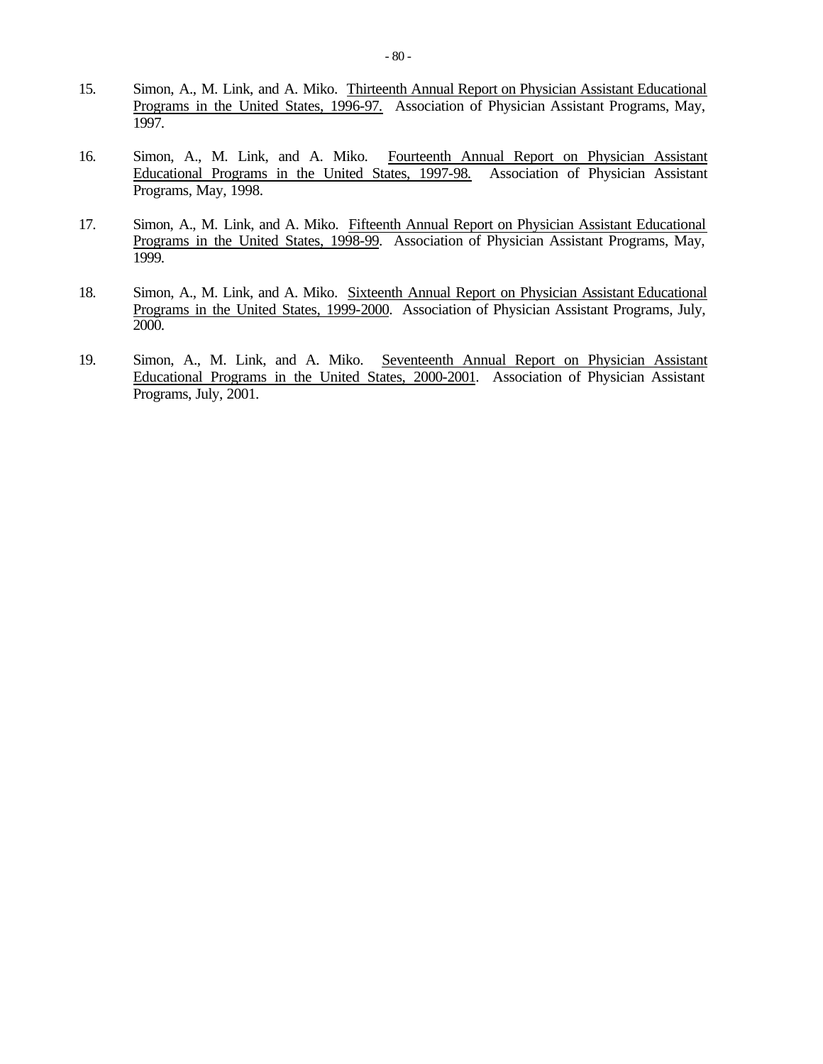15. Simon, A., M. Link, and A. Miko. Thirteenth Annual Report on Physician Assistant Educational Programs in the United States, 1996-97. Association of Physician Assistant Programs, May, 1997.

16. Simon, A., M. Link, and A. Miko. Fourteenth Annual Report on Physician Assistant Educational Programs in the United States, 1997-98. Association of Physician Assistant Programs, May, 1998.

17. Simon, A., M. Link, and A. Miko. Fifteenth Annual Report on Physician Assistant Educational Programs in the United States, 1998-99. Association of Physician Assistant Programs, May, 1999.

18. Simon, A., M. Link, and A. Miko. Sixteenth Annual Report on Physician Assistant Educational Programs in the United States, 1999-2000. Association of Physician Assistant Programs, July, 2000.

19. Simon, A., M. Link, and A. Miko. Seventeenth Annual Report on Physician Assistant Educational Programs in the United States, 2000-2001. Association of Physician Assistant Programs, July, 2001.